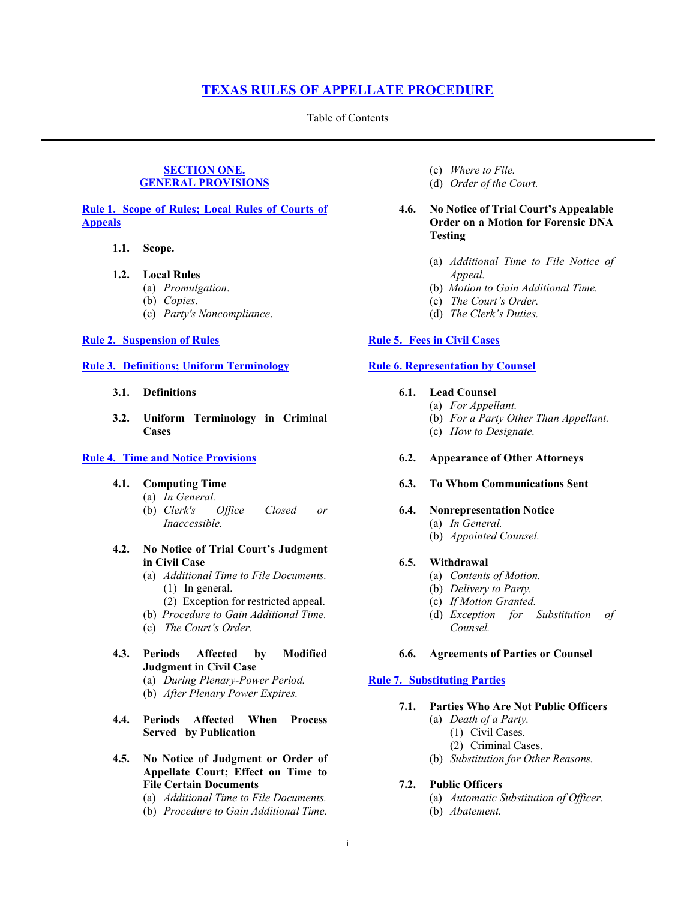# TEXAS RULES OF APPELLATE PROCEDURE

Table of Contents

## SECTION ONE. GENERAL PROVISIONS

### Rule 1. Scope of Rules; Local Rules of Courts of Appeals

**1.1. Scope.**

**1.2. Local Rules**
- (a) *Promulgation*.
- (b) *Copies*.
- (c) *Party's Noncompliance*.

### Rule 2. Suspension of Rules

### Rule 3. Definitions; Uniform Terminology

**3.1. Definitions**

**3.2. Uniform Terminology in Criminal Cases**

### Rule 4. Time and Notice Provisions

**4.1. Computing Time**
- (a) *In General.*
- (b) *Clerk's Office Closed or Inaccessible.*

**4.2. No Notice of Trial Court's Judgment in Civil Case**
- (a) *Additional Time to File Documents.*
  - (1) In general.
  - (2) Exception for restricted appeal.
- (b) *Procedure to Gain Additional Time.*
- (c) *The Court's Order.*

**4.3. Periods Affected by Modified Judgment in Civil Case**
- (a) *During Plenary-Power Period.*
- (b) *After Plenary Power Expires.*

**4.4. Periods Affected When Process Served by Publication**

**4.5. No Notice of Judgment or Order of Appellate Court; Effect on Time to File Certain Documents**
- (a) *Additional Time to File Documents.*
- (b) *Procedure to Gain Additional Time.*
- (c) *Where to File.*
- (d) *Order of the Court.*

**4.6. No Notice of Trial Court's Appealable Order on a Motion for Forensic DNA Testing**
- (a) *Additional Time to File Notice of Appeal.*
- (b) *Motion to Gain Additional Time.*
- (c) *The Court's Order.*
- (d) *The Clerk's Duties.*

### Rule 5. Fees in Civil Cases

### Rule 6. Representation by Counsel

**6.1. Lead Counsel**
- (a) *For Appellant.*
- (b) *For a Party Other Than Appellant.*
- (c) *How to Designate.*

**6.2. Appearance of Other Attorneys**

**6.3. To Whom Communications Sent**

**6.4. Nonrepresentation Notice**
- (a) *In General.*
- (b) *Appointed Counsel.*

**6.5. Withdrawal**
- (a) *Contents of Motion.*
- (b) *Delivery to Party.*
- (c) *If Motion Granted.*
- (d) *Exception for Substitution of Counsel.*

**6.6. Agreements of Parties or Counsel**

### Rule 7. Substituting Parties

**7.1. Parties Who Are Not Public Officers**
- (a) *Death of a Party.*
  - (1) Civil Cases.
  - (2) Criminal Cases.
- (b) *Substitution for Other Reasons.*

**7.2. Public Officers**
- (a) *Automatic Substitution of Officer.*
- (b) *Abatement.*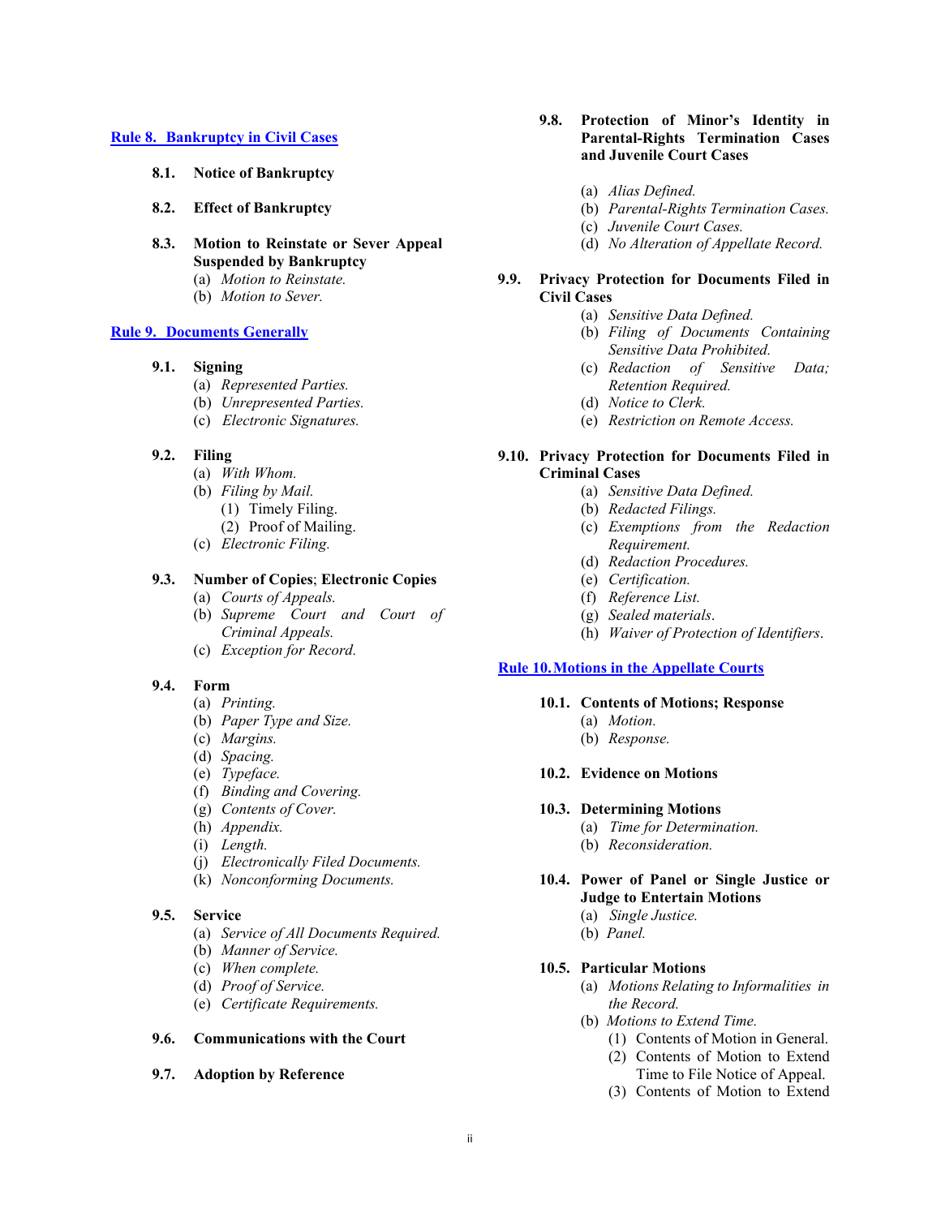[Rule 8. Bankruptcy in Civil Cases]

**8.1. Notice of Bankruptcy**

**8.2. Effect of Bankruptcy**

**8.3. Motion to Reinstate or Sever Appeal Suspended by Bankruptcy**
- (a) *Motion to Reinstate.*
- (b) *Motion to Sever.*

[Rule 9. Documents Generally]

**9.1. Signing**
- (a) *Represented Parties.*
- (b) *Unrepresented Parties.*
- (c) *Electronic Signatures.*

**9.2. Filing**
- (a) *With Whom.*
- (b) *Filing by Mail.*
  - (1) Timely Filing.
  - (2) Proof of Mailing.
- (c) *Electronic Filing.*

**9.3. Number of Copies; Electronic Copies**
- (a) *Courts of Appeals.*
- (b) *Supreme Court and Court of Criminal Appeals.*
- (c) *Exception for Record.*

**9.4. Form**
- (a) *Printing.*
- (b) *Paper Type and Size.*
- (c) *Margins.*
- (d) *Spacing.*
- (e) *Typeface.*
- (f) *Binding and Covering.*
- (g) *Contents of Cover.*
- (h) *Appendix.*
- (i) *Length.*
- (j) *Electronically Filed Documents.*
- (k) *Nonconforming Documents.*

**9.5. Service**
- (a) *Service of All Documents Required.*
- (b) *Manner of Service.*
- (c) *When complete.*
- (d) *Proof of Service.*
- (e) *Certificate Requirements.*

**9.6. Communications with the Court**

**9.7. Adoption by Reference**

**9.8. Protection of Minor's Identity in Parental-Rights Termination Cases and Juvenile Court Cases**
- (a) *Alias Defined.*
- (b) *Parental-Rights Termination Cases.*
- (c) *Juvenile Court Cases.*
- (d) *No Alteration of Appellate Record.*

**9.9. Privacy Protection for Documents Filed in Civil Cases**
- (a) *Sensitive Data Defined.*
- (b) *Filing of Documents Containing Sensitive Data Prohibited.*
- (c) *Redaction of Sensitive Data; Retention Required.*
- (d) *Notice to Clerk.*
- (e) *Restriction on Remote Access.*

**9.10. Privacy Protection for Documents Filed in Criminal Cases**
- (a) *Sensitive Data Defined.*
- (b) *Redacted Filings.*
- (c) *Exemptions from the Redaction Requirement.*
- (d) *Redaction Procedures.*
- (e) *Certification.*
- (f) *Reference List.*
- (g) *Sealed materials*.
- (h) *Waiver of Protection of Identifiers*.

[Rule 10. Motions in the Appellate Courts]

**10.1. Contents of Motions; Response**
- (a) *Motion.*
- (b) *Response.*

**10.2. Evidence on Motions**

**10.3. Determining Motions**
- (a) *Time for Determination.*
- (b) *Reconsideration.*

**10.4. Power of Panel or Single Justice or Judge to Entertain Motions**
- (a) *Single Justice.*
- (b) *Panel.*

**10.5. Particular Motions**
- (a) *Motions Relating to Informalities in the Record.*
- (b) *Motions to Extend Time.*
  - (1) Contents of Motion in General.
  - (2) Contents of Motion to Extend Time to File Notice of Appeal.
  - (3) Contents of Motion to Extend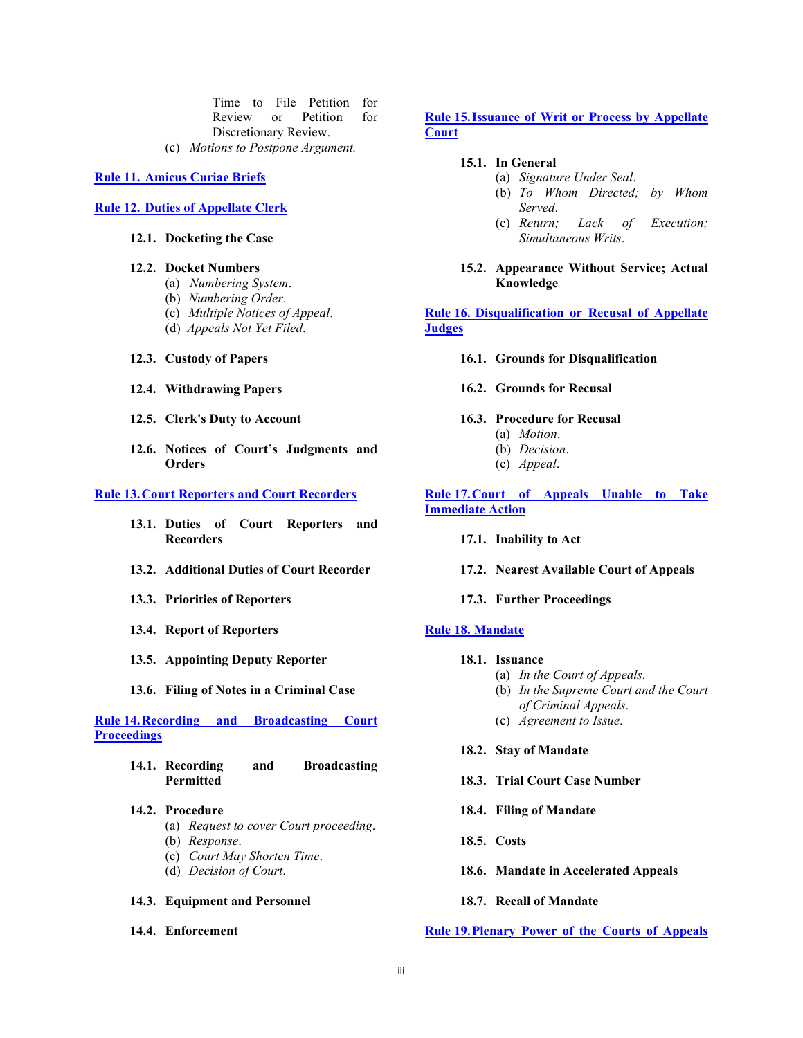Time to File Petition for Review or Petition for Discretionary Review.

(c) *Motions to Postpone Argument.*

**Rule 11. Amicus Curiae Briefs**

**Rule 12. Duties of Appellate Clerk**

**12.1. Docketing the Case**

**12.2. Docket Numbers**

(a) *Numbering System.*
(b) *Numbering Order.*
(c) *Multiple Notices of Appeal.*
(d) *Appeals Not Yet Filed.*

**12.3. Custody of Papers**

**12.4. Withdrawing Papers**

**12.5. Clerk's Duty to Account**

**12.6. Notices of Court's Judgments and Orders**

**Rule 13. Court Reporters and Court Recorders**

**13.1. Duties of Court Reporters and Recorders**

**13.2. Additional Duties of Court Recorder**

**13.3. Priorities of Reporters**

**13.4. Report of Reporters**

**13.5. Appointing Deputy Reporter**

**13.6. Filing of Notes in a Criminal Case**

**Rule 14. Recording and Broadcasting Court Proceedings**

**14.1. Recording and Broadcasting Permitted**

**14.2. Procedure**

(a) *Request to cover Court proceeding.*
(b) *Response.*
(c) *Court May Shorten Time.*
(d) *Decision of Court.*

**14.3. Equipment and Personnel**

**14.4. Enforcement**

**Rule 15. Issuance of Writ or Process by Appellate Court**

**15.1. In General**

(a) *Signature Under Seal.*
(b) *To Whom Directed; by Whom Served.*
(c) *Return; Lack of Execution; Simultaneous Writs.*

**15.2. Appearance Without Service; Actual Knowledge**

**Rule 16. Disqualification or Recusal of Appellate Judges**

**16.1. Grounds for Disqualification**

**16.2. Grounds for Recusal**

**16.3. Procedure for Recusal**

(a) *Motion.*
(b) *Decision.*
(c) *Appeal.*

**Rule 17. Court of Appeals Unable to Take Immediate Action**

**17.1. Inability to Act**

**17.2. Nearest Available Court of Appeals**

**17.3. Further Proceedings**

**Rule 18. Mandate**

**18.1. Issuance**

(a) *In the Court of Appeals.*
(b) *In the Supreme Court and the Court of Criminal Appeals.*
(c) *Agreement to Issue.*

**18.2. Stay of Mandate**

**18.3. Trial Court Case Number**

**18.4. Filing of Mandate**

**18.5. Costs**

**18.6. Mandate in Accelerated Appeals**

**18.7. Recall of Mandate**

**Rule 19. Plenary Power of the Courts of Appeals**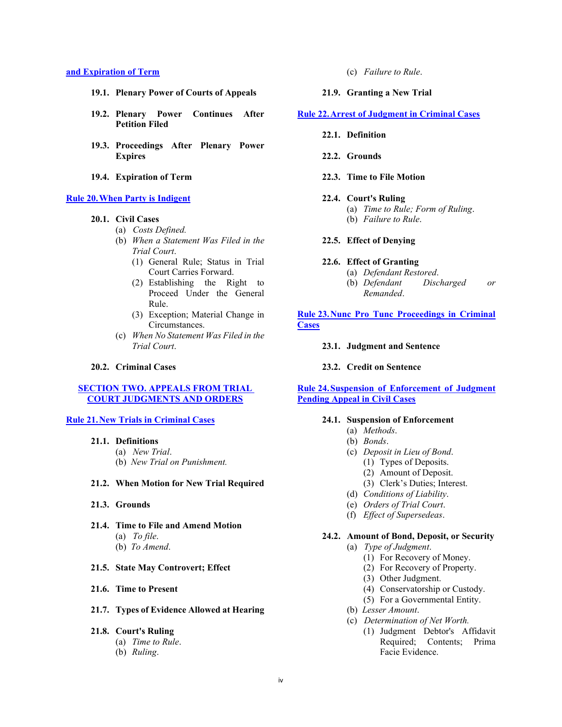**and Expiration of Term**

- **19.1. Plenary Power of Courts of Appeals**
- **19.2. Plenary Power Continues After Petition Filed**
- **19.3. Proceedings After Plenary Power Expires**
- **19.4. Expiration of Term**

**Rule 20. When Party is Indigent**

- **20.1. Civil Cases**
  - (a) *Costs Defined.*
  - (b) *When a Statement Was Filed in the Trial Court*.
    - (1) General Rule; Status in Trial Court Carries Forward.
    - (2) Establishing the Right to Proceed Under the General Rule.
    - (3) Exception; Material Change in Circumstances.
  - (c) *When No Statement Was Filed in the Trial Court*.
- **20.2. Criminal Cases**

**SECTION TWO. APPEALS FROM TRIAL COURT JUDGMENTS AND ORDERS**

**Rule 21. New Trials in Criminal Cases**

- **21.1. Definitions**
  - (a) *New Trial*.
  - (b) *New Trial on Punishment.*
- **21.2. When Motion for New Trial Required**
- **21.3. Grounds**
- **21.4. Time to File and Amend Motion**
  - (a) *To file*.
  - (b) *To Amend*.
- **21.5. State May Controvert; Effect**
- **21.6. Time to Present**
- **21.7. Types of Evidence Allowed at Hearing**
- **21.8. Court's Ruling**
  - (a) *Time to Rule*.
  - (b) *Ruling*.
  - (c) *Failure to Rule*.
- **21.9. Granting a New Trial**

**Rule 22. Arrest of Judgment in Criminal Cases**

- **22.1. Definition**
- **22.2. Grounds**
- **22.3. Time to File Motion**
- **22.4. Court's Ruling**
  - (a) *Time to Rule; Form of Ruling*.
  - (b) *Failure to Rule*.
- **22.5. Effect of Denying**
- **22.6. Effect of Granting**
  - (a) *Defendant Restored*.
  - (b) *Defendant Discharged or Remanded*.

**Rule 23. Nunc Pro Tunc Proceedings in Criminal Cases**

- **23.1. Judgment and Sentence**
- **23.2. Credit on Sentence**

**Rule 24. Suspension of Enforcement of Judgment Pending Appeal in Civil Cases**

- **24.1. Suspension of Enforcement**
  - (a) *Methods*.
  - (b) *Bonds*.
  - (c) *Deposit in Lieu of Bond*.
    - (1) Types of Deposits.
    - (2) Amount of Deposit.
    - (3) Clerk's Duties; Interest.
  - (d) *Conditions of Liability*.
  - (e) *Orders of Trial Court*.
  - (f) *Effect of Supersedeas*.
- **24.2. Amount of Bond, Deposit, or Security**
  - (a) *Type of Judgment*.
    - (1) For Recovery of Money.
    - (2) For Recovery of Property.
    - (3) Other Judgment.
    - (4) Conservatorship or Custody.
    - (5) For a Governmental Entity.
  - (b) *Lesser Amount*.
  - (c) *Determination of Net Worth.*
    - (1) Judgment Debtor's Affidavit Required; Contents; Prima Facie Evidence.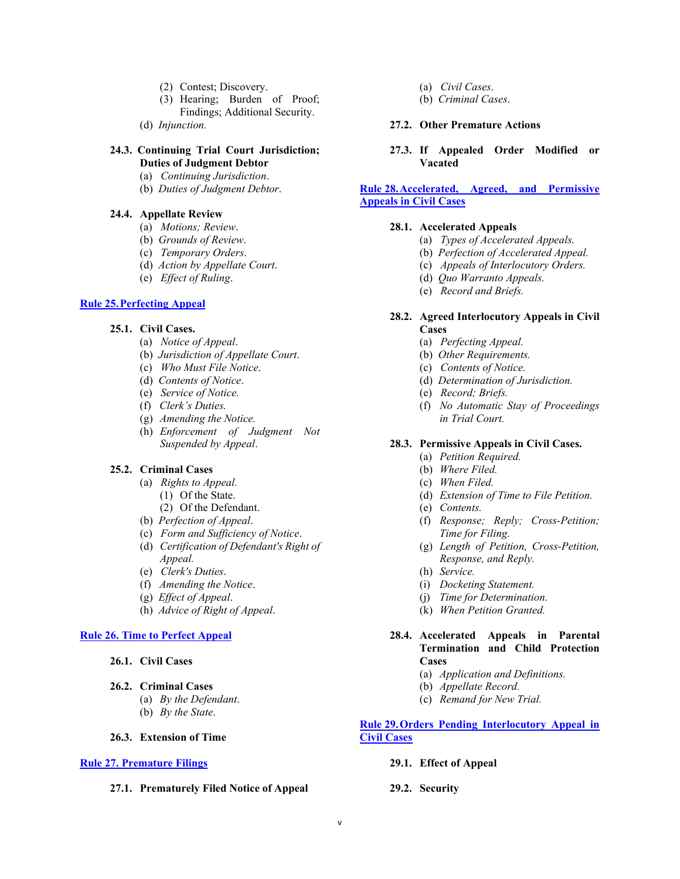- (2) Contest; Discovery.
- (3) Hearing; Burden of Proof; Findings; Additional Security.

(d) *Injunction.*

**24.3. Continuing Trial Court Jurisdiction; Duties of Judgment Debtor**

- (a) *Continuing Jurisdiction*.
- (b) *Duties of Judgment Debtor*.

**24.4. Appellate Review**

- (a) *Motions; Review*.
- (b) *Grounds of Review*.
- (c) *Temporary Orders*.
- (d) *Action by Appellate Court*.
- (e) *Effect of Ruling*.

**Rule 25. Perfecting Appeal**

**25.1. Civil Cases.**

- (a) *Notice of Appeal*.
- (b) *Jurisdiction of Appellate Court*.
- (c) *Who Must File Notice*.
- (d) *Contents of Notice*.
- (e) *Service of Notice*.
- (f) *Clerk's Duties.*
- (g) *Amending the Notice.*
- (h) *Enforcement of Judgment Not Suspended by Appeal*.

**25.2. Criminal Cases**

- (a) *Rights to Appeal.*
  - (1) Of the State.
  - (2) Of the Defendant.
- (b) *Perfection of Appeal*.
- (c) *Form and Sufficiency of Notice*.
- (d) *Certification of Defendant's Right of Appeal.*
- (e) *Clerk's Duties*.
- (f) *Amending the Notice*.
- (g) *Effect of Appeal*.
- (h) *Advice of Right of Appeal*.

**Rule 26. Time to Perfect Appeal**

**26.1. Civil Cases**

**26.2. Criminal Cases**

- (a) *By the Defendant*.
- (b) *By the State*.

**26.3. Extension of Time**

**Rule 27. Premature Filings**

**27.1. Prematurely Filed Notice of Appeal**

- (a) *Civil Cases*.
- (b) *Criminal Cases*.

**27.2. Other Premature Actions**

**27.3. If Appealed Order Modified or Vacated**

**Rule 28. Accelerated, Agreed, and Permissive Appeals in Civil Cases**

**28.1. Accelerated Appeals**

- (a) *Types of Accelerated Appeals.*
- (b) *Perfection of Accelerated Appeal.*
- (c) *Appeals of Interlocutory Orders.*
- (d) *Quo Warranto Appeals.*
- (e) *Record and Briefs.*

**28.2. Agreed Interlocutory Appeals in Civil Cases**

- (a) *Perfecting Appeal.*
- (b) *Other Requirements.*
- (c) *Contents of Notice.*
- (d) *Determination of Jurisdiction.*
- (e) *Record; Briefs.*
- (f) *No Automatic Stay of Proceedings in Trial Court.*

**28.3. Permissive Appeals in Civil Cases.**

- (a) *Petition Required.*
- (b) *Where Filed.*
- (c) *When Filed.*
- (d) *Extension of Time to File Petition.*
- (e) *Contents.*
- (f) *Response; Reply; Cross-Petition; Time for Filing.*
- (g) *Length of Petition, Cross-Petition, Response, and Reply.*
- (h) *Service.*
- (i) *Docketing Statement.*
- (j) *Time for Determination.*
- (k) *When Petition Granted.*

**28.4. Accelerated Appeals in Parental Termination and Child Protection Cases**

- (a) *Application and Definitions.*
- (b) *Appellate Record.*
- (c) *Remand for New Trial.*

**Rule 29. Orders Pending Interlocutory Appeal in Civil Cases**

**29.1. Effect of Appeal**

**29.2. Security**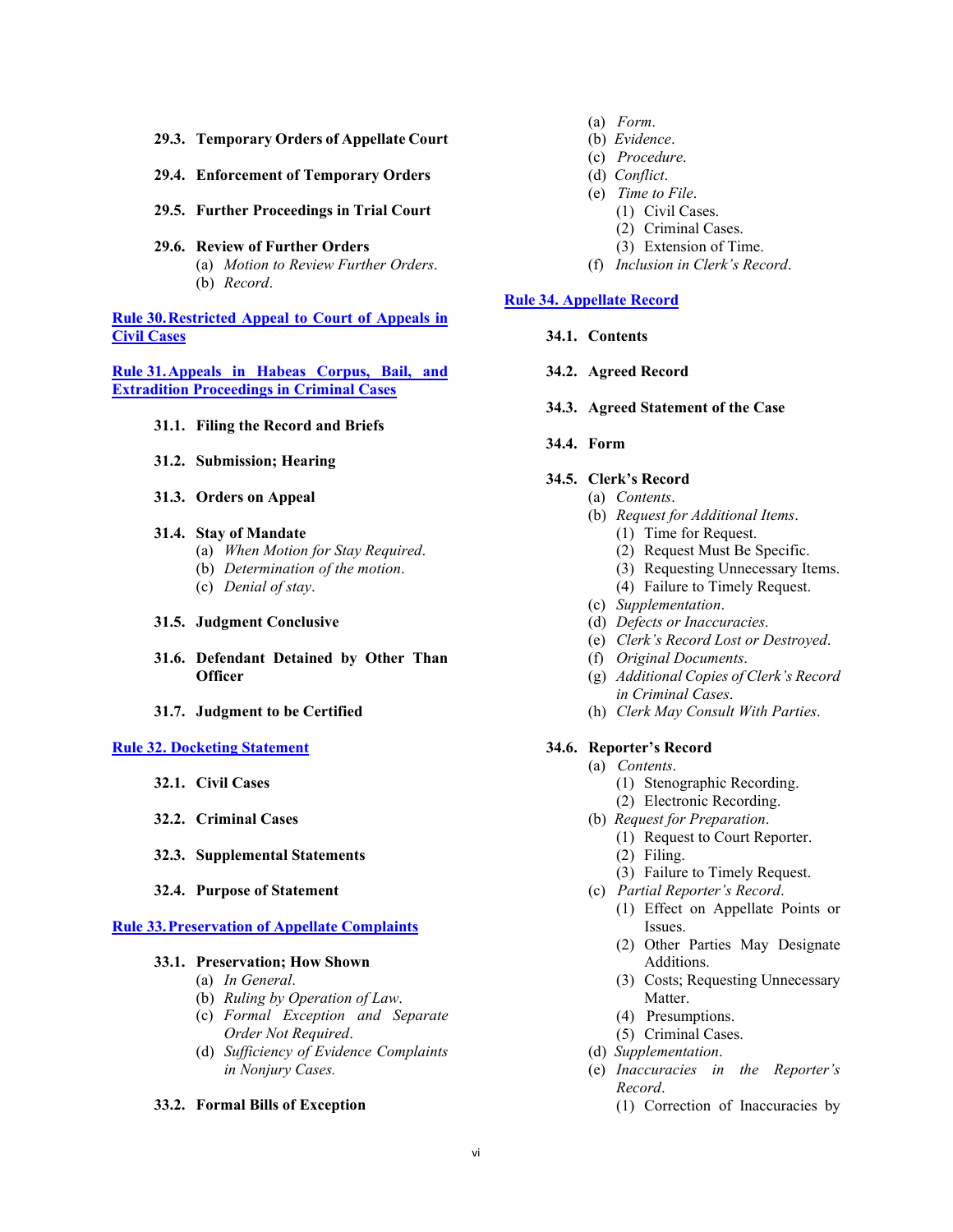**29.3. Temporary Orders of Appellate Court**

**29.4. Enforcement of Temporary Orders**

**29.5. Further Proceedings in Trial Court**

**29.6. Review of Further Orders**
- (a) *Motion to Review Further Orders*.
- (b) *Record*.

[Rule 30. Restricted Appeal to Court of Appeals in Civil Cases]()

[Rule 31. Appeals in Habeas Corpus, Bail, and Extradition Proceedings in Criminal Cases]()

**31.1. Filing the Record and Briefs**

**31.2. Submission; Hearing**

**31.3. Orders on Appeal**

**31.4. Stay of Mandate**
- (a) *When Motion for Stay Required*.
- (b) *Determination of the motion*.
- (c) *Denial of stay*.

**31.5. Judgment Conclusive**

**31.6. Defendant Detained by Other Than Officer**

**31.7. Judgment to be Certified**

[Rule 32. Docketing Statement]()

**32.1. Civil Cases**

**32.2. Criminal Cases**

**32.3. Supplemental Statements**

**32.4. Purpose of Statement**

[Rule 33. Preservation of Appellate Complaints]()

**33.1. Preservation; How Shown**
- (a) *In General*.
- (b) *Ruling by Operation of Law*.
- (c) *Formal Exception and Separate Order Not Required*.
- (d) *Sufficiency of Evidence Complaints in Nonjury Cases.*

**33.2. Formal Bills of Exception**
- (a) *Form*.
- (b) *Evidence*.
- (c) *Procedure*.
- (d) *Conflict*.
- (e) *Time to File*.
  - (1) Civil Cases.
  - (2) Criminal Cases.
  - (3) Extension of Time.
- (f) *Inclusion in Clerk's Record*.

[Rule 34. Appellate Record]()

**34.1. Contents**

**34.2. Agreed Record**

**34.3. Agreed Statement of the Case**

**34.4. Form**

**34.5. Clerk's Record**
- (a) *Contents*.
- (b) *Request for Additional Items*.
  - (1) Time for Request.
  - (2) Request Must Be Specific.
  - (3) Requesting Unnecessary Items.
  - (4) Failure to Timely Request.
- (c) *Supplementation*.
- (d) *Defects or Inaccuracies*.
- (e) *Clerk's Record Lost or Destroyed*.
- (f) *Original Documents*.
- (g) *Additional Copies of Clerk's Record in Criminal Cases*.
- (h) *Clerk May Consult With Parties*.

**34.6. Reporter's Record**
- (a) *Contents*.
  - (1) Stenographic Recording.
  - (2) Electronic Recording.
- (b) *Request for Preparation*.
  - (1) Request to Court Reporter.
  - (2) Filing.
  - (3) Failure to Timely Request.
- (c) *Partial Reporter's Record*.
  - (1) Effect on Appellate Points or Issues.
  - (2) Other Parties May Designate Additions.
  - (3) Costs; Requesting Unnecessary Matter.
  - (4) Presumptions.
  - (5) Criminal Cases.
- (d) *Supplementation*.
- (e) *Inaccuracies in the Reporter's Record*.
  - (1) Correction of Inaccuracies by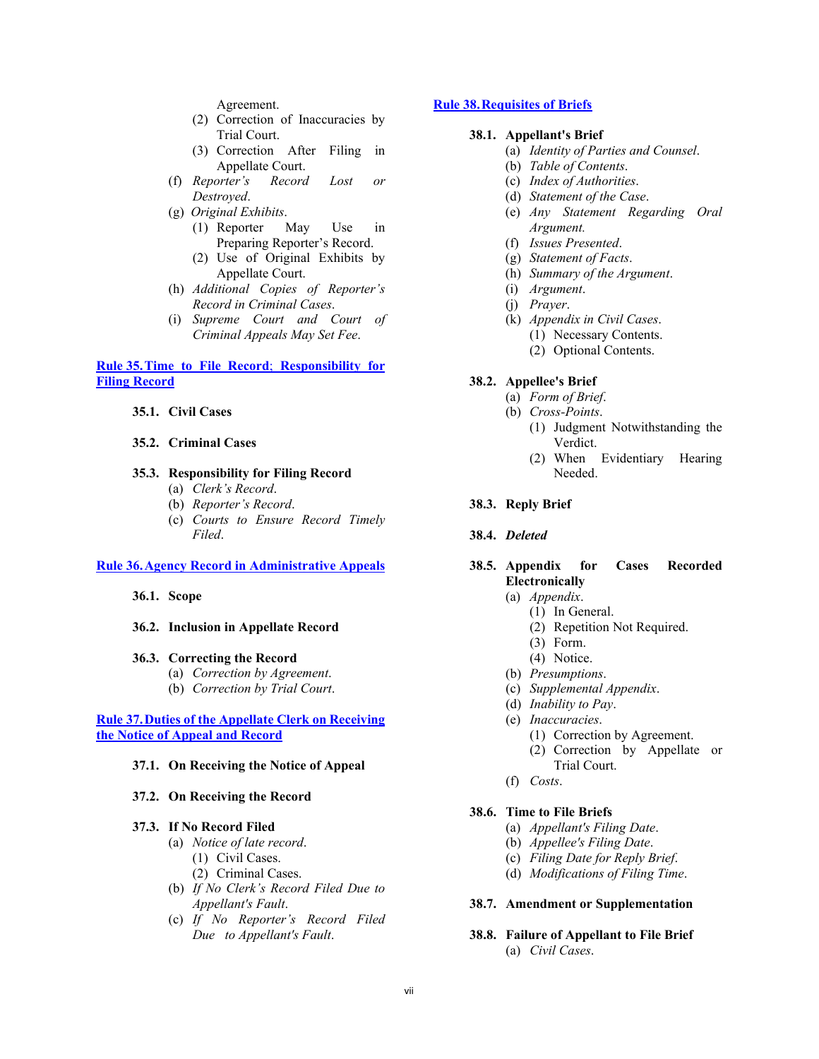Agreement.
   - (2) Correction of Inaccuracies by Trial Court.
   - (3) Correction After Filing in Appellate Court.
- (f) *Reporter's Record Lost or Destroyed*.
- (g) *Original Exhibits*.
   - (1) Reporter May Use in Preparing Reporter's Record.
   - (2) Use of Original Exhibits by Appellate Court.
- (h) *Additional Copies of Reporter's Record in Criminal Cases*.
- (i) *Supreme Court and Court of Criminal Appeals May Set Fee*.

**Rule 35. Time to File Record; Responsibility for Filing Record**

**35.1. Civil Cases**

**35.2. Criminal Cases**

**35.3. Responsibility for Filing Record**
- (a) *Clerk's Record*.
- (b) *Reporter's Record*.
- (c) *Courts to Ensure Record Timely Filed*.

**Rule 36. Agency Record in Administrative Appeals**

**36.1. Scope**

**36.2. Inclusion in Appellate Record**

**36.3. Correcting the Record**
- (a) *Correction by Agreement*.
- (b) *Correction by Trial Court*.

**Rule 37. Duties of the Appellate Clerk on Receiving the Notice of Appeal and Record**

**37.1. On Receiving the Notice of Appeal**

**37.2. On Receiving the Record**

**37.3. If No Record Filed**
- (a) *Notice of late record*.
   - (1) Civil Cases.
   - (2) Criminal Cases.
- (b) *If No Clerk's Record Filed Due to Appellant's Fault*.
- (c) *If No Reporter's Record Filed Due to Appellant's Fault*.

**Rule 38. Requisites of Briefs**

**38.1. Appellant's Brief**
- (a) *Identity of Parties and Counsel*.
- (b) *Table of Contents*.
- (c) *Index of Authorities*.
- (d) *Statement of the Case*.
- (e) *Any Statement Regarding Oral Argument*.
- (f) *Issues Presented*.
- (g) *Statement of Facts*.
- (h) *Summary of the Argument*.
- (i) *Argument*.
- (j) *Prayer*.
- (k) *Appendix in Civil Cases*.
   - (1) Necessary Contents.
   - (2) Optional Contents.

**38.2. Appellee's Brief**
- (a) *Form of Brief*.
- (b) *Cross-Points*.
   - (1) Judgment Notwithstanding the Verdict.
   - (2) When Evidentiary Hearing Needed.

**38.3. Reply Brief**

**38.4. *Deleted***

**38.5. Appendix for Cases Recorded Electronically**
- (a) *Appendix*.
   - (1) In General.
   - (2) Repetition Not Required.
   - (3) Form.
   - (4) Notice.
- (b) *Presumptions*.
- (c) *Supplemental Appendix*.
- (d) *Inability to Pay*.
- (e) *Inaccuracies*.
   - (1) Correction by Agreement.
   - (2) Correction by Appellate or Trial Court.
- (f) *Costs*.

**38.6. Time to File Briefs**
- (a) *Appellant's Filing Date*.
- (b) *Appellee's Filing Date*.
- (c) *Filing Date for Reply Brief*.
- (d) *Modifications of Filing Time*.

**38.7. Amendment or Supplementation**

**38.8. Failure of Appellant to File Brief**
- (a) *Civil Cases*.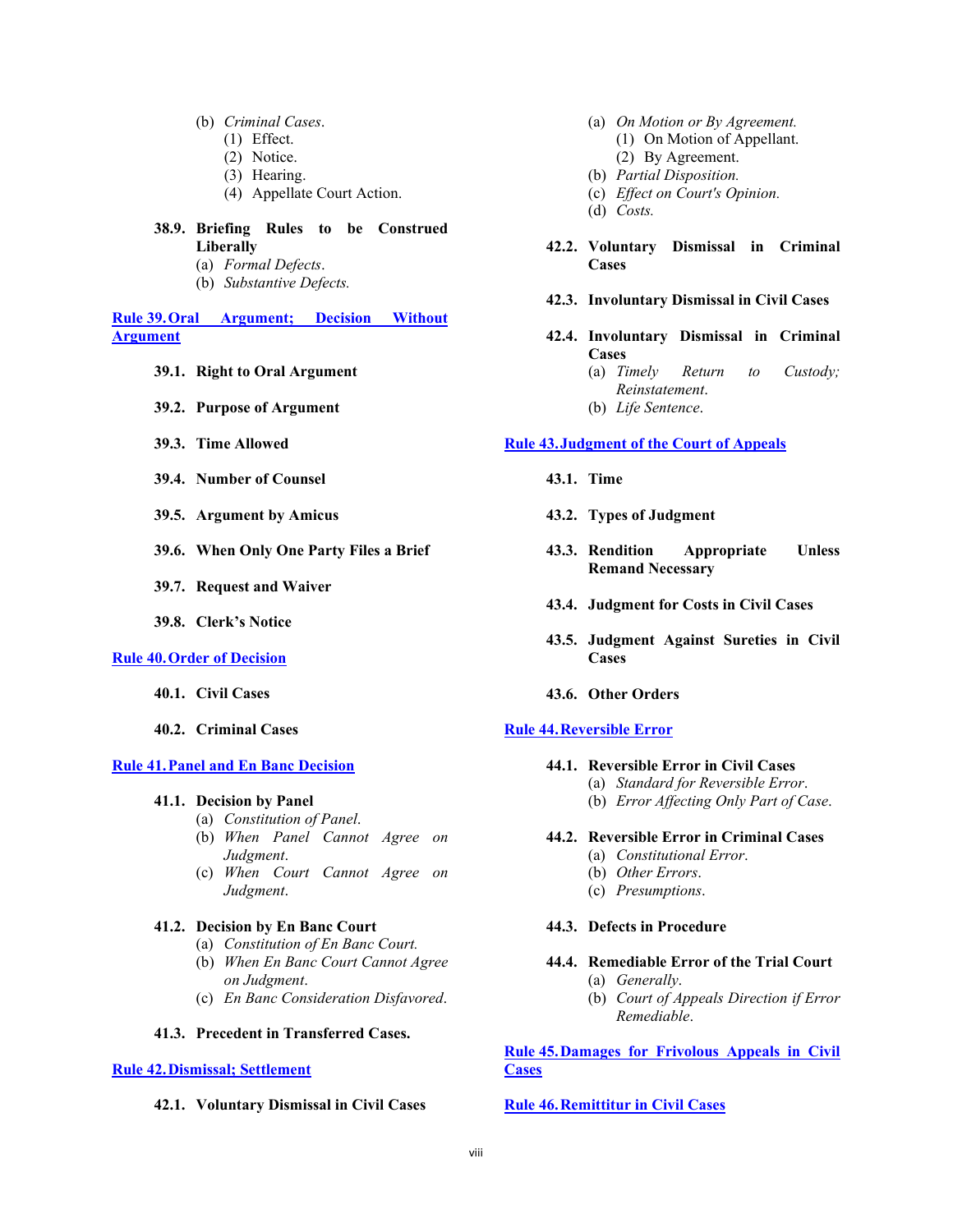- (b) *Criminal Cases*.
  - (1) Effect.
  - (2) Notice.
  - (3) Hearing.
  - (4) Appellate Court Action.

**38.9. Briefing Rules to be Construed Liberally**
- (a) *Formal Defects*.
- (b) *Substantive Defects.*

## Rule 39. Oral Argument; Decision Without Argument

**39.1. Right to Oral Argument**

**39.2. Purpose of Argument**

**39.3. Time Allowed**

**39.4. Number of Counsel**

**39.5. Argument by Amicus**

**39.6. When Only One Party Files a Brief**

**39.7. Request and Waiver**

**39.8. Clerk's Notice**

## Rule 40. Order of Decision

**40.1. Civil Cases**

**40.2. Criminal Cases**

## Rule 41. Panel and En Banc Decision

**41.1. Decision by Panel**
- (a) *Constitution of Panel*.
- (b) *When Panel Cannot Agree on Judgment*.
- (c) *When Court Cannot Agree on Judgment*.

**41.2. Decision by En Banc Court**
- (a) *Constitution of En Banc Court.*
- (b) *When En Banc Court Cannot Agree on Judgment*.
- (c) *En Banc Consideration Disfavored*.

**41.3. Precedent in Transferred Cases.**

## Rule 42. Dismissal; Settlement

**42.1. Voluntary Dismissal in Civil Cases**
- (a) *On Motion or By Agreement.*
  - (1) On Motion of Appellant.
  - (2) By Agreement.
- (b) *Partial Disposition.*
- (c) *Effect on Court's Opinion.*
- (d) *Costs.*

**42.2. Voluntary Dismissal in Criminal Cases**

**42.3. Involuntary Dismissal in Civil Cases**

**42.4. Involuntary Dismissal in Criminal Cases**
- (a) *Timely Return to Custody; Reinstatement*.
- (b) *Life Sentence*.

## Rule 43. Judgment of the Court of Appeals

**43.1. Time**

**43.2. Types of Judgment**

**43.3. Rendition Appropriate Unless Remand Necessary**

**43.4. Judgment for Costs in Civil Cases**

**43.5. Judgment Against Sureties in Civil Cases**

**43.6. Other Orders**

## Rule 44. Reversible Error

**44.1. Reversible Error in Civil Cases**
- (a) *Standard for Reversible Error*.
- (b) *Error Affecting Only Part of Case*.

**44.2. Reversible Error in Criminal Cases**
- (a) *Constitutional Error*.
- (b) *Other Errors*.
- (c) *Presumptions*.

**44.3. Defects in Procedure**

**44.4. Remediable Error of the Trial Court**
- (a) *Generally*.
- (b) *Court of Appeals Direction if Error Remediable*.

## Rule 45. Damages for Frivolous Appeals in Civil Cases

## Rule 46. Remittitur in Civil Cases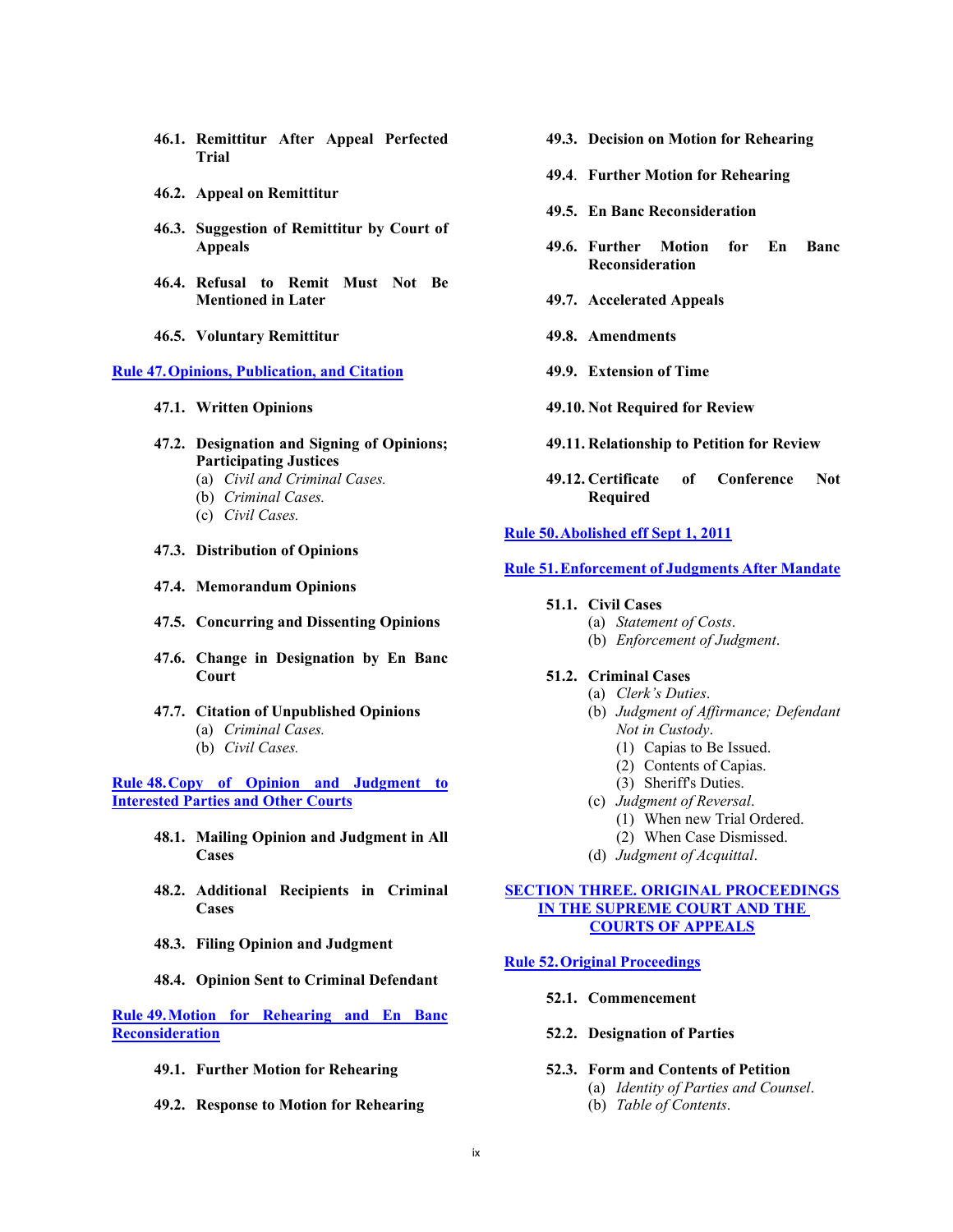**46.1. Remittitur After Appeal Perfected Trial**

**46.2. Appeal on Remittitur**

**46.3. Suggestion of Remittitur by Court of Appeals**

**46.4. Refusal to Remit Must Not Be Mentioned in Later**

**46.5. Voluntary Remittitur**

**Rule 47. Opinions, Publication, and Citation**

**47.1. Written Opinions**

**47.2. Designation and Signing of Opinions; Participating Justices**
- (a) *Civil and Criminal Cases.*
- (b) *Criminal Cases.*
- (c) *Civil Cases.*

**47.3. Distribution of Opinions**

**47.4. Memorandum Opinions**

**47.5. Concurring and Dissenting Opinions**

**47.6. Change in Designation by En Banc Court**

**47.7. Citation of Unpublished Opinions**
- (a) *Criminal Cases.*
- (b) *Civil Cases.*

**Rule 48. Copy of Opinion and Judgment to Interested Parties and Other Courts**

**48.1. Mailing Opinion and Judgment in All Cases**

**48.2. Additional Recipients in Criminal Cases**

**48.3. Filing Opinion and Judgment**

**48.4. Opinion Sent to Criminal Defendant**

**Rule 49. Motion for Rehearing and En Banc Reconsideration**

**49.1. Further Motion for Rehearing**

**49.2. Response to Motion for Rehearing**

**49.3. Decision on Motion for Rehearing**

**49.4. Further Motion for Rehearing**

**49.5. En Banc Reconsideration**

**49.6. Further Motion for En Banc Reconsideration**

**49.7. Accelerated Appeals**

**49.8. Amendments**

**49.9. Extension of Time**

**49.10. Not Required for Review**

**49.11. Relationship to Petition for Review**

**49.12. Certificate of Conference Not Required**

**Rule 50. Abolished eff Sept 1, 2011**

**Rule 51. Enforcement of Judgments After Mandate**

**51.1. Civil Cases**
- (a) *Statement of Costs*.
- (b) *Enforcement of Judgment*.

**51.2. Criminal Cases**
- (a) *Clerk's Duties*.
- (b) *Judgment of Affirmance; Defendant Not in Custody*.
  - (1) Capias to Be Issued.
  - (2) Contents of Capias.
  - (3) Sheriff's Duties.
- (c) *Judgment of Reversal*.
  - (1) When new Trial Ordered.
  - (2) When Case Dismissed.
- (d) *Judgment of Acquittal*.

## SECTION THREE. ORIGINAL PROCEEDINGS IN THE SUPREME COURT AND THE COURTS OF APPEALS

**Rule 52. Original Proceedings**

**52.1. Commencement**

**52.2. Designation of Parties**

**52.3. Form and Contents of Petition**
- (a) *Identity of Parties and Counsel*.
- (b) *Table of Contents*.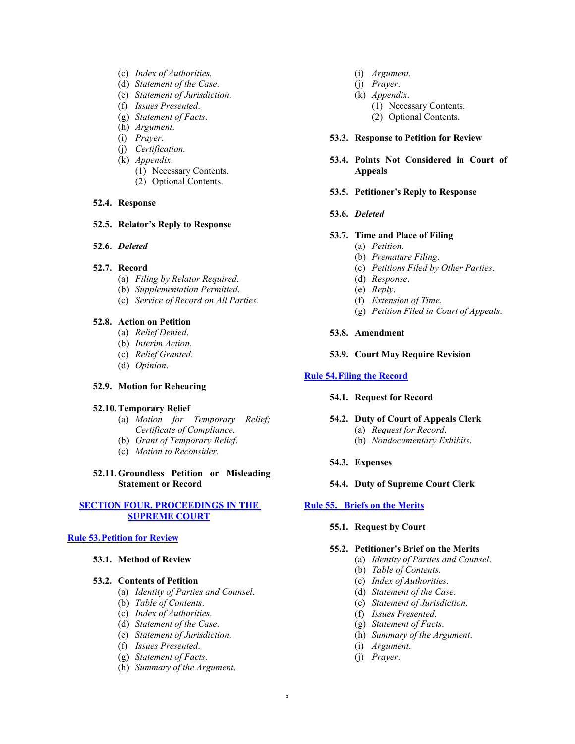- (c) *Index of Authorities.*
- (d) *Statement of the Case*.
- (e) *Statement of Jurisdiction*.
- (f) *Issues Presented*.
- (g) *Statement of Facts*.
- (h) *Argument*.
- (i) *Prayer*.
- (j) *Certification.*
- (k) *Appendix*.
  - (1) Necessary Contents.
  - (2) Optional Contents.

**52.4. Response**

**52.5. Relator's Reply to Response**

***52.6. Deleted***

**52.7. Record**
- (a) *Filing by Relator Required*.
- (b) *Supplementation Permitted*.
- (c) *Service of Record on All Parties.*

**52.8. Action on Petition**
- (a) *Relief Denied*.
- (b) *Interim Action*.
- (c) *Relief Granted*.
- (d) *Opinion*.

**52.9. Motion for Rehearing**

**52.10. Temporary Relief**
- (a) *Motion for Temporary Relief; Certificate of Compliance*.
- (b) *Grant of Temporary Relief*.
- (c) *Motion to Reconsider*.

**52.11. Groundless Petition or Misleading Statement or Record**

## SECTION FOUR. PROCEEDINGS IN THE SUPREME COURT

### Rule 53. Petition for Review

**53.1. Method of Review**

**53.2. Contents of Petition**
- (a) *Identity of Parties and Counsel*.
- (b) *Table of Contents*.
- (c) *Index of Authorities*.
- (d) *Statement of the Case*.
- (e) *Statement of Jurisdiction*.
- (f) *Issues Presented*.
- (g) *Statement of Facts*.
- (h) *Summary of the Argument*.
- (i) *Argument*.
- (j) *Prayer*.
- (k) *Appendix*.
  - (1) Necessary Contents.
  - (2) Optional Contents.

**53.3. Response to Petition for Review**

**53.4. Points Not Considered in Court of Appeals**

**53.5. Petitioner's Reply to Response**

***53.6. Deleted***

**53.7. Time and Place of Filing**
- (a) *Petition*.
- (b) *Premature Filing*.
- (c) *Petitions Filed by Other Parties*.
- (d) *Response*.
- (e) *Reply*.
- (f) *Extension of Time*.
- (g) *Petition Filed in Court of Appeals*.

**53.8. Amendment**

**53.9. Court May Require Revision**

### Rule 54. Filing the Record

**54.1. Request for Record**

**54.2. Duty of Court of Appeals Clerk**
- (a) *Request for Record*.
- (b) *Nondocumentary Exhibits*.

**54.3. Expenses**

**54.4. Duty of Supreme Court Clerk**

### Rule 55. Briefs on the Merits

**55.1. Request by Court**

**55.2. Petitioner's Brief on the Merits**
- (a) *Identity of Parties and Counsel*.
- (b) *Table of Contents*.
- (c) *Index of Authorities*.
- (d) *Statement of the Case*.
- (e) *Statement of Jurisdiction*.
- (f) *Issues Presented*.
- (g) *Statement of Facts*.
- (h) *Summary of the Argument*.
- (i) *Argument*.
- (j) *Prayer*.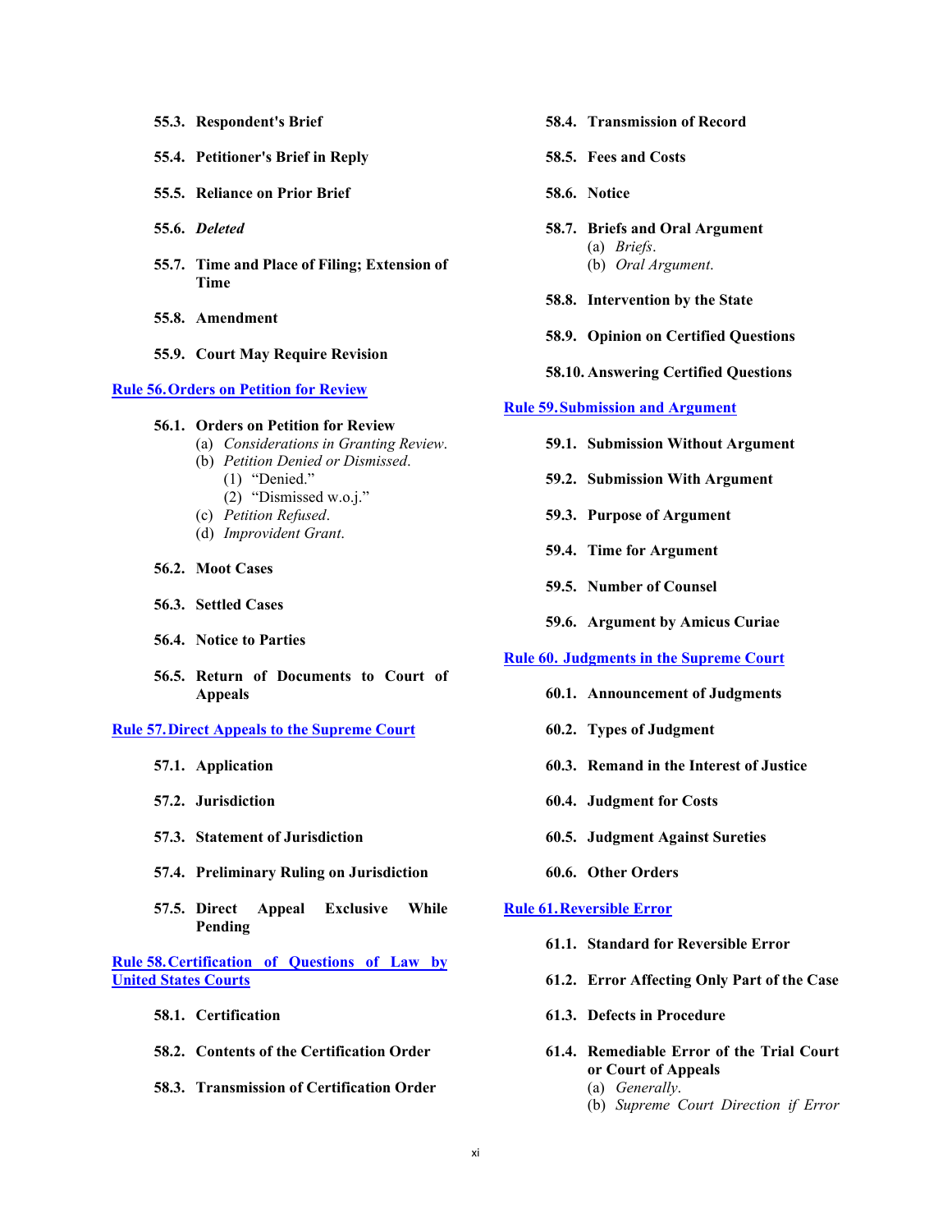**55.3. Respondent's Brief**

**55.4. Petitioner's Brief in Reply**

**55.5. Reliance on Prior Brief**

**55.6.** ***Deleted***

**55.7. Time and Place of Filing; Extension of Time**

**55.8. Amendment**

**55.9. Court May Require Revision**

[Rule 56. Orders on Petition for Review]

**56.1. Orders on Petition for Review**
- (a) *Considerations in Granting Review*.
- (b) *Petition Denied or Dismissed*.
  - (1) "Denied."
  - (2) "Dismissed w.o.j."
- (c) *Petition Refused*.
- (d) *Improvident Grant*.

**56.2. Moot Cases**

**56.3. Settled Cases**

**56.4. Notice to Parties**

**56.5. Return of Documents to Court of Appeals**

[Rule 57. Direct Appeals to the Supreme Court]

**57.1. Application**

**57.2. Jurisdiction**

**57.3. Statement of Jurisdiction**

**57.4. Preliminary Ruling on Jurisdiction**

**57.5. Direct Appeal Exclusive While Pending**

[Rule 58. Certification of Questions of Law by United States Courts]

**58.1. Certification**

**58.2. Contents of the Certification Order**

**58.3. Transmission of Certification Order**

**58.4. Transmission of Record**

**58.5. Fees and Costs**

**58.6. Notice**

**58.7. Briefs and Oral Argument**
- (a) *Briefs*.
- (b) *Oral Argument*.

**58.8. Intervention by the State**

**58.9. Opinion on Certified Questions**

**58.10. Answering Certified Questions**

[Rule 59. Submission and Argument]

**59.1. Submission Without Argument**

**59.2. Submission With Argument**

**59.3. Purpose of Argument**

**59.4. Time for Argument**

**59.5. Number of Counsel**

**59.6. Argument by Amicus Curiae**

[Rule 60. Judgments in the Supreme Court]

**60.1. Announcement of Judgments**

**60.2. Types of Judgment**

**60.3. Remand in the Interest of Justice**

**60.4. Judgment for Costs**

**60.5. Judgment Against Sureties**

**60.6. Other Orders**

[Rule 61. Reversible Error]

**61.1. Standard for Reversible Error**

**61.2. Error Affecting Only Part of the Case**

**61.3. Defects in Procedure**

**61.4. Remediable Error of the Trial Court or Court of Appeals**
- (a) *Generally*.
- (b) *Supreme Court Direction if Error*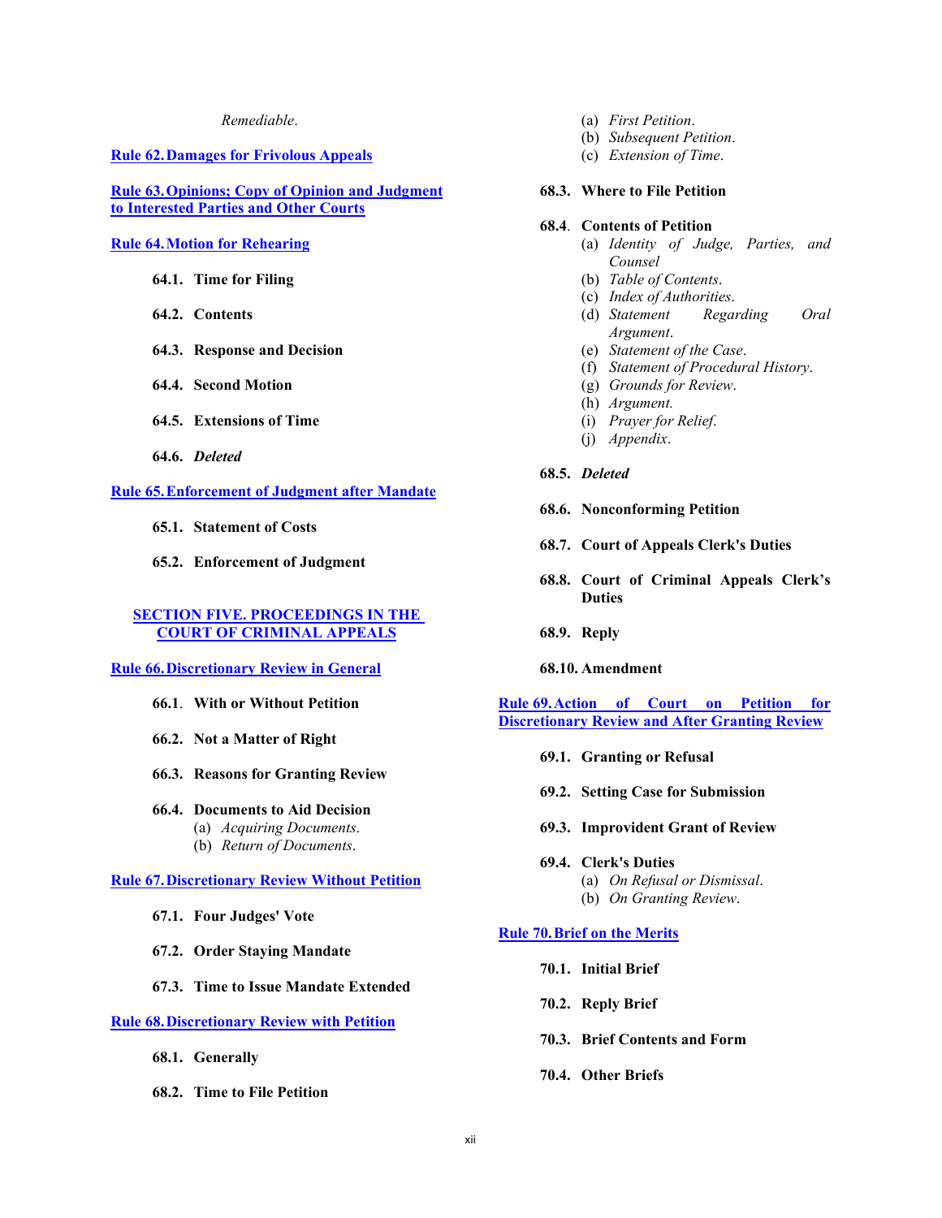*Remediable*.

**Rule 62. Damages for Frivolous Appeals**

**Rule 63. Opinions; Copy of Opinion and Judgment to Interested Parties and Other Courts**

**Rule 64. Motion for Rehearing**

- **64.1. Time for Filing**
- **64.2. Contents**
- **64.3. Response and Decision**
- **64.4. Second Motion**
- **64.5. Extensions of Time**
- **64.6. *Deleted***

**Rule 65. Enforcement of Judgment after Mandate**

- **65.1. Statement of Costs**
- **65.2. Enforcement of Judgment**

## SECTION FIVE. PROCEEDINGS IN THE COURT OF CRIMINAL APPEALS

**Rule 66. Discretionary Review in General**

- **66.1. With or Without Petition**
- **66.2. Not a Matter of Right**
- **66.3. Reasons for Granting Review**
- **66.4. Documents to Aid Decision**
  - (a) *Acquiring Documents*.
  - (b) *Return of Documents*.

**Rule 67. Discretionary Review Without Petition**

- **67.1. Four Judges' Vote**
- **67.2. Order Staying Mandate**
- **67.3. Time to Issue Mandate Extended**

**Rule 68. Discretionary Review with Petition**

- **68.1. Generally**
- **68.2. Time to File Petition**
  - (a) *First Petition*.
  - (b) *Subsequent Petition*.
  - (c) *Extension of Time*.
- **68.3. Where to File Petition**
- **68.4. Contents of Petition**
  - (a) *Identity of Judge, Parties, and Counsel*
  - (b) *Table of Contents*.
  - (c) *Index of Authorities*.
  - (d) *Statement Regarding Oral Argument*.
  - (e) *Statement of the Case*.
  - (f) *Statement of Procedural History*.
  - (g) *Grounds for Review*.
  - (h) *Argument*.
  - (i) *Prayer for Relief*.
  - (j) *Appendix*.
- **68.5. *Deleted***
- **68.6. Nonconforming Petition**
- **68.7. Court of Appeals Clerk's Duties**
- **68.8. Court of Criminal Appeals Clerk's Duties**
- **68.9. Reply**
- **68.10. Amendment**

**Rule 69. Action of Court on Petition for Discretionary Review and After Granting Review**

- **69.1. Granting or Refusal**
- **69.2. Setting Case for Submission**
- **69.3. Improvident Grant of Review**
- **69.4. Clerk's Duties**
  - (a) *On Refusal or Dismissal*.
  - (b) *On Granting Review*.

**Rule 70. Brief on the Merits**

- **70.1. Initial Brief**
- **70.2. Reply Brief**
- **70.3. Brief Contents and Form**
- **70.4. Other Briefs**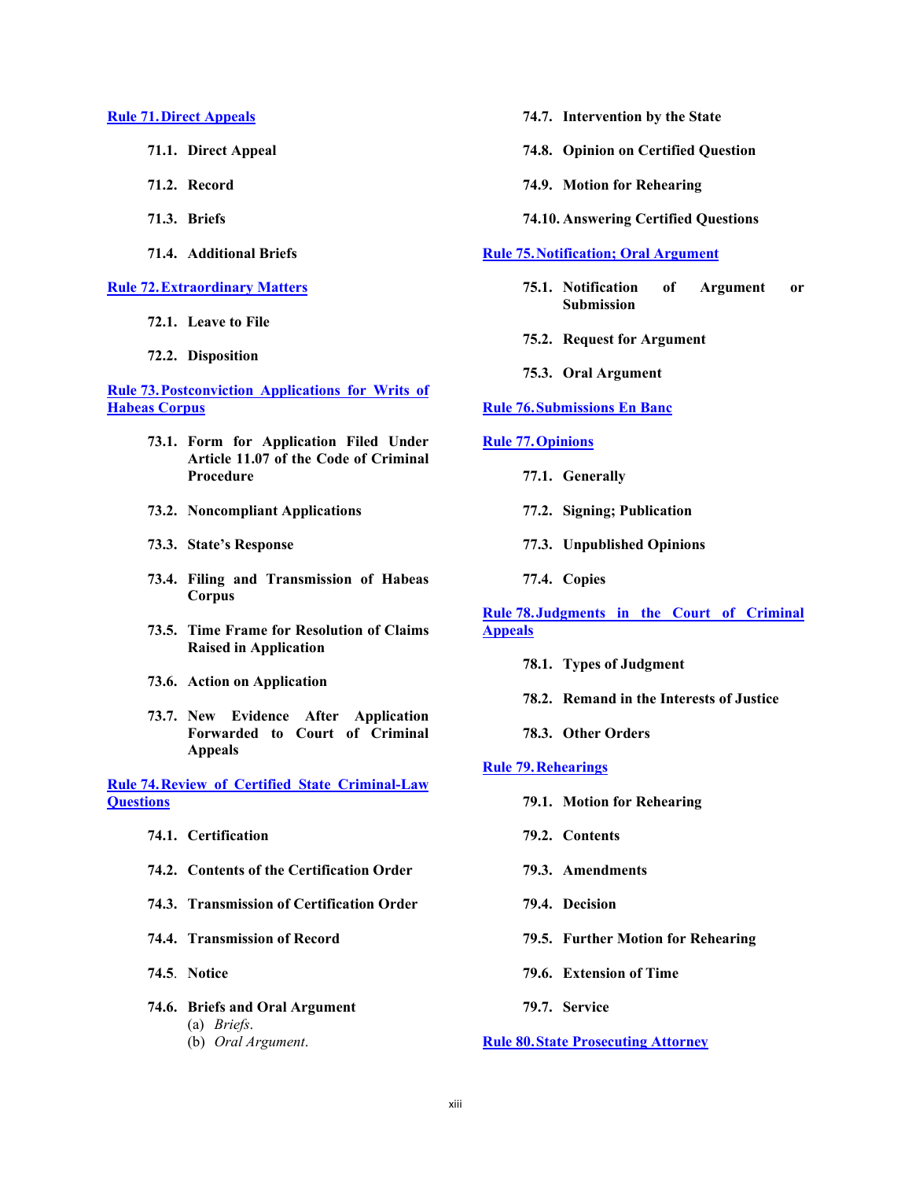**Rule 71. Direct Appeals**

- **71.1. Direct Appeal**
- **71.2. Record**
- **71.3. Briefs**
- **71.4. Additional Briefs**

**Rule 72. Extraordinary Matters**

- **72.1. Leave to File**
- **72.2. Disposition**

**Rule 73. Postconviction Applications for Writs of Habeas Corpus**

- **73.1. Form for Application Filed Under Article 11.07 of the Code of Criminal Procedure**
- **73.2. Noncompliant Applications**
- **73.3. State's Response**
- **73.4. Filing and Transmission of Habeas Corpus**
- **73.5. Time Frame for Resolution of Claims Raised in Application**
- **73.6. Action on Application**
- **73.7. New Evidence After Application Forwarded to Court of Criminal Appeals**

**Rule 74. Review of Certified State Criminal-Law Questions**

- **74.1. Certification**
- **74.2. Contents of the Certification Order**
- **74.3. Transmission of Certification Order**
- **74.4. Transmission of Record**
- **74.5. Notice**
- **74.6. Briefs and Oral Argument**
  - (a) *Briefs*.
  - (b) *Oral Argument*.
- **74.7. Intervention by the State**
- **74.8. Opinion on Certified Question**
- **74.9. Motion for Rehearing**
- **74.10. Answering Certified Questions**

**Rule 75. Notification; Oral Argument**

- **75.1. Notification of Argument or Submission**
- **75.2. Request for Argument**
- **75.3. Oral Argument**

**Rule 76. Submissions En Banc**

**Rule 77. Opinions**

- **77.1. Generally**
- **77.2. Signing; Publication**
- **77.3. Unpublished Opinions**
- **77.4. Copies**

**Rule 78. Judgments in the Court of Criminal Appeals**

- **78.1. Types of Judgment**
- **78.2. Remand in the Interests of Justice**
- **78.3. Other Orders**

**Rule 79. Rehearings**

- **79.1. Motion for Rehearing**
- **79.2. Contents**
- **79.3. Amendments**
- **79.4. Decision**
- **79.5. Further Motion for Rehearing**
- **79.6. Extension of Time**
- **79.7. Service**

**Rule 80. State Prosecuting Attorney**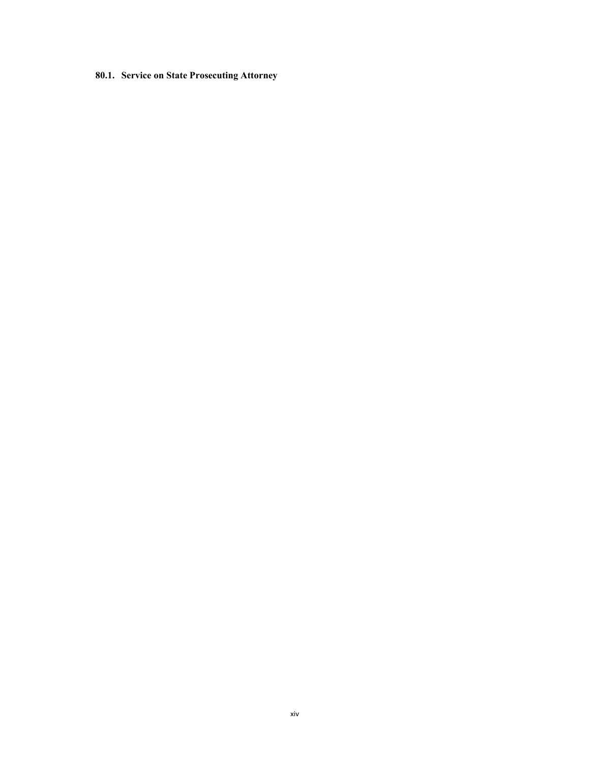**80.1. Service on State Prosecuting Attorney**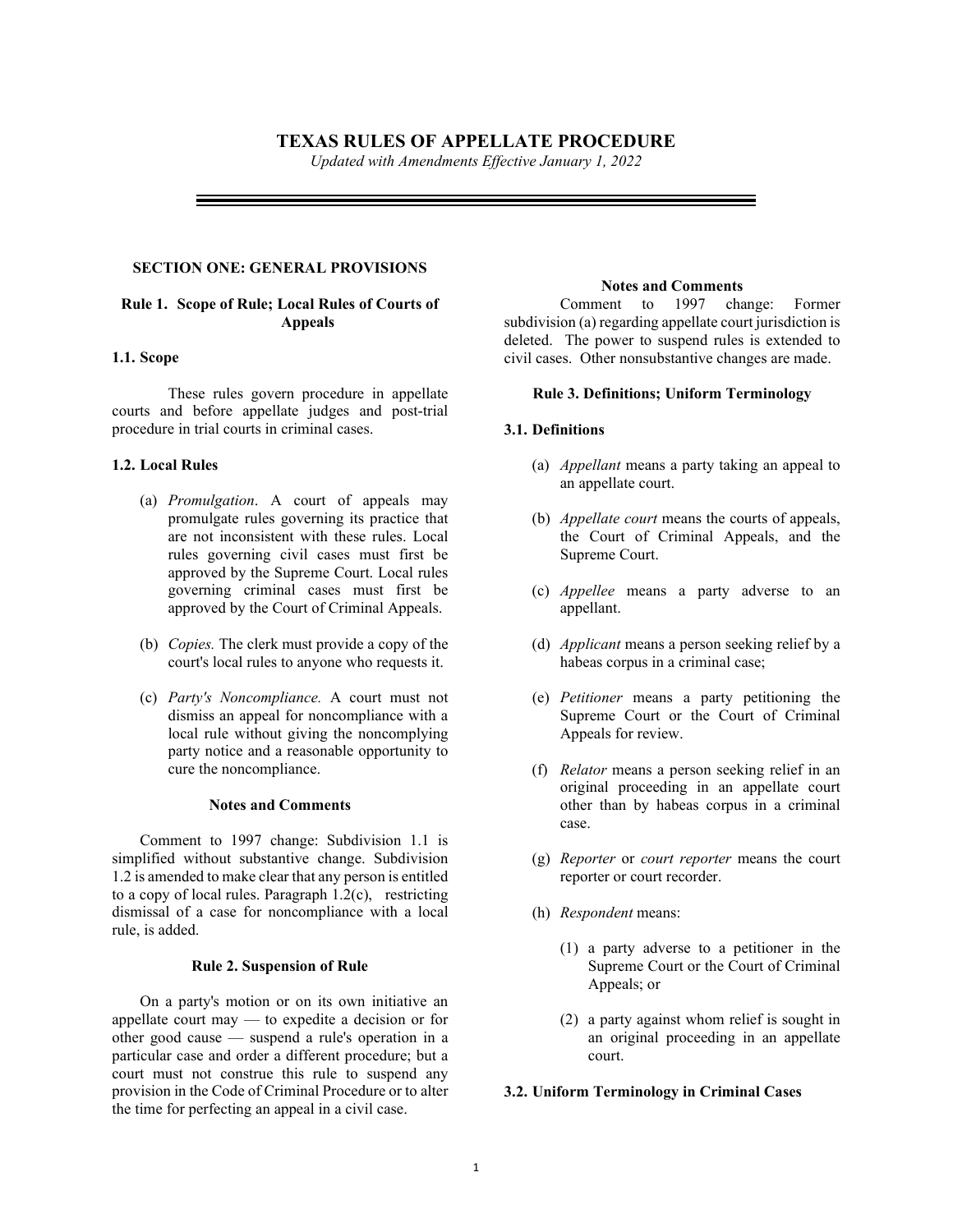# TEXAS RULES OF APPELLATE PROCEDURE

*Updated with Amendments Effective January 1, 2022*

## SECTION ONE: GENERAL PROVISIONS

### Rule 1. Scope of Rule; Local Rules of Courts of Appeals

**1.1. Scope**

These rules govern procedure in appellate courts and before appellate judges and post-trial procedure in trial courts in criminal cases.

**1.2. Local Rules**

(a) *Promulgation*. A court of appeals may promulgate rules governing its practice that are not inconsistent with these rules. Local rules governing civil cases must first be approved by the Supreme Court. Local rules governing criminal cases must first be approved by the Court of Criminal Appeals.

(b) *Copies.* The clerk must provide a copy of the court's local rules to anyone who requests it.

(c) *Party's Noncompliance.* A court must not dismiss an appeal for noncompliance with a local rule without giving the noncomplying party notice and a reasonable opportunity to cure the noncompliance.

**Notes and Comments**

Comment to 1997 change: Subdivision 1.1 is simplified without substantive change. Subdivision 1.2 is amended to make clear that any person is entitled to a copy of local rules. Paragraph 1.2(c), restricting dismissal of a case for noncompliance with a local rule, is added.

### Rule 2. Suspension of Rule

On a party's motion or on its own initiative an appellate court may — to expedite a decision or for other good cause — suspend a rule's operation in a particular case and order a different procedure; but a court must not construe this rule to suspend any provision in the Code of Criminal Procedure or to alter the time for perfecting an appeal in a civil case.

**Notes and Comments**

Comment to 1997 change: Former subdivision (a) regarding appellate court jurisdiction is deleted. The power to suspend rules is extended to civil cases. Other nonsubstantive changes are made.

### Rule 3. Definitions; Uniform Terminology

**3.1. Definitions**

(a) *Appellant* means a party taking an appeal to an appellate court.

(b) *Appellate court* means the courts of appeals, the Court of Criminal Appeals, and the Supreme Court.

(c) *Appellee* means a party adverse to an appellant.

(d) *Applicant* means a person seeking relief by a habeas corpus in a criminal case;

(e) *Petitioner* means a party petitioning the Supreme Court or the Court of Criminal Appeals for review.

(f) *Relator* means a person seeking relief in an original proceeding in an appellate court other than by habeas corpus in a criminal case.

(g) *Reporter* or *court reporter* means the court reporter or court recorder.

(h) *Respondent* means:

(1) a party adverse to a petitioner in the Supreme Court or the Court of Criminal Appeals; or

(2) a party against whom relief is sought in an original proceeding in an appellate court.

**3.2. Uniform Terminology in Criminal Cases**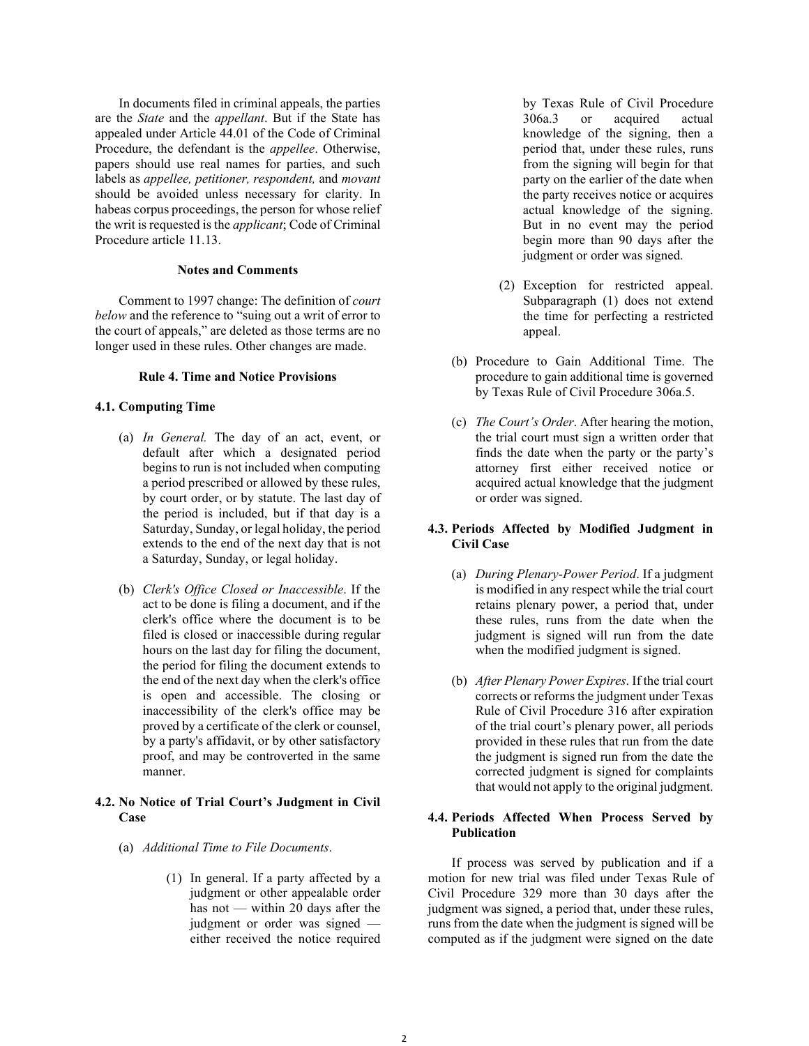In documents filed in criminal appeals, the parties are the *State* and the *appellant*. But if the State has appealed under Article 44.01 of the Code of Criminal Procedure, the defendant is the *appellee*. Otherwise, papers should use real names for parties, and such labels as *appellee, petitioner, respondent,* and *movant* should be avoided unless necessary for clarity. In habeas corpus proceedings, the person for whose relief the writ is requested is the *applicant*; Code of Criminal Procedure article 11.13.

**Notes and Comments**

Comment to 1997 change: The definition of *court below* and the reference to "suing out a writ of error to the court of appeals," are deleted as those terms are no longer used in these rules. Other changes are made.

### Rule 4. Time and Notice Provisions

#### 4.1. Computing Time

(a) *In General.* The day of an act, event, or default after which a designated period begins to run is not included when computing a period prescribed or allowed by these rules, by court order, or by statute. The last day of the period is included, but if that day is a Saturday, Sunday, or legal holiday, the period extends to the end of the next day that is not a Saturday, Sunday, or legal holiday.

(b) *Clerk's Office Closed or Inaccessible*. If the act to be done is filing a document, and if the clerk's office where the document is to be filed is closed or inaccessible during regular hours on the last day for filing the document, the period for filing the document extends to the end of the next day when the clerk's office is open and accessible. The closing or inaccessibility of the clerk's office may be proved by a certificate of the clerk or counsel, by a party's affidavit, or by other satisfactory proof, and may be controverted in the same manner.

#### 4.2. No Notice of Trial Court's Judgment in Civil Case

(a) *Additional Time to File Documents*.

(1) In general. If a party affected by a judgment or other appealable order has not — within 20 days after the judgment or order was signed — either received the notice required by Texas Rule of Civil Procedure 306a.3 or acquired actual knowledge of the signing, then a period that, under these rules, runs from the signing will begin for that party on the earlier of the date when the party receives notice or acquires actual knowledge of the signing. But in no event may the period begin more than 90 days after the judgment or order was signed.

(2) Exception for restricted appeal. Subparagraph (1) does not extend the time for perfecting a restricted appeal.

(b) Procedure to Gain Additional Time. The procedure to gain additional time is governed by Texas Rule of Civil Procedure 306a.5.

(c) *The Court's Order*. After hearing the motion, the trial court must sign a written order that finds the date when the party or the party's attorney first either received notice or acquired actual knowledge that the judgment or order was signed.

#### 4.3. Periods Affected by Modified Judgment in Civil Case

(a) *During Plenary-Power Period*. If a judgment is modified in any respect while the trial court retains plenary power, a period that, under these rules, runs from the date when the judgment is signed will run from the date when the modified judgment is signed.

(b) *After Plenary Power Expires*. If the trial court corrects or reforms the judgment under Texas Rule of Civil Procedure 316 after expiration of the trial court's plenary power, all periods provided in these rules that run from the date the judgment is signed run from the date the corrected judgment is signed for complaints that would not apply to the original judgment.

#### 4.4. Periods Affected When Process Served by Publication

If process was served by publication and if a motion for new trial was filed under Texas Rule of Civil Procedure 329 more than 30 days after the judgment was signed, a period that, under these rules, runs from the date when the judgment is signed will be computed as if the judgment were signed on the date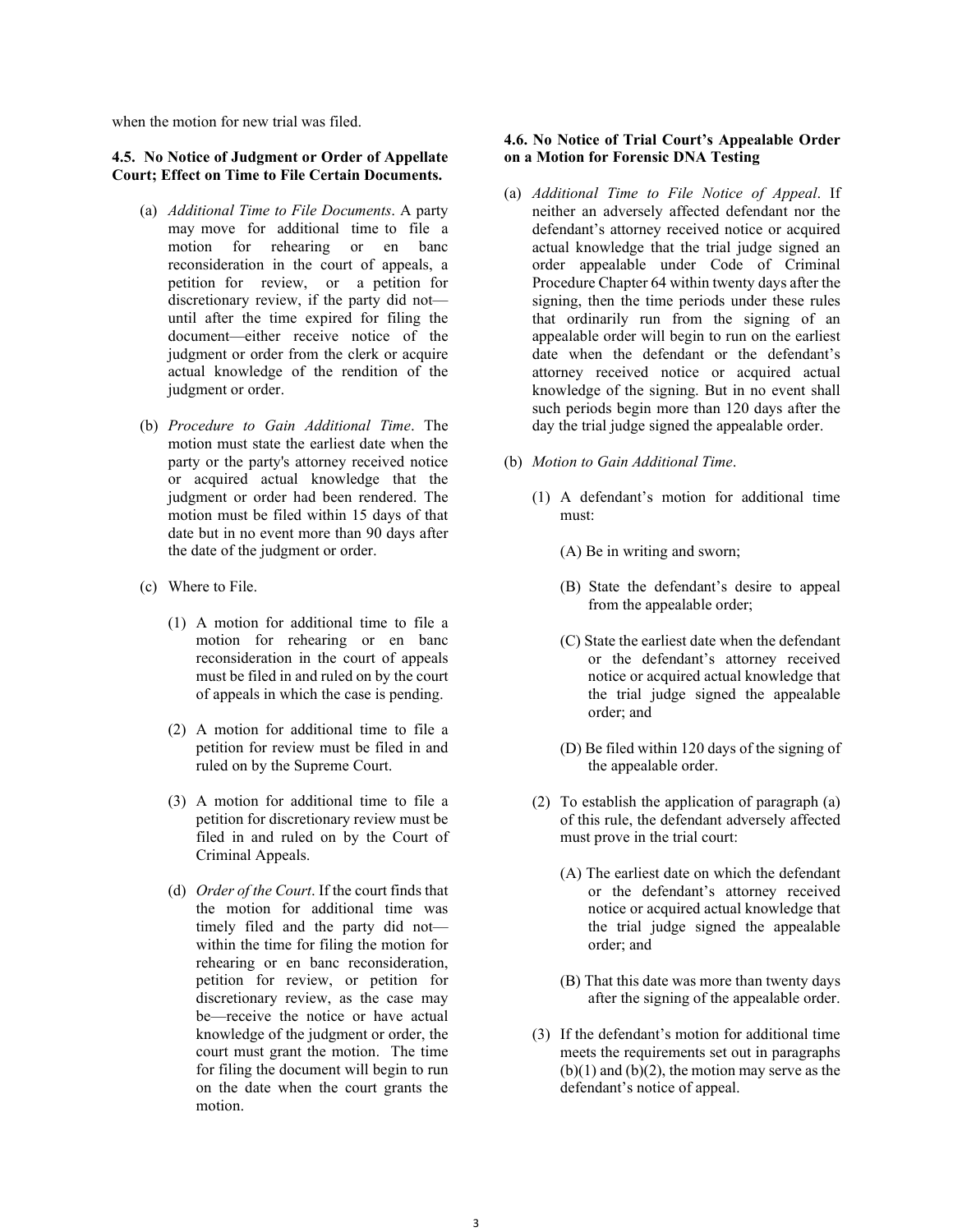when the motion for new trial was filed.

**4.5. No Notice of Judgment or Order of Appellate Court; Effect on Time to File Certain Documents.**

(a) *Additional Time to File Documents*. A party may move for additional time to file a motion for rehearing or en banc reconsideration in the court of appeals, a petition for review, or a petition for discretionary review, if the party did not—until after the time expired for filing the document—either receive notice of the judgment or order from the clerk or acquire actual knowledge of the rendition of the judgment or order.

(b) *Procedure to Gain Additional Time*. The motion must state the earliest date when the party or the party's attorney received notice or acquired actual knowledge that the judgment or order had been rendered. The motion must be filed within 15 days of that date but in no event more than 90 days after the date of the judgment or order.

(c) Where to File.

(1) A motion for additional time to file a motion for rehearing or en banc reconsideration in the court of appeals must be filed in and ruled on by the court of appeals in which the case is pending.

(2) A motion for additional time to file a petition for review must be filed in and ruled on by the Supreme Court.

(3) A motion for additional time to file a petition for discretionary review must be filed in and ruled on by the Court of Criminal Appeals.

(d) *Order of the Court*. If the court finds that the motion for additional time was timely filed and the party did not—within the time for filing the motion for rehearing or en banc reconsideration, petition for review, or petition for discretionary review, as the case may be—receive the notice or have actual knowledge of the judgment or order, the court must grant the motion. The time for filing the document will begin to run on the date when the court grants the motion.

**4.6. No Notice of Trial Court's Appealable Order on a Motion for Forensic DNA Testing**

(a) *Additional Time to File Notice of Appeal*. If neither an adversely affected defendant nor the defendant's attorney received notice or acquired actual knowledge that the trial judge signed an order appealable under Code of Criminal Procedure Chapter 64 within twenty days after the signing, then the time periods under these rules that ordinarily run from the signing of an appealable order will begin to run on the earliest date when the defendant or the defendant's attorney received notice or acquired actual knowledge of the signing. But in no event shall such periods begin more than 120 days after the day the trial judge signed the appealable order.

(b) *Motion to Gain Additional Time*.

(1) A defendant's motion for additional time must:

(A) Be in writing and sworn;

(B) State the defendant's desire to appeal from the appealable order;

(C) State the earliest date when the defendant or the defendant's attorney received notice or acquired actual knowledge that the trial judge signed the appealable order; and

(D) Be filed within 120 days of the signing of the appealable order.

(2) To establish the application of paragraph (a) of this rule, the defendant adversely affected must prove in the trial court:

(A) The earliest date on which the defendant or the defendant's attorney received notice or acquired actual knowledge that the trial judge signed the appealable order; and

(B) That this date was more than twenty days after the signing of the appealable order.

(3) If the defendant's motion for additional time meets the requirements set out in paragraphs (b)(1) and (b)(2), the motion may serve as the defendant's notice of appeal.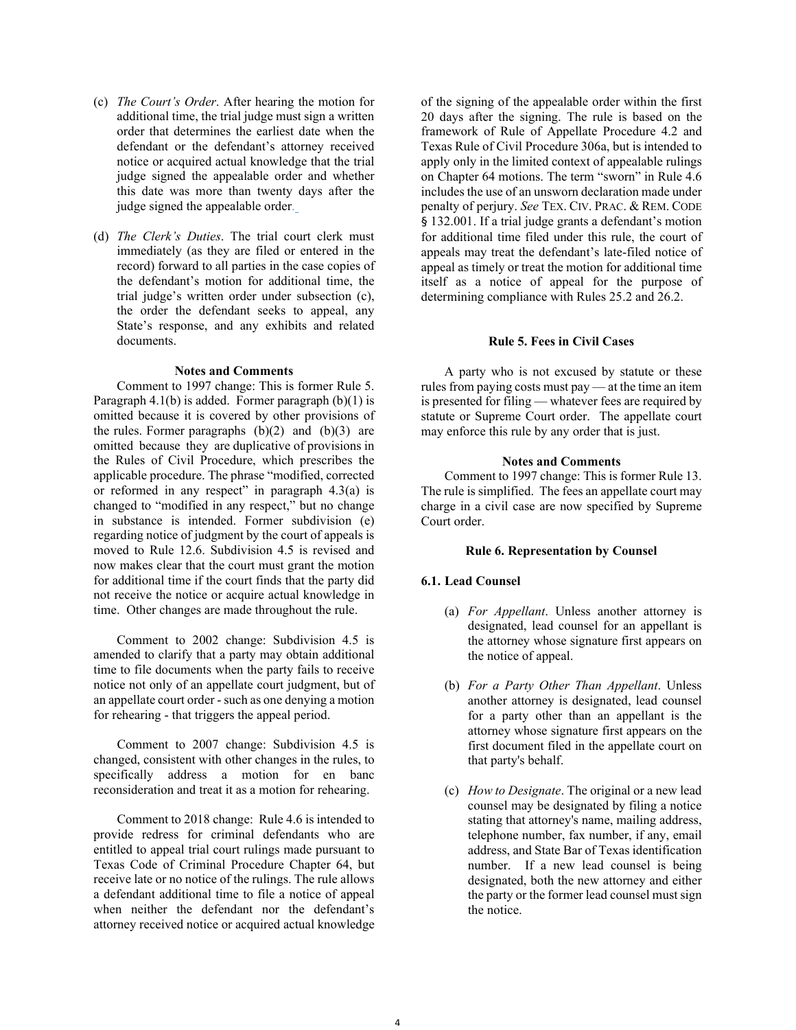(c) *The Court's Order*. After hearing the motion for additional time, the trial judge must sign a written order that determines the earliest date when the defendant or the defendant's attorney received notice or acquired actual knowledge that the trial judge signed the appealable order and whether this date was more than twenty days after the judge signed the appealable order.

(d) *The Clerk's Duties*. The trial court clerk must immediately (as they are filed or entered in the record) forward to all parties in the case copies of the defendant's motion for additional time, the trial judge's written order under subsection (c), the order the defendant seeks to appeal, any State's response, and any exhibits and related documents.

**Notes and Comments**

Comment to 1997 change: This is former Rule 5. Paragraph 4.1(b) is added. Former paragraph (b)(1) is omitted because it is covered by other provisions of the rules. Former paragraphs (b)(2) and (b)(3) are omitted because they are duplicative of provisions in the Rules of Civil Procedure, which prescribes the applicable procedure. The phrase "modified, corrected or reformed in any respect" in paragraph 4.3(a) is changed to "modified in any respect," but no change in substance is intended. Former subdivision (e) regarding notice of judgment by the court of appeals is moved to Rule 12.6. Subdivision 4.5 is revised and now makes clear that the court must grant the motion for additional time if the court finds that the party did not receive the notice or acquire actual knowledge in time. Other changes are made throughout the rule.

Comment to 2002 change: Subdivision 4.5 is amended to clarify that a party may obtain additional time to file documents when the party fails to receive notice not only of an appellate court judgment, but of an appellate court order - such as one denying a motion for rehearing - that triggers the appeal period.

Comment to 2007 change: Subdivision 4.5 is changed, consistent with other changes in the rules, to specifically address a motion for en banc reconsideration and treat it as a motion for rehearing.

Comment to 2018 change: Rule 4.6 is intended to provide redress for criminal defendants who are entitled to appeal trial court rulings made pursuant to Texas Code of Criminal Procedure Chapter 64, but receive late or no notice of the rulings. The rule allows a defendant additional time to file a notice of appeal when neither the defendant nor the defendant's attorney received notice or acquired actual knowledge of the signing of the appealable order within the first 20 days after the signing. The rule is based on the framework of Rule of Appellate Procedure 4.2 and Texas Rule of Civil Procedure 306a, but is intended to apply only in the limited context of appealable rulings on Chapter 64 motions. The term "sworn" in Rule 4.6 includes the use of an unsworn declaration made under penalty of perjury. *See* TEX. CIV. PRAC. & REM. CODE § 132.001. If a trial judge grants a defendant's motion for additional time filed under this rule, the court of appeals may treat the defendant's late-filed notice of appeal as timely or treat the motion for additional time itself as a notice of appeal for the purpose of determining compliance with Rules 25.2 and 26.2.

## Rule 5. Fees in Civil Cases

A party who is not excused by statute or these rules from paying costs must pay — at the time an item is presented for filing — whatever fees are required by statute or Supreme Court order. The appellate court may enforce this rule by any order that is just.

**Notes and Comments**

Comment to 1997 change: This is former Rule 13. The rule is simplified. The fees an appellate court may charge in a civil case are now specified by Supreme Court order.

## Rule 6. Representation by Counsel

### 6.1. Lead Counsel

(a) *For Appellant*. Unless another attorney is designated, lead counsel for an appellant is the attorney whose signature first appears on the notice of appeal.

(b) *For a Party Other Than Appellant*. Unless another attorney is designated, lead counsel for a party other than an appellant is the attorney whose signature first appears on the first document filed in the appellate court on that party's behalf.

(c) *How to Designate*. The original or a new lead counsel may be designated by filing a notice stating that attorney's name, mailing address, telephone number, fax number, if any, email address, and State Bar of Texas identification number. If a new lead counsel is being designated, both the new attorney and either the party or the former lead counsel must sign the notice.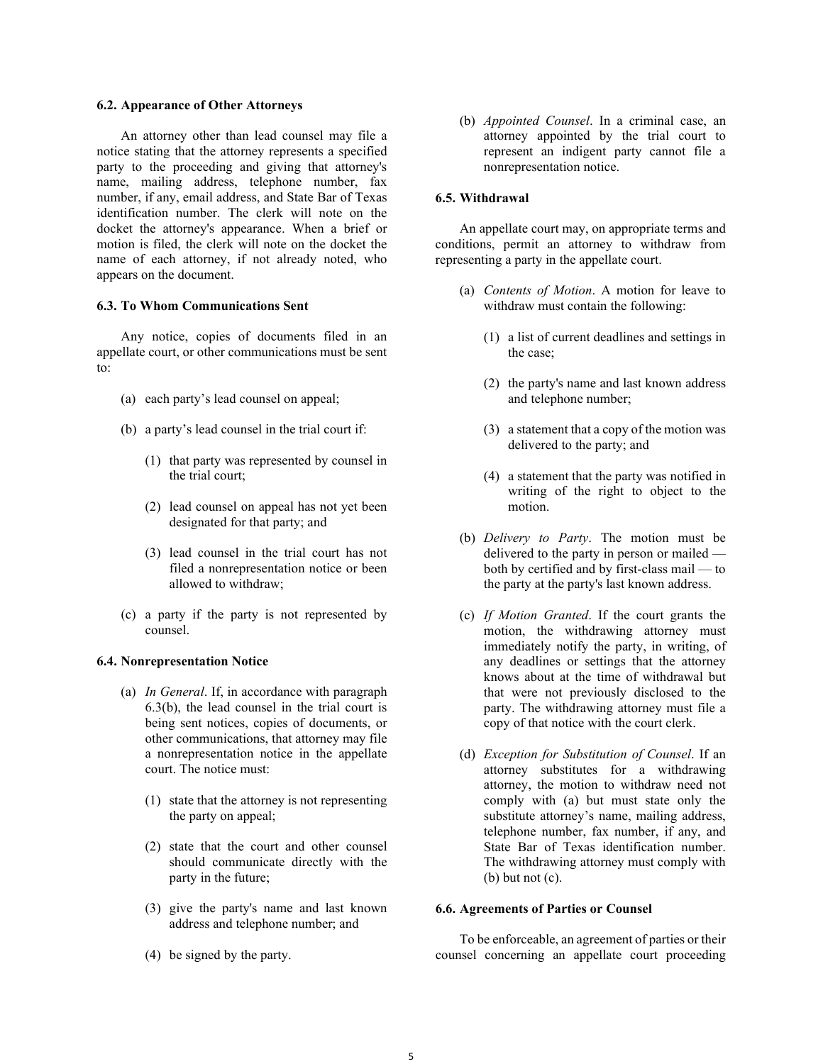### 6.2. Appearance of Other Attorneys

An attorney other than lead counsel may file a notice stating that the attorney represents a specified party to the proceeding and giving that attorney's name, mailing address, telephone number, fax number, if any, email address, and State Bar of Texas identification number. The clerk will note on the docket the attorney's appearance. When a brief or motion is filed, the clerk will note on the docket the name of each attorney, if not already noted, who appears on the document.

### 6.3. To Whom Communications Sent

Any notice, copies of documents filed in an appellate court, or other communications must be sent to:

(a) each party’s lead counsel on appeal;

(b) a party’s lead counsel in the trial court if:

  (1) that party was represented by counsel in the trial court;

  (2) lead counsel on appeal has not yet been designated for that party; and

  (3) lead counsel in the trial court has not filed a nonrepresentation notice or been allowed to withdraw;

(c) a party if the party is not represented by counsel.

### 6.4. Nonrepresentation Notice

(a) *In General*. If, in accordance with paragraph 6.3(b), the lead counsel in the trial court is being sent notices, copies of documents, or other communications, that attorney may file a nonrepresentation notice in the appellate court. The notice must:

  (1) state that the attorney is not representing the party on appeal;

  (2) state that the court and other counsel should communicate directly with the party in the future;

  (3) give the party's name and last known address and telephone number; and

  (4) be signed by the party.

(b) *Appointed Counsel*. In a criminal case, an attorney appointed by the trial court to represent an indigent party cannot file a nonrepresentation notice.

### 6.5. Withdrawal

An appellate court may, on appropriate terms and conditions, permit an attorney to withdraw from representing a party in the appellate court.

(a) *Contents of Motion*. A motion for leave to withdraw must contain the following:

  (1) a list of current deadlines and settings in the case;

  (2) the party's name and last known address and telephone number;

  (3) a statement that a copy of the motion was delivered to the party; and

  (4) a statement that the party was notified in writing of the right to object to the motion.

(b) *Delivery to Party*. The motion must be delivered to the party in person or mailed — both by certified and by first-class mail — to the party at the party's last known address.

(c) *If Motion Granted*. If the court grants the motion, the withdrawing attorney must immediately notify the party, in writing, of any deadlines or settings that the attorney knows about at the time of withdrawal but that were not previously disclosed to the party. The withdrawing attorney must file a copy of that notice with the court clerk.

(d) *Exception for Substitution of Counsel*. If an attorney substitutes for a withdrawing attorney, the motion to withdraw need not comply with (a) but must state only the substitute attorney’s name, mailing address, telephone number, fax number, if any, and State Bar of Texas identification number. The withdrawing attorney must comply with (b) but not (c).

### 6.6. Agreements of Parties or Counsel

To be enforceable, an agreement of parties or their counsel concerning an appellate court proceeding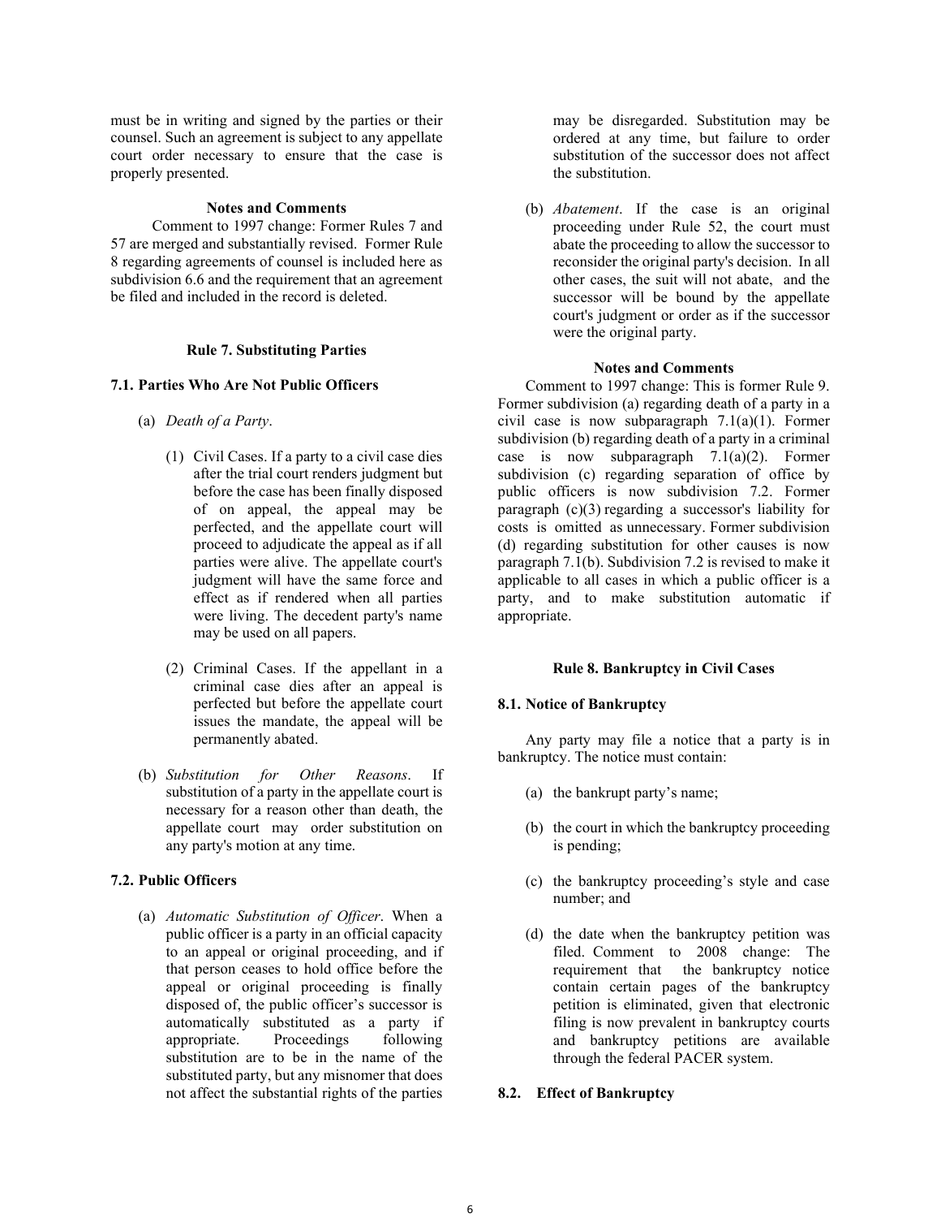must be in writing and signed by the parties or their counsel. Such an agreement is subject to any appellate court order necessary to ensure that the case is properly presented.

**Notes and Comments**

Comment to 1997 change: Former Rules 7 and 57 are merged and substantially revised. Former Rule 8 regarding agreements of counsel is included here as subdivision 6.6 and the requirement that an agreement be filed and included in the record is deleted.

## Rule 7. Substituting Parties

### 7.1. Parties Who Are Not Public Officers

(a) *Death of a Party*.

(1) Civil Cases. If a party to a civil case dies after the trial court renders judgment but before the case has been finally disposed of on appeal, the appeal may be perfected, and the appellate court will proceed to adjudicate the appeal as if all parties were alive. The appellate court's judgment will have the same force and effect as if rendered when all parties were living. The decedent party's name may be used on all papers.

(2) Criminal Cases. If the appellant in a criminal case dies after an appeal is perfected but before the appellate court issues the mandate, the appeal will be permanently abated.

(b) *Substitution for Other Reasons*. If substitution of a party in the appellate court is necessary for a reason other than death, the appellate court may order substitution on any party's motion at any time.

### 7.2. Public Officers

(a) *Automatic Substitution of Officer*. When a public officer is a party in an official capacity to an appeal or original proceeding, and if that person ceases to hold office before the appeal or original proceeding is finally disposed of, the public officer's successor is automatically substituted as a party if appropriate. Proceedings following substitution are to be in the name of the substituted party, but any misnomer that does not affect the substantial rights of the parties may be disregarded. Substitution may be ordered at any time, but failure to order substitution of the successor does not affect the substitution.

(b) *Abatement*. If the case is an original proceeding under Rule 52, the court must abate the proceeding to allow the successor to reconsider the original party's decision. In all other cases, the suit will not abate, and the successor will be bound by the appellate court's judgment or order as if the successor were the original party.

**Notes and Comments**

Comment to 1997 change: This is former Rule 9. Former subdivision (a) regarding death of a party in a civil case is now subparagraph 7.1(a)(1). Former subdivision (b) regarding death of a party in a criminal case is now subparagraph 7.1(a)(2). Former subdivision (c) regarding separation of office by public officers is now subdivision 7.2. Former paragraph (c)(3) regarding a successor's liability for costs is omitted as unnecessary. Former subdivision (d) regarding substitution for other causes is now paragraph 7.1(b). Subdivision 7.2 is revised to make it applicable to all cases in which a public officer is a party, and to make substitution automatic if appropriate.

## Rule 8. Bankruptcy in Civil Cases

### 8.1. Notice of Bankruptcy

Any party may file a notice that a party is in bankruptcy. The notice must contain:

(a) the bankrupt party's name;

(b) the court in which the bankruptcy proceeding is pending;

(c) the bankruptcy proceeding's style and case number; and

(d) the date when the bankruptcy petition was filed. Comment to 2008 change: The requirement that the bankruptcy notice contain certain pages of the bankruptcy petition is eliminated, given that electronic filing is now prevalent in bankruptcy courts and bankruptcy petitions are available through the federal PACER system.

### 8.2. Effect of Bankruptcy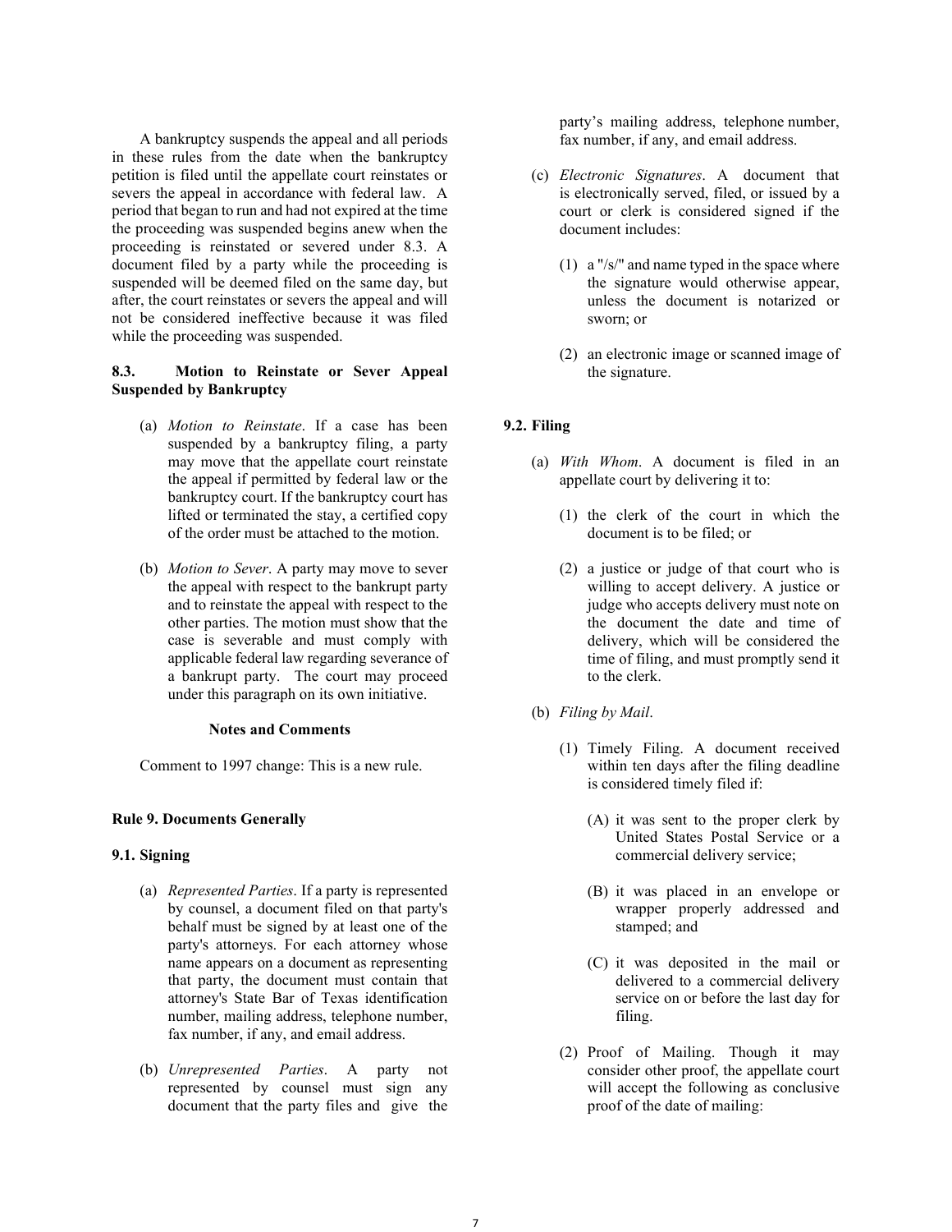A bankruptcy suspends the appeal and all periods in these rules from the date when the bankruptcy petition is filed until the appellate court reinstates or severs the appeal in accordance with federal law. A period that began to run and had not expired at the time the proceeding was suspended begins anew when the proceeding is reinstated or severed under 8.3. A document filed by a party while the proceeding is suspended will be deemed filed on the same day, but after, the court reinstates or severs the appeal and will not be considered ineffective because it was filed while the proceeding was suspended.

**8.3. Motion to Reinstate or Sever Appeal Suspended by Bankruptcy**

(a) *Motion to Reinstate*. If a case has been suspended by a bankruptcy filing, a party may move that the appellate court reinstate the appeal if permitted by federal law or the bankruptcy court. If the bankruptcy court has lifted or terminated the stay, a certified copy of the order must be attached to the motion.

(b) *Motion to Sever*. A party may move to sever the appeal with respect to the bankrupt party and to reinstate the appeal with respect to the other parties. The motion must show that the case is severable and must comply with applicable federal law regarding severance of a bankrupt party. The court may proceed under this paragraph on its own initiative.

**Notes and Comments**

Comment to 1997 change: This is a new rule.

**Rule 9. Documents Generally**

**9.1. Signing**

(a) *Represented Parties*. If a party is represented by counsel, a document filed on that party's behalf must be signed by at least one of the party's attorneys. For each attorney whose name appears on a document as representing that party, the document must contain that attorney's State Bar of Texas identification number, mailing address, telephone number, fax number, if any, and email address.

(b) *Unrepresented Parties*. A party not represented by counsel must sign any document that the party files and give the party's mailing address, telephone number, fax number, if any, and email address.

(c) *Electronic Signatures*. A document that is electronically served, filed, or issued by a court or clerk is considered signed if the document includes:

(1) a "/s/" and name typed in the space where the signature would otherwise appear, unless the document is notarized or sworn; or

(2) an electronic image or scanned image of the signature.

**9.2. Filing**

(a) *With Whom*. A document is filed in an appellate court by delivering it to:

(1) the clerk of the court in which the document is to be filed; or

(2) a justice or judge of that court who is willing to accept delivery. A justice or judge who accepts delivery must note on the document the date and time of delivery, which will be considered the time of filing, and must promptly send it to the clerk.

(b) *Filing by Mail*.

(1) Timely Filing. A document received within ten days after the filing deadline is considered timely filed if:

(A) it was sent to the proper clerk by United States Postal Service or a commercial delivery service;

(B) it was placed in an envelope or wrapper properly addressed and stamped; and

(C) it was deposited in the mail or delivered to a commercial delivery service on or before the last day for filing.

(2) Proof of Mailing. Though it may consider other proof, the appellate court will accept the following as conclusive proof of the date of mailing: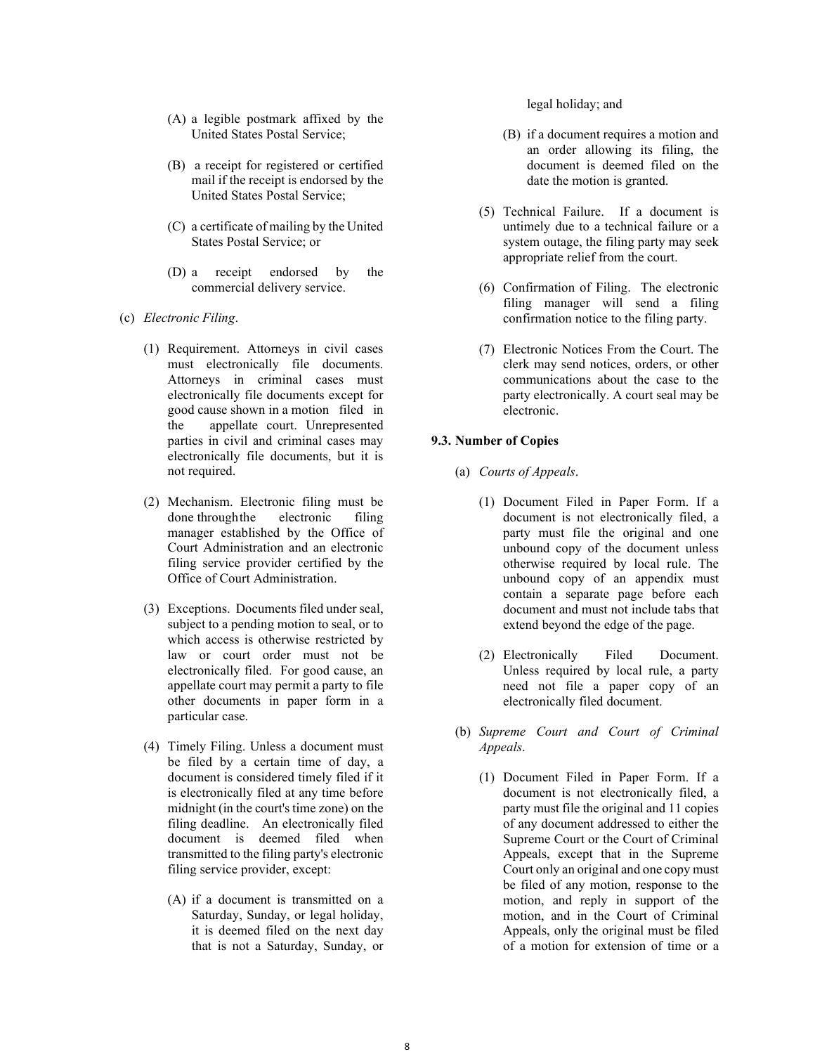(A) a legible postmark affixed by the United States Postal Service;

(B) a receipt for registered or certified mail if the receipt is endorsed by the United States Postal Service;

(C) a certificate of mailing by the United States Postal Service; or

(D) a receipt endorsed by the commercial delivery service.

(c) *Electronic Filing*.

(1) Requirement. Attorneys in civil cases must electronically file documents. Attorneys in criminal cases must electronically file documents except for good cause shown in a motion filed in the appellate court. Unrepresented parties in civil and criminal cases may electronically file documents, but it is not required.

(2) Mechanism. Electronic filing must be done through the electronic filing manager established by the Office of Court Administration and an electronic filing service provider certified by the Office of Court Administration.

(3) Exceptions. Documents filed under seal, subject to a pending motion to seal, or to which access is otherwise restricted by law or court order must not be electronically filed. For good cause, an appellate court may permit a party to file other documents in paper form in a particular case.

(4) Timely Filing. Unless a document must be filed by a certain time of day, a document is considered timely filed if it is electronically filed at any time before midnight (in the court's time zone) on the filing deadline. An electronically filed document is deemed filed when transmitted to the filing party's electronic filing service provider, except:

(A) if a document is transmitted on a Saturday, Sunday, or legal holiday, it is deemed filed on the next day that is not a Saturday, Sunday, or legal holiday; and

(B) if a document requires a motion and an order allowing its filing, the document is deemed filed on the date the motion is granted.

(5) Technical Failure. If a document is untimely due to a technical failure or a system outage, the filing party may seek appropriate relief from the court.

(6) Confirmation of Filing. The electronic filing manager will send a filing confirmation notice to the filing party.

(7) Electronic Notices From the Court. The clerk may send notices, orders, or other communications about the case to the party electronically. A court seal may be electronic.

**9.3. Number of Copies**

(a) *Courts of Appeals*.

(1) Document Filed in Paper Form. If a document is not electronically filed, a party must file the original and one unbound copy of the document unless otherwise required by local rule. The unbound copy of an appendix must contain a separate page before each document and must not include tabs that extend beyond the edge of the page.

(2) Electronically Filed Document. Unless required by local rule, a party need not file a paper copy of an electronically filed document.

(b) *Supreme Court and Court of Criminal Appeals*.

(1) Document Filed in Paper Form. If a document is not electronically filed, a party must file the original and 11 copies of any document addressed to either the Supreme Court or the Court of Criminal Appeals, except that in the Supreme Court only an original and one copy must be filed of any motion, response to the motion, and reply in support of the motion, and in the Court of Criminal Appeals, only the original must be filed of a motion for extension of time or a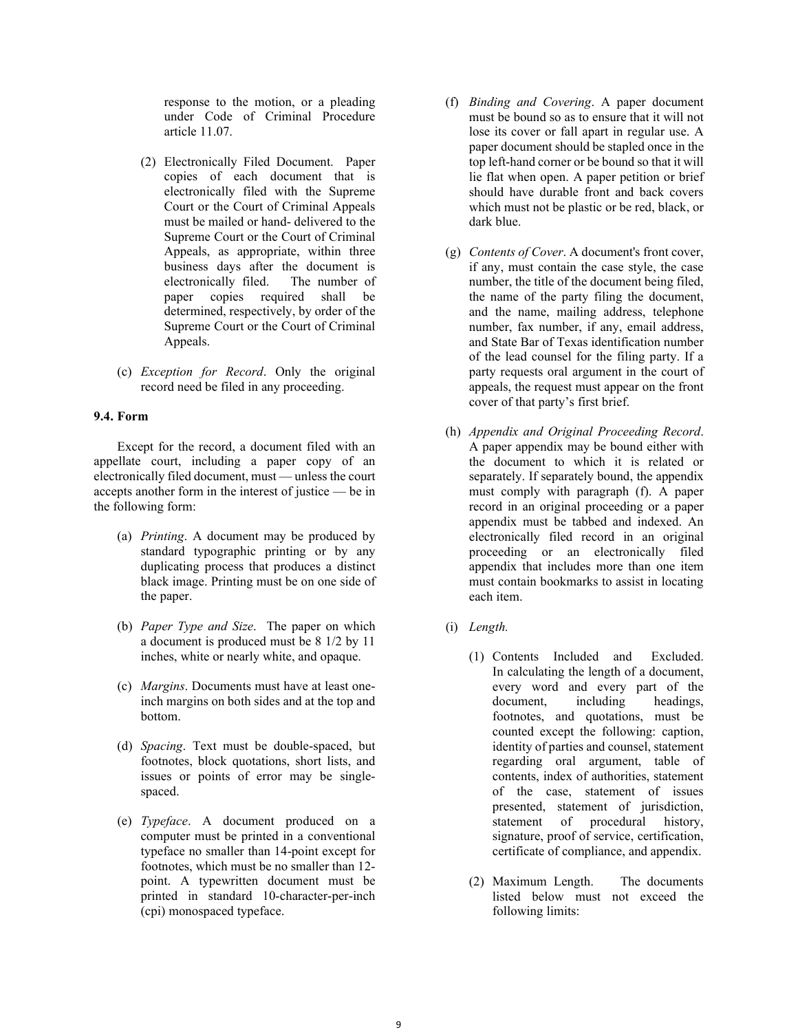response to the motion, or a pleading under Code of Criminal Procedure article 11.07.

(2) Electronically Filed Document. Paper copies of each document that is electronically filed with the Supreme Court or the Court of Criminal Appeals must be mailed or hand- delivered to the Supreme Court or the Court of Criminal Appeals, as appropriate, within three business days after the document is electronically filed. The number of paper copies required shall be determined, respectively, by order of the Supreme Court or the Court of Criminal Appeals.

(c) *Exception for Record*. Only the original record need be filed in any proceeding.

**9.4. Form**

Except for the record, a document filed with an appellate court, including a paper copy of an electronically filed document, must — unless the court accepts another form in the interest of justice — be in the following form:

(a) *Printing*. A document may be produced by standard typographic printing or by any duplicating process that produces a distinct black image. Printing must be on one side of the paper.

(b) *Paper Type and Size*. The paper on which a document is produced must be 8 1/2 by 11 inches, white or nearly white, and opaque.

(c) *Margins*. Documents must have at least one-inch margins on both sides and at the top and bottom.

(d) *Spacing*. Text must be double-spaced, but footnotes, block quotations, short lists, and issues or points of error may be single-spaced.

(e) *Typeface*. A document produced on a computer must be printed in a conventional typeface no smaller than 14-point except for footnotes, which must be no smaller than 12-point. A typewritten document must be printed in standard 10-character-per-inch (cpi) monospaced typeface.

(f) *Binding and Covering*. A paper document must be bound so as to ensure that it will not lose its cover or fall apart in regular use. A paper document should be stapled once in the top left-hand corner or be bound so that it will lie flat when open. A paper petition or brief should have durable front and back covers which must not be plastic or be red, black, or dark blue.

(g) *Contents of Cover*. A document's front cover, if any, must contain the case style, the case number, the title of the document being filed, the name of the party filing the document, and the name, mailing address, telephone number, fax number, if any, email address, and State Bar of Texas identification number of the lead counsel for the filing party. If a party requests oral argument in the court of appeals, the request must appear on the front cover of that party's first brief.

(h) *Appendix and Original Proceeding Record*. A paper appendix may be bound either with the document to which it is related or separately. If separately bound, the appendix must comply with paragraph (f). A paper record in an original proceeding or a paper appendix must be tabbed and indexed. An electronically filed record in an original proceeding or an electronically filed appendix that includes more than one item must contain bookmarks to assist in locating each item.

(i) *Length.*

(1) Contents Included and Excluded. In calculating the length of a document, every word and every part of the document, including headings, footnotes, and quotations, must be counted except the following: caption, identity of parties and counsel, statement regarding oral argument, table of contents, index of authorities, statement of the case, statement of issues presented, statement of jurisdiction, statement of procedural history, signature, proof of service, certification, certificate of compliance, and appendix.

(2) Maximum Length. The documents listed below must not exceed the following limits: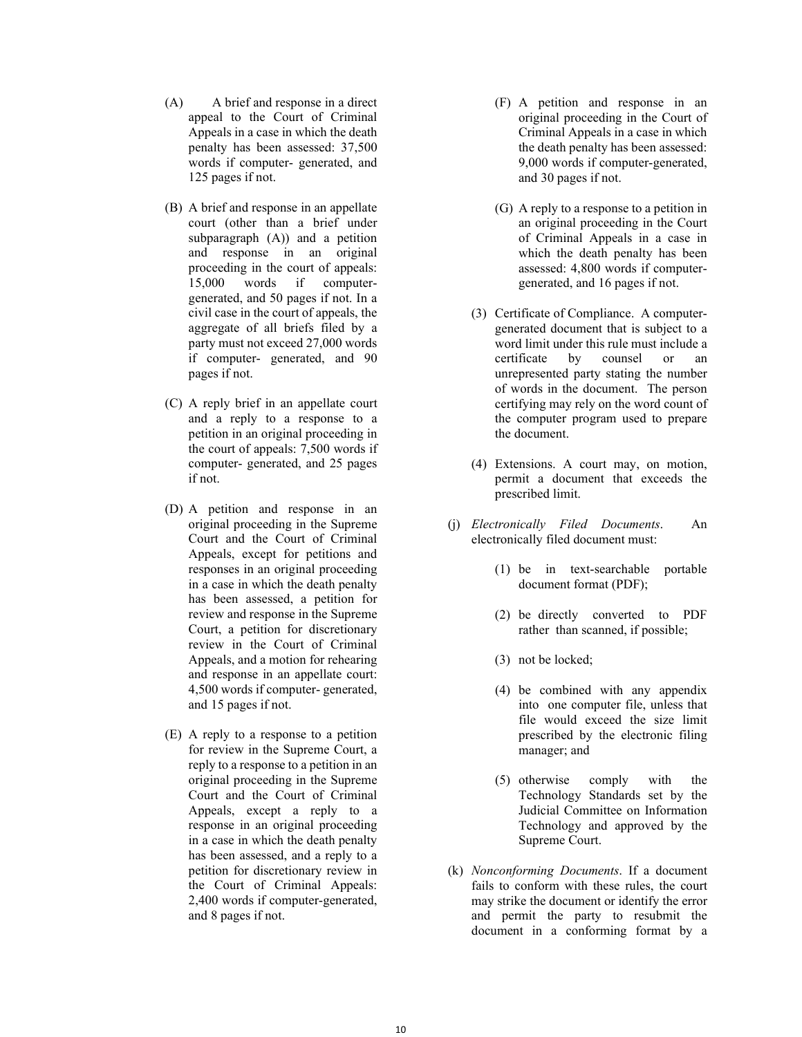(A) A brief and response in a direct appeal to the Court of Criminal Appeals in a case in which the death penalty has been assessed: 37,500 words if computer- generated, and 125 pages if not.

(B) A brief and response in an appellate court (other than a brief under subparagraph (A)) and a petition and response in an original proceeding in the court of appeals: 15,000 words if computer-generated, and 50 pages if not. In a civil case in the court of appeals, the aggregate of all briefs filed by a party must not exceed 27,000 words if computer- generated, and 90 pages if not.

(C) A reply brief in an appellate court and a reply to a response to a petition in an original proceeding in the court of appeals: 7,500 words if computer- generated, and 25 pages if not.

(D) A petition and response in an original proceeding in the Supreme Court and the Court of Criminal Appeals, except for petitions and responses in an original proceeding in a case in which the death penalty has been assessed, a petition for review and response in the Supreme Court, a petition for discretionary review in the Court of Criminal Appeals, and a motion for rehearing and response in an appellate court: 4,500 words if computer- generated, and 15 pages if not.

(E) A reply to a response to a petition for review in the Supreme Court, a reply to a response to a petition in an original proceeding in the Supreme Court and the Court of Criminal Appeals, except a reply to a response in an original proceeding in a case in which the death penalty has been assessed, and a reply to a petition for discretionary review in the Court of Criminal Appeals: 2,400 words if computer-generated, and 8 pages if not.

(F) A petition and response in an original proceeding in the Court of Criminal Appeals in a case in which the death penalty has been assessed: 9,000 words if computer-generated, and 30 pages if not.

(G) A reply to a response to a petition in an original proceeding in the Court of Criminal Appeals in a case in which the death penalty has been assessed: 4,800 words if computer-generated, and 16 pages if not.

(3) Certificate of Compliance. A computer-generated document that is subject to a word limit under this rule must include a certificate by counsel or an unrepresented party stating the number of words in the document. The person certifying may rely on the word count of the computer program used to prepare the document.

(4) Extensions. A court may, on motion, permit a document that exceeds the prescribed limit.

(j) *Electronically Filed Documents*. An electronically filed document must:

(1) be in text-searchable portable document format (PDF);

(2) be directly converted to PDF rather than scanned, if possible;

(3) not be locked;

(4) be combined with any appendix into one computer file, unless that file would exceed the size limit prescribed by the electronic filing manager; and

(5) otherwise comply with the Technology Standards set by the Judicial Committee on Information Technology and approved by the Supreme Court.

(k) *Nonconforming Documents*. If a document fails to conform with these rules, the court may strike the document or identify the error and permit the party to resubmit the document in a conforming format by a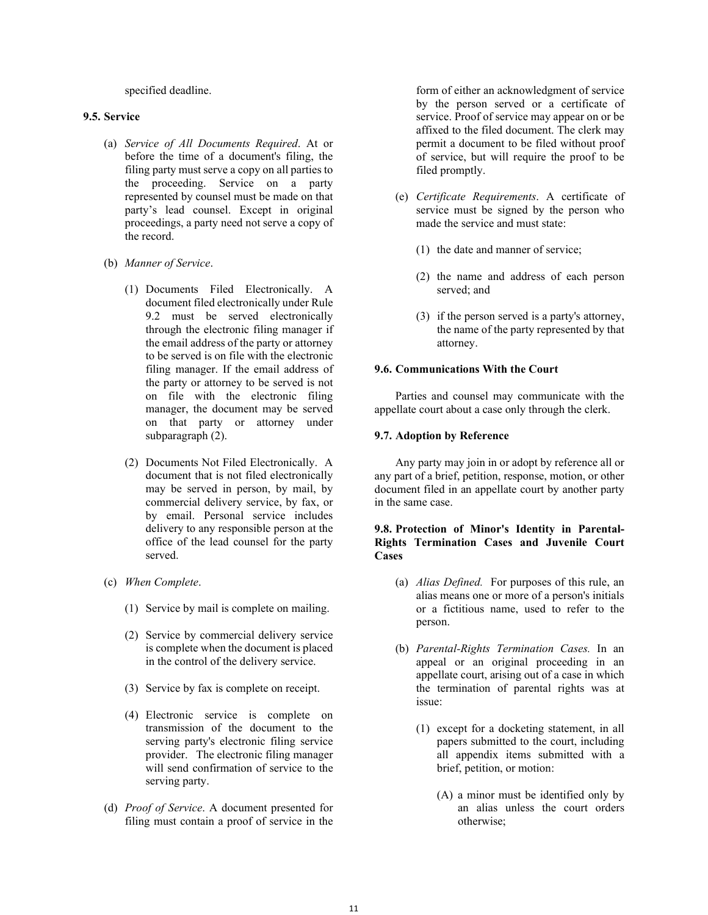specified deadline.

**9.5. Service**

(a) *Service of All Documents Required*. At or before the time of a document's filing, the filing party must serve a copy on all parties to the proceeding. Service on a party represented by counsel must be made on that party's lead counsel. Except in original proceedings, a party need not serve a copy of the record.

(b) *Manner of Service*.

(1) Documents Filed Electronically. A document filed electronically under Rule 9.2 must be served electronically through the electronic filing manager if the email address of the party or attorney to be served is on file with the electronic filing manager. If the email address of the party or attorney to be served is not on file with the electronic filing manager, the document may be served on that party or attorney under subparagraph (2).

(2) Documents Not Filed Electronically. A document that is not filed electronically may be served in person, by mail, by commercial delivery service, by fax, or by email. Personal service includes delivery to any responsible person at the office of the lead counsel for the party served.

(c) *When Complete*.

(1) Service by mail is complete on mailing.

(2) Service by commercial delivery service is complete when the document is placed in the control of the delivery service.

(3) Service by fax is complete on receipt.

(4) Electronic service is complete on transmission of the document to the serving party's electronic filing service provider. The electronic filing manager will send confirmation of service to the serving party.

(d) *Proof of Service*. A document presented for filing must contain a proof of service in the form of either an acknowledgment of service by the person served or a certificate of service. Proof of service may appear on or be affixed to the filed document. The clerk may permit a document to be filed without proof of service, but will require the proof to be filed promptly.

(e) *Certificate Requirements*. A certificate of service must be signed by the person who made the service and must state:

(1) the date and manner of service;

(2) the name and address of each person served; and

(3) if the person served is a party's attorney, the name of the party represented by that attorney.

**9.6. Communications With the Court**

Parties and counsel may communicate with the appellate court about a case only through the clerk.

**9.7. Adoption by Reference**

Any party may join in or adopt by reference all or any part of a brief, petition, response, motion, or other document filed in an appellate court by another party in the same case.

**9.8. Protection of Minor's Identity in Parental-Rights Termination Cases and Juvenile Court Cases**

(a) *Alias Defined.* For purposes of this rule, an alias means one or more of a person's initials or a fictitious name, used to refer to the person.

(b) *Parental-Rights Termination Cases.* In an appeal or an original proceeding in an appellate court, arising out of a case in which the termination of parental rights was at issue:

(1) except for a docketing statement, in all papers submitted to the court, including all appendix items submitted with a brief, petition, or motion:

(A) a minor must be identified only by an alias unless the court orders otherwise;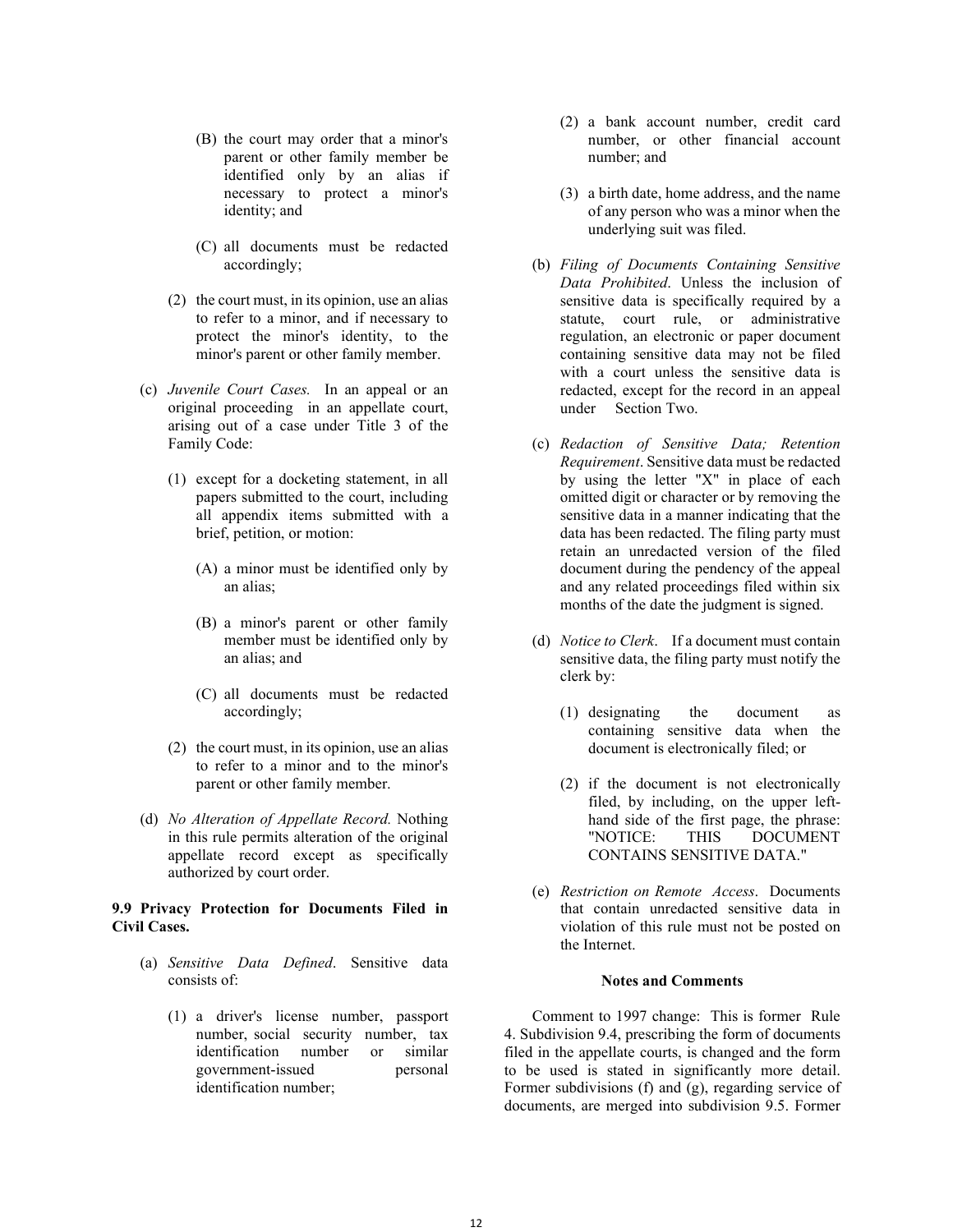(B) the court may order that a minor's parent or other family member be identified only by an alias if necessary to protect a minor's identity; and

(C) all documents must be redacted accordingly;

(2) the court must, in its opinion, use an alias to refer to a minor, and if necessary to protect the minor's identity, to the minor's parent or other family member.

(c) *Juvenile Court Cases.* In an appeal or an original proceeding in an appellate court, arising out of a case under Title 3 of the Family Code:

(1) except for a docketing statement, in all papers submitted to the court, including all appendix items submitted with a brief, petition, or motion:

(A) a minor must be identified only by an alias;

(B) a minor's parent or other family member must be identified only by an alias; and

(C) all documents must be redacted accordingly;

(2) the court must, in its opinion, use an alias to refer to a minor and to the minor's parent or other family member.

(d) *No Alteration of Appellate Record.* Nothing in this rule permits alteration of the original appellate record except as specifically authorized by court order.

**9.9 Privacy Protection for Documents Filed in Civil Cases.**

(a) *Sensitive Data Defined*. Sensitive data consists of:

(1) a driver's license number, passport number, social security number, tax identification number or similar government-issued personal identification number;

(2) a bank account number, credit card number, or other financial account number; and

(3) a birth date, home address, and the name of any person who was a minor when the underlying suit was filed.

(b) *Filing of Documents Containing Sensitive Data Prohibited*. Unless the inclusion of sensitive data is specifically required by a statute, court rule, or administrative regulation, an electronic or paper document containing sensitive data may not be filed with a court unless the sensitive data is redacted, except for the record in an appeal under Section Two.

(c) *Redaction of Sensitive Data; Retention Requirement*. Sensitive data must be redacted by using the letter "X" in place of each omitted digit or character or by removing the sensitive data in a manner indicating that the data has been redacted. The filing party must retain an unredacted version of the filed document during the pendency of the appeal and any related proceedings filed within six months of the date the judgment is signed.

(d) *Notice to Clerk*. If a document must contain sensitive data, the filing party must notify the clerk by:

(1) designating the document as containing sensitive data when the document is electronically filed; or

(2) if the document is not electronically filed, by including, on the upper left-hand side of the first page, the phrase: "NOTICE: THIS DOCUMENT CONTAINS SENSITIVE DATA."

(e) *Restriction on Remote Access*. Documents that contain unredacted sensitive data in violation of this rule must not be posted on the Internet.

**Notes and Comments**

Comment to 1997 change: This is former Rule 4. Subdivision 9.4, prescribing the form of documents filed in the appellate courts, is changed and the form to be used is stated in significantly more detail. Former subdivisions (f) and (g), regarding service of documents, are merged into subdivision 9.5. Former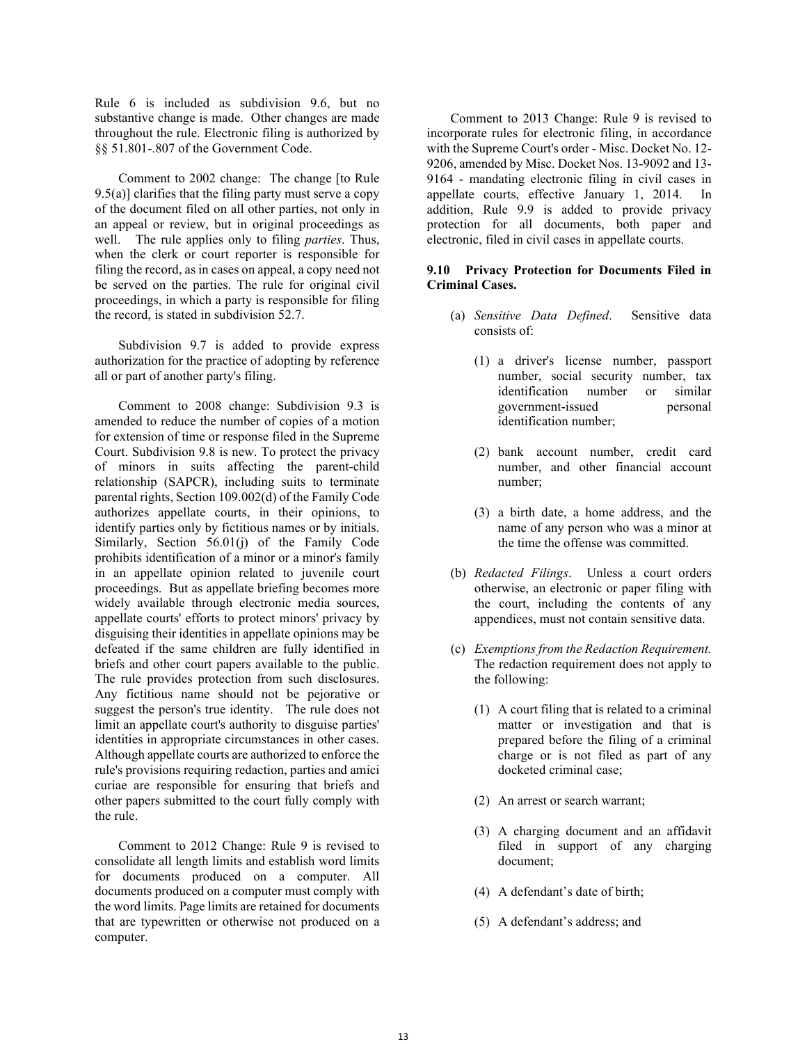Rule 6 is included as subdivision 9.6, but no substantive change is made. Other changes are made throughout the rule. Electronic filing is authorized by §§ 51.801-.807 of the Government Code.

Comment to 2002 change: The change [to Rule 9.5(a)] clarifies that the filing party must serve a copy of the document filed on all other parties, not only in an appeal or review, but in original proceedings as well. The rule applies only to filing *parties*. Thus, when the clerk or court reporter is responsible for filing the record, as in cases on appeal, a copy need not be served on the parties. The rule for original civil proceedings, in which a party is responsible for filing the record, is stated in subdivision 52.7.

Subdivision 9.7 is added to provide express authorization for the practice of adopting by reference all or part of another party's filing.

Comment to 2008 change: Subdivision 9.3 is amended to reduce the number of copies of a motion for extension of time or response filed in the Supreme Court. Subdivision 9.8 is new. To protect the privacy of minors in suits affecting the parent-child relationship (SAPCR), including suits to terminate parental rights, Section 109.002(d) of the Family Code authorizes appellate courts, in their opinions, to identify parties only by fictitious names or by initials. Similarly, Section 56.01(j) of the Family Code prohibits identification of a minor or a minor's family in an appellate opinion related to juvenile court proceedings. But as appellate briefing becomes more widely available through electronic media sources, appellate courts' efforts to protect minors' privacy by disguising their identities in appellate opinions may be defeated if the same children are fully identified in briefs and other court papers available to the public. The rule provides protection from such disclosures. Any fictitious name should not be pejorative or suggest the person's true identity. The rule does not limit an appellate court's authority to disguise parties' identities in appropriate circumstances in other cases. Although appellate courts are authorized to enforce the rule's provisions requiring redaction, parties and amici curiae are responsible for ensuring that briefs and other papers submitted to the court fully comply with the rule.

Comment to 2012 Change: Rule 9 is revised to consolidate all length limits and establish word limits for documents produced on a computer. All documents produced on a computer must comply with the word limits. Page limits are retained for documents that are typewritten or otherwise not produced on a computer.

Comment to 2013 Change: Rule 9 is revised to incorporate rules for electronic filing, in accordance with the Supreme Court's order - Misc. Docket No. 12-9206, amended by Misc. Docket Nos. 13-9092 and 13-9164 - mandating electronic filing in civil cases in appellate courts, effective January 1, 2014. In addition, Rule 9.9 is added to provide privacy protection for all documents, both paper and electronic, filed in civil cases in appellate courts.

**9.10 Privacy Protection for Documents Filed in Criminal Cases.**

(a) *Sensitive Data Defined*. Sensitive data consists of:

(1) a driver's license number, passport number, social security number, tax identification number or similar government-issued personal identification number;

(2) bank account number, credit card number, and other financial account number;

(3) a birth date, a home address, and the name of any person who was a minor at the time the offense was committed.

(b) *Redacted Filings*. Unless a court orders otherwise, an electronic or paper filing with the court, including the contents of any appendices, must not contain sensitive data.

(c) *Exemptions from the Redaction Requirement.* The redaction requirement does not apply to the following:

(1) A court filing that is related to a criminal matter or investigation and that is prepared before the filing of a criminal charge or is not filed as part of any docketed criminal case;

(2) An arrest or search warrant;

(3) A charging document and an affidavit filed in support of any charging document;

(4) A defendant's date of birth;

(5) A defendant's address; and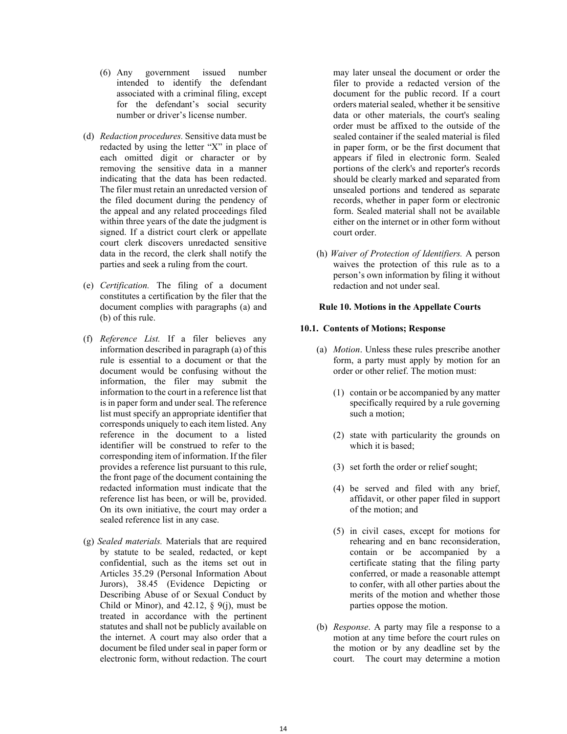(6) Any government issued number intended to identify the defendant associated with a criminal filing, except for the defendant's social security number or driver's license number.

(d) *Redaction procedures.* Sensitive data must be redacted by using the letter "X" in place of each omitted digit or character or by removing the sensitive data in a manner indicating that the data has been redacted. The filer must retain an unredacted version of the filed document during the pendency of the appeal and any related proceedings filed within three years of the date the judgment is signed. If a district court clerk or appellate court clerk discovers unredacted sensitive data in the record, the clerk shall notify the parties and seek a ruling from the court.

(e) *Certification.* The filing of a document constitutes a certification by the filer that the document complies with paragraphs (a) and (b) of this rule.

(f) *Reference List.* If a filer believes any information described in paragraph (a) of this rule is essential to a document or that the document would be confusing without the information, the filer may submit the information to the court in a reference list that is in paper form and under seal. The reference list must specify an appropriate identifier that corresponds uniquely to each item listed. Any reference in the document to a listed identifier will be construed to refer to the corresponding item of information. If the filer provides a reference list pursuant to this rule, the front page of the document containing the redacted information must indicate that the reference list has been, or will be, provided. On its own initiative, the court may order a sealed reference list in any case.

(g) *Sealed materials.* Materials that are required by statute to be sealed, redacted, or kept confidential, such as the items set out in Articles 35.29 (Personal Information About Jurors), 38.45 (Evidence Depicting or Describing Abuse of or Sexual Conduct by Child or Minor), and 42.12, § 9(j), must be treated in accordance with the pertinent statutes and shall not be publicly available on the internet. A court may also order that a document be filed under seal in paper form or electronic form, without redaction. The court may later unseal the document or order the filer to provide a redacted version of the document for the public record. If a court orders material sealed, whether it be sensitive data or other materials, the court's sealing order must be affixed to the outside of the sealed container if the sealed material is filed in paper form, or be the first document that appears if filed in electronic form. Sealed portions of the clerk's and reporter's records should be clearly marked and separated from unsealed portions and tendered as separate records, whether in paper form or electronic form. Sealed material shall not be available either on the internet or in other form without court order.

(h) *Waiver of Protection of Identifiers.* A person waives the protection of this rule as to a person's own information by filing it without redaction and not under seal.

## Rule 10. Motions in the Appellate Courts

### 10.1. Contents of Motions; Response

(a) *Motion*. Unless these rules prescribe another form, a party must apply by motion for an order or other relief. The motion must:

(1) contain or be accompanied by any matter specifically required by a rule governing such a motion;

(2) state with particularity the grounds on which it is based;

(3) set forth the order or relief sought;

(4) be served and filed with any brief, affidavit, or other paper filed in support of the motion; and

(5) in civil cases, except for motions for rehearing and en banc reconsideration, contain or be accompanied by a certificate stating that the filing party conferred, or made a reasonable attempt to confer, with all other parties about the merits of the motion and whether those parties oppose the motion.

(b) *Response*. A party may file a response to a motion at any time before the court rules on the motion or by any deadline set by the court. The court may determine a motion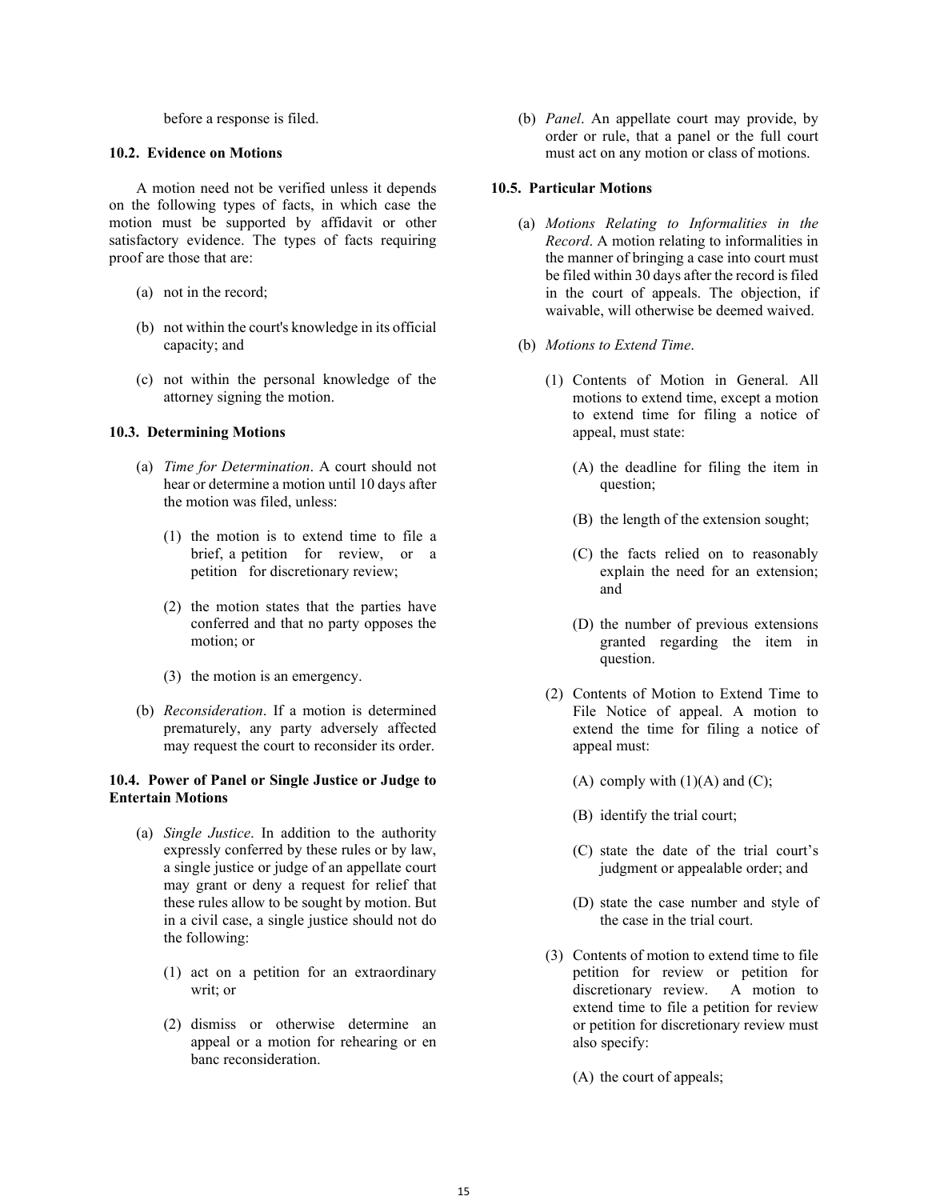before a response is filed.

**10.2. Evidence on Motions**

A motion need not be verified unless it depends on the following types of facts, in which case the motion must be supported by affidavit or other satisfactory evidence. The types of facts requiring proof are those that are:

(a) not in the record;

(b) not within the court's knowledge in its official capacity; and

(c) not within the personal knowledge of the attorney signing the motion.

**10.3. Determining Motions**

(a) *Time for Determination*. A court should not hear or determine a motion until 10 days after the motion was filed, unless:

(1) the motion is to extend time to file a brief, a petition for review, or a petition for discretionary review;

(2) the motion states that the parties have conferred and that no party opposes the motion; or

(3) the motion is an emergency.

(b) *Reconsideration*. If a motion is determined prematurely, any party adversely affected may request the court to reconsider its order.

**10.4. Power of Panel or Single Justice or Judge to Entertain Motions**

(a) *Single Justice*. In addition to the authority expressly conferred by these rules or by law, a single justice or judge of an appellate court may grant or deny a request for relief that these rules allow to be sought by motion. But in a civil case, a single justice should not do the following:

(1) act on a petition for an extraordinary writ; or

(2) dismiss or otherwise determine an appeal or a motion for rehearing or en banc reconsideration.

(b) *Panel*. An appellate court may provide, by order or rule, that a panel or the full court must act on any motion or class of motions.

**10.5. Particular Motions**

(a) *Motions Relating to Informalities in the Record*. A motion relating to informalities in the manner of bringing a case into court must be filed within 30 days after the record is filed in the court of appeals. The objection, if waivable, will otherwise be deemed waived.

(b) *Motions to Extend Time*.

(1) Contents of Motion in General. All motions to extend time, except a motion to extend time for filing a notice of appeal, must state:

(A) the deadline for filing the item in question;

(B) the length of the extension sought;

(C) the facts relied on to reasonably explain the need for an extension; and

(D) the number of previous extensions granted regarding the item in question.

(2) Contents of Motion to Extend Time to File Notice of appeal. A motion to extend the time for filing a notice of appeal must:

(A) comply with (1)(A) and (C);

(B) identify the trial court;

(C) state the date of the trial court's judgment or appealable order; and

(D) state the case number and style of the case in the trial court.

(3) Contents of motion to extend time to file petition for review or petition for discretionary review. A motion to extend time to file a petition for review or petition for discretionary review must also specify:

(A) the court of appeals;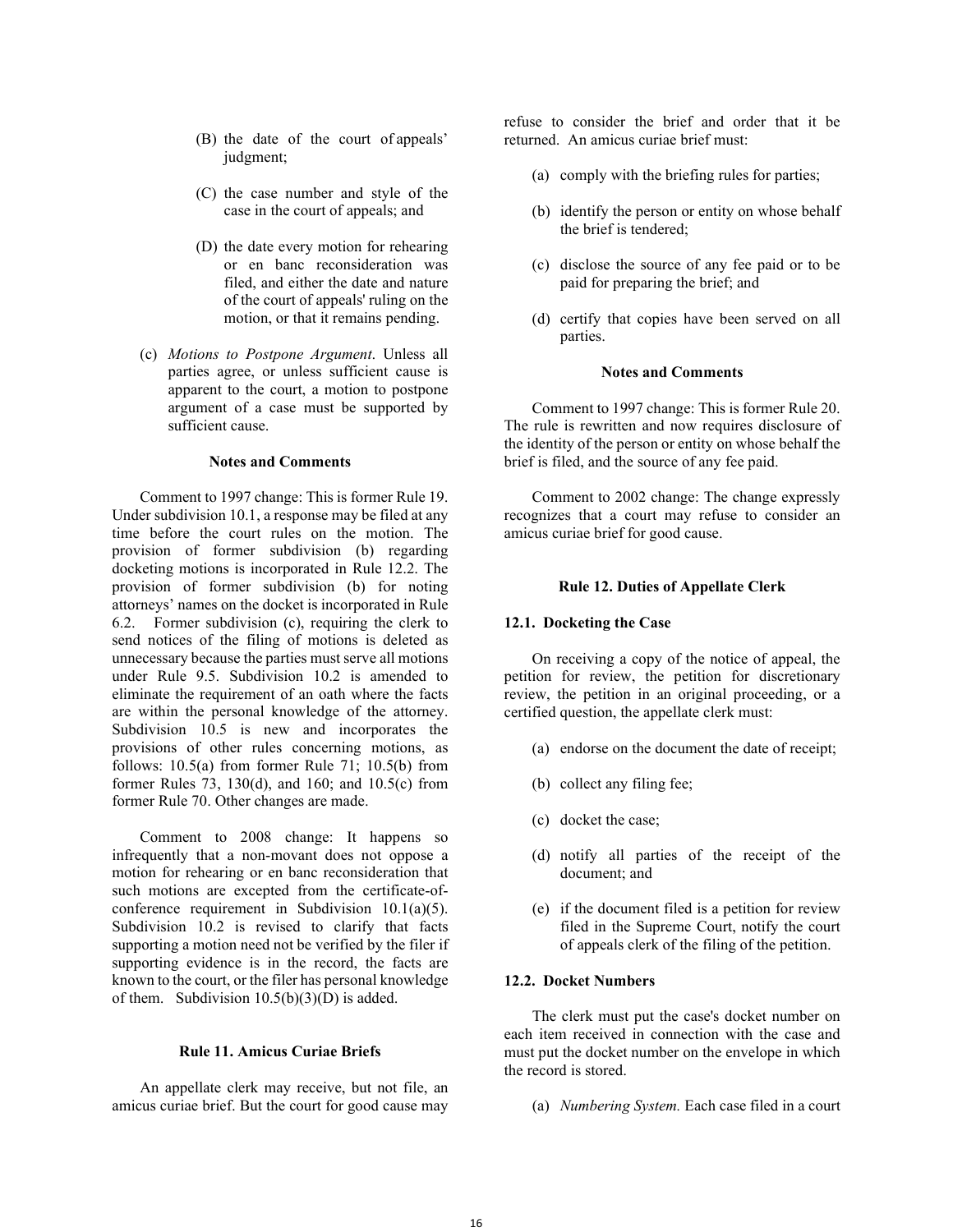(B) the date of the court of appeals' judgment;

(C) the case number and style of the case in the court of appeals; and

(D) the date every motion for rehearing or en banc reconsideration was filed, and either the date and nature of the court of appeals' ruling on the motion, or that it remains pending.

(c) *Motions to Postpone Argument*. Unless all parties agree, or unless sufficient cause is apparent to the court, a motion to postpone argument of a case must be supported by sufficient cause.

**Notes and Comments**

Comment to 1997 change: This is former Rule 19. Under subdivision 10.1, a response may be filed at any time before the court rules on the motion. The provision of former subdivision (b) regarding docketing motions is incorporated in Rule 12.2. The provision of former subdivision (b) for noting attorneys' names on the docket is incorporated in Rule 6.2. Former subdivision (c), requiring the clerk to send notices of the filing of motions is deleted as unnecessary because the parties must serve all motions under Rule 9.5. Subdivision 10.2 is amended to eliminate the requirement of an oath where the facts are within the personal knowledge of the attorney. Subdivision 10.5 is new and incorporates the provisions of other rules concerning motions, as follows: 10.5(a) from former Rule 71; 10.5(b) from former Rules 73, 130(d), and 160; and 10.5(c) from former Rule 70. Other changes are made.

Comment to 2008 change: It happens so infrequently that a non-movant does not oppose a motion for rehearing or en banc reconsideration that such motions are excepted from the certificate-of-conference requirement in Subdivision 10.1(a)(5). Subdivision 10.2 is revised to clarify that facts supporting a motion need not be verified by the filer if supporting evidence is in the record, the facts are known to the court, or the filer has personal knowledge of them. Subdivision 10.5(b)(3)(D) is added.

## Rule 11. Amicus Curiae Briefs

An appellate clerk may receive, but not file, an amicus curiae brief. But the court for good cause may refuse to consider the brief and order that it be returned. An amicus curiae brief must:

(a) comply with the briefing rules for parties;

(b) identify the person or entity on whose behalf the brief is tendered;

(c) disclose the source of any fee paid or to be paid for preparing the brief; and

(d) certify that copies have been served on all parties.

**Notes and Comments**

Comment to 1997 change: This is former Rule 20. The rule is rewritten and now requires disclosure of the identity of the person or entity on whose behalf the brief is filed, and the source of any fee paid.

Comment to 2002 change: The change expressly recognizes that a court may refuse to consider an amicus curiae brief for good cause.

## Rule 12. Duties of Appellate Clerk

### 12.1. Docketing the Case

On receiving a copy of the notice of appeal, the petition for review, the petition for discretionary review, the petition in an original proceeding, or a certified question, the appellate clerk must:

(a) endorse on the document the date of receipt;

(b) collect any filing fee;

(c) docket the case;

(d) notify all parties of the receipt of the document; and

(e) if the document filed is a petition for review filed in the Supreme Court, notify the court of appeals clerk of the filing of the petition.

### 12.2. Docket Numbers

The clerk must put the case's docket number on each item received in connection with the case and must put the docket number on the envelope in which the record is stored.

(a) *Numbering System.* Each case filed in a court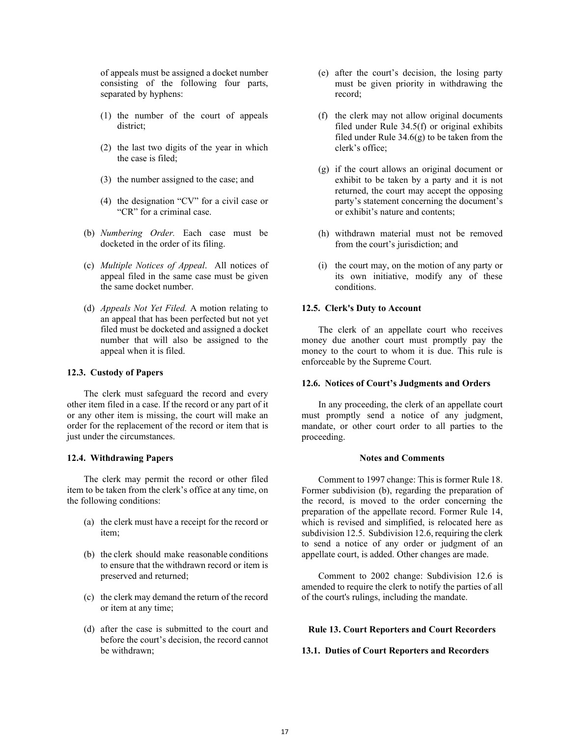of appeals must be assigned a docket number consisting of the following four parts, separated by hyphens:

(1) the number of the court of appeals district;

(2) the last two digits of the year in which the case is filed;

(3) the number assigned to the case; and

(4) the designation "CV" for a civil case or "CR" for a criminal case.

(b) *Numbering Order.* Each case must be docketed in the order of its filing.

(c) *Multiple Notices of Appeal.* All notices of appeal filed in the same case must be given the same docket number.

(d) *Appeals Not Yet Filed.* A motion relating to an appeal that has been perfected but not yet filed must be docketed and assigned a docket number that will also be assigned to the appeal when it is filed.

**12.3. Custody of Papers**

The clerk must safeguard the record and every other item filed in a case. If the record or any part of it or any other item is missing, the court will make an order for the replacement of the record or item that is just under the circumstances.

**12.4. Withdrawing Papers**

The clerk may permit the record or other filed item to be taken from the clerk's office at any time, on the following conditions:

(a) the clerk must have a receipt for the record or item;

(b) the clerk should make reasonable conditions to ensure that the withdrawn record or item is preserved and returned;

(c) the clerk may demand the return of the record or item at any time;

(d) after the case is submitted to the court and before the court's decision, the record cannot be withdrawn;

(e) after the court's decision, the losing party must be given priority in withdrawing the record;

(f) the clerk may not allow original documents filed under Rule 34.5(f) or original exhibits filed under Rule 34.6(g) to be taken from the clerk's office;

(g) if the court allows an original document or exhibit to be taken by a party and it is not returned, the court may accept the opposing party's statement concerning the document's or exhibit's nature and contents;

(h) withdrawn material must not be removed from the court's jurisdiction; and

(i) the court may, on the motion of any party or its own initiative, modify any of these conditions.

**12.5. Clerk's Duty to Account**

The clerk of an appellate court who receives money due another court must promptly pay the money to the court to whom it is due. This rule is enforceable by the Supreme Court.

**12.6. Notices of Court's Judgments and Orders**

In any proceeding, the clerk of an appellate court must promptly send a notice of any judgment, mandate, or other court order to all parties to the proceeding.

**Notes and Comments**

Comment to 1997 change: This is former Rule 18. Former subdivision (b), regarding the preparation of the record, is moved to the order concerning the preparation of the appellate record. Former Rule 14, which is revised and simplified, is relocated here as subdivision 12.5. Subdivision 12.6, requiring the clerk to send a notice of any order or judgment of an appellate court, is added. Other changes are made.

Comment to 2002 change: Subdivision 12.6 is amended to require the clerk to notify the parties of all of the court's rulings, including the mandate.

## Rule 13. Court Reporters and Court Recorders

**13.1. Duties of Court Reporters and Recorders**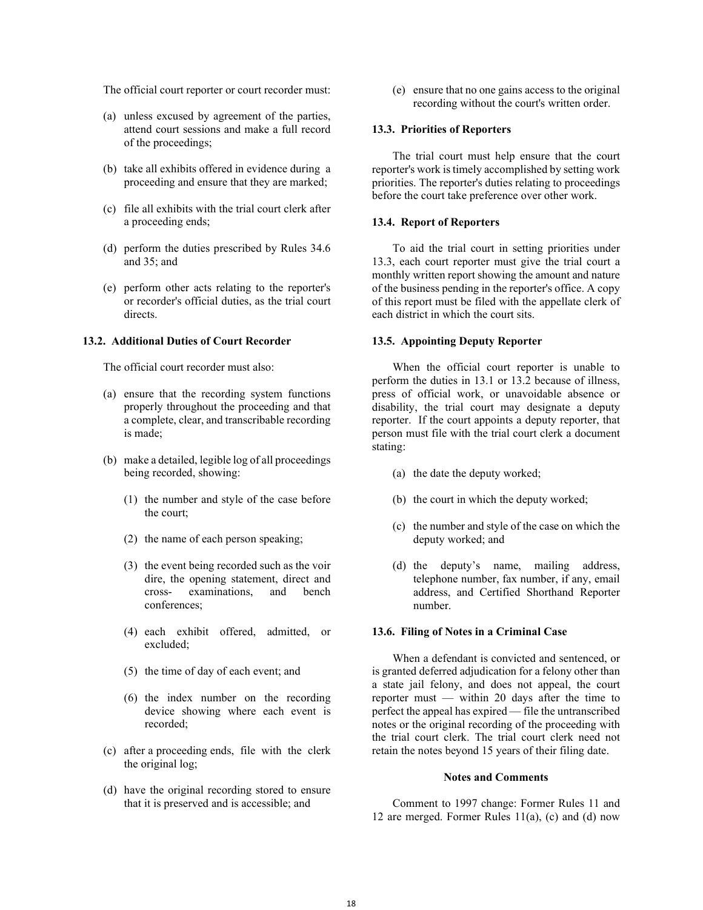The official court reporter or court recorder must:

(a) unless excused by agreement of the parties, attend court sessions and make a full record of the proceedings;

(b) take all exhibits offered in evidence during a proceeding and ensure that they are marked;

(c) file all exhibits with the trial court clerk after a proceeding ends;

(d) perform the duties prescribed by Rules 34.6 and 35; and

(e) perform other acts relating to the reporter's or recorder's official duties, as the trial court directs.

**13.2. Additional Duties of Court Recorder**

The official court recorder must also:

(a) ensure that the recording system functions properly throughout the proceeding and that a complete, clear, and transcribable recording is made;

(b) make a detailed, legible log of all proceedings being recorded, showing:

   (1) the number and style of the case before the court;

   (2) the name of each person speaking;

   (3) the event being recorded such as the voir dire, the opening statement, direct and cross- examinations, and bench conferences;

   (4) each exhibit offered, admitted, or excluded;

   (5) the time of day of each event; and

   (6) the index number on the recording device showing where each event is recorded;

(c) after a proceeding ends, file with the clerk the original log;

(d) have the original recording stored to ensure that it is preserved and is accessible; and

(e) ensure that no one gains access to the original recording without the court's written order.

**13.3. Priorities of Reporters**

The trial court must help ensure that the court reporter's work is timely accomplished by setting work priorities. The reporter's duties relating to proceedings before the court take preference over other work.

**13.4. Report of Reporters**

To aid the trial court in setting priorities under 13.3, each court reporter must give the trial court a monthly written report showing the amount and nature of the business pending in the reporter's office. A copy of this report must be filed with the appellate clerk of each district in which the court sits.

**13.5. Appointing Deputy Reporter**

When the official court reporter is unable to perform the duties in 13.1 or 13.2 because of illness, press of official work, or unavoidable absence or disability, the trial court may designate a deputy reporter. If the court appoints a deputy reporter, that person must file with the trial court clerk a document stating:

(a) the date the deputy worked;

(b) the court in which the deputy worked;

(c) the number and style of the case on which the deputy worked; and

(d) the deputy's name, mailing address, telephone number, fax number, if any, email address, and Certified Shorthand Reporter number.

**13.6. Filing of Notes in a Criminal Case**

When a defendant is convicted and sentenced, or is granted deferred adjudication for a felony other than a state jail felony, and does not appeal, the court reporter must — within 20 days after the time to perfect the appeal has expired — file the untranscribed notes or the original recording of the proceeding with the trial court clerk. The trial court clerk need not retain the notes beyond 15 years of their filing date.

**Notes and Comments**

Comment to 1997 change: Former Rules 11 and 12 are merged. Former Rules 11(a), (c) and (d) now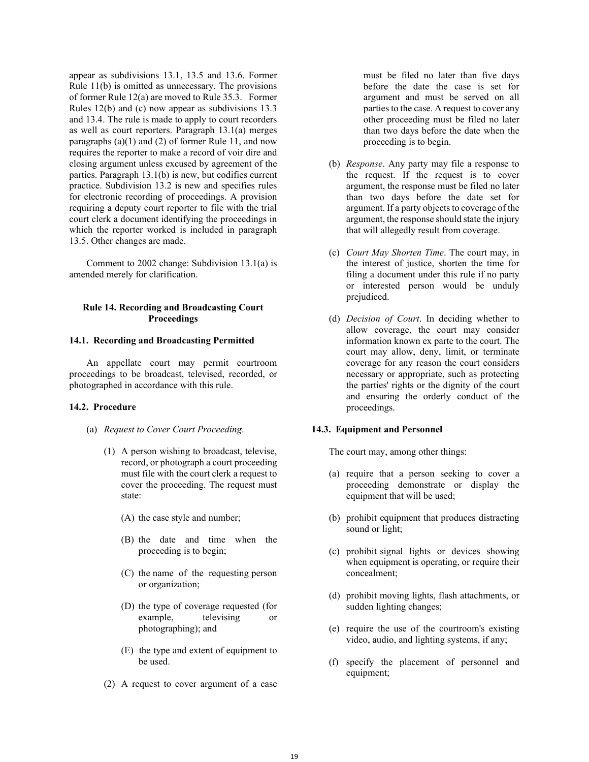appear as subdivisions 13.1, 13.5 and 13.6. Former Rule 11(b) is omitted as unnecessary. The provisions of former Rule 12(a) are moved to Rule 35.3. Former Rules 12(b) and (c) now appear as subdivisions 13.3 and 13.4. The rule is made to apply to court recorders as well as court reporters. Paragraph 13.1(a) merges paragraphs (a)(1) and (2) of former Rule 11, and now requires the reporter to make a record of voir dire and closing argument unless excused by agreement of the parties. Paragraph 13.1(b) is new, but codifies current practice. Subdivision 13.2 is new and specifies rules for electronic recording of proceedings. A provision requiring a deputy court reporter to file with the trial court clerk a document identifying the proceedings in which the reporter worked is included in paragraph 13.5. Other changes are made.

Comment to 2002 change: Subdivision 13.1(a) is amended merely for clarification.

### Rule 14. Recording and Broadcasting Court Proceedings

#### 14.1. Recording and Broadcasting Permitted

An appellate court may permit courtroom proceedings to be broadcast, televised, recorded, or photographed in accordance with this rule.

#### 14.2. Procedure

(a) *Request to Cover Court Proceeding*.

(1) A person wishing to broadcast, televise, record, or photograph a court proceeding must file with the court clerk a request to cover the proceeding. The request must state:

(A) the case style and number;

(B) the date and time when the proceeding is to begin;

(C) the name of the requesting person or organization;

(D) the type of coverage requested (for example, televising or photographing); and

(E) the type and extent of equipment to be used.

(2) A request to cover argument of a case must be filed no later than five days before the date the case is set for argument and must be served on all parties to the case. A request to cover any other proceeding must be filed no later than two days before the date when the proceeding is to begin.

(b) *Response*. Any party may file a response to the request. If the request is to cover argument, the response must be filed no later than two days before the date set for argument. If a party objects to coverage of the argument, the response should state the injury that will allegedly result from coverage.

(c) *Court May Shorten Time*. The court may, in the interest of justice, shorten the time for filing a document under this rule if no party or interested person would be unduly prejudiced.

(d) *Decision of Court*. In deciding whether to allow coverage, the court may consider information known ex parte to the court. The court may allow, deny, limit, or terminate coverage for any reason the court considers necessary or appropriate, such as protecting the parties' rights or the dignity of the court and ensuring the orderly conduct of the proceedings.

#### 14.3. Equipment and Personnel

The court may, among other things:

(a) require that a person seeking to cover a proceeding demonstrate or display the equipment that will be used;

(b) prohibit equipment that produces distracting sound or light;

(c) prohibit signal lights or devices showing when equipment is operating, or require their concealment;

(d) prohibit moving lights, flash attachments, or sudden lighting changes;

(e) require the use of the courtroom's existing video, audio, and lighting systems, if any;

(f) specify the placement of personnel and equipment;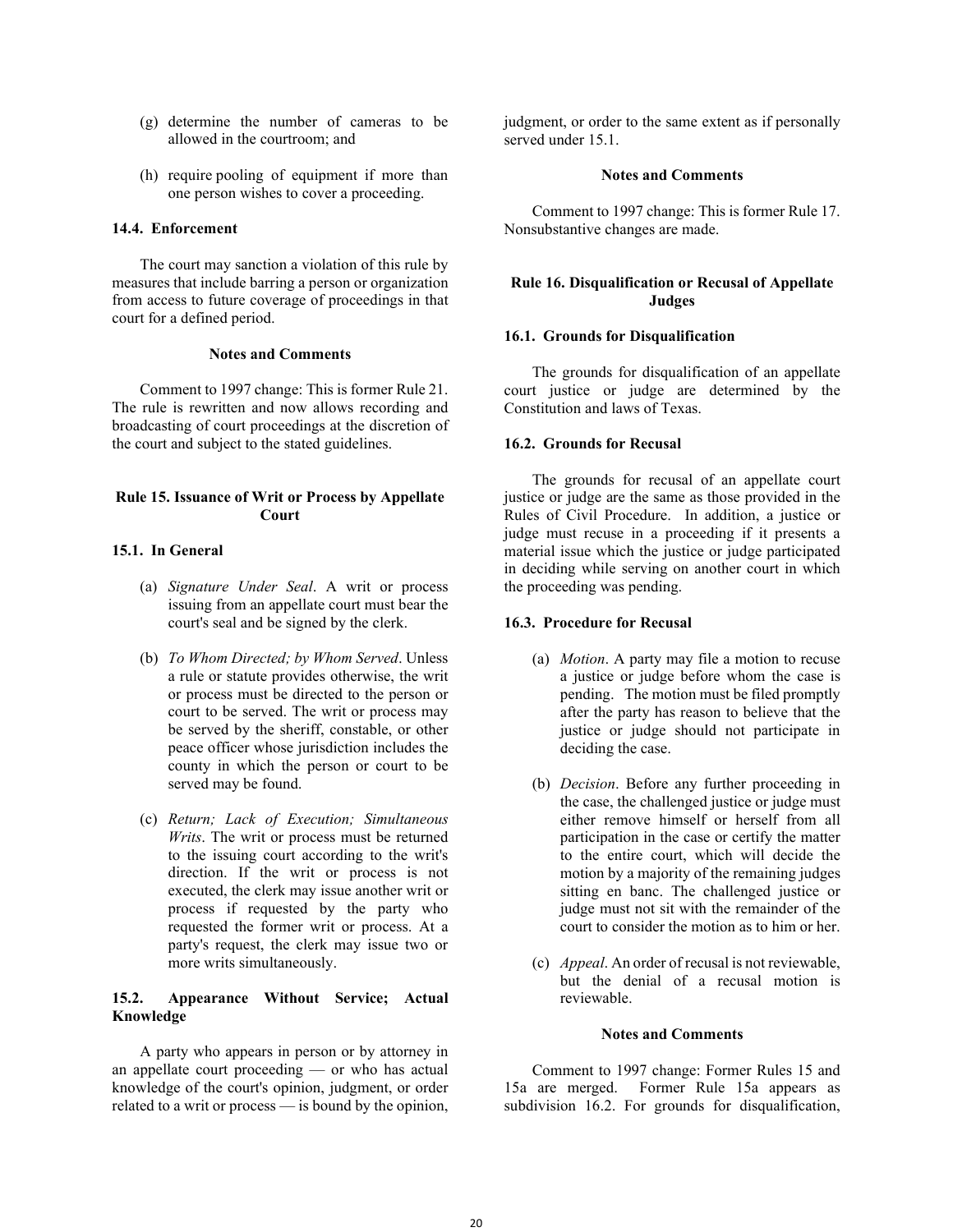(g) determine the number of cameras to be allowed in the courtroom; and

(h) require pooling of equipment if more than one person wishes to cover a proceeding.

### 14.4. Enforcement

The court may sanction a violation of this rule by measures that include barring a person or organization from access to future coverage of proceedings in that court for a defined period.

**Notes and Comments**

Comment to 1997 change: This is former Rule 21. The rule is rewritten and now allows recording and broadcasting of court proceedings at the discretion of the court and subject to the stated guidelines.

## Rule 15. Issuance of Writ or Process by Appellate Court

### 15.1. In General

(a) *Signature Under Seal*. A writ or process issuing from an appellate court must bear the court's seal and be signed by the clerk.

(b) *To Whom Directed; by Whom Served*. Unless a rule or statute provides otherwise, the writ or process must be directed to the person or court to be served. The writ or process may be served by the sheriff, constable, or other peace officer whose jurisdiction includes the county in which the person or court to be served may be found.

(c) *Return; Lack of Execution; Simultaneous Writs*. The writ or process must be returned to the issuing court according to the writ's direction. If the writ or process is not executed, the clerk may issue another writ or process if requested by the party who requested the former writ or process. At a party's request, the clerk may issue two or more writs simultaneously.

### 15.2. Appearance Without Service; Actual Knowledge

A party who appears in person or by attorney in an appellate court proceeding — or who has actual knowledge of the court's opinion, judgment, or order related to a writ or process — is bound by the opinion, judgment, or order to the same extent as if personally served under 15.1.

**Notes and Comments**

Comment to 1997 change: This is former Rule 17. Nonsubstantive changes are made.

## Rule 16. Disqualification or Recusal of Appellate Judges

### 16.1. Grounds for Disqualification

The grounds for disqualification of an appellate court justice or judge are determined by the Constitution and laws of Texas.

### 16.2. Grounds for Recusal

The grounds for recusal of an appellate court justice or judge are the same as those provided in the Rules of Civil Procedure. In addition, a justice or judge must recuse in a proceeding if it presents a material issue which the justice or judge participated in deciding while serving on another court in which the proceeding was pending.

### 16.3. Procedure for Recusal

(a) *Motion*. A party may file a motion to recuse a justice or judge before whom the case is pending. The motion must be filed promptly after the party has reason to believe that the justice or judge should not participate in deciding the case.

(b) *Decision*. Before any further proceeding in the case, the challenged justice or judge must either remove himself or herself from all participation in the case or certify the matter to the entire court, which will decide the motion by a majority of the remaining judges sitting en banc. The challenged justice or judge must not sit with the remainder of the court to consider the motion as to him or her.

(c) *Appeal*. An order of recusal is not reviewable, but the denial of a recusal motion is reviewable.

**Notes and Comments**

Comment to 1997 change: Former Rules 15 and 15a are merged. Former Rule 15a appears as subdivision 16.2. For grounds for disqualification,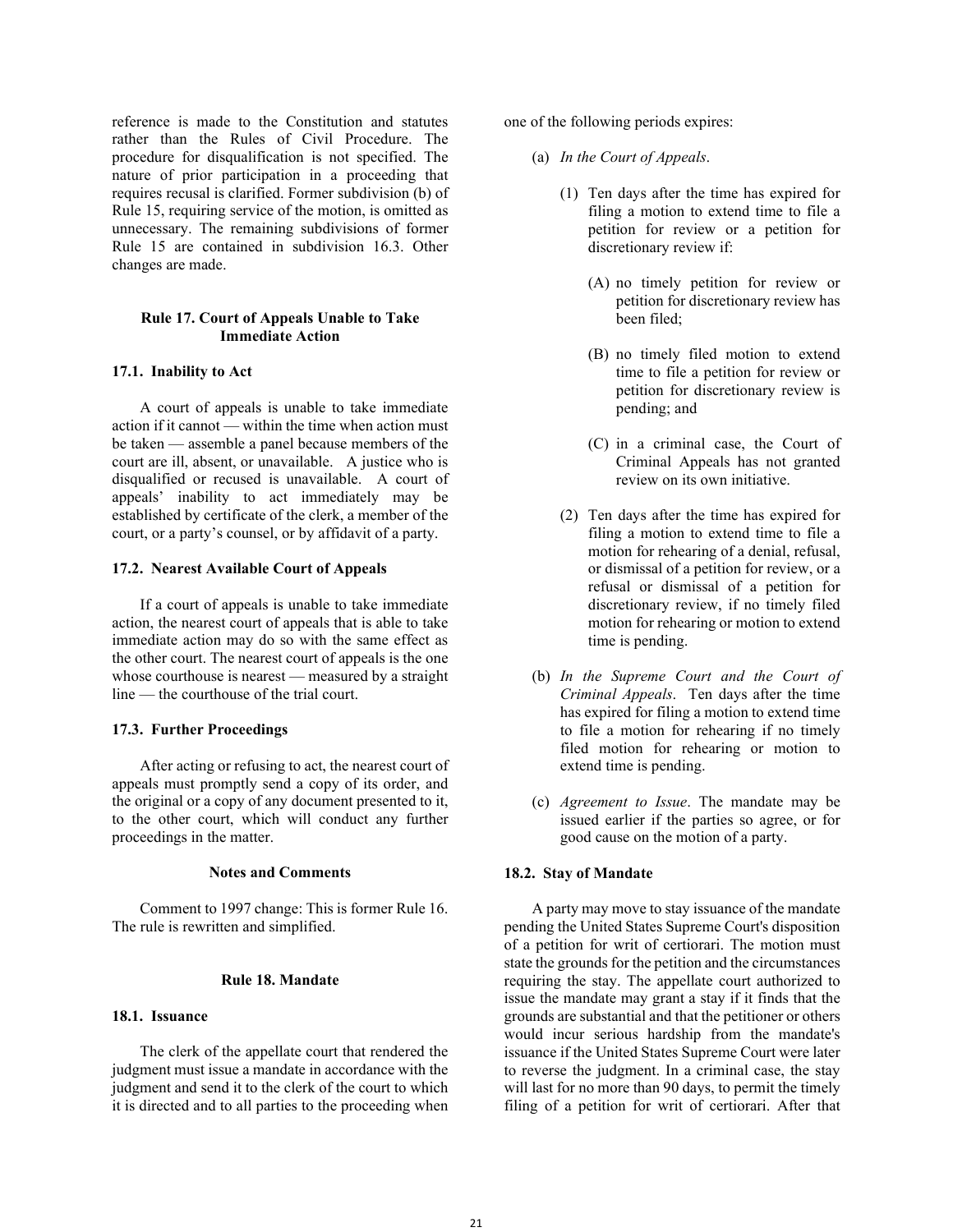reference is made to the Constitution and statutes rather than the Rules of Civil Procedure. The procedure for disqualification is not specified. The nature of prior participation in a proceeding that requires recusal is clarified. Former subdivision (b) of Rule 15, requiring service of the motion, is omitted as unnecessary. The remaining subdivisions of former Rule 15 are contained in subdivision 16.3. Other changes are made.

## Rule 17. Court of Appeals Unable to Take Immediate Action

### 17.1. Inability to Act

A court of appeals is unable to take immediate action if it cannot — within the time when action must be taken — assemble a panel because members of the court are ill, absent, or unavailable. A justice who is disqualified or recused is unavailable. A court of appeals' inability to act immediately may be established by certificate of the clerk, a member of the court, or a party's counsel, or by affidavit of a party.

### 17.2. Nearest Available Court of Appeals

If a court of appeals is unable to take immediate action, the nearest court of appeals that is able to take immediate action may do so with the same effect as the other court. The nearest court of appeals is the one whose courthouse is nearest — measured by a straight line — the courthouse of the trial court.

### 17.3. Further Proceedings

After acting or refusing to act, the nearest court of appeals must promptly send a copy of its order, and the original or a copy of any document presented to it, to the other court, which will conduct any further proceedings in the matter.

#### Notes and Comments

Comment to 1997 change: This is former Rule 16. The rule is rewritten and simplified.

## Rule 18. Mandate

### 18.1. Issuance

The clerk of the appellate court that rendered the judgment must issue a mandate in accordance with the judgment and send it to the clerk of the court to which it is directed and to all parties to the proceeding when one of the following periods expires:

(a) *In the Court of Appeals*.

(1) Ten days after the time has expired for filing a motion to extend time to file a petition for review or a petition for discretionary review if:

(A) no timely petition for review or petition for discretionary review has been filed;

(B) no timely filed motion to extend time to file a petition for review or petition for discretionary review is pending; and

(C) in a criminal case, the Court of Criminal Appeals has not granted review on its own initiative.

(2) Ten days after the time has expired for filing a motion to extend time to file a motion for rehearing of a denial, refusal, or dismissal of a petition for review, or a refusal or dismissal of a petition for discretionary review, if no timely filed motion for rehearing or motion to extend time is pending.

(b) *In the Supreme Court and the Court of Criminal Appeals*. Ten days after the time has expired for filing a motion to extend time to file a motion for rehearing if no timely filed motion for rehearing or motion to extend time is pending.

(c) *Agreement to Issue*. The mandate may be issued earlier if the parties so agree, or for good cause on the motion of a party.

### 18.2. Stay of Mandate

A party may move to stay issuance of the mandate pending the United States Supreme Court's disposition of a petition for writ of certiorari. The motion must state the grounds for the petition and the circumstances requiring the stay. The appellate court authorized to issue the mandate may grant a stay if it finds that the grounds are substantial and that the petitioner or others would incur serious hardship from the mandate's issuance if the United States Supreme Court were later to reverse the judgment. In a criminal case, the stay will last for no more than 90 days, to permit the timely filing of a petition for writ of certiorari. After that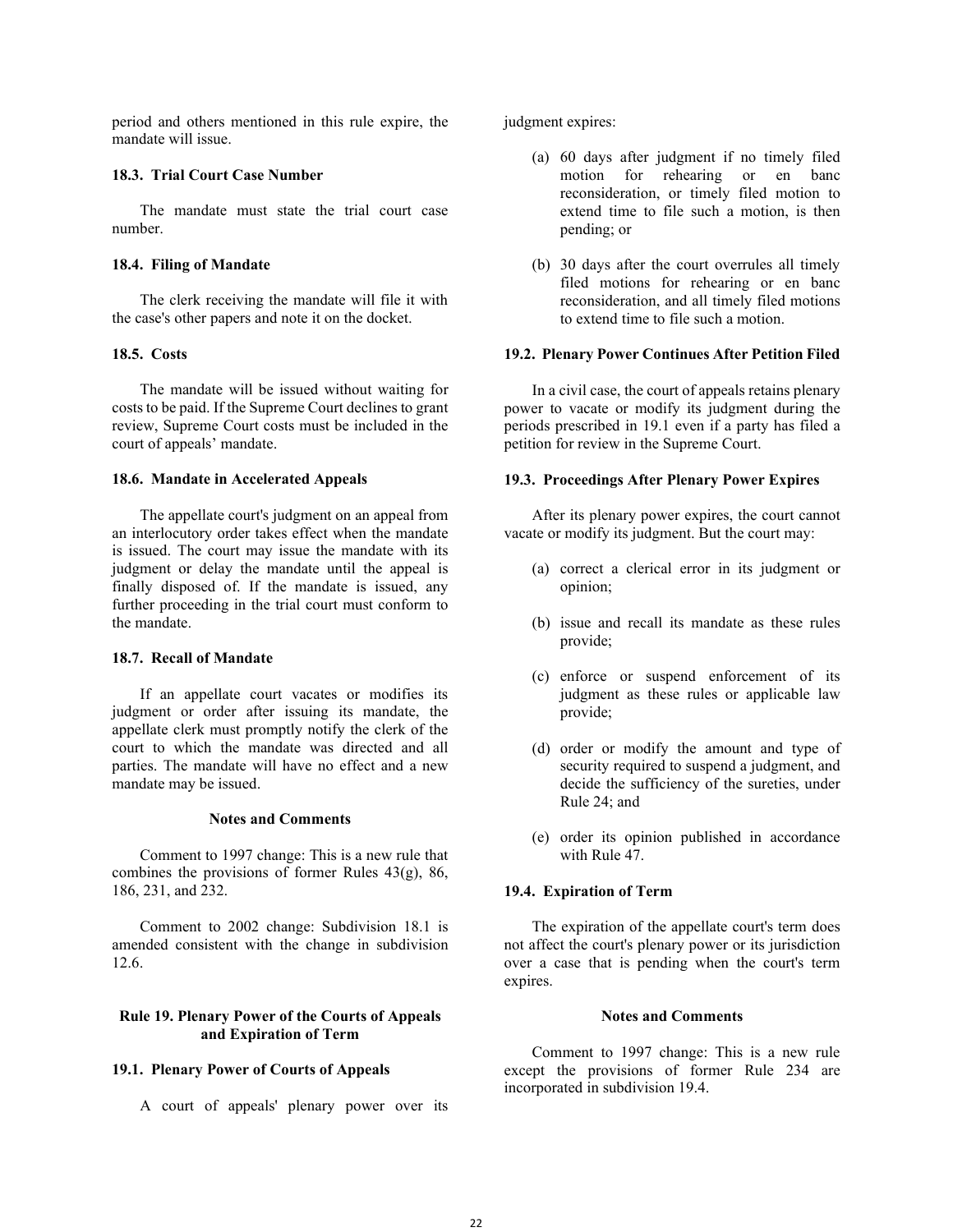period and others mentioned in this rule expire, the mandate will issue.

#### 18.3. Trial Court Case Number

The mandate must state the trial court case number.

#### 18.4. Filing of Mandate

The clerk receiving the mandate will file it with the case's other papers and note it on the docket.

#### 18.5. Costs

The mandate will be issued without waiting for costs to be paid. If the Supreme Court declines to grant review, Supreme Court costs must be included in the court of appeals' mandate.

#### 18.6. Mandate in Accelerated Appeals

The appellate court's judgment on an appeal from an interlocutory order takes effect when the mandate is issued. The court may issue the mandate with its judgment or delay the mandate until the appeal is finally disposed of. If the mandate is issued, any further proceeding in the trial court must conform to the mandate.

#### 18.7. Recall of Mandate

If an appellate court vacates or modifies its judgment or order after issuing its mandate, the appellate clerk must promptly notify the clerk of the court to which the mandate was directed and all parties. The mandate will have no effect and a new mandate may be issued.

**Notes and Comments**

Comment to 1997 change: This is a new rule that combines the provisions of former Rules 43(g), 86, 186, 231, and 232.

Comment to 2002 change: Subdivision 18.1 is amended consistent with the change in subdivision 12.6.

### Rule 19. Plenary Power of the Courts of Appeals and Expiration of Term

#### 19.1. Plenary Power of Courts of Appeals

A court of appeals' plenary power over its judgment expires:

(a) 60 days after judgment if no timely filed motion for rehearing or en banc reconsideration, or timely filed motion to extend time to file such a motion, is then pending; or

(b) 30 days after the court overrules all timely filed motions for rehearing or en banc reconsideration, and all timely filed motions to extend time to file such a motion.

#### 19.2. Plenary Power Continues After Petition Filed

In a civil case, the court of appeals retains plenary power to vacate or modify its judgment during the periods prescribed in 19.1 even if a party has filed a petition for review in the Supreme Court.

#### 19.3. Proceedings After Plenary Power Expires

After its plenary power expires, the court cannot vacate or modify its judgment. But the court may:

(a) correct a clerical error in its judgment or opinion;

(b) issue and recall its mandate as these rules provide;

(c) enforce or suspend enforcement of its judgment as these rules or applicable law provide;

(d) order or modify the amount and type of security required to suspend a judgment, and decide the sufficiency of the sureties, under Rule 24; and

(e) order its opinion published in accordance with Rule 47.

#### 19.4. Expiration of Term

The expiration of the appellate court's term does not affect the court's plenary power or its jurisdiction over a case that is pending when the court's term expires.

**Notes and Comments**

Comment to 1997 change: This is a new rule except the provisions of former Rule 234 are incorporated in subdivision 19.4.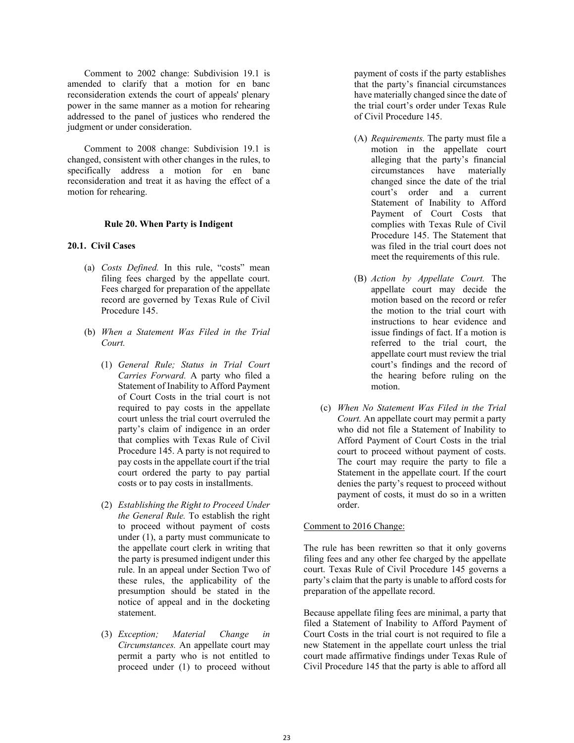Comment to 2002 change: Subdivision 19.1 is amended to clarify that a motion for en banc reconsideration extends the court of appeals' plenary power in the same manner as a motion for rehearing addressed to the panel of justices who rendered the judgment or under consideration.

Comment to 2008 change: Subdivision 19.1 is changed, consistent with other changes in the rules, to specifically address a motion for en banc reconsideration and treat it as having the effect of a motion for rehearing.

### Rule 20. When Party is Indigent

#### 20.1. Civil Cases

(a) *Costs Defined.* In this rule, "costs" mean filing fees charged by the appellate court. Fees charged for preparation of the appellate record are governed by Texas Rule of Civil Procedure 145.

(b) *When a Statement Was Filed in the Trial Court.*

(1) *General Rule; Status in Trial Court Carries Forward.* A party who filed a Statement of Inability to Afford Payment of Court Costs in the trial court is not required to pay costs in the appellate court unless the trial court overruled the party's claim of indigence in an order that complies with Texas Rule of Civil Procedure 145. A party is not required to pay costs in the appellate court if the trial court ordered the party to pay partial costs or to pay costs in installments.

(2) *Establishing the Right to Proceed Under the General Rule.* To establish the right to proceed without payment of costs under (1), a party must communicate to the appellate court clerk in writing that the party is presumed indigent under this rule. In an appeal under Section Two of these rules, the applicability of the presumption should be stated in the notice of appeal and in the docketing statement.

(3) *Exception; Material Change in Circumstances.* An appellate court may permit a party who is not entitled to proceed under (1) to proceed without payment of costs if the party establishes that the party's financial circumstances have materially changed since the date of the trial court's order under Texas Rule of Civil Procedure 145.

(A) *Requirements.* The party must file a motion in the appellate court alleging that the party's financial circumstances have materially changed since the date of the trial court's order and a current Statement of Inability to Afford Payment of Court Costs that complies with Texas Rule of Civil Procedure 145. The Statement that was filed in the trial court does not meet the requirements of this rule.

(B) *Action by Appellate Court.* The appellate court may decide the motion based on the record or refer the motion to the trial court with instructions to hear evidence and issue findings of fact. If a motion is referred to the trial court, the appellate court must review the trial court's findings and the record of the hearing before ruling on the motion.

(c) *When No Statement Was Filed in the Trial Court.* An appellate court may permit a party who did not file a Statement of Inability to Afford Payment of Court Costs in the trial court to proceed without payment of costs. The court may require the party to file a Statement in the appellate court. If the court denies the party's request to proceed without payment of costs, it must do so in a written order.

Comment to 2016 Change:

The rule has been rewritten so that it only governs filing fees and any other fee charged by the appellate court. Texas Rule of Civil Procedure 145 governs a party's claim that the party is unable to afford costs for preparation of the appellate record.

Because appellate filing fees are minimal, a party that filed a Statement of Inability to Afford Payment of Court Costs in the trial court is not required to file a new Statement in the appellate court unless the trial court made affirmative findings under Texas Rule of Civil Procedure 145 that the party is able to afford all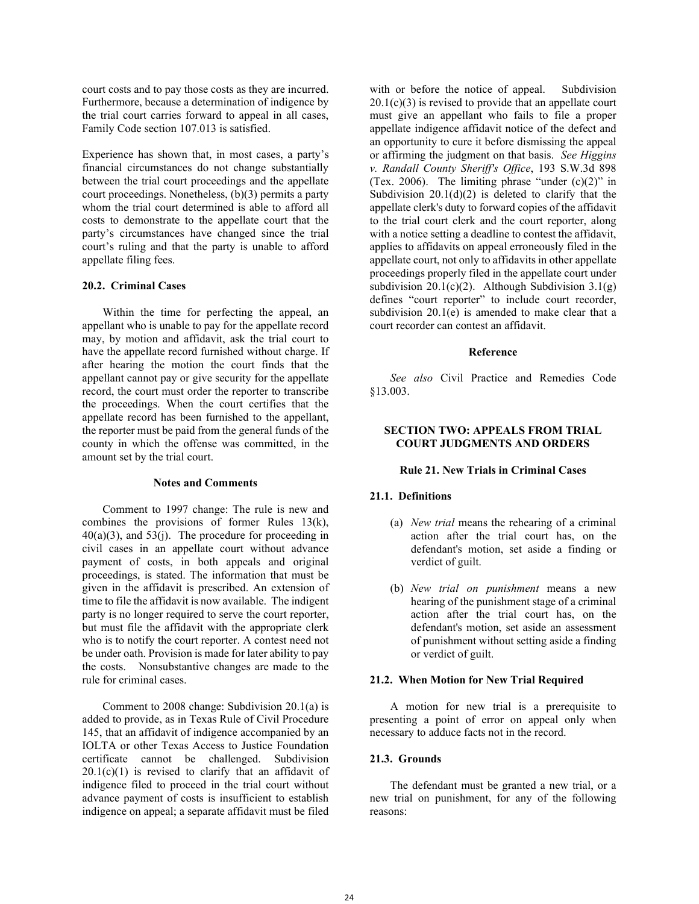court costs and to pay those costs as they are incurred. Furthermore, because a determination of indigence by the trial court carries forward to appeal in all cases, Family Code section 107.013 is satisfied.

Experience has shown that, in most cases, a party's financial circumstances do not change substantially between the trial court proceedings and the appellate court proceedings. Nonetheless, (b)(3) permits a party whom the trial court determined is able to afford all costs to demonstrate to the appellate court that the party's circumstances have changed since the trial court's ruling and that the party is unable to afford appellate filing fees.

#### 20.2. Criminal Cases

Within the time for perfecting the appeal, an appellant who is unable to pay for the appellate record may, by motion and affidavit, ask the trial court to have the appellate record furnished without charge. If after hearing the motion the court finds that the appellant cannot pay or give security for the appellate record, the court must order the reporter to transcribe the proceedings. When the court certifies that the appellate record has been furnished to the appellant, the reporter must be paid from the general funds of the county in which the offense was committed, in the amount set by the trial court.

**Notes and Comments**

Comment to 1997 change: The rule is new and combines the provisions of former Rules 13(k), 40(a)(3), and 53(j). The procedure for proceeding in civil cases in an appellate court without advance payment of costs, in both appeals and original proceedings, is stated. The information that must be given in the affidavit is prescribed. An extension of time to file the affidavit is now available. The indigent party is no longer required to serve the court reporter, but must file the affidavit with the appropriate clerk who is to notify the court reporter. A contest need not be under oath. Provision is made for later ability to pay the costs. Nonsubstantive changes are made to the rule for criminal cases.

Comment to 2008 change: Subdivision 20.1(a) is added to provide, as in Texas Rule of Civil Procedure 145, that an affidavit of indigence accompanied by an IOLTA or other Texas Access to Justice Foundation certificate cannot be challenged. Subdivision 20.1(c)(1) is revised to clarify that an affidavit of indigence filed to proceed in the trial court without advance payment of costs is insufficient to establish indigence on appeal; a separate affidavit must be filed with or before the notice of appeal. Subdivision 20.1(c)(3) is revised to provide that an appellate court must give an appellant who fails to file a proper appellate indigence affidavit notice of the defect and an opportunity to cure it before dismissing the appeal or affirming the judgment on that basis. *See Higgins v. Randall County Sheriff's Office*, 193 S.W.3d 898 (Tex. 2006). The limiting phrase "under (c)(2)" in Subdivision 20.1(d)(2) is deleted to clarify that the appellate clerk's duty to forward copies of the affidavit to the trial court clerk and the court reporter, along with a notice setting a deadline to contest the affidavit, applies to affidavits on appeal erroneously filed in the appellate court, not only to affidavits in other appellate proceedings properly filed in the appellate court under subdivision 20.1(c)(2). Although Subdivision 3.1(g) defines "court reporter" to include court recorder, subdivision 20.1(e) is amended to make clear that a court recorder can contest an affidavit.

**Reference**

*See also* Civil Practice and Remedies Code §13.003.

## SECTION TWO: APPEALS FROM TRIAL COURT JUDGMENTS AND ORDERS

### Rule 21. New Trials in Criminal Cases

#### 21.1. Definitions

(a) *New trial* means the rehearing of a criminal action after the trial court has, on the defendant's motion, set aside a finding or verdict of guilt.

(b) *New trial on punishment* means a new hearing of the punishment stage of a criminal action after the trial court has, on the defendant's motion, set aside an assessment of punishment without setting aside a finding or verdict of guilt.

#### 21.2. When Motion for New Trial Required

A motion for new trial is a prerequisite to presenting a point of error on appeal only when necessary to adduce facts not in the record.

#### 21.3. Grounds

The defendant must be granted a new trial, or a new trial on punishment, for any of the following reasons: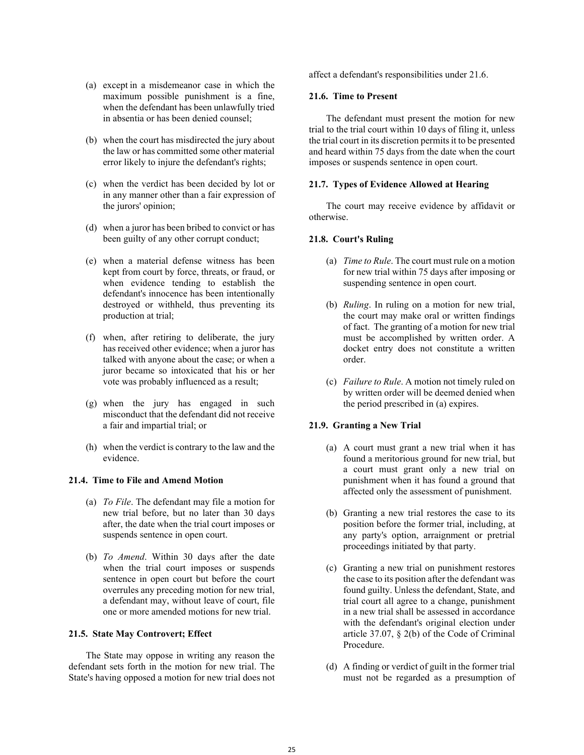(a) except in a misdemeanor case in which the maximum possible punishment is a fine, when the defendant has been unlawfully tried in absentia or has been denied counsel;

(b) when the court has misdirected the jury about the law or has committed some other material error likely to injure the defendant's rights;

(c) when the verdict has been decided by lot or in any manner other than a fair expression of the jurors' opinion;

(d) when a juror has been bribed to convict or has been guilty of any other corrupt conduct;

(e) when a material defense witness has been kept from court by force, threats, or fraud, or when evidence tending to establish the defendant's innocence has been intentionally destroyed or withheld, thus preventing its production at trial;

(f) when, after retiring to deliberate, the jury has received other evidence; when a juror has talked with anyone about the case; or when a juror became so intoxicated that his or her vote was probably influenced as a result;

(g) when the jury has engaged in such misconduct that the defendant did not receive a fair and impartial trial; or

(h) when the verdict is contrary to the law and the evidence.

#### 21.4. Time to File and Amend Motion

(a) *To File*. The defendant may file a motion for new trial before, but no later than 30 days after, the date when the trial court imposes or suspends sentence in open court.

(b) *To Amend*. Within 30 days after the date when the trial court imposes or suspends sentence in open court but before the court overrules any preceding motion for new trial, a defendant may, without leave of court, file one or more amended motions for new trial.

#### 21.5. State May Controvert; Effect

The State may oppose in writing any reason the defendant sets forth in the motion for new trial. The State's having opposed a motion for new trial does not affect a defendant's responsibilities under 21.6.

#### 21.6. Time to Present

The defendant must present the motion for new trial to the trial court within 10 days of filing it, unless the trial court in its discretion permits it to be presented and heard within 75 days from the date when the court imposes or suspends sentence in open court.

#### 21.7. Types of Evidence Allowed at Hearing

The court may receive evidence by affidavit or otherwise.

#### 21.8. Court's Ruling

(a) *Time to Rule*. The court must rule on a motion for new trial within 75 days after imposing or suspending sentence in open court.

(b) *Ruling*. In ruling on a motion for new trial, the court may make oral or written findings of fact. The granting of a motion for new trial must be accomplished by written order. A docket entry does not constitute a written order.

(c) *Failure to Rule*. A motion not timely ruled on by written order will be deemed denied when the period prescribed in (a) expires.

#### 21.9. Granting a New Trial

(a) A court must grant a new trial when it has found a meritorious ground for new trial, but a court must grant only a new trial on punishment when it has found a ground that affected only the assessment of punishment.

(b) Granting a new trial restores the case to its position before the former trial, including, at any party's option, arraignment or pretrial proceedings initiated by that party.

(c) Granting a new trial on punishment restores the case to its position after the defendant was found guilty. Unless the defendant, State, and trial court all agree to a change, punishment in a new trial shall be assessed in accordance with the defendant's original election under article 37.07, § 2(b) of the Code of Criminal Procedure.

(d) A finding or verdict of guilt in the former trial must not be regarded as a presumption of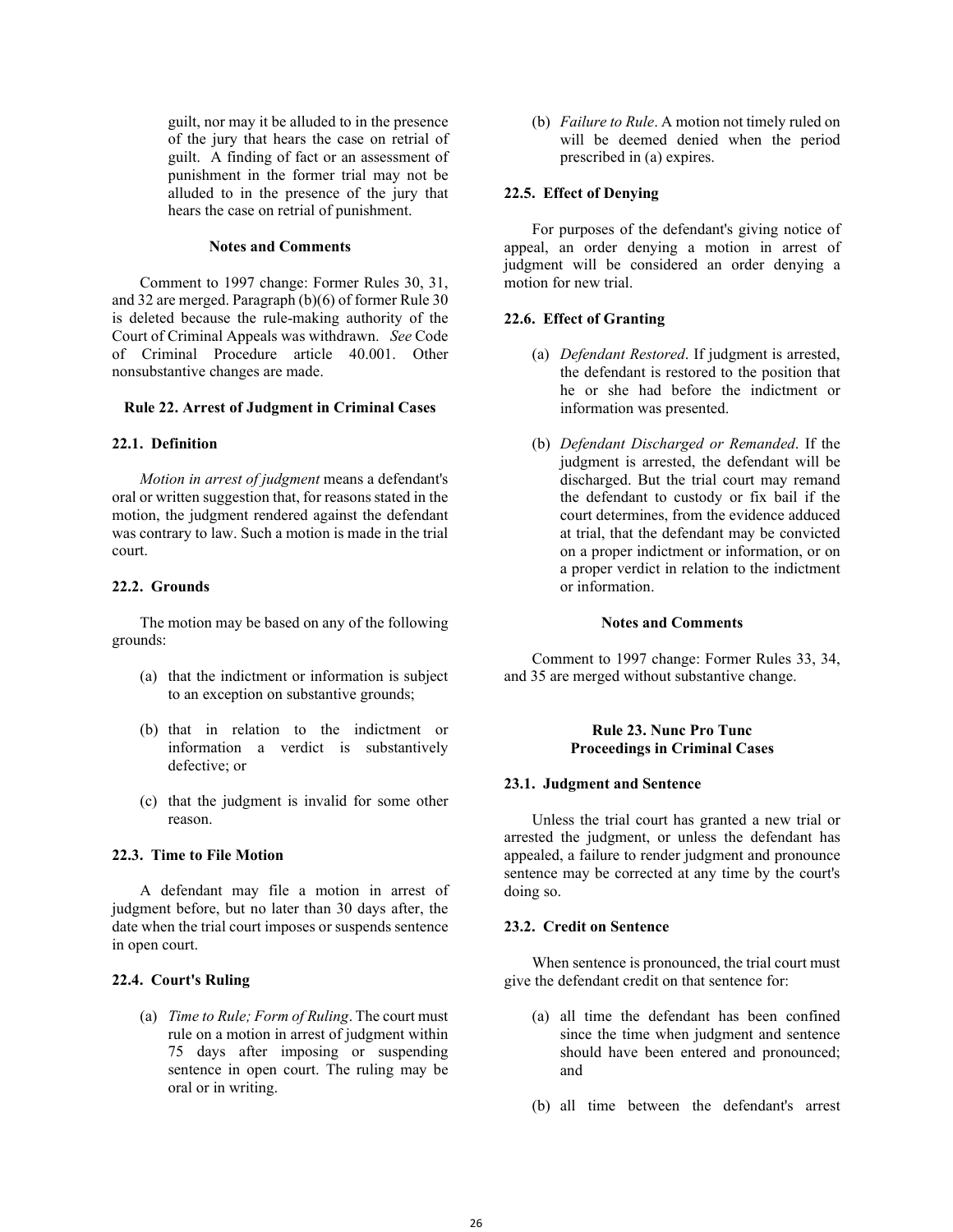guilt, nor may it be alluded to in the presence of the jury that hears the case on retrial of guilt. A finding of fact or an assessment of punishment in the former trial may not be alluded to in the presence of the jury that hears the case on retrial of punishment.

#### Notes and Comments

Comment to 1997 change: Former Rules 30, 31, and 32 are merged. Paragraph (b)(6) of former Rule 30 is deleted because the rule-making authority of the Court of Criminal Appeals was withdrawn. *See* Code of Criminal Procedure article 40.001. Other nonsubstantive changes are made.

## Rule 22. Arrest of Judgment in Criminal Cases

### 22.1. Definition

*Motion in arrest of judgment* means a defendant's oral or written suggestion that, for reasons stated in the motion, the judgment rendered against the defendant was contrary to law. Such a motion is made in the trial court.

### 22.2. Grounds

The motion may be based on any of the following grounds:

(a) that the indictment or information is subject to an exception on substantive grounds;

(b) that in relation to the indictment or information a verdict is substantively defective; or

(c) that the judgment is invalid for some other reason.

### 22.3. Time to File Motion

A defendant may file a motion in arrest of judgment before, but no later than 30 days after, the date when the trial court imposes or suspends sentence in open court.

### 22.4. Court's Ruling

(a) *Time to Rule; Form of Ruling*. The court must rule on a motion in arrest of judgment within 75 days after imposing or suspending sentence in open court. The ruling may be oral or in writing.

(b) *Failure to Rule*. A motion not timely ruled on will be deemed denied when the period prescribed in (a) expires.

### 22.5. Effect of Denying

For purposes of the defendant's giving notice of appeal, an order denying a motion in arrest of judgment will be considered an order denying a motion for new trial.

### 22.6. Effect of Granting

(a) *Defendant Restored*. If judgment is arrested, the defendant is restored to the position that he or she had before the indictment or information was presented.

(b) *Defendant Discharged or Remanded*. If the judgment is arrested, the defendant will be discharged. But the trial court may remand the defendant to custody or fix bail if the court determines, from the evidence adduced at trial, that the defendant may be convicted on a proper indictment or information, or on a proper verdict in relation to the indictment or information.

#### Notes and Comments

Comment to 1997 change: Former Rules 33, 34, and 35 are merged without substantive change.

## Rule 23. Nunc Pro Tunc Proceedings in Criminal Cases

### 23.1. Judgment and Sentence

Unless the trial court has granted a new trial or arrested the judgment, or unless the defendant has appealed, a failure to render judgment and pronounce sentence may be corrected at any time by the court's doing so.

### 23.2. Credit on Sentence

When sentence is pronounced, the trial court must give the defendant credit on that sentence for:

(a) all time the defendant has been confined since the time when judgment and sentence should have been entered and pronounced; and

(b) all time between the defendant's arrest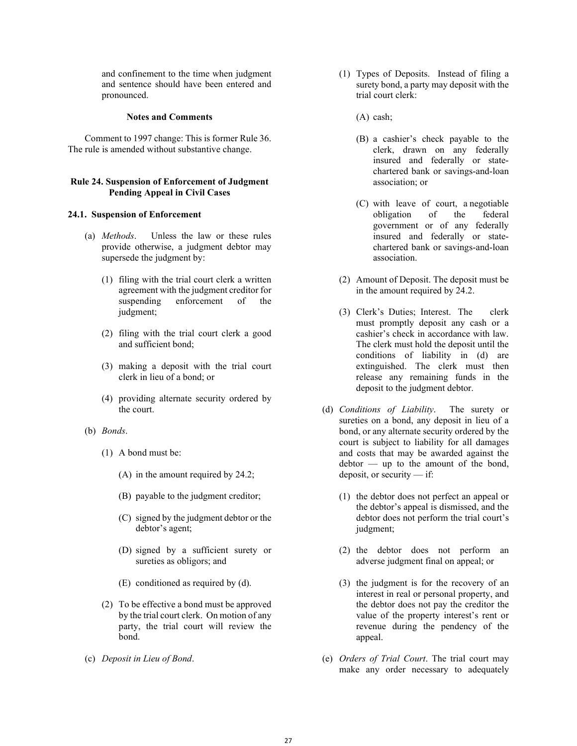and confinement to the time when judgment and sentence should have been entered and pronounced.

**Notes and Comments**

Comment to 1997 change: This is former Rule 36. The rule is amended without substantive change.

### Rule 24. Suspension of Enforcement of Judgment Pending Appeal in Civil Cases

#### 24.1. Suspension of Enforcement

(a) *Methods*. Unless the law or these rules provide otherwise, a judgment debtor may supersede the judgment by:

(1) filing with the trial court clerk a written agreement with the judgment creditor for suspending enforcement of the judgment;

(2) filing with the trial court clerk a good and sufficient bond;

(3) making a deposit with the trial court clerk in lieu of a bond; or

(4) providing alternate security ordered by the court.

(b) *Bonds*.

(1) A bond must be:

(A) in the amount required by 24.2;

(B) payable to the judgment creditor;

(C) signed by the judgment debtor or the debtor's agent;

(D) signed by a sufficient surety or sureties as obligors; and

(E) conditioned as required by (d).

(2) To be effective a bond must be approved by the trial court clerk. On motion of any party, the trial court will review the bond.

(c) *Deposit in Lieu of Bond*.

(1) Types of Deposits. Instead of filing a surety bond, a party may deposit with the trial court clerk:

(A) cash;

(B) a cashier's check payable to the clerk, drawn on any federally insured and federally or state-chartered bank or savings-and-loan association; or

(C) with leave of court, a negotiable obligation of the federal government or of any federally insured and federally or state-chartered bank or savings-and-loan association.

(2) Amount of Deposit. The deposit must be in the amount required by 24.2.

(3) Clerk's Duties; Interest. The clerk must promptly deposit any cash or a cashier's check in accordance with law. The clerk must hold the deposit until the conditions of liability in (d) are extinguished. The clerk must then release any remaining funds in the deposit to the judgment debtor.

(d) *Conditions of Liability*. The surety or sureties on a bond, any deposit in lieu of a bond, or any alternate security ordered by the court is subject to liability for all damages and costs that may be awarded against the debtor — up to the amount of the bond, deposit, or security — if:

(1) the debtor does not perfect an appeal or the debtor's appeal is dismissed, and the debtor does not perform the trial court's judgment;

(2) the debtor does not perform an adverse judgment final on appeal; or

(3) the judgment is for the recovery of an interest in real or personal property, and the debtor does not pay the creditor the value of the property interest's rent or revenue during the pendency of the appeal.

(e) *Orders of Trial Court*. The trial court may make any order necessary to adequately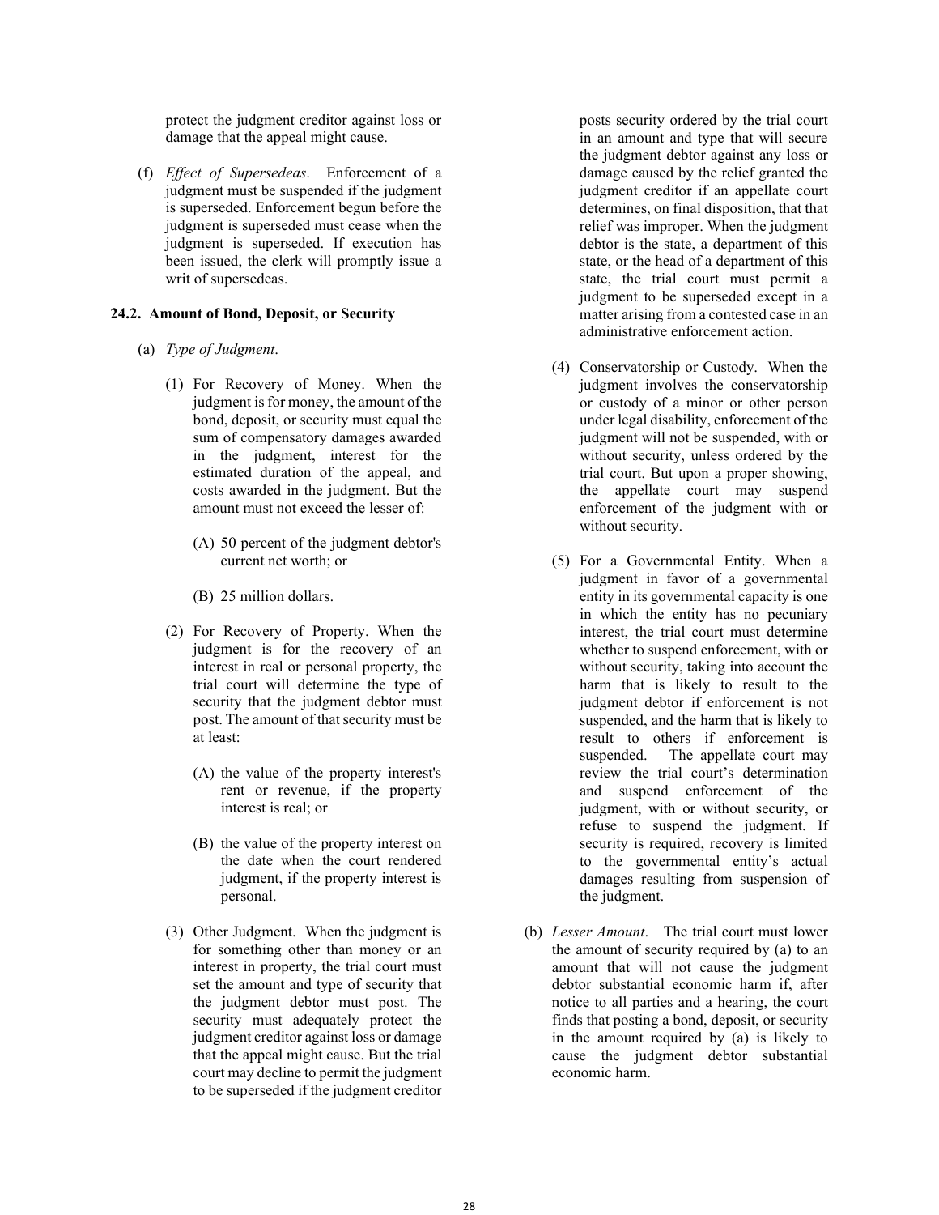protect the judgment creditor against loss or damage that the appeal might cause.

(f) *Effect of Supersedeas*. Enforcement of a judgment must be suspended if the judgment is superseded. Enforcement begun before the judgment is superseded must cease when the judgment is superseded. If execution has been issued, the clerk will promptly issue a writ of supersedeas.

**24.2. Amount of Bond, Deposit, or Security**

(a) *Type of Judgment*.

(1) For Recovery of Money. When the judgment is for money, the amount of the bond, deposit, or security must equal the sum of compensatory damages awarded in the judgment, interest for the estimated duration of the appeal, and costs awarded in the judgment. But the amount must not exceed the lesser of:

(A) 50 percent of the judgment debtor's current net worth; or

(B) 25 million dollars.

(2) For Recovery of Property. When the judgment is for the recovery of an interest in real or personal property, the trial court will determine the type of security that the judgment debtor must post. The amount of that security must be at least:

(A) the value of the property interest's rent or revenue, if the property interest is real; or

(B) the value of the property interest on the date when the court rendered judgment, if the property interest is personal.

(3) Other Judgment. When the judgment is for something other than money or an interest in property, the trial court must set the amount and type of security that the judgment debtor must post. The security must adequately protect the judgment creditor against loss or damage that the appeal might cause. But the trial court may decline to permit the judgment to be superseded if the judgment creditor posts security ordered by the trial court in an amount and type that will secure the judgment debtor against any loss or damage caused by the relief granted the judgment creditor if an appellate court determines, on final disposition, that that relief was improper. When the judgment debtor is the state, a department of this state, or the head of a department of this state, the trial court must permit a judgment to be superseded except in a matter arising from a contested case in an administrative enforcement action.

(4) Conservatorship or Custody. When the judgment involves the conservatorship or custody of a minor or other person under legal disability, enforcement of the judgment will not be suspended, with or without security, unless ordered by the trial court. But upon a proper showing, the appellate court may suspend enforcement of the judgment with or without security.

(5) For a Governmental Entity. When a judgment in favor of a governmental entity in its governmental capacity is one in which the entity has no pecuniary interest, the trial court must determine whether to suspend enforcement, with or without security, taking into account the harm that is likely to result to the judgment debtor if enforcement is not suspended, and the harm that is likely to result to others if enforcement is suspended. The appellate court may review the trial court's determination and suspend enforcement of the judgment, with or without security, or refuse to suspend the judgment. If security is required, recovery is limited to the governmental entity's actual damages resulting from suspension of the judgment.

(b) *Lesser Amount*. The trial court must lower the amount of security required by (a) to an amount that will not cause the judgment debtor substantial economic harm if, after notice to all parties and a hearing, the court finds that posting a bond, deposit, or security in the amount required by (a) is likely to cause the judgment debtor substantial economic harm.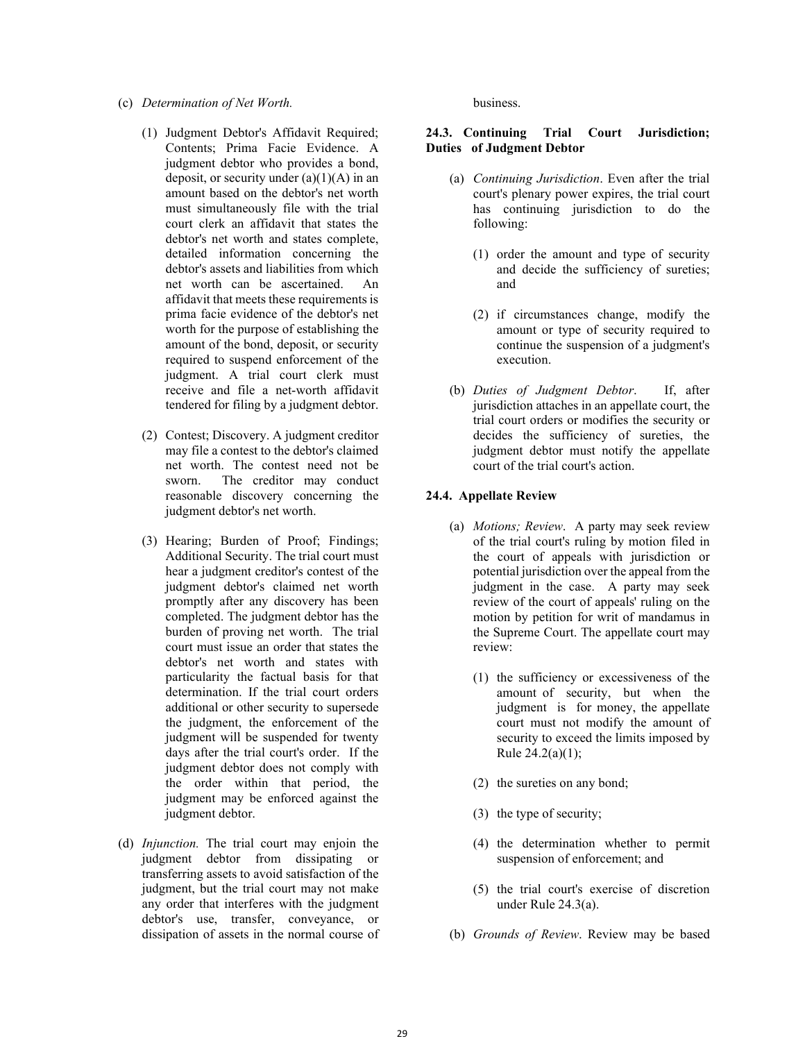(c) *Determination of Net Worth.*

   (1) Judgment Debtor's Affidavit Required; Contents; Prima Facie Evidence. A judgment debtor who provides a bond, deposit, or security under (a)(1)(A) in an amount based on the debtor's net worth must simultaneously file with the trial court clerk an affidavit that states the debtor's net worth and states complete, detailed information concerning the debtor's assets and liabilities from which net worth can be ascertained. An affidavit that meets these requirements is prima facie evidence of the debtor's net worth for the purpose of establishing the amount of the bond, deposit, or security required to suspend enforcement of the judgment. A trial court clerk must receive and file a net-worth affidavit tendered for filing by a judgment debtor.

   (2) Contest; Discovery. A judgment creditor may file a contest to the debtor's claimed net worth. The contest need not be sworn. The creditor may conduct reasonable discovery concerning the judgment debtor's net worth.

   (3) Hearing; Burden of Proof; Findings; Additional Security. The trial court must hear a judgment creditor's contest of the judgment debtor's claimed net worth promptly after any discovery has been completed. The judgment debtor has the burden of proving net worth. The trial court must issue an order that states the debtor's net worth and states with particularity the factual basis for that determination. If the trial court orders additional or other security to supersede the judgment, the enforcement of the judgment will be suspended for twenty days after the trial court's order. If the judgment debtor does not comply with the order within that period, the judgment may be enforced against the judgment debtor.

(d) *Injunction.* The trial court may enjoin the judgment debtor from dissipating or transferring assets to avoid satisfaction of the judgment, but the trial court may not make any order that interferes with the judgment debtor's use, transfer, conveyance, or dissipation of assets in the normal course of business.

**24.3. Continuing Trial Court Jurisdiction; Duties of Judgment Debtor**

(a) *Continuing Jurisdiction*. Even after the trial court's plenary power expires, the trial court has continuing jurisdiction to do the following:

   (1) order the amount and type of security and decide the sufficiency of sureties; and

   (2) if circumstances change, modify the amount or type of security required to continue the suspension of a judgment's execution.

(b) *Duties of Judgment Debtor*. If, after jurisdiction attaches in an appellate court, the trial court orders or modifies the security or decides the sufficiency of sureties, the judgment debtor must notify the appellate court of the trial court's action.

**24.4. Appellate Review**

(a) *Motions; Review*. A party may seek review of the trial court's ruling by motion filed in the court of appeals with jurisdiction or potential jurisdiction over the appeal from the judgment in the case. A party may seek review of the court of appeals' ruling on the motion by petition for writ of mandamus in the Supreme Court. The appellate court may review:

   (1) the sufficiency or excessiveness of the amount of security, but when the judgment is for money, the appellate court must not modify the amount of security to exceed the limits imposed by Rule 24.2(a)(1);

   (2) the sureties on any bond;

   (3) the type of security;

   (4) the determination whether to permit suspension of enforcement; and

   (5) the trial court's exercise of discretion under Rule 24.3(a).

(b) *Grounds of Review*. Review may be based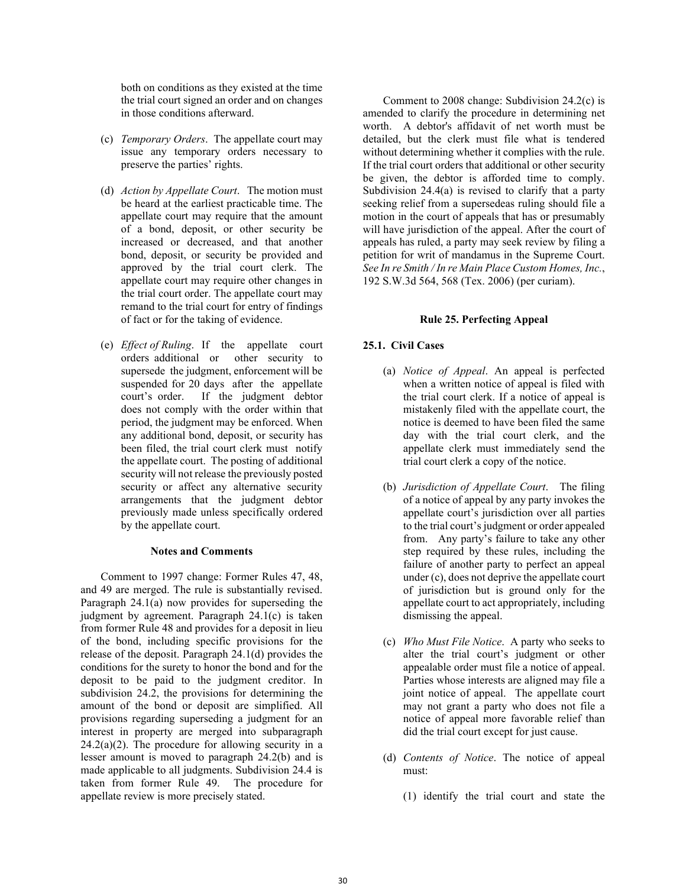both on conditions as they existed at the time the trial court signed an order and on changes in those conditions afterward.

(c) *Temporary Orders*. The appellate court may issue any temporary orders necessary to preserve the parties' rights.

(d) *Action by Appellate Court*. The motion must be heard at the earliest practicable time. The appellate court may require that the amount of a bond, deposit, or other security be increased or decreased, and that another bond, deposit, or security be provided and approved by the trial court clerk. The appellate court may require other changes in the trial court order. The appellate court may remand to the trial court for entry of findings of fact or for the taking of evidence.

(e) *Effect of Ruling*. If the appellate court orders additional or other security to supersede the judgment, enforcement will be suspended for 20 days after the appellate court's order. If the judgment debtor does not comply with the order within that period, the judgment may be enforced. When any additional bond, deposit, or security has been filed, the trial court clerk must notify the appellate court. The posting of additional security will not release the previously posted security or affect any alternative security arrangements that the judgment debtor previously made unless specifically ordered by the appellate court.

**Notes and Comments**

Comment to 1997 change: Former Rules 47, 48, and 49 are merged. The rule is substantially revised. Paragraph 24.1(a) now provides for superseding the judgment by agreement. Paragraph 24.1(c) is taken from former Rule 48 and provides for a deposit in lieu of the bond, including specific provisions for the release of the deposit. Paragraph 24.1(d) provides the conditions for the surety to honor the bond and for the deposit to be paid to the judgment creditor. In subdivision 24.2, the provisions for determining the amount of the bond or deposit are simplified. All provisions regarding superseding a judgment for an interest in property are merged into subparagraph 24.2(a)(2). The procedure for allowing security in a lesser amount is moved to paragraph 24.2(b) and is made applicable to all judgments. Subdivision 24.4 is taken from former Rule 49. The procedure for appellate review is more precisely stated.

Comment to 2008 change: Subdivision 24.2(c) is amended to clarify the procedure in determining net worth. A debtor's affidavit of net worth must be detailed, but the clerk must file what is tendered without determining whether it complies with the rule. If the trial court orders that additional or other security be given, the debtor is afforded time to comply. Subdivision 24.4(a) is revised to clarify that a party seeking relief from a supersedeas ruling should file a motion in the court of appeals that has or presumably will have jurisdiction of the appeal. After the court of appeals has ruled, a party may seek review by filing a petition for writ of mandamus in the Supreme Court. *See In re Smith / In re Main Place Custom Homes, Inc.*, 192 S.W.3d 564, 568 (Tex. 2006) (per curiam).

## Rule 25. Perfecting Appeal

### 25.1. Civil Cases

(a) *Notice of Appeal*. An appeal is perfected when a written notice of appeal is filed with the trial court clerk. If a notice of appeal is mistakenly filed with the appellate court, the notice is deemed to have been filed the same day with the trial court clerk, and the appellate clerk must immediately send the trial court clerk a copy of the notice.

(b) *Jurisdiction of Appellate Court*. The filing of a notice of appeal by any party invokes the appellate court's jurisdiction over all parties to the trial court's judgment or order appealed from. Any party's failure to take any other step required by these rules, including the failure of another party to perfect an appeal under (c), does not deprive the appellate court of jurisdiction but is ground only for the appellate court to act appropriately, including dismissing the appeal.

(c) *Who Must File Notice*. A party who seeks to alter the trial court's judgment or other appealable order must file a notice of appeal. Parties whose interests are aligned may file a joint notice of appeal. The appellate court may not grant a party who does not file a notice of appeal more favorable relief than did the trial court except for just cause.

(d) *Contents of Notice*. The notice of appeal must:

(1) identify the trial court and state the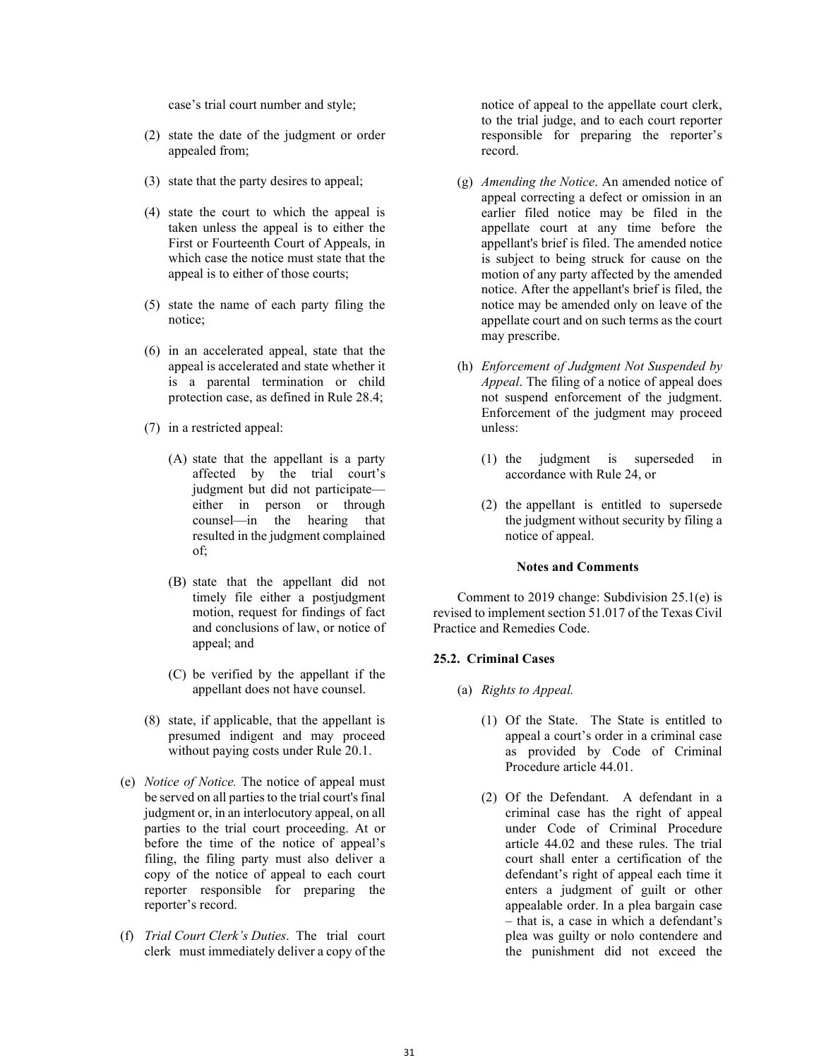case's trial court number and style;

(2) state the date of the judgment or order appealed from;

(3) state that the party desires to appeal;

(4) state the court to which the appeal is taken unless the appeal is to either the First or Fourteenth Court of Appeals, in which case the notice must state that the appeal is to either of those courts;

(5) state the name of each party filing the notice;

(6) in an accelerated appeal, state that the appeal is accelerated and state whether it is a parental termination or child protection case, as defined in Rule 28.4;

(7) in a restricted appeal:

(A) state that the appellant is a party affected by the trial court's judgment but did not participate—either in person or through counsel—in the hearing that resulted in the judgment complained of;

(B) state that the appellant did not timely file either a postjudgment motion, request for findings of fact and conclusions of law, or notice of appeal; and

(C) be verified by the appellant if the appellant does not have counsel.

(8) state, if applicable, that the appellant is presumed indigent and may proceed without paying costs under Rule 20.1.

(e) *Notice of Notice.* The notice of appeal must be served on all parties to the trial court's final judgment or, in an interlocutory appeal, on all parties to the trial court proceeding. At or before the time of the notice of appeal's filing, the filing party must also deliver a copy of the notice of appeal to each court reporter responsible for preparing the reporter's record.

(f) *Trial Court Clerk's Duties*. The trial court clerk must immediately deliver a copy of the notice of appeal to the appellate court clerk, to the trial judge, and to each court reporter responsible for preparing the reporter's record.

(g) *Amending the Notice*. An amended notice of appeal correcting a defect or omission in an earlier filed notice may be filed in the appellate court at any time before the appellant's brief is filed. The amended notice is subject to being struck for cause on the motion of any party affected by the amended notice. After the appellant's brief is filed, the notice may be amended only on leave of the appellate court and on such terms as the court may prescribe.

(h) *Enforcement of Judgment Not Suspended by Appeal*. The filing of a notice of appeal does not suspend enforcement of the judgment. Enforcement of the judgment may proceed unless:

(1) the judgment is superseded in accordance with Rule 24, or

(2) the appellant is entitled to supersede the judgment without security by filing a notice of appeal.

**Notes and Comments**

Comment to 2019 change: Subdivision 25.1(e) is revised to implement section 51.017 of the Texas Civil Practice and Remedies Code.

**25.2. Criminal Cases**

(a) *Rights to Appeal.*

(1) Of the State. The State is entitled to appeal a court's order in a criminal case as provided by Code of Criminal Procedure article 44.01.

(2) Of the Defendant. A defendant in a criminal case has the right of appeal under Code of Criminal Procedure article 44.02 and these rules. The trial court shall enter a certification of the defendant's right of appeal each time it enters a judgment of guilt or other appealable order. In a plea bargain case – that is, a case in which a defendant's plea was guilty or nolo contendere and the punishment did not exceed the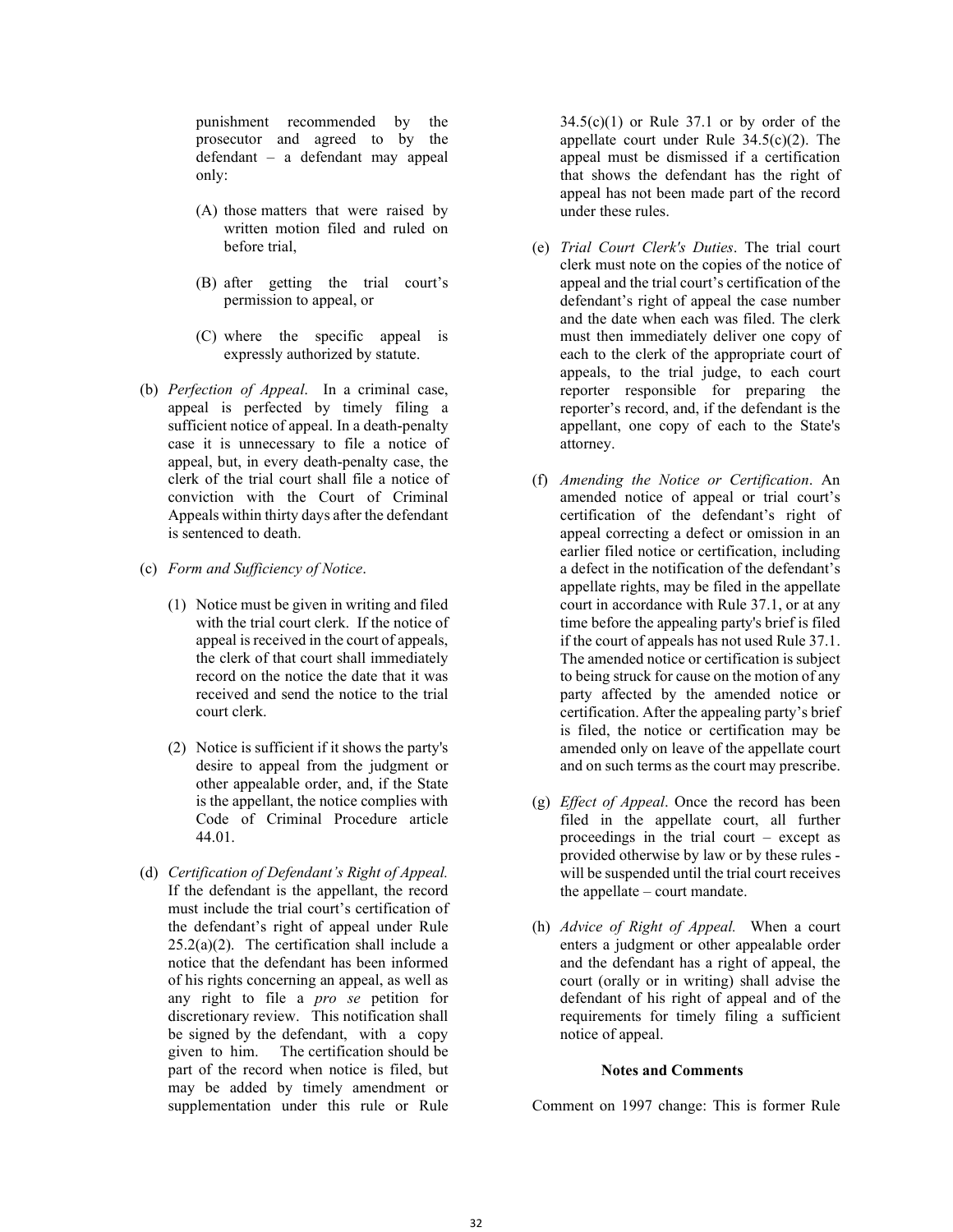punishment recommended by the prosecutor and agreed to by the defendant – a defendant may appeal only:

(A) those matters that were raised by written motion filed and ruled on before trial,

(B) after getting the trial court's permission to appeal, or

(C) where the specific appeal is expressly authorized by statute.

(b) *Perfection of Appeal*. In a criminal case, appeal is perfected by timely filing a sufficient notice of appeal. In a death-penalty case it is unnecessary to file a notice of appeal, but, in every death-penalty case, the clerk of the trial court shall file a notice of conviction with the Court of Criminal Appeals within thirty days after the defendant is sentenced to death.

(c) *Form and Sufficiency of Notice*.

(1) Notice must be given in writing and filed with the trial court clerk. If the notice of appeal is received in the court of appeals, the clerk of that court shall immediately record on the notice the date that it was received and send the notice to the trial court clerk.

(2) Notice is sufficient if it shows the party's desire to appeal from the judgment or other appealable order, and, if the State is the appellant, the notice complies with Code of Criminal Procedure article 44.01.

(d) *Certification of Defendant's Right of Appeal.* If the defendant is the appellant, the record must include the trial court's certification of the defendant's right of appeal under Rule 25.2(a)(2). The certification shall include a notice that the defendant has been informed of his rights concerning an appeal, as well as any right to file a *pro se* petition for discretionary review. This notification shall be signed by the defendant, with a copy given to him. The certification should be part of the record when notice is filed, but may be added by timely amendment or supplementation under this rule or Rule 34.5(c)(1) or Rule 37.1 or by order of the appellate court under Rule 34.5(c)(2). The appeal must be dismissed if a certification that shows the defendant has the right of appeal has not been made part of the record under these rules.

(e) *Trial Court Clerk's Duties*. The trial court clerk must note on the copies of the notice of appeal and the trial court's certification of the defendant's right of appeal the case number and the date when each was filed. The clerk must then immediately deliver one copy of each to the clerk of the appropriate court of appeals, to the trial judge, to each court reporter responsible for preparing the reporter's record, and, if the defendant is the appellant, one copy of each to the State's attorney.

(f) *Amending the Notice or Certification*. An amended notice of appeal or trial court's certification of the defendant's right of appeal correcting a defect or omission in an earlier filed notice or certification, including a defect in the notification of the defendant's appellate rights, may be filed in the appellate court in accordance with Rule 37.1, or at any time before the appealing party's brief is filed if the court of appeals has not used Rule 37.1. The amended notice or certification is subject to being struck for cause on the motion of any party affected by the amended notice or certification. After the appealing party's brief is filed, the notice or certification may be amended only on leave of the appellate court and on such terms as the court may prescribe.

(g) *Effect of Appeal*. Once the record has been filed in the appellate court, all further proceedings in the trial court – except as provided otherwise by law or by these rules - will be suspended until the trial court receives the appellate – court mandate.

(h) *Advice of Right of Appeal.* When a court enters a judgment or other appealable order and the defendant has a right of appeal, the court (orally or in writing) shall advise the defendant of his right of appeal and of the requirements for timely filing a sufficient notice of appeal.

**Notes and Comments**

Comment on 1997 change: This is former Rule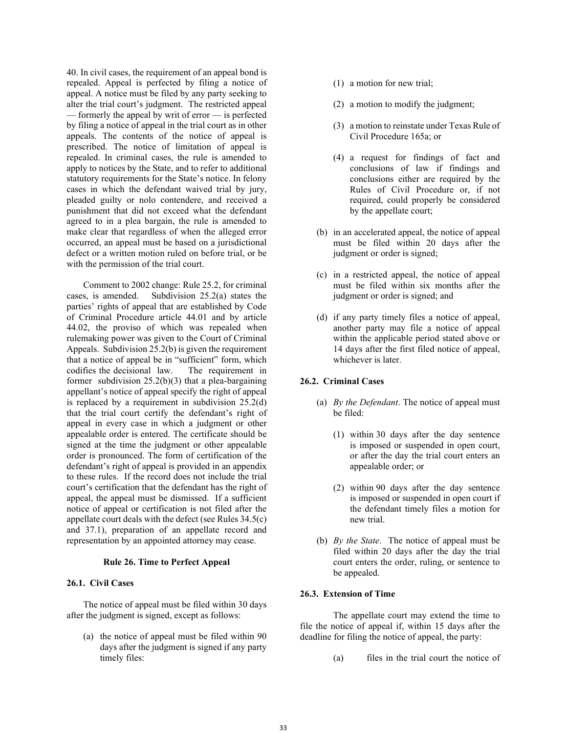40. In civil cases, the requirement of an appeal bond is repealed. Appeal is perfected by filing a notice of appeal. A notice must be filed by any party seeking to alter the trial court's judgment. The restricted appeal — formerly the appeal by writ of error — is perfected by filing a notice of appeal in the trial court as in other appeals. The contents of the notice of appeal is prescribed. The notice of limitation of appeal is repealed. In criminal cases, the rule is amended to apply to notices by the State, and to refer to additional statutory requirements for the State's notice. In felony cases in which the defendant waived trial by jury, pleaded guilty or nolo contendere, and received a punishment that did not exceed what the defendant agreed to in a plea bargain, the rule is amended to make clear that regardless of when the alleged error occurred, an appeal must be based on a jurisdictional defect or a written motion ruled on before trial, or be with the permission of the trial court.

Comment to 2002 change: Rule 25.2, for criminal cases, is amended. Subdivision 25.2(a) states the parties' rights of appeal that are established by Code of Criminal Procedure article 44.01 and by article 44.02, the proviso of which was repealed when rulemaking power was given to the Court of Criminal Appeals. Subdivision 25.2(b) is given the requirement that a notice of appeal be in "sufficient" form, which codifies the decisional law. The requirement in former subdivision 25.2(b)(3) that a plea-bargaining appellant's notice of appeal specify the right of appeal is replaced by a requirement in subdivision 25.2(d) that the trial court certify the defendant's right of appeal in every case in which a judgment or other appealable order is entered. The certificate should be signed at the time the judgment or other appealable order is pronounced. The form of certification of the defendant's right of appeal is provided in an appendix to these rules. If the record does not include the trial court's certification that the defendant has the right of appeal, the appeal must be dismissed. If a sufficient notice of appeal or certification is not filed after the appellate court deals with the defect (see Rules 34.5(c) and 37.1), preparation of an appellate record and representation by an appointed attorney may cease.

## Rule 26. Time to Perfect Appeal

### 26.1. Civil Cases

The notice of appeal must be filed within 30 days after the judgment is signed, except as follows:

(a) the notice of appeal must be filed within 90 days after the judgment is signed if any party timely files:

  (1) a motion for new trial;

  (2) a motion to modify the judgment;

  (3) a motion to reinstate under Texas Rule of Civil Procedure 165a; or

  (4) a request for findings of fact and conclusions of law if findings and conclusions either are required by the Rules of Civil Procedure or, if not required, could properly be considered by the appellate court;

(b) in an accelerated appeal, the notice of appeal must be filed within 20 days after the judgment or order is signed;

(c) in a restricted appeal, the notice of appeal must be filed within six months after the judgment or order is signed; and

(d) if any party timely files a notice of appeal, another party may file a notice of appeal within the applicable period stated above or 14 days after the first filed notice of appeal, whichever is later.

### 26.2. Criminal Cases

(a) *By the Defendant*. The notice of appeal must be filed:

  (1) within 30 days after the day sentence is imposed or suspended in open court, or after the day the trial court enters an appealable order; or

  (2) within 90 days after the day sentence is imposed or suspended in open court if the defendant timely files a motion for new trial.

(b) *By the State*. The notice of appeal must be filed within 20 days after the day the trial court enters the order, ruling, or sentence to be appealed.

### 26.3. Extension of Time

The appellate court may extend the time to file the notice of appeal if, within 15 days after the deadline for filing the notice of appeal, the party:

(a) files in the trial court the notice of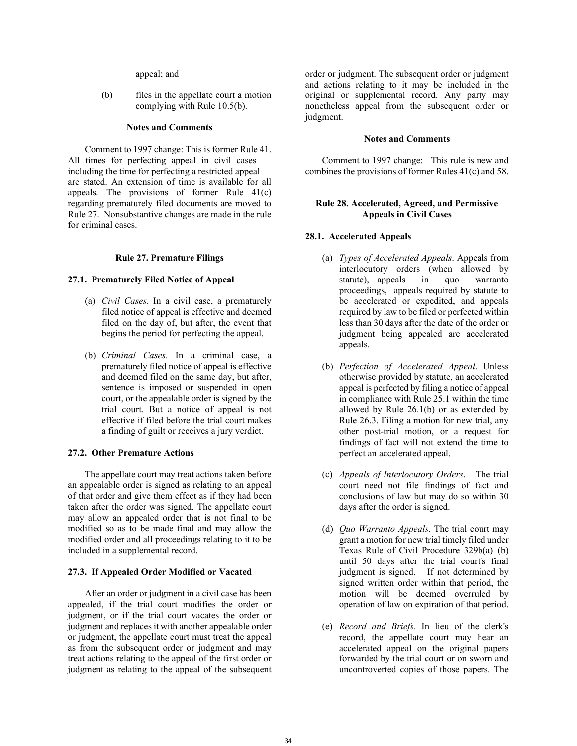appeal; and

(b) files in the appellate court a motion complying with Rule 10.5(b).

**Notes and Comments**

Comment to 1997 change: This is former Rule 41. All times for perfecting appeal in civil cases — including the time for perfecting a restricted appeal — are stated. An extension of time is available for all appeals. The provisions of former Rule 41(c) regarding prematurely filed documents are moved to Rule 27. Nonsubstantive changes are made in the rule for criminal cases.

## Rule 27. Premature Filings

### 27.1. Prematurely Filed Notice of Appeal

(a) *Civil Cases*. In a civil case, a prematurely filed notice of appeal is effective and deemed filed on the day of, but after, the event that begins the period for perfecting the appeal.

(b) *Criminal Cases*. In a criminal case, a prematurely filed notice of appeal is effective and deemed filed on the same day, but after, sentence is imposed or suspended in open court, or the appealable order is signed by the trial court. But a notice of appeal is not effective if filed before the trial court makes a finding of guilt or receives a jury verdict.

### 27.2. Other Premature Actions

The appellate court may treat actions taken before an appealable order is signed as relating to an appeal of that order and give them effect as if they had been taken after the order was signed. The appellate court may allow an appealed order that is not final to be modified so as to be made final and may allow the modified order and all proceedings relating to it to be included in a supplemental record.

### 27.3. If Appealed Order Modified or Vacated

After an order or judgment in a civil case has been appealed, if the trial court modifies the order or judgment, or if the trial court vacates the order or judgment and replaces it with another appealable order or judgment, the appellate court must treat the appeal as from the subsequent order or judgment and may treat actions relating to the appeal of the first order or judgment as relating to the appeal of the subsequent order or judgment. The subsequent order or judgment and actions relating to it may be included in the original or supplemental record. Any party may nonetheless appeal from the subsequent order or judgment.

**Notes and Comments**

Comment to 1997 change: This rule is new and combines the provisions of former Rules 41(c) and 58.

## Rule 28. Accelerated, Agreed, and Permissive Appeals in Civil Cases

### 28.1. Accelerated Appeals

(a) *Types of Accelerated Appeals*. Appeals from interlocutory orders (when allowed by statute), appeals in quo warranto proceedings, appeals required by statute to be accelerated or expedited, and appeals required by law to be filed or perfected within less than 30 days after the date of the order or judgment being appealed are accelerated appeals.

(b) *Perfection of Accelerated Appeal*. Unless otherwise provided by statute, an accelerated appeal is perfected by filing a notice of appeal in compliance with Rule 25.1 within the time allowed by Rule 26.1(b) or as extended by Rule 26.3. Filing a motion for new trial, any other post-trial motion, or a request for findings of fact will not extend the time to perfect an accelerated appeal.

(c) *Appeals of Interlocutory Orders*. The trial court need not file findings of fact and conclusions of law but may do so within 30 days after the order is signed.

(d) *Quo Warranto Appeals*. The trial court may grant a motion for new trial timely filed under Texas Rule of Civil Procedure 329b(a)–(b) until 50 days after the trial court's final judgment is signed. If not determined by signed written order within that period, the motion will be deemed overruled by operation of law on expiration of that period.

(e) *Record and Briefs*. In lieu of the clerk's record, the appellate court may hear an accelerated appeal on the original papers forwarded by the trial court or on sworn and uncontroverted copies of those papers. The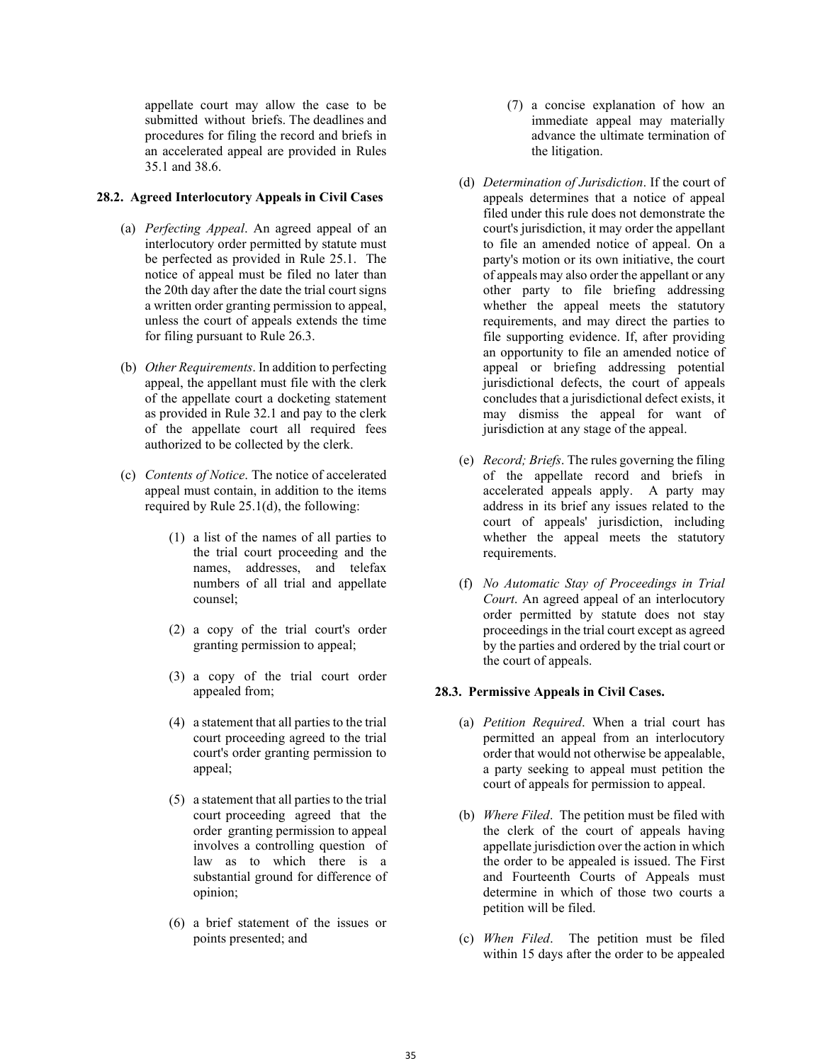appellate court may allow the case to be submitted without briefs. The deadlines and procedures for filing the record and briefs in an accelerated appeal are provided in Rules 35.1 and 38.6.

**28.2. Agreed Interlocutory Appeals in Civil Cases**

(a) *Perfecting Appeal*. An agreed appeal of an interlocutory order permitted by statute must be perfected as provided in Rule 25.1. The notice of appeal must be filed no later than the 20th day after the date the trial court signs a written order granting permission to appeal, unless the court of appeals extends the time for filing pursuant to Rule 26.3.

(b) *Other Requirements*. In addition to perfecting appeal, the appellant must file with the clerk of the appellate court a docketing statement as provided in Rule 32.1 and pay to the clerk of the appellate court all required fees authorized to be collected by the clerk.

(c) *Contents of Notice*. The notice of accelerated appeal must contain, in addition to the items required by Rule 25.1(d), the following:

(1) a list of the names of all parties to the trial court proceeding and the names, addresses, and telefax numbers of all trial and appellate counsel;

(2) a copy of the trial court's order granting permission to appeal;

(3) a copy of the trial court order appealed from;

(4) a statement that all parties to the trial court proceeding agreed to the trial court's order granting permission to appeal;

(5) a statement that all parties to the trial court proceeding agreed that the order granting permission to appeal involves a controlling question of law as to which there is a substantial ground for difference of opinion;

(6) a brief statement of the issues or points presented; and

(7) a concise explanation of how an immediate appeal may materially advance the ultimate termination of the litigation.

(d) *Determination of Jurisdiction*. If the court of appeals determines that a notice of appeal filed under this rule does not demonstrate the court's jurisdiction, it may order the appellant to file an amended notice of appeal. On a party's motion or its own initiative, the court of appeals may also order the appellant or any other party to file briefing addressing whether the appeal meets the statutory requirements, and may direct the parties to file supporting evidence. If, after providing an opportunity to file an amended notice of appeal or briefing addressing potential jurisdictional defects, the court of appeals concludes that a jurisdictional defect exists, it may dismiss the appeal for want of jurisdiction at any stage of the appeal.

(e) *Record; Briefs*. The rules governing the filing of the appellate record and briefs in accelerated appeals apply. A party may address in its brief any issues related to the court of appeals' jurisdiction, including whether the appeal meets the statutory requirements.

(f) *No Automatic Stay of Proceedings in Trial Court*. An agreed appeal of an interlocutory order permitted by statute does not stay proceedings in the trial court except as agreed by the parties and ordered by the trial court or the court of appeals.

**28.3. Permissive Appeals in Civil Cases.**

(a) *Petition Required*. When a trial court has permitted an appeal from an interlocutory order that would not otherwise be appealable, a party seeking to appeal must petition the court of appeals for permission to appeal.

(b) *Where Filed*. The petition must be filed with the clerk of the court of appeals having appellate jurisdiction over the action in which the order to be appealed is issued. The First and Fourteenth Courts of Appeals must determine in which of those two courts a petition will be filed.

(c) *When Filed*. The petition must be filed within 15 days after the order to be appealed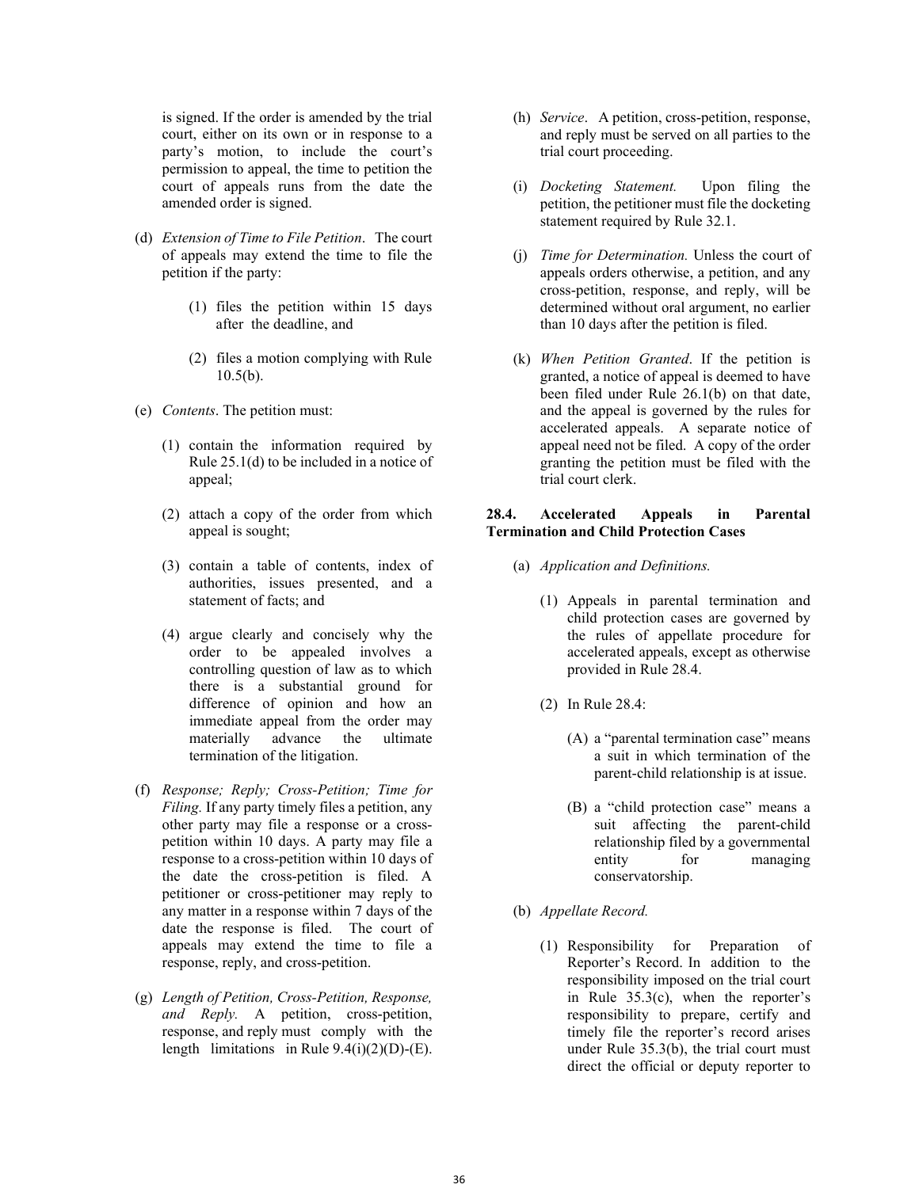is signed. If the order is amended by the trial court, either on its own or in response to a party's motion, to include the court's permission to appeal, the time to petition the court of appeals runs from the date the amended order is signed.

(d) *Extension of Time to File Petition*. The court of appeals may extend the time to file the petition if the party:

(1) files the petition within 15 days after the deadline, and

(2) files a motion complying with Rule 10.5(b).

(e) *Contents*. The petition must:

(1) contain the information required by Rule 25.1(d) to be included in a notice of appeal;

(2) attach a copy of the order from which appeal is sought;

(3) contain a table of contents, index of authorities, issues presented, and a statement of facts; and

(4) argue clearly and concisely why the order to be appealed involves a controlling question of law as to which there is a substantial ground for difference of opinion and how an immediate appeal from the order may materially advance the ultimate termination of the litigation.

(f) *Response; Reply; Cross-Petition; Time for Filing.* If any party timely files a petition, any other party may file a response or a cross-petition within 10 days. A party may file a response to a cross-petition within 10 days of the date the cross-petition is filed. A petitioner or cross-petitioner may reply to any matter in a response within 7 days of the date the response is filed. The court of appeals may extend the time to file a response, reply, and cross-petition.

(g) *Length of Petition, Cross-Petition, Response, and Reply.* A petition, cross-petition, response, and reply must comply with the length limitations in Rule 9.4(i)(2)(D)-(E).

(h) *Service*. A petition, cross-petition, response, and reply must be served on all parties to the trial court proceeding.

(i) *Docketing Statement.* Upon filing the petition, the petitioner must file the docketing statement required by Rule 32.1.

(j) *Time for Determination.* Unless the court of appeals orders otherwise, a petition, and any cross-petition, response, and reply, will be determined without oral argument, no earlier than 10 days after the petition is filed.

(k) *When Petition Granted*. If the petition is granted, a notice of appeal is deemed to have been filed under Rule 26.1(b) on that date, and the appeal is governed by the rules for accelerated appeals. A separate notice of appeal need not be filed. A copy of the order granting the petition must be filed with the trial court clerk.

**28.4. Accelerated Appeals in Parental Termination and Child Protection Cases**

(a) *Application and Definitions.*

(1) Appeals in parental termination and child protection cases are governed by the rules of appellate procedure for accelerated appeals, except as otherwise provided in Rule 28.4.

(2) In Rule 28.4:

(A) a "parental termination case" means a suit in which termination of the parent-child relationship is at issue.

(B) a "child protection case" means a suit affecting the parent-child relationship filed by a governmental entity for managing conservatorship.

(b) *Appellate Record.*

(1) Responsibility for Preparation of Reporter's Record. In addition to the responsibility imposed on the trial court in Rule 35.3(c), when the reporter's responsibility to prepare, certify and timely file the reporter's record arises under Rule 35.3(b), the trial court must direct the official or deputy reporter to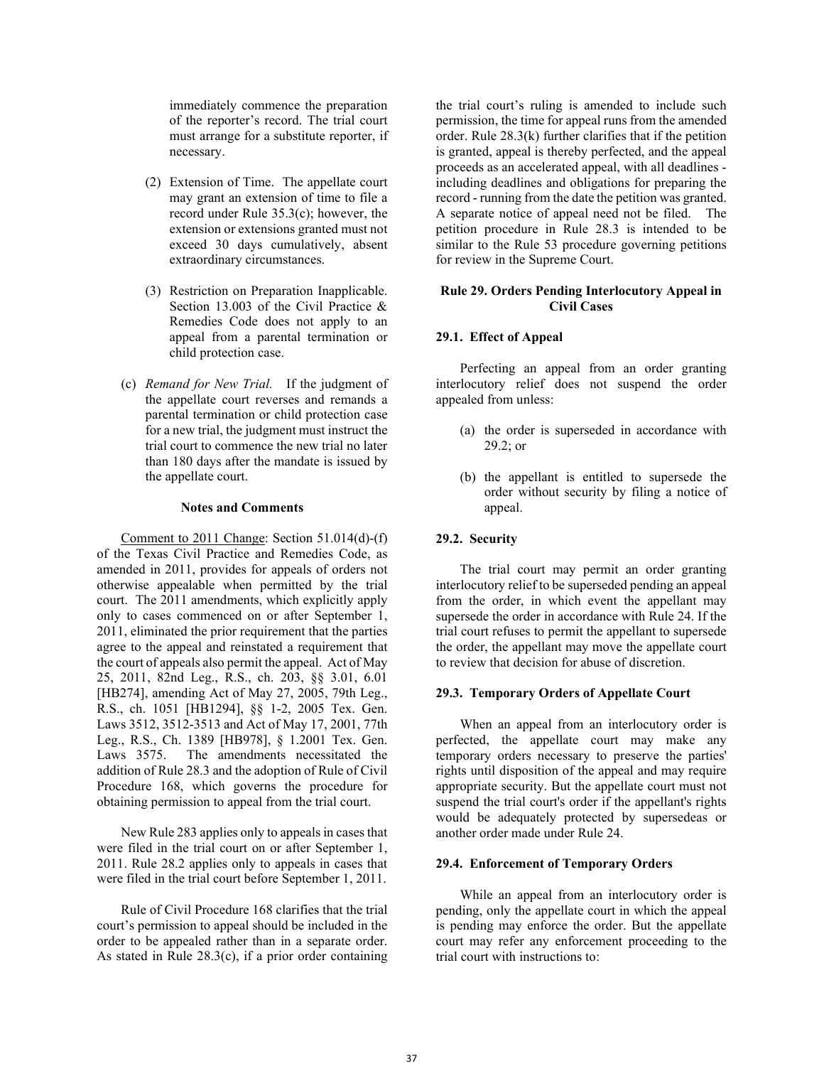immediately commence the preparation of the reporter's record. The trial court must arrange for a substitute reporter, if necessary.

(2) Extension of Time. The appellate court may grant an extension of time to file a record under Rule 35.3(c); however, the extension or extensions granted must not exceed 30 days cumulatively, absent extraordinary circumstances.

(3) Restriction on Preparation Inapplicable. Section 13.003 of the Civil Practice & Remedies Code does not apply to an appeal from a parental termination or child protection case.

(c) *Remand for New Trial.* If the judgment of the appellate court reverses and remands a parental termination or child protection case for a new trial, the judgment must instruct the trial court to commence the new trial no later than 180 days after the mandate is issued by the appellate court.

**Notes and Comments**

Comment to 2011 Change: Section 51.014(d)-(f) of the Texas Civil Practice and Remedies Code, as amended in 2011, provides for appeals of orders not otherwise appealable when permitted by the trial court. The 2011 amendments, which explicitly apply only to cases commenced on or after September 1, 2011, eliminated the prior requirement that the parties agree to the appeal and reinstated a requirement that the court of appeals also permit the appeal. Act of May 25, 2011, 82nd Leg., R.S., ch. 203, §§ 3.01, 6.01 [HB274], amending Act of May 27, 2005, 79th Leg., R.S., ch. 1051 [HB1294], §§ 1-2, 2005 Tex. Gen. Laws 3512, 3512-3513 and Act of May 17, 2001, 77th Leg., R.S., Ch. 1389 [HB978], § 1.2001 Tex. Gen. Laws 3575. The amendments necessitated the addition of Rule 28.3 and the adoption of Rule of Civil Procedure 168, which governs the procedure for obtaining permission to appeal from the trial court.

New Rule 283 applies only to appeals in cases that were filed in the trial court on or after September 1, 2011. Rule 28.2 applies only to appeals in cases that were filed in the trial court before September 1, 2011.

Rule of Civil Procedure 168 clarifies that the trial court's permission to appeal should be included in the order to be appealed rather than in a separate order. As stated in Rule 28.3(c), if a prior order containing the trial court's ruling is amended to include such permission, the time for appeal runs from the amended order. Rule 28.3(k) further clarifies that if the petition is granted, appeal is thereby perfected, and the appeal proceeds as an accelerated appeal, with all deadlines - including deadlines and obligations for preparing the record - running from the date the petition was granted. A separate notice of appeal need not be filed. The petition procedure in Rule 28.3 is intended to be similar to the Rule 53 procedure governing petitions for review in the Supreme Court.

## Rule 29. Orders Pending Interlocutory Appeal in Civil Cases

### 29.1. Effect of Appeal

Perfecting an appeal from an order granting interlocutory relief does not suspend the order appealed from unless:

(a) the order is superseded in accordance with 29.2; or

(b) the appellant is entitled to supersede the order without security by filing a notice of appeal.

### 29.2. Security

The trial court may permit an order granting interlocutory relief to be superseded pending an appeal from the order, in which event the appellant may supersede the order in accordance with Rule 24. If the trial court refuses to permit the appellant to supersede the order, the appellant may move the appellate court to review that decision for abuse of discretion.

### 29.3. Temporary Orders of Appellate Court

When an appeal from an interlocutory order is perfected, the appellate court may make any temporary orders necessary to preserve the parties' rights until disposition of the appeal and may require appropriate security. But the appellate court must not suspend the trial court's order if the appellant's rights would be adequately protected by supersedeas or another order made under Rule 24.

### 29.4. Enforcement of Temporary Orders

While an appeal from an interlocutory order is pending, only the appellate court in which the appeal is pending may enforce the order. But the appellate court may refer any enforcement proceeding to the trial court with instructions to: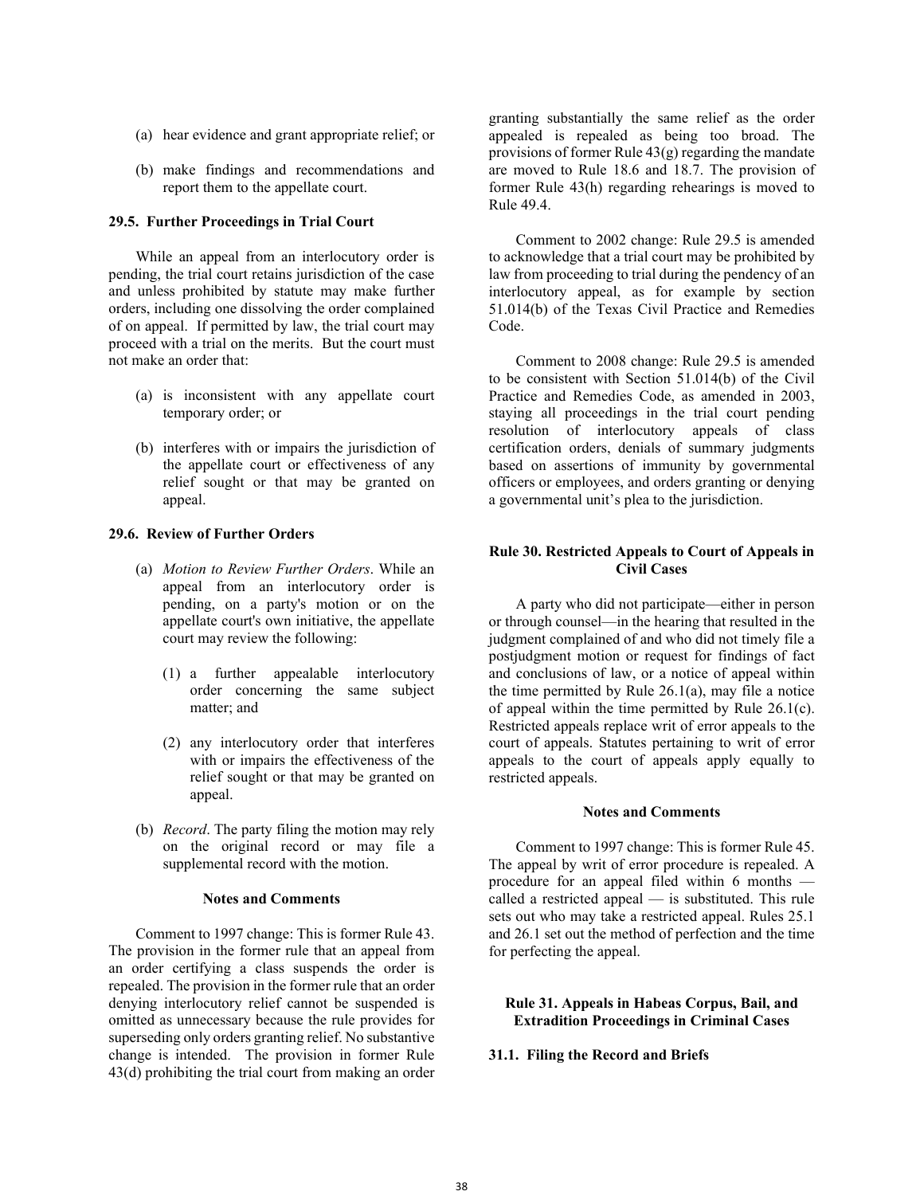(a) hear evidence and grant appropriate relief; or

(b) make findings and recommendations and report them to the appellate court.

**29.5. Further Proceedings in Trial Court**

While an appeal from an interlocutory order is pending, the trial court retains jurisdiction of the case and unless prohibited by statute may make further orders, including one dissolving the order complained of on appeal. If permitted by law, the trial court may proceed with a trial on the merits. But the court must not make an order that:

(a) is inconsistent with any appellate court temporary order; or

(b) interferes with or impairs the jurisdiction of the appellate court or effectiveness of any relief sought or that may be granted on appeal.

**29.6. Review of Further Orders**

(a) *Motion to Review Further Orders*. While an appeal from an interlocutory order is pending, on a party's motion or on the appellate court's own initiative, the appellate court may review the following:

(1) a further appealable interlocutory order concerning the same subject matter; and

(2) any interlocutory order that interferes with or impairs the effectiveness of the relief sought or that may be granted on appeal.

(b) *Record*. The party filing the motion may rely on the original record or may file a supplemental record with the motion.

**Notes and Comments**

Comment to 1997 change: This is former Rule 43. The provision in the former rule that an appeal from an order certifying a class suspends the order is repealed. The provision in the former rule that an order denying interlocutory relief cannot be suspended is omitted as unnecessary because the rule provides for superseding only orders granting relief. No substantive change is intended. The provision in former Rule 43(d) prohibiting the trial court from making an order granting substantially the same relief as the order appealed is repealed as being too broad. The provisions of former Rule 43(g) regarding the mandate are moved to Rule 18.6 and 18.7. The provision of former Rule 43(h) regarding rehearings is moved to Rule 49.4.

Comment to 2002 change: Rule 29.5 is amended to acknowledge that a trial court may be prohibited by law from proceeding to trial during the pendency of an interlocutory appeal, as for example by section 51.014(b) of the Texas Civil Practice and Remedies Code.

Comment to 2008 change: Rule 29.5 is amended to be consistent with Section 51.014(b) of the Civil Practice and Remedies Code, as amended in 2003, staying all proceedings in the trial court pending resolution of interlocutory appeals of class certification orders, denials of summary judgments based on assertions of immunity by governmental officers or employees, and orders granting or denying a governmental unit's plea to the jurisdiction.

## Rule 30. Restricted Appeals to Court of Appeals in Civil Cases

A party who did not participate—either in person or through counsel—in the hearing that resulted in the judgment complained of and who did not timely file a postjudgment motion or request for findings of fact and conclusions of law, or a notice of appeal within the time permitted by Rule 26.1(a), may file a notice of appeal within the time permitted by Rule 26.1(c). Restricted appeals replace writ of error appeals to the court of appeals. Statutes pertaining to writ of error appeals to the court of appeals apply equally to restricted appeals.

**Notes and Comments**

Comment to 1997 change: This is former Rule 45. The appeal by writ of error procedure is repealed. A procedure for an appeal filed within 6 months — called a restricted appeal — is substituted. This rule sets out who may take a restricted appeal. Rules 25.1 and 26.1 set out the method of perfection and the time for perfecting the appeal.

## Rule 31. Appeals in Habeas Corpus, Bail, and Extradition Proceedings in Criminal Cases

**31.1. Filing the Record and Briefs**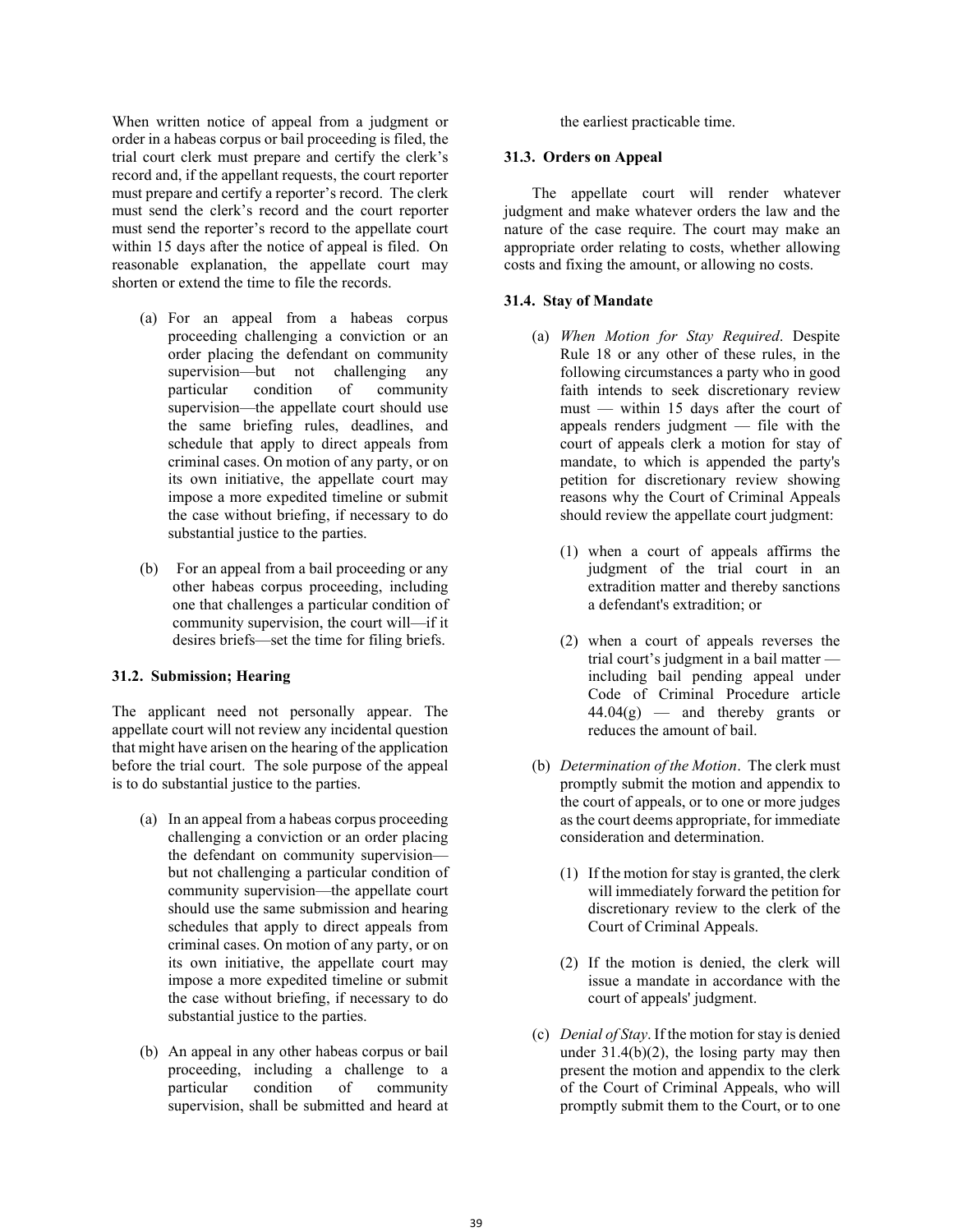When written notice of appeal from a judgment or order in a habeas corpus or bail proceeding is filed, the trial court clerk must prepare and certify the clerk's record and, if the appellant requests, the court reporter must prepare and certify a reporter's record. The clerk must send the clerk's record and the court reporter must send the reporter's record to the appellate court within 15 days after the notice of appeal is filed. On reasonable explanation, the appellate court may shorten or extend the time to file the records.

(a) For an appeal from a habeas corpus proceeding challenging a conviction or an order placing the defendant on community supervision—but not challenging any particular condition of community supervision—the appellate court should use the same briefing rules, deadlines, and schedule that apply to direct appeals from criminal cases. On motion of any party, or on its own initiative, the appellate court may impose a more expedited timeline or submit the case without briefing, if necessary to do substantial justice to the parties.

(b) For an appeal from a bail proceeding or any other habeas corpus proceeding, including one that challenges a particular condition of community supervision, the court will—if it desires briefs—set the time for filing briefs.

### 31.2. Submission; Hearing

The applicant need not personally appear. The appellate court will not review any incidental question that might have arisen on the hearing of the application before the trial court. The sole purpose of the appeal is to do substantial justice to the parties.

(a) In an appeal from a habeas corpus proceeding challenging a conviction or an order placing the defendant on community supervision—but not challenging a particular condition of community supervision—the appellate court should use the same submission and hearing schedules that apply to direct appeals from criminal cases. On motion of any party, or on its own initiative, the appellate court may impose a more expedited timeline or submit the case without briefing, if necessary to do substantial justice to the parties.

(b) An appeal in any other habeas corpus or bail proceeding, including a challenge to a particular condition of community supervision, shall be submitted and heard at the earliest practicable time.

### 31.3. Orders on Appeal

The appellate court will render whatever judgment and make whatever orders the law and the nature of the case require. The court may make an appropriate order relating to costs, whether allowing costs and fixing the amount, or allowing no costs.

### 31.4. Stay of Mandate

(a) *When Motion for Stay Required*. Despite Rule 18 or any other of these rules, in the following circumstances a party who in good faith intends to seek discretionary review must — within 15 days after the court of appeals renders judgment — file with the court of appeals clerk a motion for stay of mandate, to which is appended the party's petition for discretionary review showing reasons why the Court of Criminal Appeals should review the appellate court judgment:

(1) when a court of appeals affirms the judgment of the trial court in an extradition matter and thereby sanctions a defendant's extradition; or

(2) when a court of appeals reverses the trial court's judgment in a bail matter — including bail pending appeal under Code of Criminal Procedure article 44.04(g) — and thereby grants or reduces the amount of bail.

(b) *Determination of the Motion*. The clerk must promptly submit the motion and appendix to the court of appeals, or to one or more judges as the court deems appropriate, for immediate consideration and determination.

(1) If the motion for stay is granted, the clerk will immediately forward the petition for discretionary review to the clerk of the Court of Criminal Appeals.

(2) If the motion is denied, the clerk will issue a mandate in accordance with the court of appeals' judgment.

(c) *Denial of Stay*. If the motion for stay is denied under 31.4(b)(2), the losing party may then present the motion and appendix to the clerk of the Court of Criminal Appeals, who will promptly submit them to the Court, or to one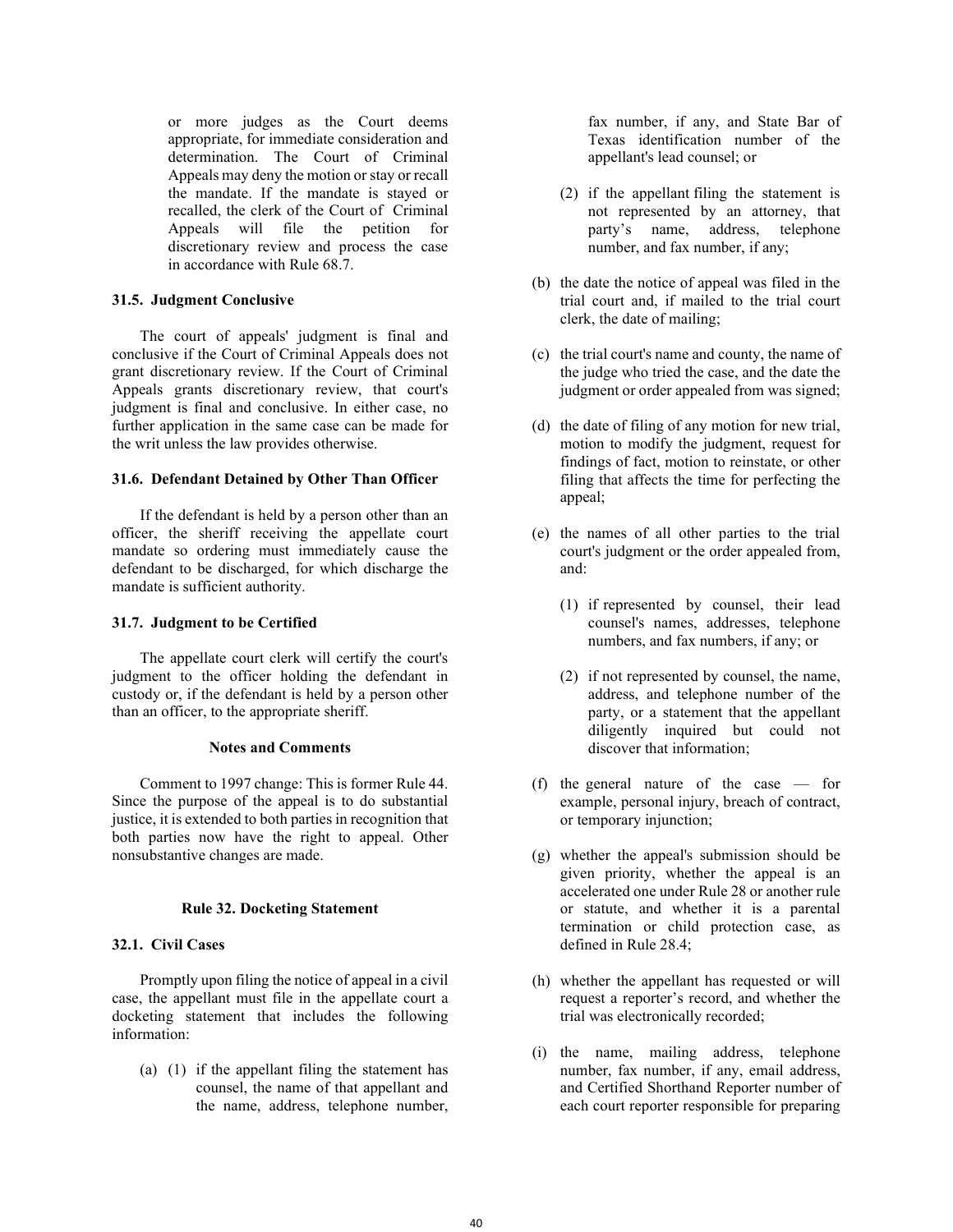or more judges as the Court deems appropriate, for immediate consideration and determination. The Court of Criminal Appeals may deny the motion or stay or recall the mandate. If the mandate is stayed or recalled, the clerk of the Court of Criminal Appeals will file the petition for discretionary review and process the case in accordance with Rule 68.7.

**31.5. Judgment Conclusive**

The court of appeals' judgment is final and conclusive if the Court of Criminal Appeals does not grant discretionary review. If the Court of Criminal Appeals grants discretionary review, that court's judgment is final and conclusive. In either case, no further application in the same case can be made for the writ unless the law provides otherwise.

**31.6. Defendant Detained by Other Than Officer**

If the defendant is held by a person other than an officer, the sheriff receiving the appellate court mandate so ordering must immediately cause the defendant to be discharged, for which discharge the mandate is sufficient authority.

**31.7. Judgment to be Certified**

The appellate court clerk will certify the court's judgment to the officer holding the defendant in custody or, if the defendant is held by a person other than an officer, to the appropriate sheriff.

**Notes and Comments**

Comment to 1997 change: This is former Rule 44. Since the purpose of the appeal is to do substantial justice, it is extended to both parties in recognition that both parties now have the right to appeal. Other nonsubstantive changes are made.

**Rule 32. Docketing Statement**

**32.1. Civil Cases**

Promptly upon filing the notice of appeal in a civil case, the appellant must file in the appellate court a docketing statement that includes the following information:

(a) (1) if the appellant filing the statement has counsel, the name of that appellant and the name, address, telephone number, fax number, if any, and State Bar of Texas identification number of the appellant's lead counsel; or

(2) if the appellant filing the statement is not represented by an attorney, that party's name, address, telephone number, and fax number, if any;

(b) the date the notice of appeal was filed in the trial court and, if mailed to the trial court clerk, the date of mailing;

(c) the trial court's name and county, the name of the judge who tried the case, and the date the judgment or order appealed from was signed;

(d) the date of filing of any motion for new trial, motion to modify the judgment, request for findings of fact, motion to reinstate, or other filing that affects the time for perfecting the appeal;

(e) the names of all other parties to the trial court's judgment or the order appealed from, and:

(1) if represented by counsel, their lead counsel's names, addresses, telephone numbers, and fax numbers, if any; or

(2) if not represented by counsel, the name, address, and telephone number of the party, or a statement that the appellant diligently inquired but could not discover that information;

(f) the general nature of the case — for example, personal injury, breach of contract, or temporary injunction;

(g) whether the appeal's submission should be given priority, whether the appeal is an accelerated one under Rule 28 or another rule or statute, and whether it is a parental termination or child protection case, as defined in Rule 28.4;

(h) whether the appellant has requested or will request a reporter's record, and whether the trial was electronically recorded;

(i) the name, mailing address, telephone number, fax number, if any, email address, and Certified Shorthand Reporter number of each court reporter responsible for preparing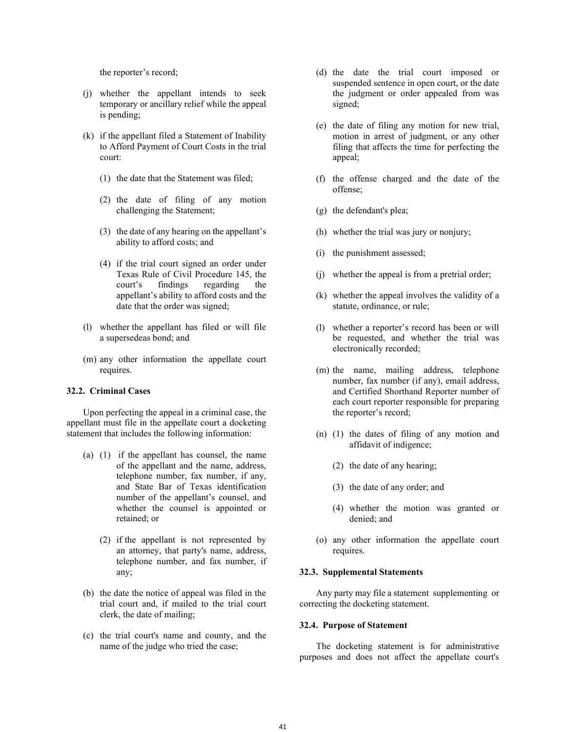the reporter's record;

(j) whether the appellant intends to seek temporary or ancillary relief while the appeal is pending;

(k) if the appellant filed a Statement of Inability to Afford Payment of Court Costs in the trial court:

(1) the date that the Statement was filed;

(2) the date of filing of any motion challenging the Statement;

(3) the date of any hearing on the appellant's ability to afford costs; and

(4) if the trial court signed an order under Texas Rule of Civil Procedure 145, the court's findings regarding the appellant's ability to afford costs and the date that the order was signed;

(l) whether the appellant has filed or will file a supersedeas bond; and

(m) any other information the appellate court requires.

**32.2. Criminal Cases**

Upon perfecting the appeal in a criminal case, the appellant must file in the appellate court a docketing statement that includes the following information:

(a) (1) if the appellant has counsel, the name of the appellant and the name, address, telephone number, fax number, if any, and State Bar of Texas identification number of the appellant's counsel, and whether the counsel is appointed or retained; or

(2) if the appellant is not represented by an attorney, that party's name, address, telephone number, and fax number, if any;

(b) the date the notice of appeal was filed in the trial court and, if mailed to the trial court clerk, the date of mailing;

(c) the trial court's name and county, and the name of the judge who tried the case;

(d) the date the trial court imposed or suspended sentence in open court, or the date the judgment or order appealed from was signed;

(e) the date of filing any motion for new trial, motion in arrest of judgment, or any other filing that affects the time for perfecting the appeal;

(f) the offense charged and the date of the offense;

(g) the defendant's plea;

(h) whether the trial was jury or nonjury;

(i) the punishment assessed;

(j) whether the appeal is from a pretrial order;

(k) whether the appeal involves the validity of a statute, ordinance, or rule;

(l) whether a reporter's record has been or will be requested, and whether the trial was electronically recorded;

(m) the name, mailing address, telephone number, fax number (if any), email address, and Certified Shorthand Reporter number of each court reporter responsible for preparing the reporter's record;

(n) (1) the dates of filing of any motion and affidavit of indigence;

(2) the date of any hearing;

(3) the date of any order; and

(4) whether the motion was granted or denied; and

(o) any other information the appellate court requires.

**32.3. Supplemental Statements**

Any party may file a statement supplementing or correcting the docketing statement.

**32.4. Purpose of Statement**

The docketing statement is for administrative purposes and does not affect the appellate court's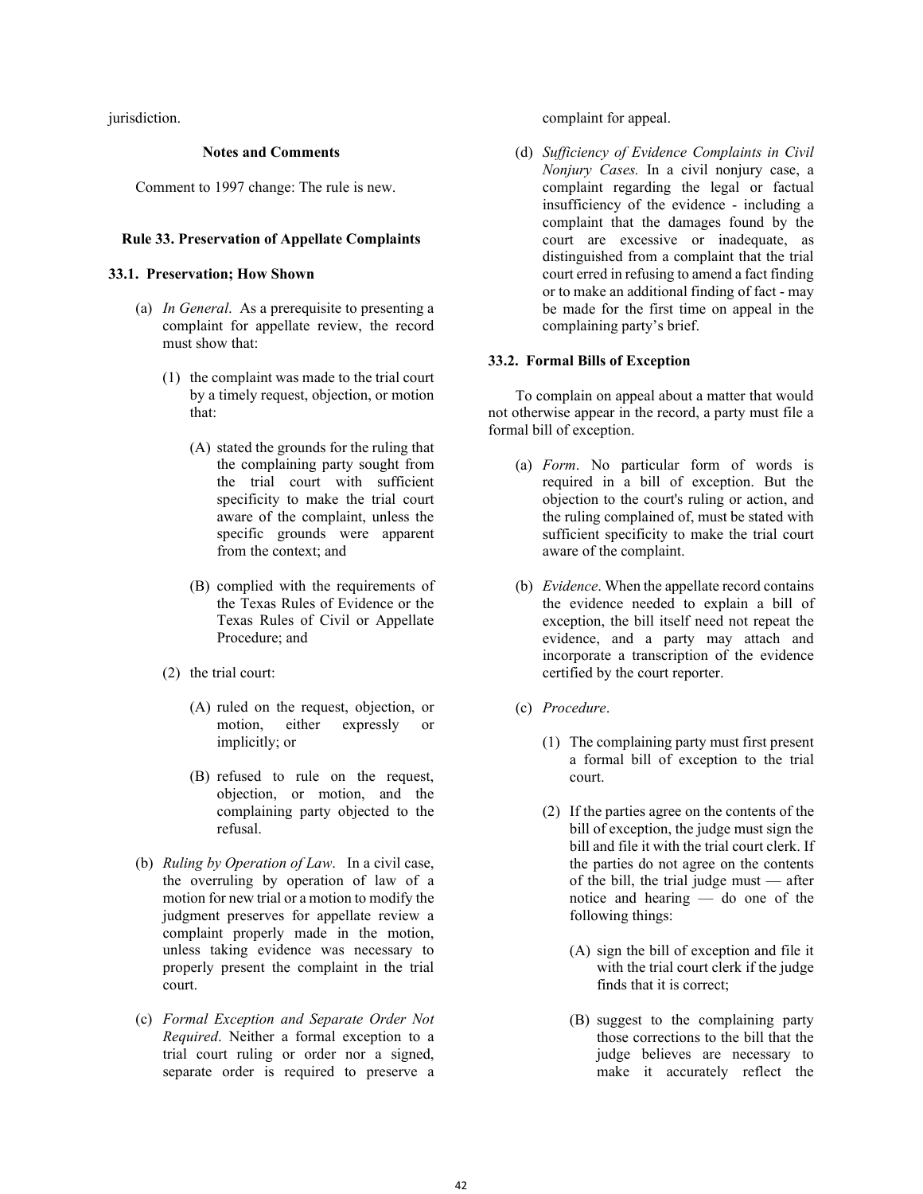jurisdiction.

**Notes and Comments**

Comment to 1997 change: The rule is new.

## Rule 33. Preservation of Appellate Complaints

### 33.1. Preservation; How Shown

(a) *In General*. As a prerequisite to presenting a complaint for appellate review, the record must show that:

(1) the complaint was made to the trial court by a timely request, objection, or motion that:

(A) stated the grounds for the ruling that the complaining party sought from the trial court with sufficient specificity to make the trial court aware of the complaint, unless the specific grounds were apparent from the context; and

(B) complied with the requirements of the Texas Rules of Evidence or the Texas Rules of Civil or Appellate Procedure; and

(2) the trial court:

(A) ruled on the request, objection, or motion, either expressly or implicitly; or

(B) refused to rule on the request, objection, or motion, and the complaining party objected to the refusal.

(b) *Ruling by Operation of Law*. In a civil case, the overruling by operation of law of a motion for new trial or a motion to modify the judgment preserves for appellate review a complaint properly made in the motion, unless taking evidence was necessary to properly present the complaint in the trial court.

(c) *Formal Exception and Separate Order Not Required*. Neither a formal exception to a trial court ruling or order nor a signed, separate order is required to preserve a complaint for appeal.

(d) *Sufficiency of Evidence Complaints in Civil Nonjury Cases.* In a civil nonjury case, a complaint regarding the legal or factual insufficiency of the evidence - including a complaint that the damages found by the court are excessive or inadequate, as distinguished from a complaint that the trial court erred in refusing to amend a fact finding or to make an additional finding of fact - may be made for the first time on appeal in the complaining party's brief.

### 33.2. Formal Bills of Exception

To complain on appeal about a matter that would not otherwise appear in the record, a party must file a formal bill of exception.

(a) *Form*. No particular form of words is required in a bill of exception. But the objection to the court's ruling or action, and the ruling complained of, must be stated with sufficient specificity to make the trial court aware of the complaint.

(b) *Evidence*. When the appellate record contains the evidence needed to explain a bill of exception, the bill itself need not repeat the evidence, and a party may attach and incorporate a transcription of the evidence certified by the court reporter.

(c) *Procedure*.

(1) The complaining party must first present a formal bill of exception to the trial court.

(2) If the parties agree on the contents of the bill of exception, the judge must sign the bill and file it with the trial court clerk. If the parties do not agree on the contents of the bill, the trial judge must — after notice and hearing — do one of the following things:

(A) sign the bill of exception and file it with the trial court clerk if the judge finds that it is correct;

(B) suggest to the complaining party those corrections to the bill that the judge believes are necessary to make it accurately reflect the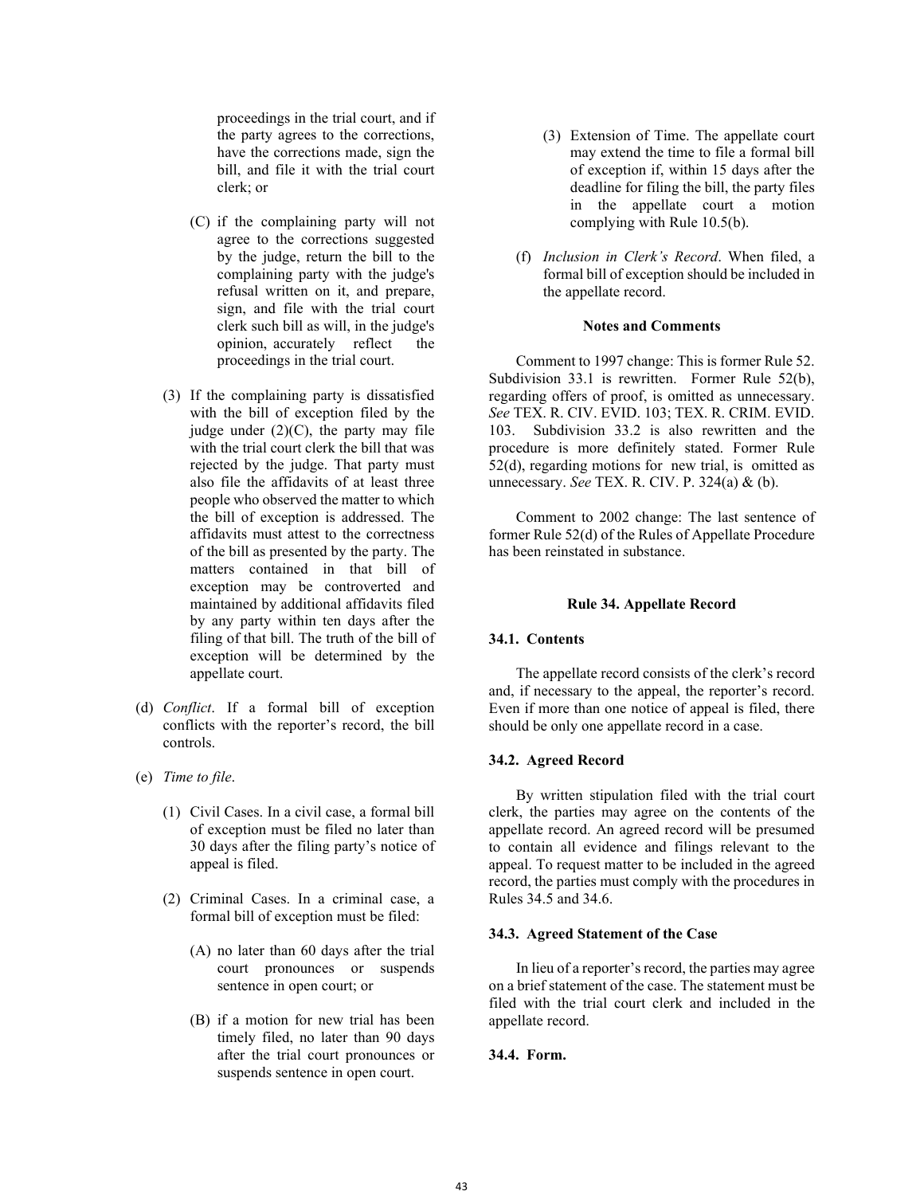proceedings in the trial court, and if the party agrees to the corrections, have the corrections made, sign the bill, and file it with the trial court clerk; or

(C) if the complaining party will not agree to the corrections suggested by the judge, return the bill to the complaining party with the judge's refusal written on it, and prepare, sign, and file with the trial court clerk such bill as will, in the judge's opinion, accurately reflect the proceedings in the trial court.

(3) If the complaining party is dissatisfied with the bill of exception filed by the judge under (2)(C), the party may file with the trial court clerk the bill that was rejected by the judge. That party must also file the affidavits of at least three people who observed the matter to which the bill of exception is addressed. The affidavits must attest to the correctness of the bill as presented by the party. The matters contained in that bill of exception may be controverted and maintained by additional affidavits filed by any party within ten days after the filing of that bill. The truth of the bill of exception will be determined by the appellate court.

(d) *Conflict*. If a formal bill of exception conflicts with the reporter's record, the bill controls.

(e) *Time to file*.

(1) Civil Cases. In a civil case, a formal bill of exception must be filed no later than 30 days after the filing party's notice of appeal is filed.

(2) Criminal Cases. In a criminal case, a formal bill of exception must be filed:

(A) no later than 60 days after the trial court pronounces or suspends sentence in open court; or

(B) if a motion for new trial has been timely filed, no later than 90 days after the trial court pronounces or suspends sentence in open court.

(3) Extension of Time. The appellate court may extend the time to file a formal bill of exception if, within 15 days after the deadline for filing the bill, the party files in the appellate court a motion complying with Rule 10.5(b).

(f) *Inclusion in Clerk's Record*. When filed, a formal bill of exception should be included in the appellate record.

**Notes and Comments**

Comment to 1997 change: This is former Rule 52. Subdivision 33.1 is rewritten. Former Rule 52(b), regarding offers of proof, is omitted as unnecessary. *See* TEX. R. CIV. EVID. 103; TEX. R. CRIM. EVID. 103. Subdivision 33.2 is also rewritten and the procedure is more definitely stated. Former Rule 52(d), regarding motions for new trial, is omitted as unnecessary. *See* TEX. R. CIV. P. 324(a) & (b).

Comment to 2002 change: The last sentence of former Rule 52(d) of the Rules of Appellate Procedure has been reinstated in substance.

## Rule 34. Appellate Record

### 34.1. Contents

The appellate record consists of the clerk's record and, if necessary to the appeal, the reporter's record. Even if more than one notice of appeal is filed, there should be only one appellate record in a case.

### 34.2. Agreed Record

By written stipulation filed with the trial court clerk, the parties may agree on the contents of the appellate record. An agreed record will be presumed to contain all evidence and filings relevant to the appeal. To request matter to be included in the agreed record, the parties must comply with the procedures in Rules 34.5 and 34.6.

### 34.3. Agreed Statement of the Case

In lieu of a reporter's record, the parties may agree on a brief statement of the case. The statement must be filed with the trial court clerk and included in the appellate record.

### 34.4. Form.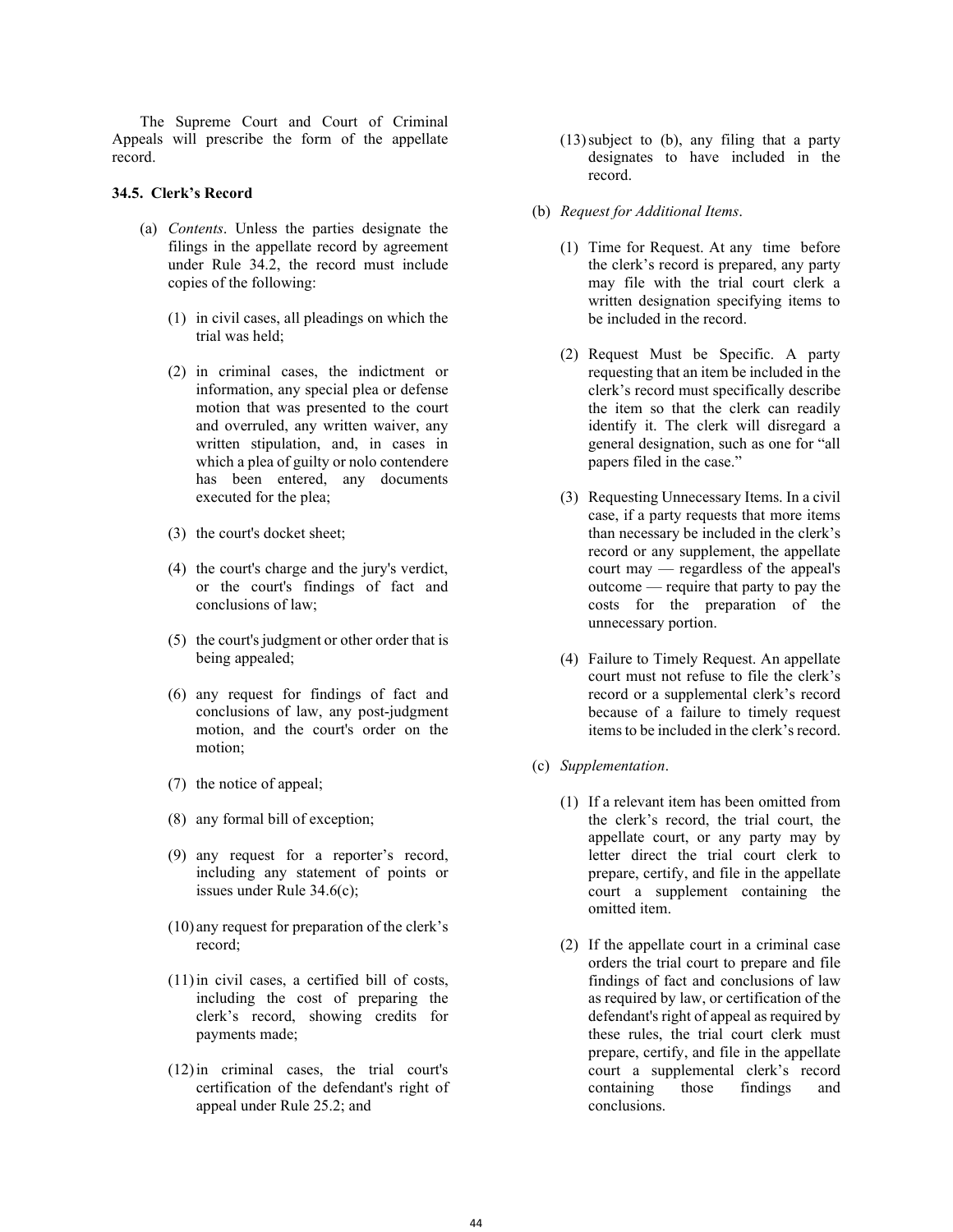The Supreme Court and Court of Criminal Appeals will prescribe the form of the appellate record.

**34.5. Clerk's Record**

(a) *Contents*. Unless the parties designate the filings in the appellate record by agreement under Rule 34.2, the record must include copies of the following:

(1) in civil cases, all pleadings on which the trial was held;

(2) in criminal cases, the indictment or information, any special plea or defense motion that was presented to the court and overruled, any written waiver, any written stipulation, and, in cases in which a plea of guilty or nolo contendere has been entered, any documents executed for the plea;

(3) the court's docket sheet;

(4) the court's charge and the jury's verdict, or the court's findings of fact and conclusions of law;

(5) the court's judgment or other order that is being appealed;

(6) any request for findings of fact and conclusions of law, any post-judgment motion, and the court's order on the motion;

(7) the notice of appeal;

(8) any formal bill of exception;

(9) any request for a reporter's record, including any statement of points or issues under Rule 34.6(c);

(10) any request for preparation of the clerk's record;

(11) in civil cases, a certified bill of costs, including the cost of preparing the clerk's record, showing credits for payments made;

(12) in criminal cases, the trial court's certification of the defendant's right of appeal under Rule 25.2; and

(13) subject to (b), any filing that a party designates to have included in the record.

(b) *Request for Additional Items*.

(1) Time for Request. At any time before the clerk's record is prepared, any party may file with the trial court clerk a written designation specifying items to be included in the record.

(2) Request Must be Specific. A party requesting that an item be included in the clerk's record must specifically describe the item so that the clerk can readily identify it. The clerk will disregard a general designation, such as one for "all papers filed in the case."

(3) Requesting Unnecessary Items. In a civil case, if a party requests that more items than necessary be included in the clerk's record or any supplement, the appellate court may — regardless of the appeal's outcome — require that party to pay the costs for the preparation of the unnecessary portion.

(4) Failure to Timely Request. An appellate court must not refuse to file the clerk's record or a supplemental clerk's record because of a failure to timely request items to be included in the clerk's record.

(c) *Supplementation*.

(1) If a relevant item has been omitted from the clerk's record, the trial court, the appellate court, or any party may by letter direct the trial court clerk to prepare, certify, and file in the appellate court a supplement containing the omitted item.

(2) If the appellate court in a criminal case orders the trial court to prepare and file findings of fact and conclusions of law as required by law, or certification of the defendant's right of appeal as required by these rules, the trial court clerk must prepare, certify, and file in the appellate court a supplemental clerk's record containing those findings and conclusions.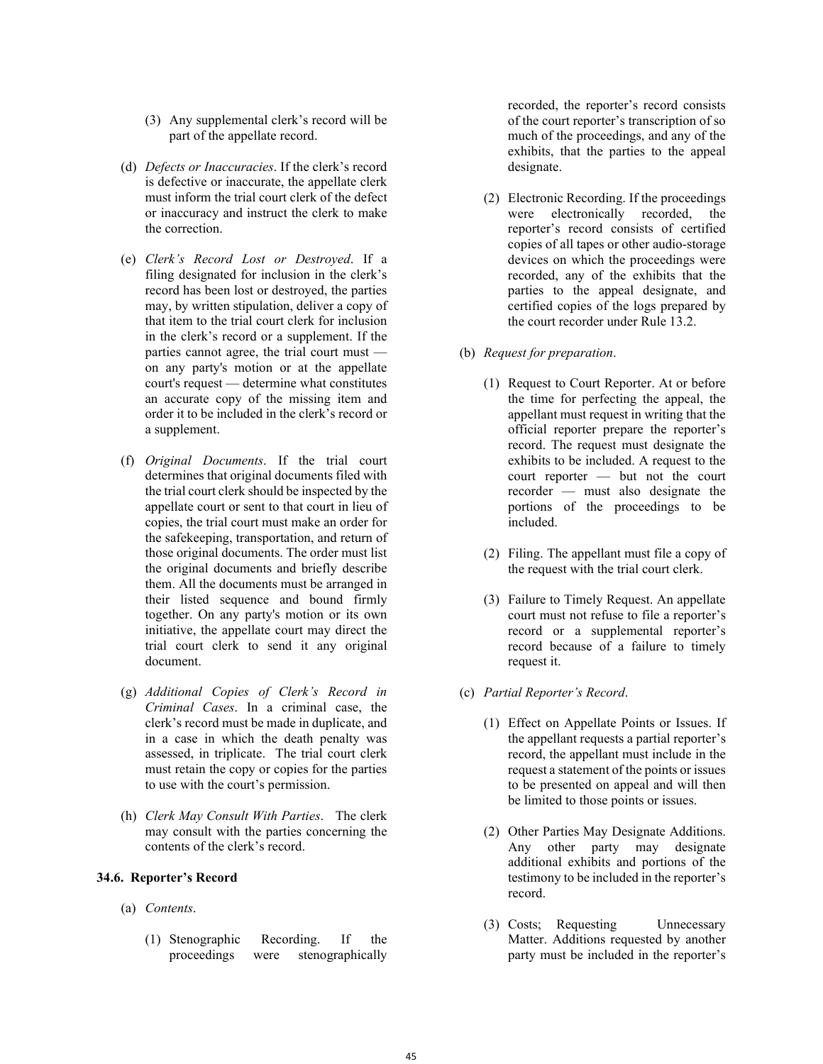(3) Any supplemental clerk's record will be part of the appellate record.

(d) *Defects or Inaccuracies*. If the clerk's record is defective or inaccurate, the appellate clerk must inform the trial court clerk of the defect or inaccuracy and instruct the clerk to make the correction.

(e) *Clerk's Record Lost or Destroyed*. If a filing designated for inclusion in the clerk's record has been lost or destroyed, the parties may, by written stipulation, deliver a copy of that item to the trial court clerk for inclusion in the clerk's record or a supplement. If the parties cannot agree, the trial court must — on any party's motion or at the appellate court's request — determine what constitutes an accurate copy of the missing item and order it to be included in the clerk's record or a supplement.

(f) *Original Documents*. If the trial court determines that original documents filed with the trial court clerk should be inspected by the appellate court or sent to that court in lieu of copies, the trial court must make an order for the safekeeping, transportation, and return of those original documents. The order must list the original documents and briefly describe them. All the documents must be arranged in their listed sequence and bound firmly together. On any party's motion or its own initiative, the appellate court may direct the trial court clerk to send it any original document.

(g) *Additional Copies of Clerk's Record in Criminal Cases*. In a criminal case, the clerk's record must be made in duplicate, and in a case in which the death penalty was assessed, in triplicate. The trial court clerk must retain the copy or copies for the parties to use with the court's permission.

(h) *Clerk May Consult With Parties*. The clerk may consult with the parties concerning the contents of the clerk's record.

**34.6. Reporter's Record**

(a) *Contents*.

(1) Stenographic Recording. If the proceedings were stenographically recorded, the reporter's record consists of the court reporter's transcription of so much of the proceedings, and any of the exhibits, that the parties to the appeal designate.

(2) Electronic Recording. If the proceedings were electronically recorded, the reporter's record consists of certified copies of all tapes or other audio-storage devices on which the proceedings were recorded, any of the exhibits that the parties to the appeal designate, and certified copies of the logs prepared by the court recorder under Rule 13.2.

(b) *Request for preparation*.

(1) Request to Court Reporter. At or before the time for perfecting the appeal, the appellant must request in writing that the official reporter prepare the reporter's record. The request must designate the exhibits to be included. A request to the court reporter — but not the court recorder — must also designate the portions of the proceedings to be included.

(2) Filing. The appellant must file a copy of the request with the trial court clerk.

(3) Failure to Timely Request. An appellate court must not refuse to file a reporter's record or a supplemental reporter's record because of a failure to timely request it.

(c) *Partial Reporter's Record*.

(1) Effect on Appellate Points or Issues. If the appellant requests a partial reporter's record, the appellant must include in the request a statement of the points or issues to be presented on appeal and will then be limited to those points or issues.

(2) Other Parties May Designate Additions. Any other party may designate additional exhibits and portions of the testimony to be included in the reporter's record.

(3) Costs; Requesting Unnecessary Matter. Additions requested by another party must be included in the reporter's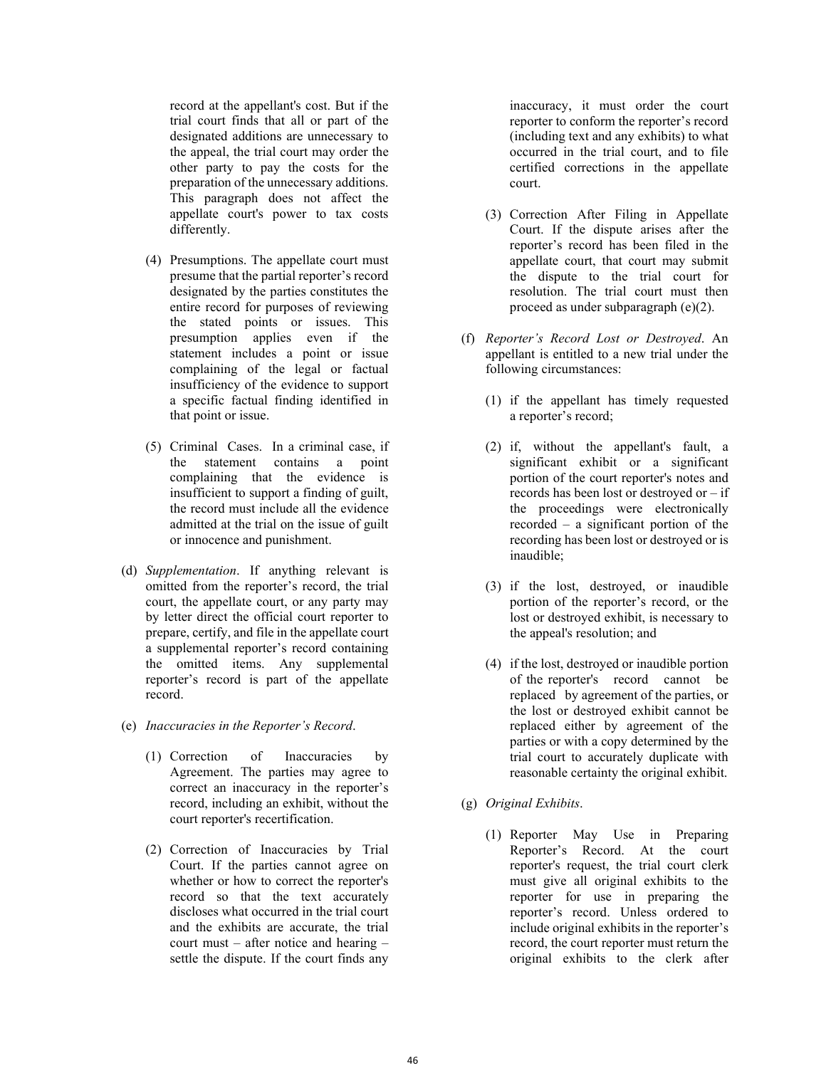record at the appellant's cost. But if the trial court finds that all or part of the designated additions are unnecessary to the appeal, the trial court may order the other party to pay the costs for the preparation of the unnecessary additions. This paragraph does not affect the appellate court's power to tax costs differently.

(4) Presumptions. The appellate court must presume that the partial reporter's record designated by the parties constitutes the entire record for purposes of reviewing the stated points or issues. This presumption applies even if the statement includes a point or issue complaining of the legal or factual insufficiency of the evidence to support a specific factual finding identified in that point or issue.

(5) Criminal Cases. In a criminal case, if the statement contains a point complaining that the evidence is insufficient to support a finding of guilt, the record must include all the evidence admitted at the trial on the issue of guilt or innocence and punishment.

(d) *Supplementation*. If anything relevant is omitted from the reporter's record, the trial court, the appellate court, or any party may by letter direct the official court reporter to prepare, certify, and file in the appellate court a supplemental reporter's record containing the omitted items. Any supplemental reporter's record is part of the appellate record.

(e) *Inaccuracies in the Reporter's Record*.

(1) Correction of Inaccuracies by Agreement. The parties may agree to correct an inaccuracy in the reporter's record, including an exhibit, without the court reporter's recertification.

(2) Correction of Inaccuracies by Trial Court. If the parties cannot agree on whether or how to correct the reporter's record so that the text accurately discloses what occurred in the trial court and the exhibits are accurate, the trial court must – after notice and hearing – settle the dispute. If the court finds any inaccuracy, it must order the court reporter to conform the reporter's record (including text and any exhibits) to what occurred in the trial court, and to file certified corrections in the appellate court.

(3) Correction After Filing in Appellate Court. If the dispute arises after the reporter's record has been filed in the appellate court, that court may submit the dispute to the trial court for resolution. The trial court must then proceed as under subparagraph (e)(2).

(f) *Reporter's Record Lost or Destroyed*. An appellant is entitled to a new trial under the following circumstances:

(1) if the appellant has timely requested a reporter's record;

(2) if, without the appellant's fault, a significant exhibit or a significant portion of the court reporter's notes and records has been lost or destroyed or – if the proceedings were electronically recorded – a significant portion of the recording has been lost or destroyed or is inaudible;

(3) if the lost, destroyed, or inaudible portion of the reporter's record, or the lost or destroyed exhibit, is necessary to the appeal's resolution; and

(4) if the lost, destroyed or inaudible portion of the reporter's record cannot be replaced by agreement of the parties, or the lost or destroyed exhibit cannot be replaced either by agreement of the parties or with a copy determined by the trial court to accurately duplicate with reasonable certainty the original exhibit.

(g) *Original Exhibits*.

(1) Reporter May Use in Preparing Reporter's Record. At the court reporter's request, the trial court clerk must give all original exhibits to the reporter for use in preparing the reporter's record. Unless ordered to include original exhibits in the reporter's record, the court reporter must return the original exhibits to the clerk after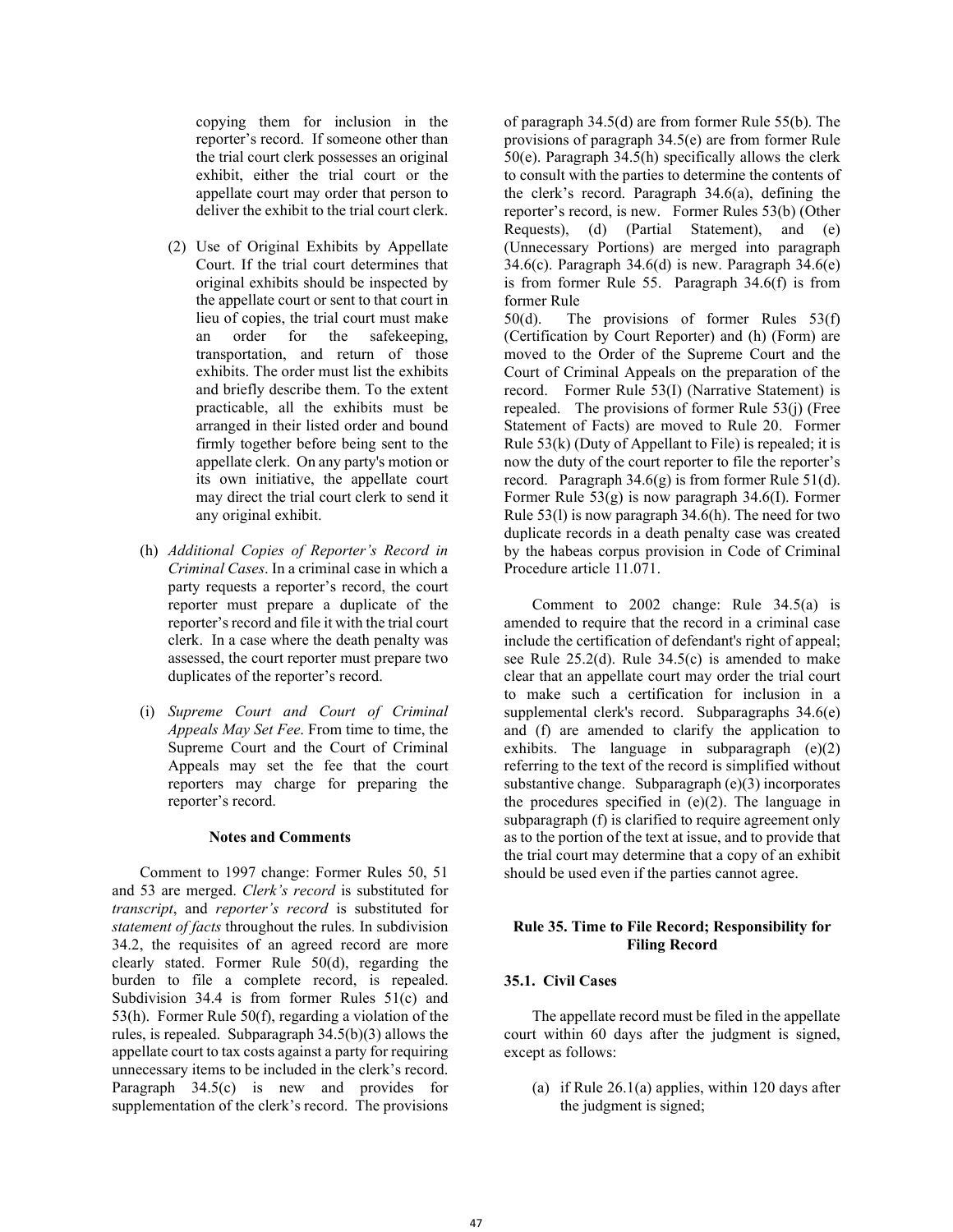copying them for inclusion in the reporter's record. If someone other than the trial court clerk possesses an original exhibit, either the trial court or the appellate court may order that person to deliver the exhibit to the trial court clerk.

(2) Use of Original Exhibits by Appellate Court. If the trial court determines that original exhibits should be inspected by the appellate court or sent to that court in lieu of copies, the trial court must make an order for the safekeeping, transportation, and return of those exhibits. The order must list the exhibits and briefly describe them. To the extent practicable, all the exhibits must be arranged in their listed order and bound firmly together before being sent to the appellate clerk. On any party's motion or its own initiative, the appellate court may direct the trial court clerk to send it any original exhibit.

(h) *Additional Copies of Reporter's Record in Criminal Cases*. In a criminal case in which a party requests a reporter's record, the court reporter must prepare a duplicate of the reporter's record and file it with the trial court clerk. In a case where the death penalty was assessed, the court reporter must prepare two duplicates of the reporter's record.

(i) *Supreme Court and Court of Criminal Appeals May Set Fee*. From time to time, the Supreme Court and the Court of Criminal Appeals may set the fee that the court reporters may charge for preparing the reporter's record.

**Notes and Comments**

Comment to 1997 change: Former Rules 50, 51 and 53 are merged. *Clerk's record* is substituted for *transcript*, and *reporter's record* is substituted for *statement of facts* throughout the rules. In subdivision 34.2, the requisites of an agreed record are more clearly stated. Former Rule 50(d), regarding the burden to file a complete record, is repealed. Subdivision 34.4 is from former Rules 51(c) and 53(h). Former Rule 50(f), regarding a violation of the rules, is repealed. Subparagraph 34.5(b)(3) allows the appellate court to tax costs against a party for requiring unnecessary items to be included in the clerk's record. Paragraph 34.5(c) is new and provides for supplementation of the clerk's record. The provisions of paragraph 34.5(d) are from former Rule 55(b). The provisions of paragraph 34.5(e) are from former Rule 50(e). Paragraph 34.5(h) specifically allows the clerk to consult with the parties to determine the contents of the clerk's record. Paragraph 34.6(a), defining the reporter's record, is new. Former Rules 53(b) (Other Requests), (d) (Partial Statement), and (e) (Unnecessary Portions) are merged into paragraph 34.6(c). Paragraph 34.6(d) is new. Paragraph 34.6(e) is from former Rule 55. Paragraph 34.6(f) is from former Rule 50(d). The provisions of former Rules 53(f) (Certification by Court Reporter) and (h) (Form) are moved to the Order of the Supreme Court and the Court of Criminal Appeals on the preparation of the record. Former Rule 53(I) (Narrative Statement) is repealed. The provisions of former Rule 53(j) (Free Statement of Facts) are moved to Rule 20. Former Rule 53(k) (Duty of Appellant to File) is repealed; it is now the duty of the court reporter to file the reporter's record. Paragraph 34.6(g) is from former Rule 51(d). Former Rule 53(g) is now paragraph 34.6(I). Former Rule 53(l) is now paragraph 34.6(h). The need for two duplicate records in a death penalty case was created by the habeas corpus provision in Code of Criminal Procedure article 11.071.

Comment to 2002 change: Rule 34.5(a) is amended to require that the record in a criminal case include the certification of defendant's right of appeal; see Rule 25.2(d). Rule 34.5(c) is amended to make clear that an appellate court may order the trial court to make such a certification for inclusion in a supplemental clerk's record. Subparagraphs 34.6(e) and (f) are amended to clarify the application to exhibits. The language in subparagraph (e)(2) referring to the text of the record is simplified without substantive change. Subparagraph (e)(3) incorporates the procedures specified in (e)(2). The language in subparagraph (f) is clarified to require agreement only as to the portion of the text at issue, and to provide that the trial court may determine that a copy of an exhibit should be used even if the parties cannot agree.

## Rule 35. Time to File Record; Responsibility for Filing Record

### 35.1. Civil Cases

The appellate record must be filed in the appellate court within 60 days after the judgment is signed, except as follows:

(a) if Rule 26.1(a) applies, within 120 days after the judgment is signed;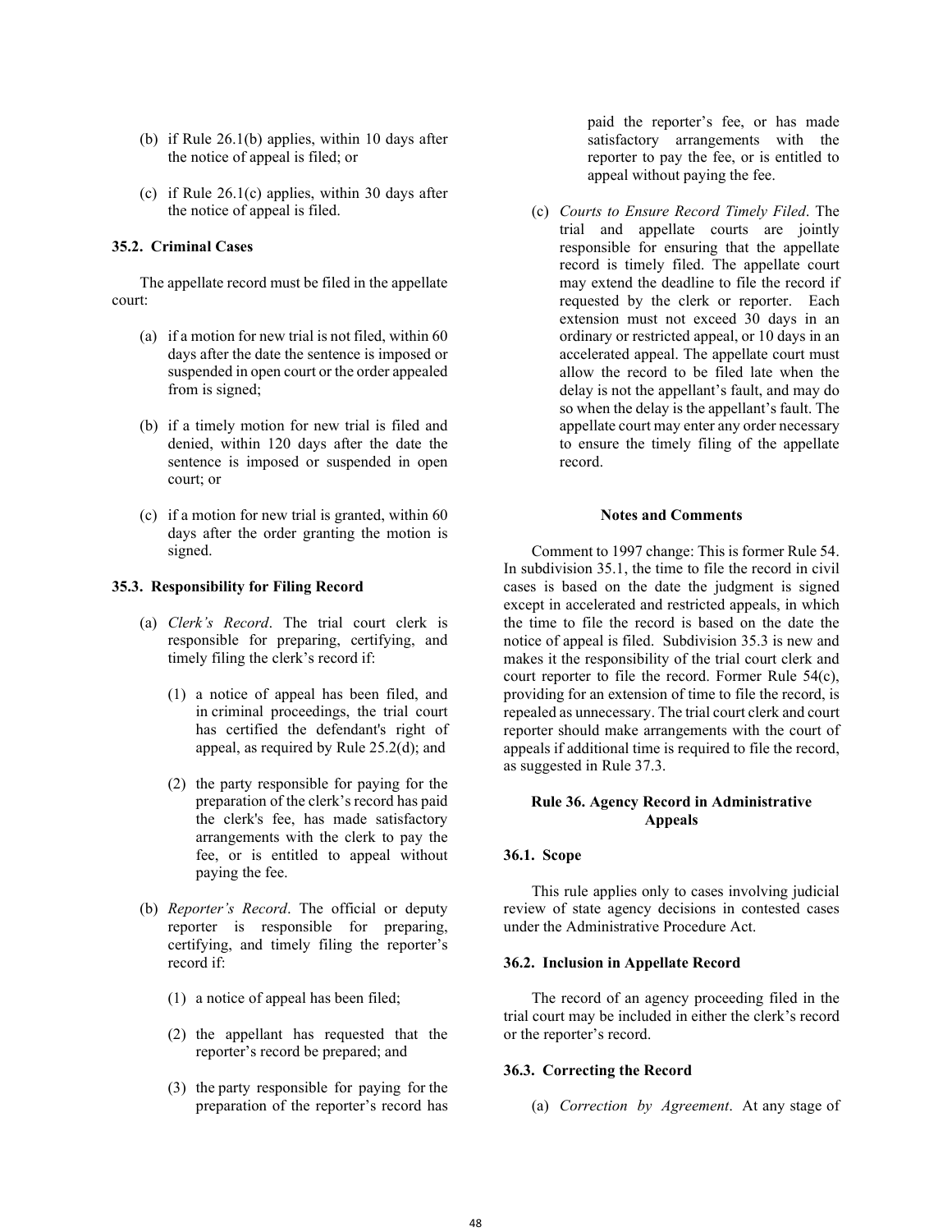(b) if Rule 26.1(b) applies, within 10 days after the notice of appeal is filed; or

(c) if Rule 26.1(c) applies, within 30 days after the notice of appeal is filed.

### 35.2. Criminal Cases

The appellate record must be filed in the appellate court:

(a) if a motion for new trial is not filed, within 60 days after the date the sentence is imposed or suspended in open court or the order appealed from is signed;

(b) if a timely motion for new trial is filed and denied, within 120 days after the date the sentence is imposed or suspended in open court; or

(c) if a motion for new trial is granted, within 60 days after the order granting the motion is signed.

### 35.3. Responsibility for Filing Record

(a) *Clerk's Record*. The trial court clerk is responsible for preparing, certifying, and timely filing the clerk's record if:

(1) a notice of appeal has been filed, and in criminal proceedings, the trial court has certified the defendant's right of appeal, as required by Rule 25.2(d); and

(2) the party responsible for paying for the preparation of the clerk's record has paid the clerk's fee, has made satisfactory arrangements with the clerk to pay the fee, or is entitled to appeal without paying the fee.

(b) *Reporter's Record*. The official or deputy reporter is responsible for preparing, certifying, and timely filing the reporter's record if:

(1) a notice of appeal has been filed;

(2) the appellant has requested that the reporter's record be prepared; and

(3) the party responsible for paying for the preparation of the reporter's record has paid the reporter's fee, or has made satisfactory arrangements with the reporter to pay the fee, or is entitled to appeal without paying the fee.

(c) *Courts to Ensure Record Timely Filed*. The trial and appellate courts are jointly responsible for ensuring that the appellate record is timely filed. The appellate court may extend the deadline to file the record if requested by the clerk or reporter. Each extension must not exceed 30 days in an ordinary or restricted appeal, or 10 days in an accelerated appeal. The appellate court must allow the record to be filed late when the delay is not the appellant's fault, and may do so when the delay is the appellant's fault. The appellate court may enter any order necessary to ensure the timely filing of the appellate record.

**Notes and Comments**

Comment to 1997 change: This is former Rule 54. In subdivision 35.1, the time to file the record in civil cases is based on the date the judgment is signed except in accelerated and restricted appeals, in which the time to file the record is based on the date the notice of appeal is filed. Subdivision 35.3 is new and makes it the responsibility of the trial court clerk and court reporter to file the record. Former Rule 54(c), providing for an extension of time to file the record, is repealed as unnecessary. The trial court clerk and court reporter should make arrangements with the court of appeals if additional time is required to file the record, as suggested in Rule 37.3.

## Rule 36. Agency Record in Administrative Appeals

### 36.1. Scope

This rule applies only to cases involving judicial review of state agency decisions in contested cases under the Administrative Procedure Act.

### 36.2. Inclusion in Appellate Record

The record of an agency proceeding filed in the trial court may be included in either the clerk's record or the reporter's record.

### 36.3. Correcting the Record

(a) *Correction by Agreement*. At any stage of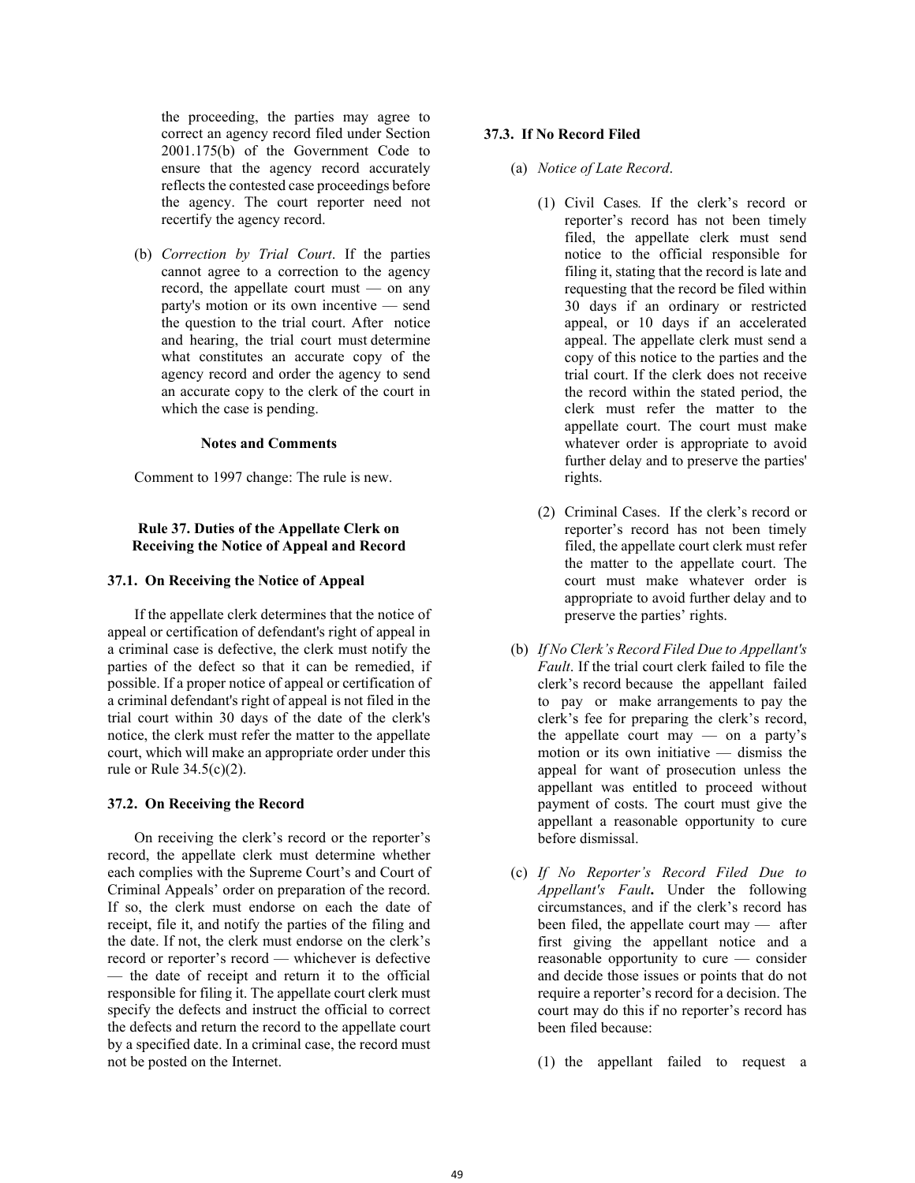the proceeding, the parties may agree to correct an agency record filed under Section 2001.175(b) of the Government Code to ensure that the agency record accurately reflects the contested case proceedings before the agency. The court reporter need not recertify the agency record.

(b) *Correction by Trial Court*. If the parties cannot agree to a correction to the agency record, the appellate court must — on any party's motion or its own incentive — send the question to the trial court. After notice and hearing, the trial court must determine what constitutes an accurate copy of the agency record and order the agency to send an accurate copy to the clerk of the court in which the case is pending.

**Notes and Comments**

Comment to 1997 change: The rule is new.

### Rule 37. Duties of the Appellate Clerk on Receiving the Notice of Appeal and Record

#### 37.1. On Receiving the Notice of Appeal

If the appellate clerk determines that the notice of appeal or certification of defendant's right of appeal in a criminal case is defective, the clerk must notify the parties of the defect so that it can be remedied, if possible. If a proper notice of appeal or certification of a criminal defendant's right of appeal is not filed in the trial court within 30 days of the date of the clerk's notice, the clerk must refer the matter to the appellate court, which will make an appropriate order under this rule or Rule 34.5(c)(2).

#### 37.2. On Receiving the Record

On receiving the clerk's record or the reporter's record, the appellate clerk must determine whether each complies with the Supreme Court's and Court of Criminal Appeals' order on preparation of the record. If so, the clerk must endorse on each the date of receipt, file it, and notify the parties of the filing and the date. If not, the clerk must endorse on the clerk's record or reporter's record — whichever is defective — the date of receipt and return it to the official responsible for filing it. The appellate court clerk must specify the defects and instruct the official to correct the defects and return the record to the appellate court by a specified date. In a criminal case, the record must not be posted on the Internet.

#### 37.3. If No Record Filed

(a) *Notice of Late Record*.

(1) Civil Cases. If the clerk's record or reporter's record has not been timely filed, the appellate clerk must send notice to the official responsible for filing it, stating that the record is late and requesting that the record be filed within 30 days if an ordinary or restricted appeal, or 10 days if an accelerated appeal. The appellate clerk must send a copy of this notice to the parties and the trial court. If the clerk does not receive the record within the stated period, the clerk must refer the matter to the appellate court. The court must make whatever order is appropriate to avoid further delay and to preserve the parties' rights.

(2) Criminal Cases. If the clerk's record or reporter's record has not been timely filed, the appellate court clerk must refer the matter to the appellate court. The court must make whatever order is appropriate to avoid further delay and to preserve the parties' rights.

(b) *If No Clerk's Record Filed Due to Appellant's Fault*. If the trial court clerk failed to file the clerk's record because the appellant failed to pay or make arrangements to pay the clerk's fee for preparing the clerk's record, the appellate court may — on a party's motion or its own initiative — dismiss the appeal for want of prosecution unless the appellant was entitled to proceed without payment of costs. The court must give the appellant a reasonable opportunity to cure before dismissal.

(c) *If No Reporter's Record Filed Due to Appellant's Fault***.** Under the following circumstances, and if the clerk's record has been filed, the appellate court may — after first giving the appellant notice and a reasonable opportunity to cure — consider and decide those issues or points that do not require a reporter's record for a decision. The court may do this if no reporter's record has been filed because:

(1) the appellant failed to request a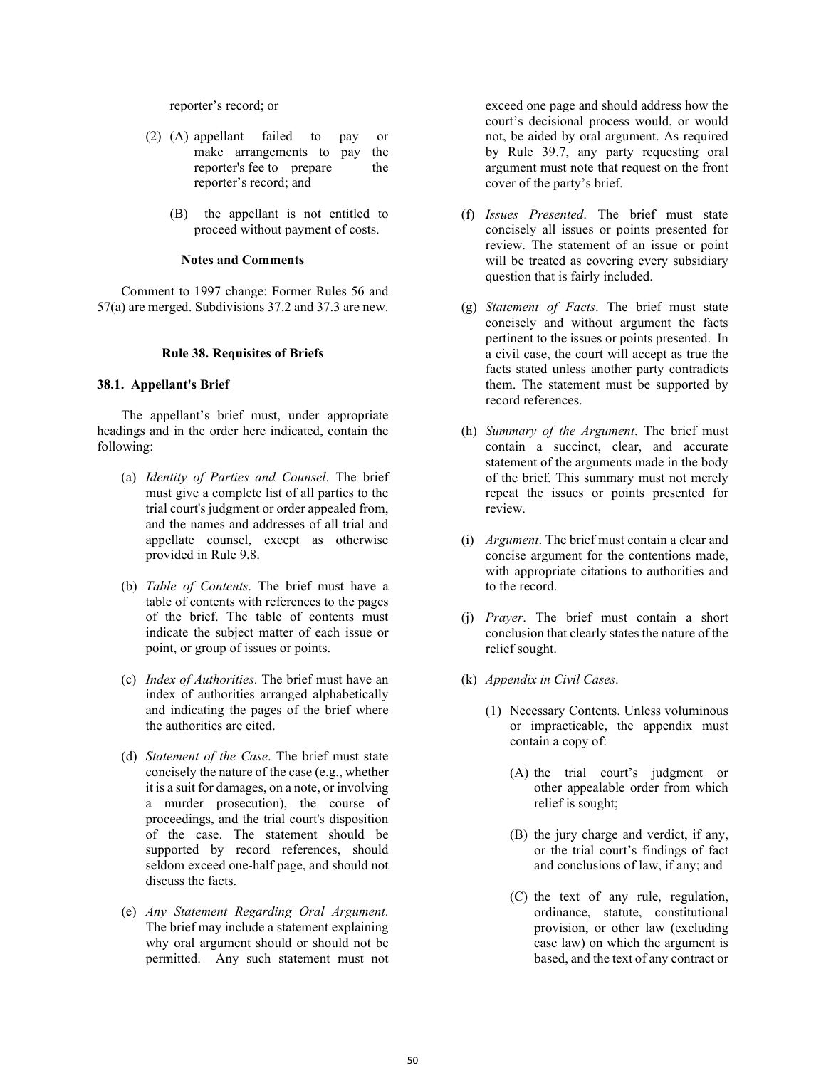reporter's record; or

(2) (A) appellant failed to pay or make arrangements to pay the reporter's fee to prepare the reporter's record; and

(B) the appellant is not entitled to proceed without payment of costs.

**Notes and Comments**

Comment to 1997 change: Former Rules 56 and 57(a) are merged. Subdivisions 37.2 and 37.3 are new.

### Rule 38. Requisites of Briefs

#### 38.1. Appellant's Brief

The appellant's brief must, under appropriate headings and in the order here indicated, contain the following:

(a) *Identity of Parties and Counsel*. The brief must give a complete list of all parties to the trial court's judgment or order appealed from, and the names and addresses of all trial and appellate counsel, except as otherwise provided in Rule 9.8.

(b) *Table of Contents*. The brief must have a table of contents with references to the pages of the brief. The table of contents must indicate the subject matter of each issue or point, or group of issues or points.

(c) *Index of Authorities*. The brief must have an index of authorities arranged alphabetically and indicating the pages of the brief where the authorities are cited.

(d) *Statement of the Case*. The brief must state concisely the nature of the case (e.g., whether it is a suit for damages, on a note, or involving a murder prosecution), the course of proceedings, and the trial court's disposition of the case. The statement should be supported by record references, should seldom exceed one-half page, and should not discuss the facts.

(e) *Any Statement Regarding Oral Argument*. The brief may include a statement explaining why oral argument should or should not be permitted. Any such statement must not exceed one page and should address how the court's decisional process would, or would not, be aided by oral argument. As required by Rule 39.7, any party requesting oral argument must note that request on the front cover of the party's brief.

(f) *Issues Presented*. The brief must state concisely all issues or points presented for review. The statement of an issue or point will be treated as covering every subsidiary question that is fairly included.

(g) *Statement of Facts*. The brief must state concisely and without argument the facts pertinent to the issues or points presented. In a civil case, the court will accept as true the facts stated unless another party contradicts them. The statement must be supported by record references.

(h) *Summary of the Argument*. The brief must contain a succinct, clear, and accurate statement of the arguments made in the body of the brief. This summary must not merely repeat the issues or points presented for review.

(i) *Argument*. The brief must contain a clear and concise argument for the contentions made, with appropriate citations to authorities and to the record.

(j) *Prayer*. The brief must contain a short conclusion that clearly states the nature of the relief sought.

(k) *Appendix in Civil Cases*.

(1) Necessary Contents. Unless voluminous or impracticable, the appendix must contain a copy of:

(A) the trial court's judgment or other appealable order from which relief is sought;

(B) the jury charge and verdict, if any, or the trial court's findings of fact and conclusions of law, if any; and

(C) the text of any rule, regulation, ordinance, statute, constitutional provision, or other law (excluding case law) on which the argument is based, and the text of any contract or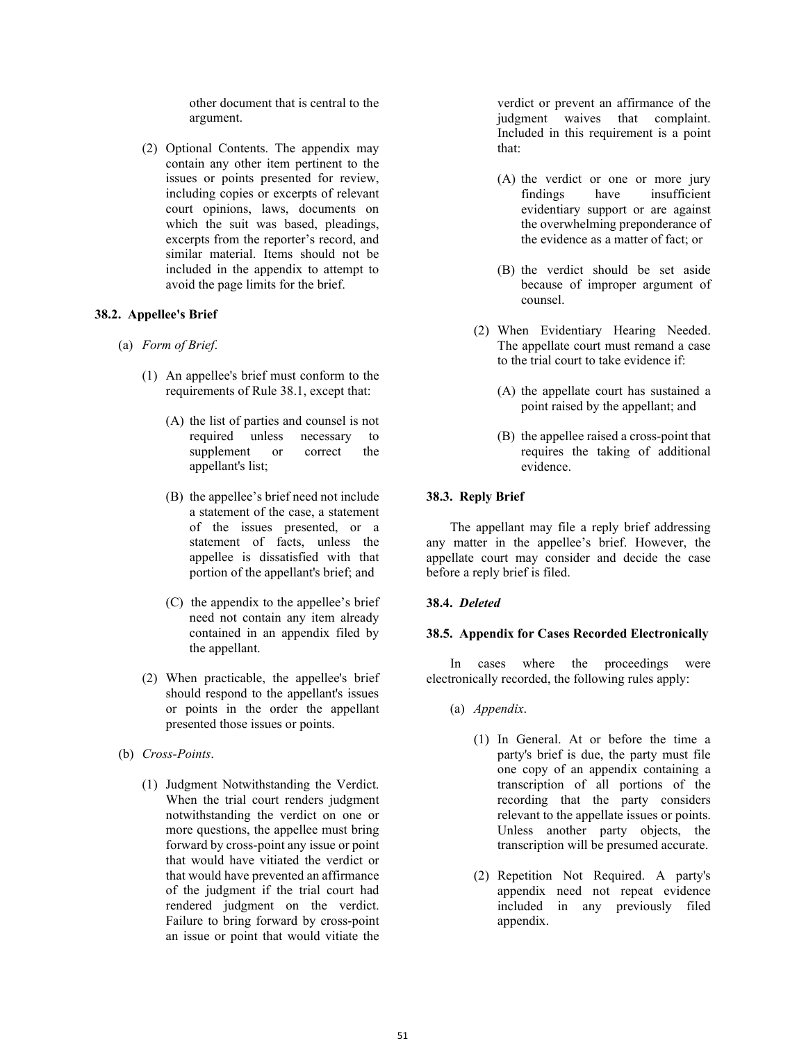other document that is central to the argument.

(2) Optional Contents. The appendix may contain any other item pertinent to the issues or points presented for review, including copies or excerpts of relevant court opinions, laws, documents on which the suit was based, pleadings, excerpts from the reporter's record, and similar material. Items should not be included in the appendix to attempt to avoid the page limits for the brief.

### 38.2. Appellee's Brief

(a) *Form of Brief*.

(1) An appellee's brief must conform to the requirements of Rule 38.1, except that:

(A) the list of parties and counsel is not required unless necessary to supplement or correct the appellant's list;

(B) the appellee's brief need not include a statement of the case, a statement of the issues presented, or a statement of facts, unless the appellee is dissatisfied with that portion of the appellant's brief; and

(C) the appendix to the appellee's brief need not contain any item already contained in an appendix filed by the appellant.

(2) When practicable, the appellee's brief should respond to the appellant's issues or points in the order the appellant presented those issues or points.

(b) *Cross-Points*.

(1) Judgment Notwithstanding the Verdict. When the trial court renders judgment notwithstanding the verdict on one or more questions, the appellee must bring forward by cross-point any issue or point that would have vitiated the verdict or that would have prevented an affirmance of the judgment if the trial court had rendered judgment on the verdict. Failure to bring forward by cross-point an issue or point that would vitiate the verdict or prevent an affirmance of the judgment waives that complaint. Included in this requirement is a point that:

(A) the verdict or one or more jury findings have insufficient evidentiary support or are against the overwhelming preponderance of the evidence as a matter of fact; or

(B) the verdict should be set aside because of improper argument of counsel.

(2) When Evidentiary Hearing Needed. The appellate court must remand a case to the trial court to take evidence if:

(A) the appellate court has sustained a point raised by the appellant; and

(B) the appellee raised a cross-point that requires the taking of additional evidence.

### 38.3. Reply Brief

The appellant may file a reply brief addressing any matter in the appellee's brief. However, the appellate court may consider and decide the case before a reply brief is filed.

### 38.4. *Deleted*

### 38.5. Appendix for Cases Recorded Electronically

In cases where the proceedings were electronically recorded, the following rules apply:

(a) *Appendix*.

(1) In General. At or before the time a party's brief is due, the party must file one copy of an appendix containing a transcription of all portions of the recording that the party considers relevant to the appellate issues or points. Unless another party objects, the transcription will be presumed accurate.

(2) Repetition Not Required. A party's appendix need not repeat evidence included in any previously filed appendix.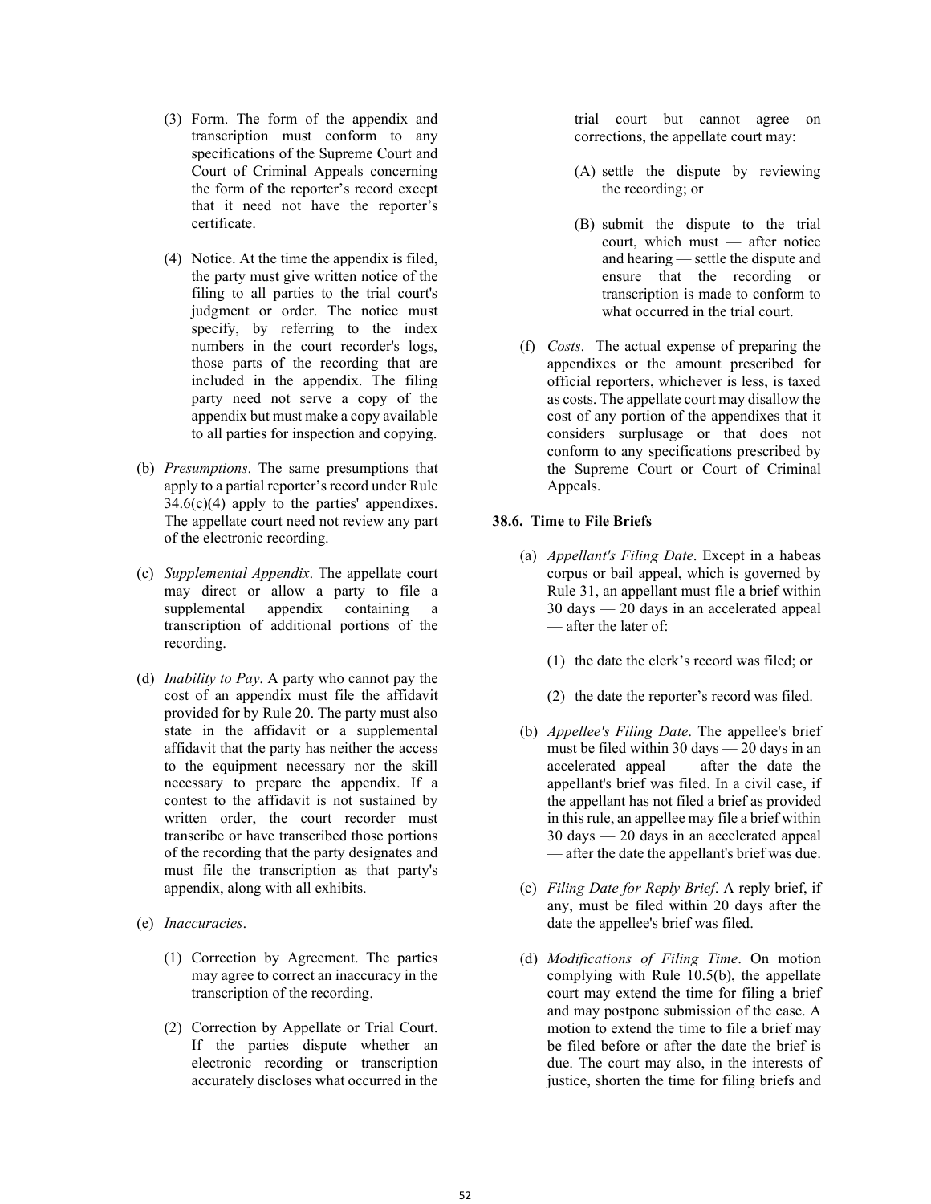(3) Form. The form of the appendix and transcription must conform to any specifications of the Supreme Court and Court of Criminal Appeals concerning the form of the reporter's record except that it need not have the reporter's certificate.

(4) Notice. At the time the appendix is filed, the party must give written notice of the filing to all parties to the trial court's judgment or order. The notice must specify, by referring to the index numbers in the court recorder's logs, those parts of the recording that are included in the appendix. The filing party need not serve a copy of the appendix but must make a copy available to all parties for inspection and copying.

(b) *Presumptions*. The same presumptions that apply to a partial reporter's record under Rule 34.6(c)(4) apply to the parties' appendixes. The appellate court need not review any part of the electronic recording.

(c) *Supplemental Appendix*. The appellate court may direct or allow a party to file a supplemental appendix containing a transcription of additional portions of the recording.

(d) *Inability to Pay*. A party who cannot pay the cost of an appendix must file the affidavit provided for by Rule 20. The party must also state in the affidavit or a supplemental affidavit that the party has neither the access to the equipment necessary nor the skill necessary to prepare the appendix. If a contest to the affidavit is not sustained by written order, the court recorder must transcribe or have transcribed those portions of the recording that the party designates and must file the transcription as that party's appendix, along with all exhibits.

(e) *Inaccuracies*.

(1) Correction by Agreement. The parties may agree to correct an inaccuracy in the transcription of the recording.

(2) Correction by Appellate or Trial Court. If the parties dispute whether an electronic recording or transcription accurately discloses what occurred in the trial court but cannot agree on corrections, the appellate court may:

(A) settle the dispute by reviewing the recording; or

(B) submit the dispute to the trial court, which must — after notice and hearing — settle the dispute and ensure that the recording or transcription is made to conform to what occurred in the trial court.

(f) *Costs*. The actual expense of preparing the appendixes or the amount prescribed for official reporters, whichever is less, is taxed as costs. The appellate court may disallow the cost of any portion of the appendixes that it considers surplusage or that does not conform to any specifications prescribed by the Supreme Court or Court of Criminal Appeals.

### 38.6. Time to File Briefs

(a) *Appellant's Filing Date*. Except in a habeas corpus or bail appeal, which is governed by Rule 31, an appellant must file a brief within 30 days — 20 days in an accelerated appeal — after the later of:

(1) the date the clerk's record was filed; or

(2) the date the reporter's record was filed.

(b) *Appellee's Filing Date*. The appellee's brief must be filed within 30 days — 20 days in an accelerated appeal — after the date the appellant's brief was filed. In a civil case, if the appellant has not filed a brief as provided in this rule, an appellee may file a brief within 30 days — 20 days in an accelerated appeal — after the date the appellant's brief was due.

(c) *Filing Date for Reply Brief*. A reply brief, if any, must be filed within 20 days after the date the appellee's brief was filed.

(d) *Modifications of Filing Time*. On motion complying with Rule 10.5(b), the appellate court may extend the time for filing a brief and may postpone submission of the case. A motion to extend the time to file a brief may be filed before or after the date the brief is due. The court may also, in the interests of justice, shorten the time for filing briefs and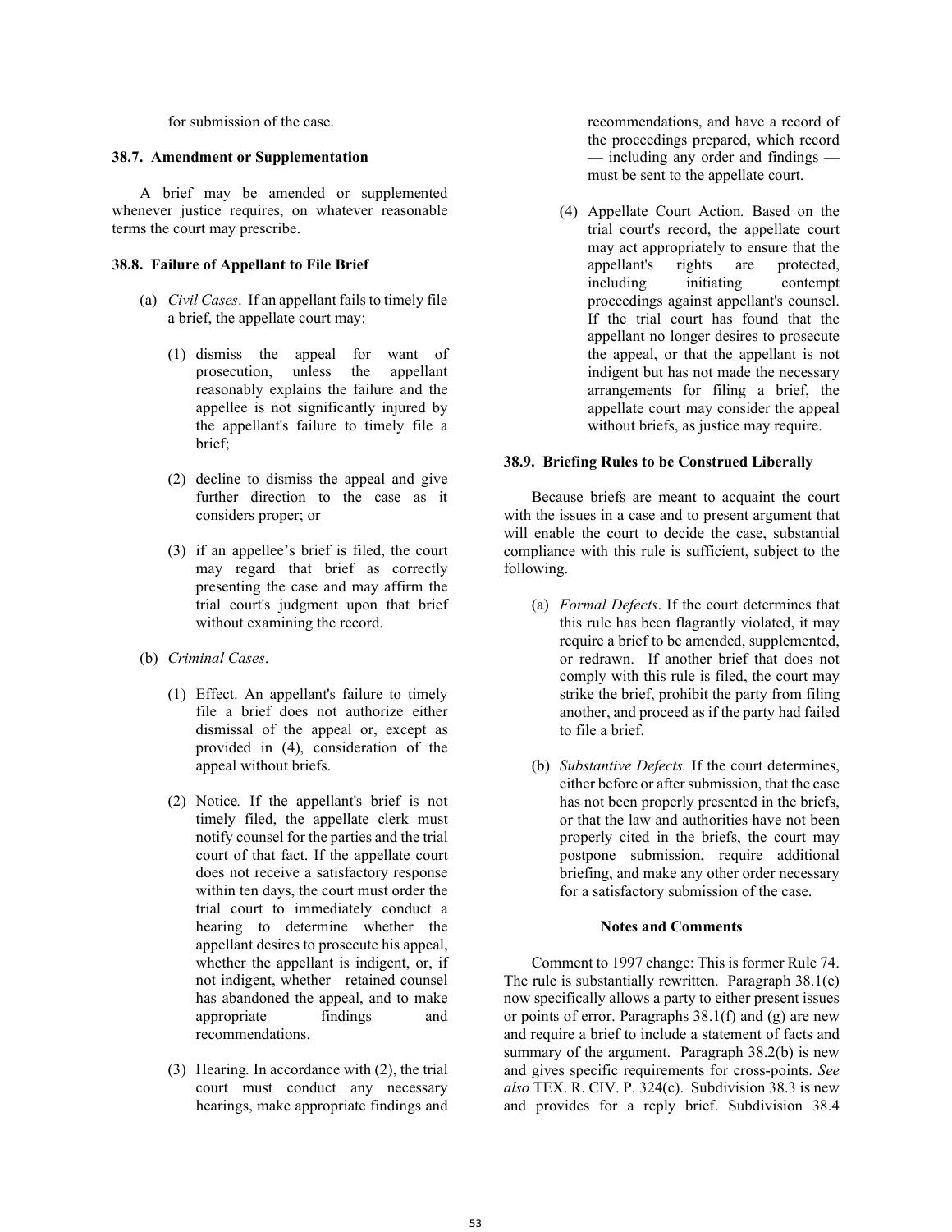for submission of the case.

### 38.7. Amendment or Supplementation

A brief may be amended or supplemented whenever justice requires, on whatever reasonable terms the court may prescribe.

### 38.8. Failure of Appellant to File Brief

(a) *Civil Cases*. If an appellant fails to timely file a brief, the appellate court may:

(1) dismiss the appeal for want of prosecution, unless the appellant reasonably explains the failure and the appellee is not significantly injured by the appellant's failure to timely file a brief;

(2) decline to dismiss the appeal and give further direction to the case as it considers proper; or

(3) if an appellee's brief is filed, the court may regard that brief as correctly presenting the case and may affirm the trial court's judgment upon that brief without examining the record.

(b) *Criminal Cases*.

(1) Effect. An appellant's failure to timely file a brief does not authorize either dismissal of the appeal or, except as provided in (4), consideration of the appeal without briefs.

(2) Notice*.* If the appellant's brief is not timely filed, the appellate clerk must notify counsel for the parties and the trial court of that fact. If the appellate court does not receive a satisfactory response within ten days, the court must order the trial court to immediately conduct a hearing to determine whether the appellant desires to prosecute his appeal, whether the appellant is indigent, or, if not indigent, whether retained counsel has abandoned the appeal, and to make appropriate findings and recommendations.

(3) Hearing*.* In accordance with (2), the trial court must conduct any necessary hearings, make appropriate findings and recommendations, and have a record of the proceedings prepared, which record — including any order and findings — must be sent to the appellate court.

(4) Appellate Court Action*.* Based on the trial court's record, the appellate court may act appropriately to ensure that the appellant's rights are protected, including initiating contempt proceedings against appellant's counsel. If the trial court has found that the appellant no longer desires to prosecute the appeal, or that the appellant is not indigent but has not made the necessary arrangements for filing a brief, the appellate court may consider the appeal without briefs, as justice may require.

### 38.9. Briefing Rules to be Construed Liberally

Because briefs are meant to acquaint the court with the issues in a case and to present argument that will enable the court to decide the case, substantial compliance with this rule is sufficient, subject to the following.

(a) *Formal Defects*. If the court determines that this rule has been flagrantly violated, it may require a brief to be amended, supplemented, or redrawn. If another brief that does not comply with this rule is filed, the court may strike the brief, prohibit the party from filing another, and proceed as if the party had failed to file a brief.

(b) *Substantive Defects.* If the court determines, either before or after submission, that the case has not been properly presented in the briefs, or that the law and authorities have not been properly cited in the briefs, the court may postpone submission, require additional briefing, and make any other order necessary for a satisfactory submission of the case.

#### Notes and Comments

Comment to 1997 change: This is former Rule 74. The rule is substantially rewritten. Paragraph 38.1(e) now specifically allows a party to either present issues or points of error. Paragraphs 38.1(f) and (g) are new and require a brief to include a statement of facts and summary of the argument. Paragraph 38.2(b) is new and gives specific requirements for cross-points. *See also* TEX. R. CIV. P. 324(c). Subdivision 38.3 is new and provides for a reply brief. Subdivision 38.4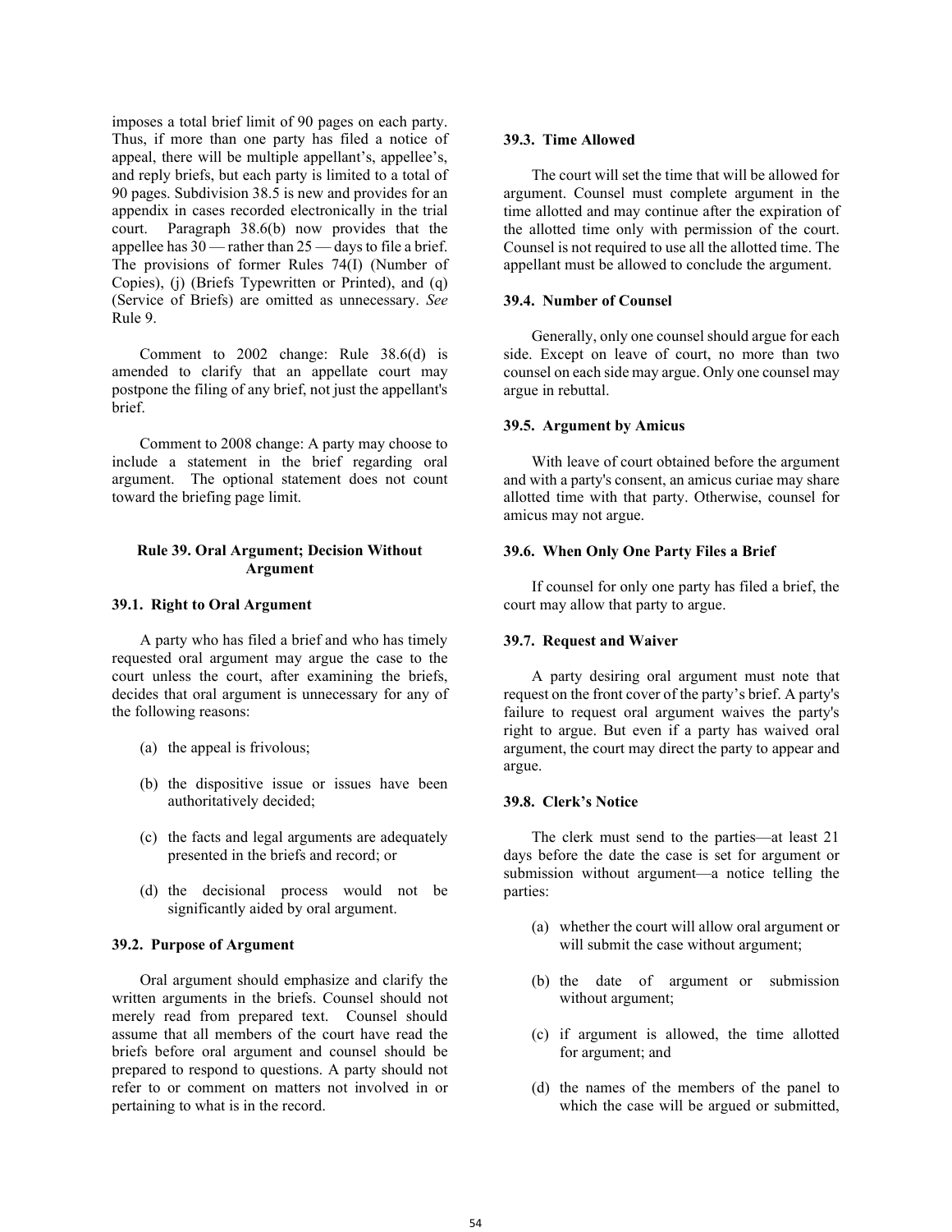imposes a total brief limit of 90 pages on each party. Thus, if more than one party has filed a notice of appeal, there will be multiple appellant's, appellee's, and reply briefs, but each party is limited to a total of 90 pages. Subdivision 38.5 is new and provides for an appendix in cases recorded electronically in the trial court. Paragraph 38.6(b) now provides that the appellee has 30 — rather than 25 — days to file a brief. The provisions of former Rules 74(I) (Number of Copies), (j) (Briefs Typewritten or Printed), and (q) (Service of Briefs) are omitted as unnecessary. *See* Rule 9.

Comment to 2002 change: Rule 38.6(d) is amended to clarify that an appellate court may postpone the filing of any brief, not just the appellant's brief.

Comment to 2008 change: A party may choose to include a statement in the brief regarding oral argument. The optional statement does not count toward the briefing page limit.

## Rule 39. Oral Argument; Decision Without Argument

### 39.1. Right to Oral Argument

A party who has filed a brief and who has timely requested oral argument may argue the case to the court unless the court, after examining the briefs, decides that oral argument is unnecessary for any of the following reasons:

(a) the appeal is frivolous;

(b) the dispositive issue or issues have been authoritatively decided;

(c) the facts and legal arguments are adequately presented in the briefs and record; or

(d) the decisional process would not be significantly aided by oral argument.

### 39.2. Purpose of Argument

Oral argument should emphasize and clarify the written arguments in the briefs. Counsel should not merely read from prepared text. Counsel should assume that all members of the court have read the briefs before oral argument and counsel should be prepared to respond to questions. A party should not refer to or comment on matters not involved in or pertaining to what is in the record.

### 39.3. Time Allowed

The court will set the time that will be allowed for argument. Counsel must complete argument in the time allotted and may continue after the expiration of the allotted time only with permission of the court. Counsel is not required to use all the allotted time. The appellant must be allowed to conclude the argument.

### 39.4. Number of Counsel

Generally, only one counsel should argue for each side. Except on leave of court, no more than two counsel on each side may argue. Only one counsel may argue in rebuttal.

### 39.5. Argument by Amicus

With leave of court obtained before the argument and with a party's consent, an amicus curiae may share allotted time with that party. Otherwise, counsel for amicus may not argue.

### 39.6. When Only One Party Files a Brief

If counsel for only one party has filed a brief, the court may allow that party to argue.

### 39.7. Request and Waiver

A party desiring oral argument must note that request on the front cover of the party's brief. A party's failure to request oral argument waives the party's right to argue. But even if a party has waived oral argument, the court may direct the party to appear and argue.

### 39.8. Clerk's Notice

The clerk must send to the parties—at least 21 days before the date the case is set for argument or submission without argument—a notice telling the parties:

(a) whether the court will allow oral argument or will submit the case without argument;

(b) the date of argument or submission without argument;

(c) if argument is allowed, the time allotted for argument; and

(d) the names of the members of the panel to which the case will be argued or submitted,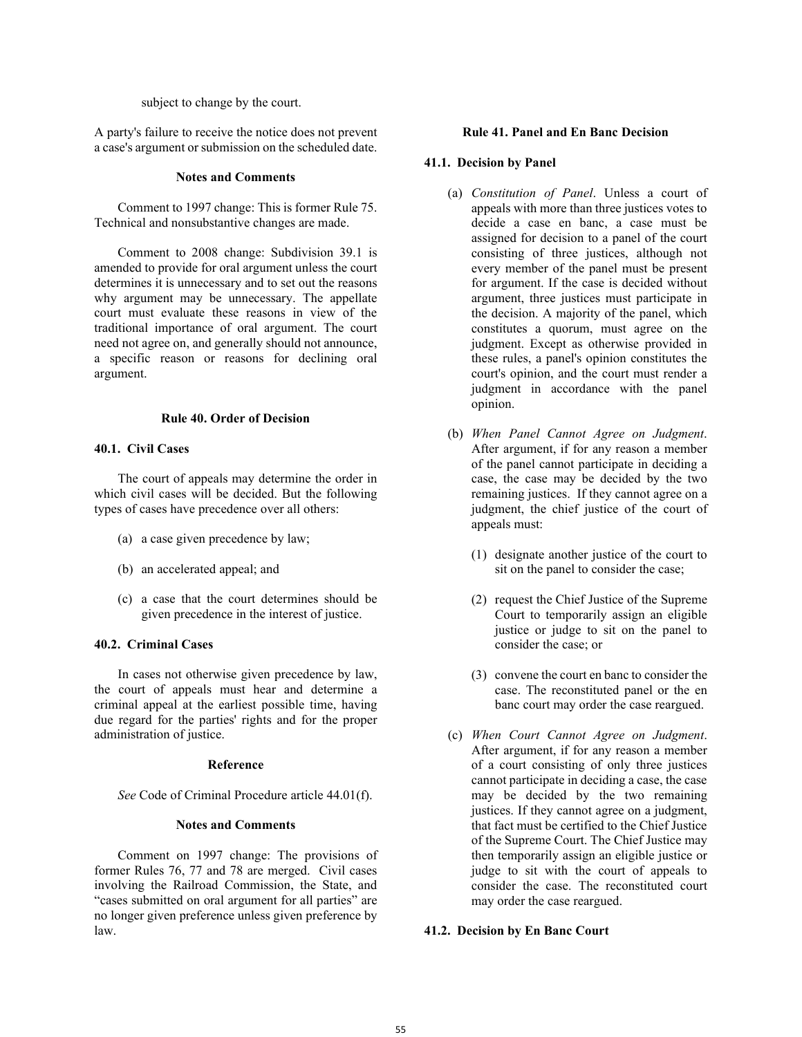subject to change by the court.

A party's failure to receive the notice does not prevent a case's argument or submission on the scheduled date.

#### Notes and Comments

Comment to 1997 change: This is former Rule 75. Technical and nonsubstantive changes are made.

Comment to 2008 change: Subdivision 39.1 is amended to provide for oral argument unless the court determines it is unnecessary and to set out the reasons why argument may be unnecessary. The appellate court must evaluate these reasons in view of the traditional importance of oral argument. The court need not agree on, and generally should not announce, a specific reason or reasons for declining oral argument.

## Rule 40. Order of Decision

### 40.1. Civil Cases

The court of appeals may determine the order in which civil cases will be decided. But the following types of cases have precedence over all others:

(a) a case given precedence by law;

(b) an accelerated appeal; and

(c) a case that the court determines should be given precedence in the interest of justice.

### 40.2. Criminal Cases

In cases not otherwise given precedence by law, the court of appeals must hear and determine a criminal appeal at the earliest possible time, having due regard for the parties' rights and for the proper administration of justice.

#### Reference

*See* Code of Criminal Procedure article 44.01(f).

#### Notes and Comments

Comment on 1997 change: The provisions of former Rules 76, 77 and 78 are merged. Civil cases involving the Railroad Commission, the State, and "cases submitted on oral argument for all parties" are no longer given preference unless given preference by law.

## Rule 41. Panel and En Banc Decision

### 41.1. Decision by Panel

(a) *Constitution of Panel*. Unless a court of appeals with more than three justices votes to decide a case en banc, a case must be assigned for decision to a panel of the court consisting of three justices, although not every member of the panel must be present for argument. If the case is decided without argument, three justices must participate in the decision. A majority of the panel, which constitutes a quorum, must agree on the judgment. Except as otherwise provided in these rules, a panel's opinion constitutes the court's opinion, and the court must render a judgment in accordance with the panel opinion.

(b) *When Panel Cannot Agree on Judgment*. After argument, if for any reason a member of the panel cannot participate in deciding a case, the case may be decided by the two remaining justices. If they cannot agree on a judgment, the chief justice of the court of appeals must:

(1) designate another justice of the court to sit on the panel to consider the case;

(2) request the Chief Justice of the Supreme Court to temporarily assign an eligible justice or judge to sit on the panel to consider the case; or

(3) convene the court en banc to consider the case. The reconstituted panel or the en banc court may order the case reargued.

(c) *When Court Cannot Agree on Judgment*. After argument, if for any reason a member of a court consisting of only three justices cannot participate in deciding a case, the case may be decided by the two remaining justices. If they cannot agree on a judgment, that fact must be certified to the Chief Justice of the Supreme Court. The Chief Justice may then temporarily assign an eligible justice or judge to sit with the court of appeals to consider the case. The reconstituted court may order the case reargued.

### 41.2. Decision by En Banc Court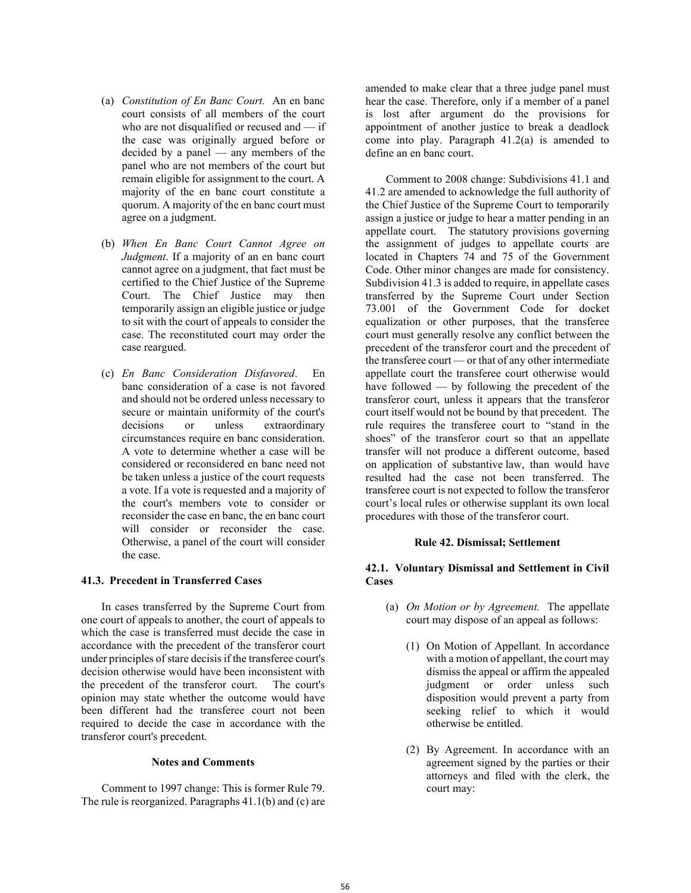(a) *Constitution of En Banc Court.* An en banc court consists of all members of the court who are not disqualified or recused and — if the case was originally argued before or decided by a panel — any members of the panel who are not members of the court but remain eligible for assignment to the court. A majority of the en banc court constitute a quorum. A majority of the en banc court must agree on a judgment.

(b) *When En Banc Court Cannot Agree on Judgment*. If a majority of an en banc court cannot agree on a judgment, that fact must be certified to the Chief Justice of the Supreme Court. The Chief Justice may then temporarily assign an eligible justice or judge to sit with the court of appeals to consider the case. The reconstituted court may order the case reargued.

(c) *En Banc Consideration Disfavored*. En banc consideration of a case is not favored and should not be ordered unless necessary to secure or maintain uniformity of the court's decisions or unless extraordinary circumstances require en banc consideration. A vote to determine whether a case will be considered or reconsidered en banc need not be taken unless a justice of the court requests a vote. If a vote is requested and a majority of the court's members vote to consider or reconsider the case en banc, the en banc court will consider or reconsider the case. Otherwise, a panel of the court will consider the case.

### 41.3. Precedent in Transferred Cases

In cases transferred by the Supreme Court from one court of appeals to another, the court of appeals to which the case is transferred must decide the case in accordance with the precedent of the transferor court under principles of stare decisis if the transferee court's decision otherwise would have been inconsistent with the precedent of the transferor court. The court's opinion may state whether the outcome would have been different had the transferee court not been required to decide the case in accordance with the transferor court's precedent.

#### Notes and Comments

Comment to 1997 change: This is former Rule 79. The rule is reorganized. Paragraphs 41.1(b) and (c) are amended to make clear that a three judge panel must hear the case. Therefore, only if a member of a panel is lost after argument do the provisions for appointment of another justice to break a deadlock come into play. Paragraph 41.2(a) is amended to define an en banc court.

Comment to 2008 change: Subdivisions 41.1 and 41.2 are amended to acknowledge the full authority of the Chief Justice of the Supreme Court to temporarily assign a justice or judge to hear a matter pending in an appellate court. The statutory provisions governing the assignment of judges to appellate courts are located in Chapters 74 and 75 of the Government Code. Other minor changes are made for consistency. Subdivision 41.3 is added to require, in appellate cases transferred by the Supreme Court under Section 73.001 of the Government Code for docket equalization or other purposes, that the transferee court must generally resolve any conflict between the precedent of the transferor court and the precedent of the transferee court — or that of any other intermediate appellate court the transferee court otherwise would have followed — by following the precedent of the transferor court, unless it appears that the transferor court itself would not be bound by that precedent. The rule requires the transferee court to "stand in the shoes" of the transferor court so that an appellate transfer will not produce a different outcome, based on application of substantive law, than would have resulted had the case not been transferred. The transferee court is not expected to follow the transferor court's local rules or otherwise supplant its own local procedures with those of the transferor court.

## Rule 42. Dismissal; Settlement

### 42.1. Voluntary Dismissal and Settlement in Civil Cases

(a) *On Motion or by Agreement.* The appellate court may dispose of an appeal as follows:

(1) On Motion of Appellant. In accordance with a motion of appellant, the court may dismiss the appeal or affirm the appealed judgment or order unless such disposition would prevent a party from seeking relief to which it would otherwise be entitled.

(2) By Agreement. In accordance with an agreement signed by the parties or their attorneys and filed with the clerk, the court may: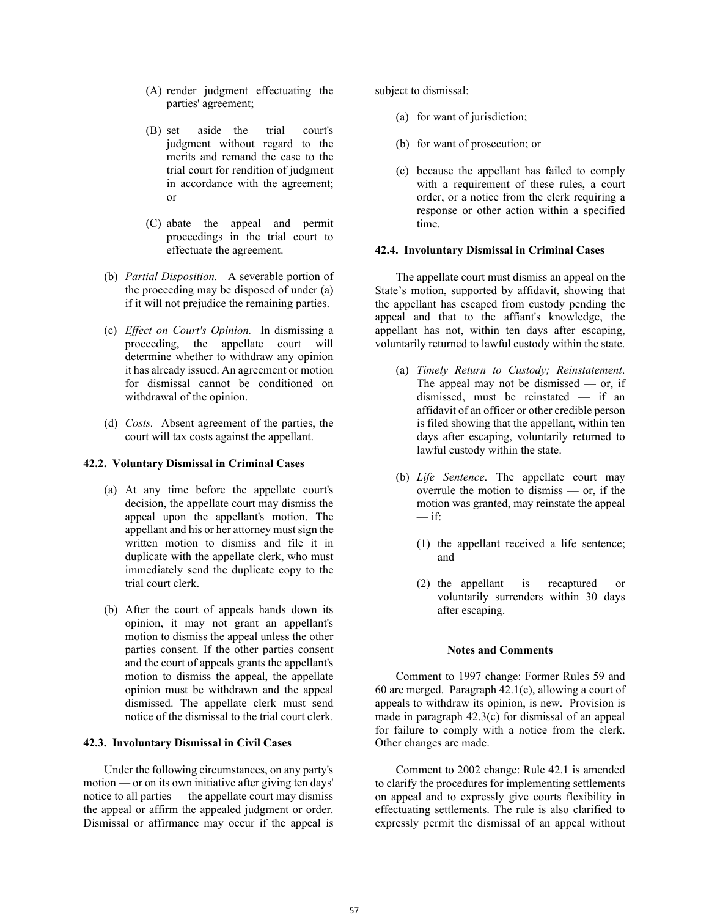(A) render judgment effectuating the parties' agreement;

(B) set aside the trial court's judgment without regard to the merits and remand the case to the trial court for rendition of judgment in accordance with the agreement; or

(C) abate the appeal and permit proceedings in the trial court to effectuate the agreement.

(b) *Partial Disposition.* A severable portion of the proceeding may be disposed of under (a) if it will not prejudice the remaining parties.

(c) *Effect on Court's Opinion.* In dismissing a proceeding, the appellate court will determine whether to withdraw any opinion it has already issued. An agreement or motion for dismissal cannot be conditioned on withdrawal of the opinion.

(d) *Costs.* Absent agreement of the parties, the court will tax costs against the appellant.

**42.2. Voluntary Dismissal in Criminal Cases**

(a) At any time before the appellate court's decision, the appellate court may dismiss the appeal upon the appellant's motion. The appellant and his or her attorney must sign the written motion to dismiss and file it in duplicate with the appellate clerk, who must immediately send the duplicate copy to the trial court clerk.

(b) After the court of appeals hands down its opinion, it may not grant an appellant's motion to dismiss the appeal unless the other parties consent. If the other parties consent and the court of appeals grants the appellant's motion to dismiss the appeal, the appellate opinion must be withdrawn and the appeal dismissed. The appellate clerk must send notice of the dismissal to the trial court clerk.

**42.3. Involuntary Dismissal in Civil Cases**

Under the following circumstances, on any party's motion — or on its own initiative after giving ten days' notice to all parties — the appellate court may dismiss the appeal or affirm the appealed judgment or order. Dismissal or affirmance may occur if the appeal is subject to dismissal:

(a) for want of jurisdiction;

(b) for want of prosecution; or

(c) because the appellant has failed to comply with a requirement of these rules, a court order, or a notice from the clerk requiring a response or other action within a specified time.

**42.4. Involuntary Dismissal in Criminal Cases**

The appellate court must dismiss an appeal on the State's motion, supported by affidavit, showing that the appellant has escaped from custody pending the appeal and that to the affiant's knowledge, the appellant has not, within ten days after escaping, voluntarily returned to lawful custody within the state.

(a) *Timely Return to Custody; Reinstatement*. The appeal may not be dismissed — or, if dismissed, must be reinstated — if an affidavit of an officer or other credible person is filed showing that the appellant, within ten days after escaping, voluntarily returned to lawful custody within the state.

(b) *Life Sentence*. The appellate court may overrule the motion to dismiss — or, if the motion was granted, may reinstate the appeal — if:

(1) the appellant received a life sentence; and

(2) the appellant is recaptured or voluntarily surrenders within 30 days after escaping.

**Notes and Comments**

Comment to 1997 change: Former Rules 59 and 60 are merged. Paragraph 42.1(c), allowing a court of appeals to withdraw its opinion, is new. Provision is made in paragraph 42.3(c) for dismissal of an appeal for failure to comply with a notice from the clerk. Other changes are made.

Comment to 2002 change: Rule 42.1 is amended to clarify the procedures for implementing settlements on appeal and to expressly give courts flexibility in effectuating settlements. The rule is also clarified to expressly permit the dismissal of an appeal without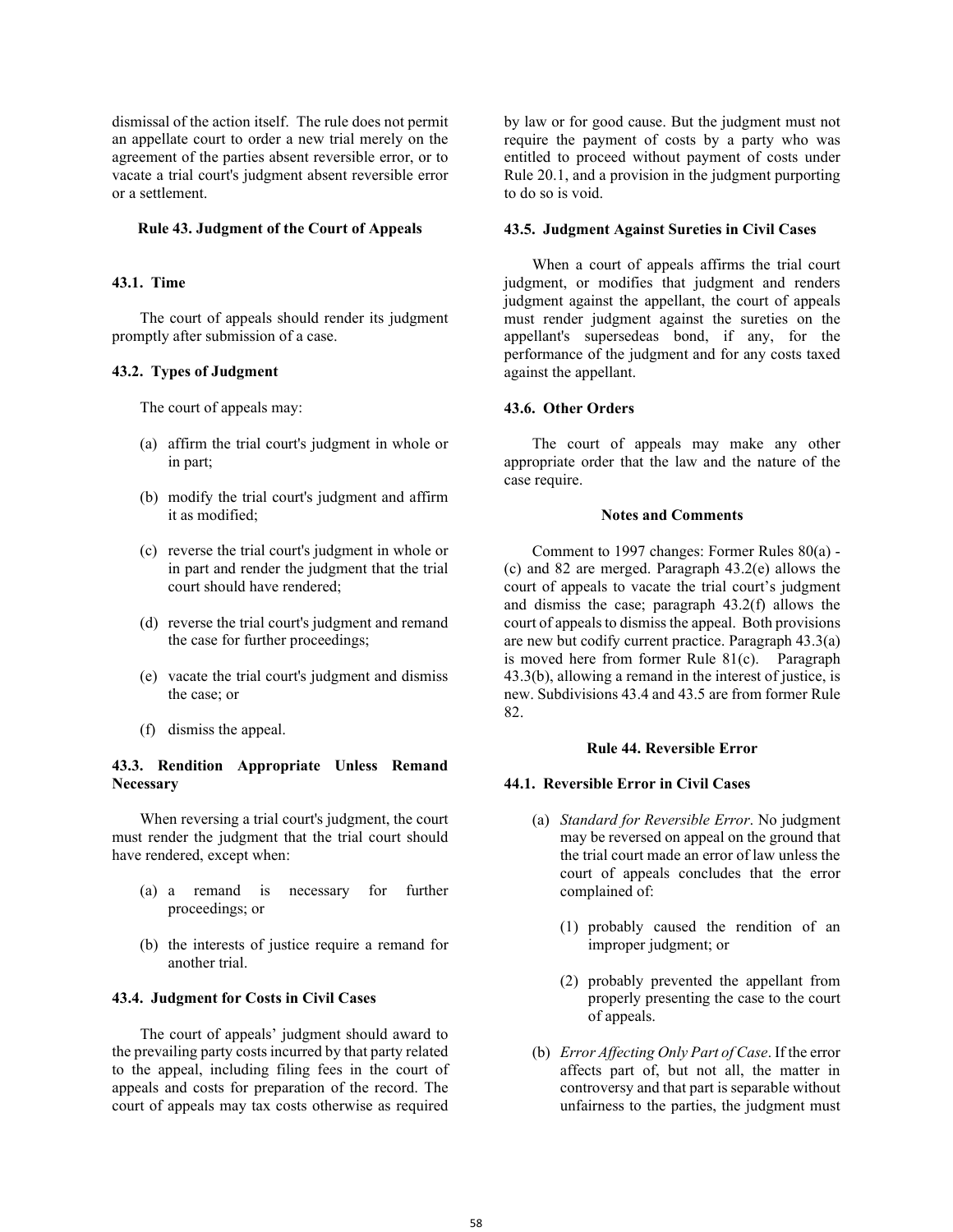dismissal of the action itself. The rule does not permit an appellate court to order a new trial merely on the agreement of the parties absent reversible error, or to vacate a trial court's judgment absent reversible error or a settlement.

## Rule 43. Judgment of the Court of Appeals

### 43.1. Time

The court of appeals should render its judgment promptly after submission of a case.

### 43.2. Types of Judgment

The court of appeals may:

(a) affirm the trial court's judgment in whole or in part;

(b) modify the trial court's judgment and affirm it as modified;

(c) reverse the trial court's judgment in whole or in part and render the judgment that the trial court should have rendered;

(d) reverse the trial court's judgment and remand the case for further proceedings;

(e) vacate the trial court's judgment and dismiss the case; or

(f) dismiss the appeal.

### 43.3. Rendition Appropriate Unless Remand Necessary

When reversing a trial court's judgment, the court must render the judgment that the trial court should have rendered, except when:

(a) a remand is necessary for further proceedings; or

(b) the interests of justice require a remand for another trial.

### 43.4. Judgment for Costs in Civil Cases

The court of appeals' judgment should award to the prevailing party costs incurred by that party related to the appeal, including filing fees in the court of appeals and costs for preparation of the record. The court of appeals may tax costs otherwise as required by law or for good cause. But the judgment must not require the payment of costs by a party who was entitled to proceed without payment of costs under Rule 20.1, and a provision in the judgment purporting to do so is void.

### 43.5. Judgment Against Sureties in Civil Cases

When a court of appeals affirms the trial court judgment, or modifies that judgment and renders judgment against the appellant, the court of appeals must render judgment against the sureties on the appellant's supersedeas bond, if any, for the performance of the judgment and for any costs taxed against the appellant.

### 43.6. Other Orders

The court of appeals may make any other appropriate order that the law and the nature of the case require.

**Notes and Comments**

Comment to 1997 changes: Former Rules 80(a) - (c) and 82 are merged. Paragraph 43.2(e) allows the court of appeals to vacate the trial court's judgment and dismiss the case; paragraph 43.2(f) allows the court of appeals to dismiss the appeal. Both provisions are new but codify current practice. Paragraph 43.3(a) is moved here from former Rule 81(c). Paragraph 43.3(b), allowing a remand in the interest of justice, is new. Subdivisions 43.4 and 43.5 are from former Rule 82.

## Rule 44. Reversible Error

### 44.1. Reversible Error in Civil Cases

(a) *Standard for Reversible Error*. No judgment may be reversed on appeal on the ground that the trial court made an error of law unless the court of appeals concludes that the error complained of:

   (1) probably caused the rendition of an improper judgment; or

   (2) probably prevented the appellant from properly presenting the case to the court of appeals.

(b) *Error Affecting Only Part of Case*. If the error affects part of, but not all, the matter in controversy and that part is separable without unfairness to the parties, the judgment must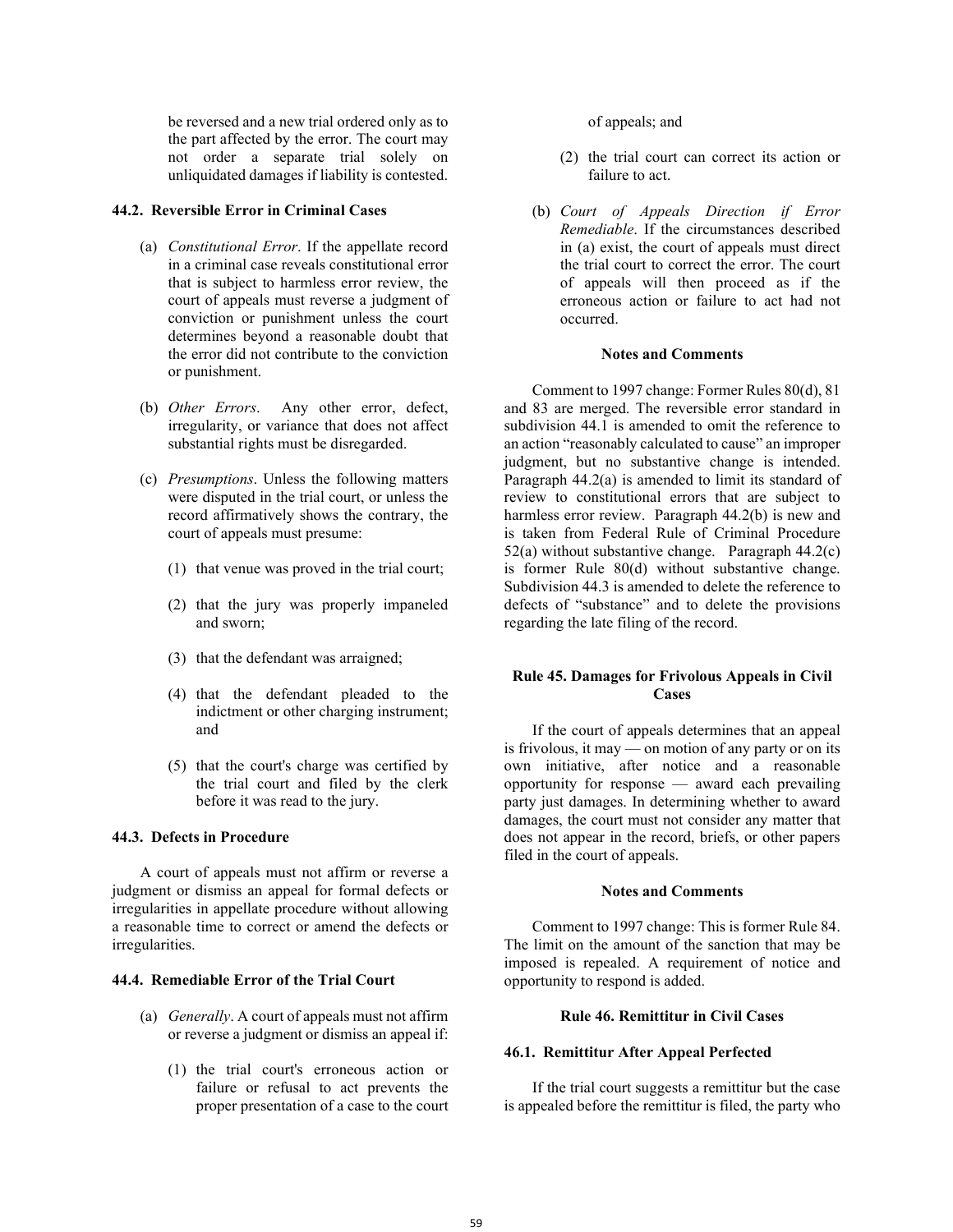be reversed and a new trial ordered only as to the part affected by the error. The court may not order a separate trial solely on unliquidated damages if liability is contested.

#### 44.2. Reversible Error in Criminal Cases

(a) *Constitutional Error*. If the appellate record in a criminal case reveals constitutional error that is subject to harmless error review, the court of appeals must reverse a judgment of conviction or punishment unless the court determines beyond a reasonable doubt that the error did not contribute to the conviction or punishment.

(b) *Other Errors*. Any other error, defect, irregularity, or variance that does not affect substantial rights must be disregarded.

(c) *Presumptions*. Unless the following matters were disputed in the trial court, or unless the record affirmatively shows the contrary, the court of appeals must presume:

(1) that venue was proved in the trial court;

(2) that the jury was properly impaneled and sworn;

(3) that the defendant was arraigned;

(4) that the defendant pleaded to the indictment or other charging instrument; and

(5) that the court's charge was certified by the trial court and filed by the clerk before it was read to the jury.

#### 44.3. Defects in Procedure

A court of appeals must not affirm or reverse a judgment or dismiss an appeal for formal defects or irregularities in appellate procedure without allowing a reasonable time to correct or amend the defects or irregularities.

#### 44.4. Remediable Error of the Trial Court

(a) *Generally*. A court of appeals must not affirm or reverse a judgment or dismiss an appeal if:

(1) the trial court's erroneous action or failure or refusal to act prevents the proper presentation of a case to the court of appeals; and

(2) the trial court can correct its action or failure to act.

(b) *Court of Appeals Direction if Error Remediable*. If the circumstances described in (a) exist, the court of appeals must direct the trial court to correct the error. The court of appeals will then proceed as if the erroneous action or failure to act had not occurred.

**Notes and Comments**

Comment to 1997 change: Former Rules 80(d), 81 and 83 are merged. The reversible error standard in subdivision 44.1 is amended to omit the reference to an action "reasonably calculated to cause" an improper judgment, but no substantive change is intended. Paragraph 44.2(a) is amended to limit its standard of review to constitutional errors that are subject to harmless error review. Paragraph 44.2(b) is new and is taken from Federal Rule of Criminal Procedure 52(a) without substantive change. Paragraph 44.2(c) is former Rule 80(d) without substantive change. Subdivision 44.3 is amended to delete the reference to defects of "substance" and to delete the provisions regarding the late filing of the record.

### Rule 45. Damages for Frivolous Appeals in Civil Cases

If the court of appeals determines that an appeal is frivolous, it may — on motion of any party or on its own initiative, after notice and a reasonable opportunity for response — award each prevailing party just damages. In determining whether to award damages, the court must not consider any matter that does not appear in the record, briefs, or other papers filed in the court of appeals.

**Notes and Comments**

Comment to 1997 change: This is former Rule 84. The limit on the amount of the sanction that may be imposed is repealed. A requirement of notice and opportunity to respond is added.

### Rule 46. Remittitur in Civil Cases

#### 46.1. Remittitur After Appeal Perfected

If the trial court suggests a remittitur but the case is appealed before the remittitur is filed, the party who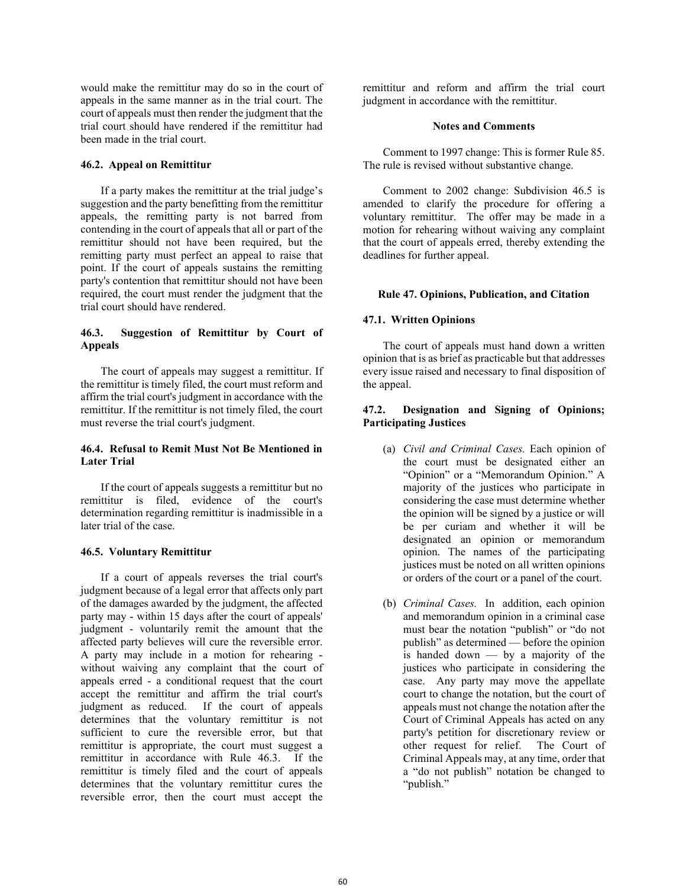would make the remittitur may do so in the court of appeals in the same manner as in the trial court. The court of appeals must then render the judgment that the trial court should have rendered if the remittitur had been made in the trial court.

#### 46.2. Appeal on Remittitur

If a party makes the remittitur at the trial judge's suggestion and the party benefitting from the remittitur appeals, the remitting party is not barred from contending in the court of appeals that all or part of the remittitur should not have been required, but the remitting party must perfect an appeal to raise that point. If the court of appeals sustains the remitting party's contention that remittitur should not have been required, the court must render the judgment that the trial court should have rendered.

#### 46.3. Suggestion of Remittitur by Court of Appeals

The court of appeals may suggest a remittitur. If the remittitur is timely filed, the court must reform and affirm the trial court's judgment in accordance with the remittitur. If the remittitur is not timely filed, the court must reverse the trial court's judgment.

#### 46.4. Refusal to Remit Must Not Be Mentioned in Later Trial

If the court of appeals suggests a remittitur but no remittitur is filed, evidence of the court's determination regarding remittitur is inadmissible in a later trial of the case.

#### 46.5. Voluntary Remittitur

If a court of appeals reverses the trial court's judgment because of a legal error that affects only part of the damages awarded by the judgment, the affected party may - within 15 days after the court of appeals' judgment - voluntarily remit the amount that the affected party believes will cure the reversible error. A party may include in a motion for rehearing - without waiving any complaint that the court of appeals erred - a conditional request that the court accept the remittitur and affirm the trial court's judgment as reduced. If the court of appeals determines that the voluntary remittitur is not sufficient to cure the reversible error, but that remittitur is appropriate, the court must suggest a remittitur in accordance with Rule 46.3. If the remittitur is timely filed and the court of appeals determines that the voluntary remittitur cures the reversible error, then the court must accept the remittitur and reform and affirm the trial court judgment in accordance with the remittitur.

**Notes and Comments**

Comment to 1997 change: This is former Rule 85. The rule is revised without substantive change.

Comment to 2002 change: Subdivision 46.5 is amended to clarify the procedure for offering a voluntary remittitur. The offer may be made in a motion for rehearing without waiving any complaint that the court of appeals erred, thereby extending the deadlines for further appeal.

### Rule 47. Opinions, Publication, and Citation

#### 47.1. Written Opinions

The court of appeals must hand down a written opinion that is as brief as practicable but that addresses every issue raised and necessary to final disposition of the appeal.

#### 47.2. Designation and Signing of Opinions; Participating Justices

(a) *Civil and Criminal Cases.* Each opinion of the court must be designated either an "Opinion" or a "Memorandum Opinion." A majority of the justices who participate in considering the case must determine whether the opinion will be signed by a justice or will be per curiam and whether it will be designated an opinion or memorandum opinion. The names of the participating justices must be noted on all written opinions or orders of the court or a panel of the court.

(b) *Criminal Cases.* In addition, each opinion and memorandum opinion in a criminal case must bear the notation "publish" or "do not publish" as determined — before the opinion is handed down — by a majority of the justices who participate in considering the case. Any party may move the appellate court to change the notation, but the court of appeals must not change the notation after the Court of Criminal Appeals has acted on any party's petition for discretionary review or other request for relief. The Court of Criminal Appeals may, at any time, order that a "do not publish" notation be changed to "publish."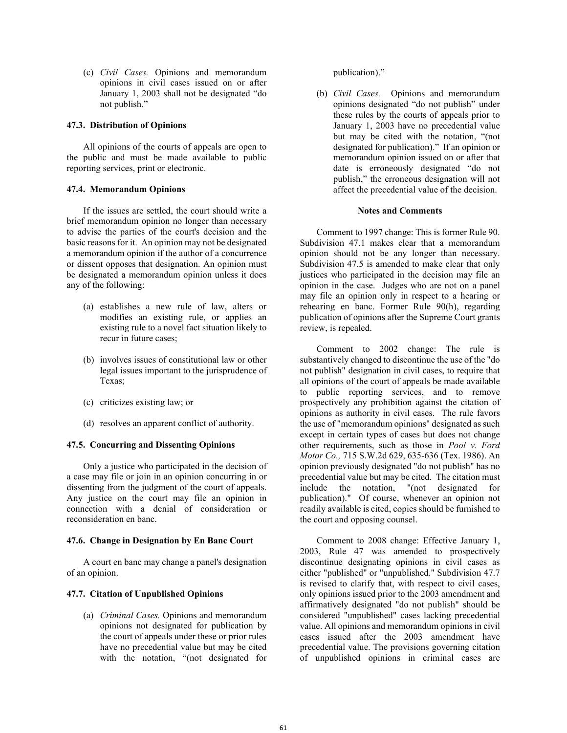(c) *Civil Cases.* Opinions and memorandum opinions in civil cases issued on or after January 1, 2003 shall not be designated "do not publish."

**47.3. Distribution of Opinions**

All opinions of the courts of appeals are open to the public and must be made available to public reporting services, print or electronic.

**47.4. Memorandum Opinions**

If the issues are settled, the court should write a brief memorandum opinion no longer than necessary to advise the parties of the court's decision and the basic reasons for it. An opinion may not be designated a memorandum opinion if the author of a concurrence or dissent opposes that designation. An opinion must be designated a memorandum opinion unless it does any of the following:

(a) establishes a new rule of law, alters or modifies an existing rule, or applies an existing rule to a novel fact situation likely to recur in future cases;

(b) involves issues of constitutional law or other legal issues important to the jurisprudence of Texas;

(c) criticizes existing law; or

(d) resolves an apparent conflict of authority.

**47.5. Concurring and Dissenting Opinions**

Only a justice who participated in the decision of a case may file or join in an opinion concurring in or dissenting from the judgment of the court of appeals. Any justice on the court may file an opinion in connection with a denial of consideration or reconsideration en banc.

**47.6. Change in Designation by En Banc Court**

A court en banc may change a panel's designation of an opinion.

**47.7. Citation of Unpublished Opinions**

(a) *Criminal Cases.* Opinions and memorandum opinions not designated for publication by the court of appeals under these or prior rules have no precedential value but may be cited with the notation, "(not designated for publication)."

(b) *Civil Cases.* Opinions and memorandum opinions designated "do not publish" under these rules by the courts of appeals prior to January 1, 2003 have no precedential value but may be cited with the notation, "(not designated for publication)." If an opinion or memorandum opinion issued on or after that date is erroneously designated "do not publish," the erroneous designation will not affect the precedential value of the decision.

**Notes and Comments**

Comment to 1997 change: This is former Rule 90. Subdivision 47.1 makes clear that a memorandum opinion should not be any longer than necessary. Subdivision 47.5 is amended to make clear that only justices who participated in the decision may file an opinion in the case. Judges who are not on a panel may file an opinion only in respect to a hearing or rehearing en banc. Former Rule 90(h), regarding publication of opinions after the Supreme Court grants review, is repealed.

Comment to 2002 change: The rule is substantively changed to discontinue the use of the "do not publish" designation in civil cases, to require that all opinions of the court of appeals be made available to public reporting services, and to remove prospectively any prohibition against the citation of opinions as authority in civil cases. The rule favors the use of "memorandum opinions" designated as such except in certain types of cases but does not change other requirements, such as those in *Pool v. Ford Motor Co.,* 715 S.W.2d 629, 635-636 (Tex. 1986). An opinion previously designated "do not publish" has no precedential value but may be cited. The citation must include the notation, "(not designated for publication)." Of course, whenever an opinion not readily available is cited, copies should be furnished to the court and opposing counsel.

Comment to 2008 change: Effective January 1, 2003, Rule 47 was amended to prospectively discontinue designating opinions in civil cases as either "published" or "unpublished." Subdivision 47.7 is revised to clarify that, with respect to civil cases, only opinions issued prior to the 2003 amendment and affirmatively designated "do not publish" should be considered "unpublished" cases lacking precedential value. All opinions and memorandum opinions in civil cases issued after the 2003 amendment have precedential value. The provisions governing citation of unpublished opinions in criminal cases are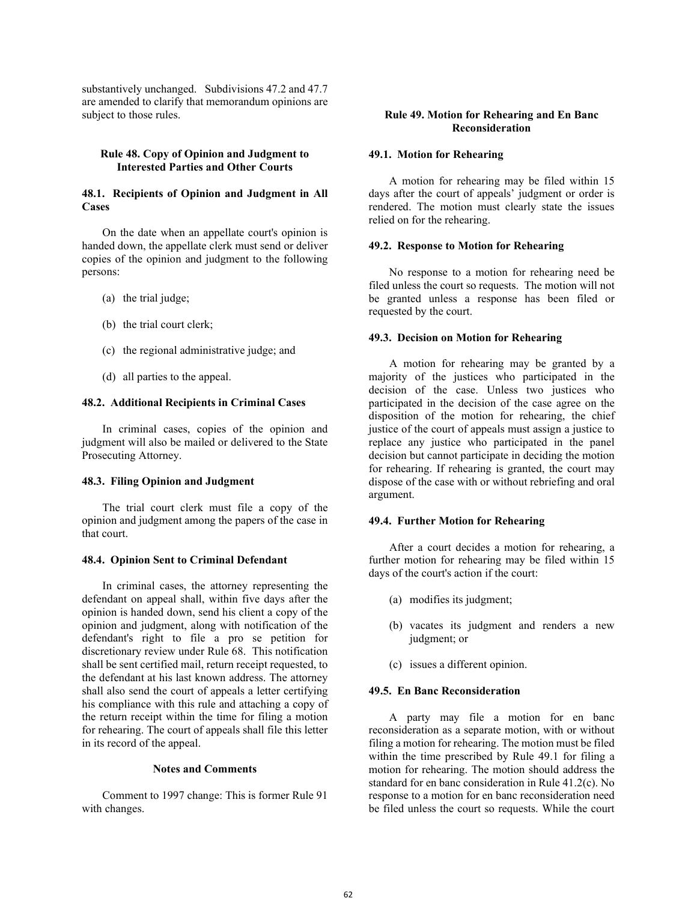substantively unchanged. Subdivisions 47.2 and 47.7 are amended to clarify that memorandum opinions are subject to those rules.

## Rule 48. Copy of Opinion and Judgment to Interested Parties and Other Courts

### 48.1. Recipients of Opinion and Judgment in All Cases

On the date when an appellate court's opinion is handed down, the appellate clerk must send or deliver copies of the opinion and judgment to the following persons:

(a) the trial judge;

(b) the trial court clerk;

(c) the regional administrative judge; and

(d) all parties to the appeal.

### 48.2. Additional Recipients in Criminal Cases

In criminal cases, copies of the opinion and judgment will also be mailed or delivered to the State Prosecuting Attorney.

### 48.3. Filing Opinion and Judgment

The trial court clerk must file a copy of the opinion and judgment among the papers of the case in that court.

### 48.4. Opinion Sent to Criminal Defendant

In criminal cases, the attorney representing the defendant on appeal shall, within five days after the opinion is handed down, send his client a copy of the opinion and judgment, along with notification of the defendant's right to file a pro se petition for discretionary review under Rule 68. This notification shall be sent certified mail, return receipt requested, to the defendant at his last known address. The attorney shall also send the court of appeals a letter certifying his compliance with this rule and attaching a copy of the return receipt within the time for filing a motion for rehearing. The court of appeals shall file this letter in its record of the appeal.

#### Notes and Comments

Comment to 1997 change: This is former Rule 91 with changes.

## Rule 49. Motion for Rehearing and En Banc Reconsideration

### 49.1. Motion for Rehearing

A motion for rehearing may be filed within 15 days after the court of appeals' judgment or order is rendered. The motion must clearly state the issues relied on for the rehearing.

### 49.2. Response to Motion for Rehearing

No response to a motion for rehearing need be filed unless the court so requests. The motion will not be granted unless a response has been filed or requested by the court.

### 49.3. Decision on Motion for Rehearing

A motion for rehearing may be granted by a majority of the justices who participated in the decision of the case. Unless two justices who participated in the decision of the case agree on the disposition of the motion for rehearing, the chief justice of the court of appeals must assign a justice to replace any justice who participated in the panel decision but cannot participate in deciding the motion for rehearing. If rehearing is granted, the court may dispose of the case with or without rebriefing and oral argument.

### 49.4. Further Motion for Rehearing

After a court decides a motion for rehearing, a further motion for rehearing may be filed within 15 days of the court's action if the court:

(a) modifies its judgment;

(b) vacates its judgment and renders a new judgment; or

(c) issues a different opinion.

### 49.5. En Banc Reconsideration

A party may file a motion for en banc reconsideration as a separate motion, with or without filing a motion for rehearing. The motion must be filed within the time prescribed by Rule 49.1 for filing a motion for rehearing. The motion should address the standard for en banc consideration in Rule 41.2(c). No response to a motion for en banc reconsideration need be filed unless the court so requests. While the court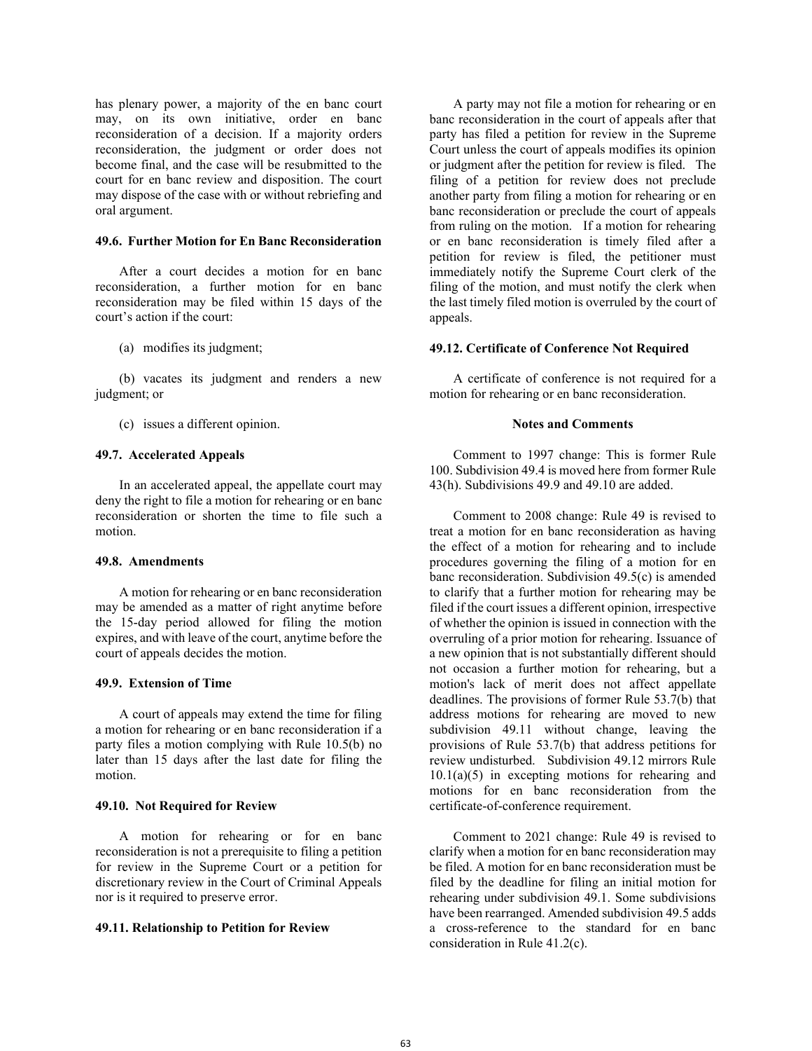has plenary power, a majority of the en banc court may, on its own initiative, order en banc reconsideration of a decision. If a majority orders reconsideration, the judgment or order does not become final, and the case will be resubmitted to the court for en banc review and disposition. The court may dispose of the case with or without rebriefing and oral argument.

#### 49.6. Further Motion for En Banc Reconsideration

After a court decides a motion for en banc reconsideration, a further motion for en banc reconsideration may be filed within 15 days of the court's action if the court:

(a) modifies its judgment;

(b) vacates its judgment and renders a new judgment; or

(c) issues a different opinion.

#### 49.7. Accelerated Appeals

In an accelerated appeal, the appellate court may deny the right to file a motion for rehearing or en banc reconsideration or shorten the time to file such a motion.

#### 49.8. Amendments

A motion for rehearing or en banc reconsideration may be amended as a matter of right anytime before the 15-day period allowed for filing the motion expires, and with leave of the court, anytime before the court of appeals decides the motion.

#### 49.9. Extension of Time

A court of appeals may extend the time for filing a motion for rehearing or en banc reconsideration if a party files a motion complying with Rule 10.5(b) no later than 15 days after the last date for filing the motion.

#### 49.10. Not Required for Review

A motion for rehearing or for en banc reconsideration is not a prerequisite to filing a petition for review in the Supreme Court or a petition for discretionary review in the Court of Criminal Appeals nor is it required to preserve error.

#### 49.11. Relationship to Petition for Review

A party may not file a motion for rehearing or en banc reconsideration in the court of appeals after that party has filed a petition for review in the Supreme Court unless the court of appeals modifies its opinion or judgment after the petition for review is filed. The filing of a petition for review does not preclude another party from filing a motion for rehearing or en banc reconsideration or preclude the court of appeals from ruling on the motion. If a motion for rehearing or en banc reconsideration is timely filed after a petition for review is filed, the petitioner must immediately notify the Supreme Court clerk of the filing of the motion, and must notify the clerk when the last timely filed motion is overruled by the court of appeals.

#### 49.12. Certificate of Conference Not Required

A certificate of conference is not required for a motion for rehearing or en banc reconsideration.

#### Notes and Comments

Comment to 1997 change: This is former Rule 100. Subdivision 49.4 is moved here from former Rule 43(h). Subdivisions 49.9 and 49.10 are added.

Comment to 2008 change: Rule 49 is revised to treat a motion for en banc reconsideration as having the effect of a motion for rehearing and to include procedures governing the filing of a motion for en banc reconsideration. Subdivision 49.5(c) is amended to clarify that a further motion for rehearing may be filed if the court issues a different opinion, irrespective of whether the opinion is issued in connection with the overruling of a prior motion for rehearing. Issuance of a new opinion that is not substantially different should not occasion a further motion for rehearing, but a motion's lack of merit does not affect appellate deadlines. The provisions of former Rule 53.7(b) that address motions for rehearing are moved to new subdivision 49.11 without change, leaving the provisions of Rule 53.7(b) that address petitions for review undisturbed. Subdivision 49.12 mirrors Rule 10.1(a)(5) in excepting motions for rehearing and motions for en banc reconsideration from the certificate-of-conference requirement.

Comment to 2021 change: Rule 49 is revised to clarify when a motion for en banc reconsideration may be filed. A motion for en banc reconsideration must be filed by the deadline for filing an initial motion for rehearing under subdivision 49.1. Some subdivisions have been rearranged. Amended subdivision 49.5 adds a cross-reference to the standard for en banc consideration in Rule 41.2(c).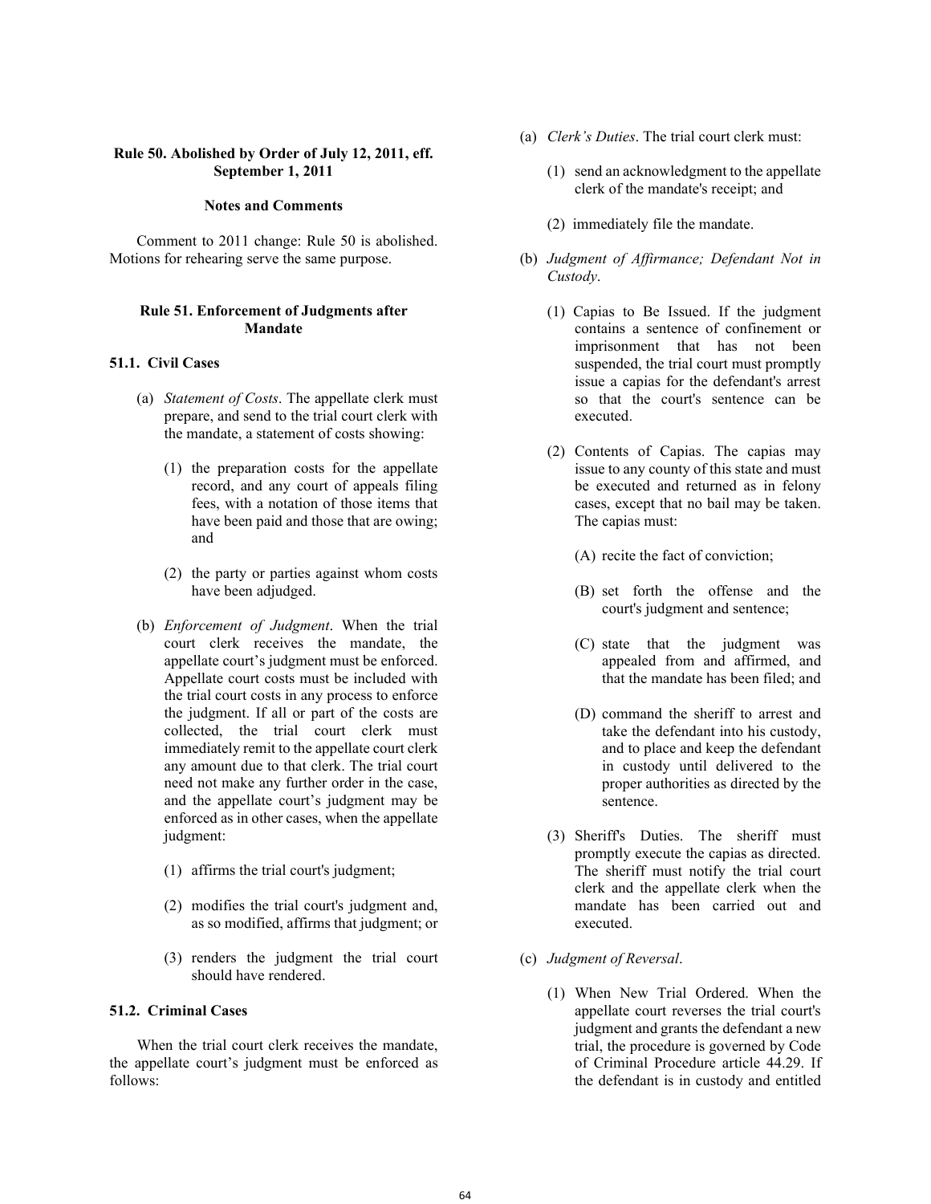### Rule 50. Abolished by Order of July 12, 2011, eff. September 1, 2011

#### Notes and Comments

Comment to 2011 change: Rule 50 is abolished. Motions for rehearing serve the same purpose.

### Rule 51. Enforcement of Judgments after Mandate

#### 51.1. Civil Cases

(a) *Statement of Costs*. The appellate clerk must prepare, and send to the trial court clerk with the mandate, a statement of costs showing:

(1) the preparation costs for the appellate record, and any court of appeals filing fees, with a notation of those items that have been paid and those that are owing; and

(2) the party or parties against whom costs have been adjudged.

(b) *Enforcement of Judgment*. When the trial court clerk receives the mandate, the appellate court's judgment must be enforced. Appellate court costs must be included with the trial court costs in any process to enforce the judgment. If all or part of the costs are collected, the trial court clerk must immediately remit to the appellate court clerk any amount due to that clerk. The trial court need not make any further order in the case, and the appellate court's judgment may be enforced as in other cases, when the appellate judgment:

(1) affirms the trial court's judgment;

(2) modifies the trial court's judgment and, as so modified, affirms that judgment; or

(3) renders the judgment the trial court should have rendered.

#### 51.2. Criminal Cases

When the trial court clerk receives the mandate, the appellate court's judgment must be enforced as follows:

(a) *Clerk's Duties*. The trial court clerk must:

(1) send an acknowledgment to the appellate clerk of the mandate's receipt; and

(2) immediately file the mandate.

(b) *Judgment of Affirmance; Defendant Not in Custody*.

(1) Capias to Be Issued. If the judgment contains a sentence of confinement or imprisonment that has not been suspended, the trial court must promptly issue a capias for the defendant's arrest so that the court's sentence can be executed.

(2) Contents of Capias. The capias may issue to any county of this state and must be executed and returned as in felony cases, except that no bail may be taken. The capias must:

(A) recite the fact of conviction;

(B) set forth the offense and the court's judgment and sentence;

(C) state that the judgment was appealed from and affirmed, and that the mandate has been filed; and

(D) command the sheriff to arrest and take the defendant into his custody, and to place and keep the defendant in custody until delivered to the proper authorities as directed by the sentence.

(3) Sheriff's Duties. The sheriff must promptly execute the capias as directed. The sheriff must notify the trial court clerk and the appellate clerk when the mandate has been carried out and executed.

(c) *Judgment of Reversal*.

(1) When New Trial Ordered. When the appellate court reverses the trial court's judgment and grants the defendant a new trial, the procedure is governed by Code of Criminal Procedure article 44.29. If the defendant is in custody and entitled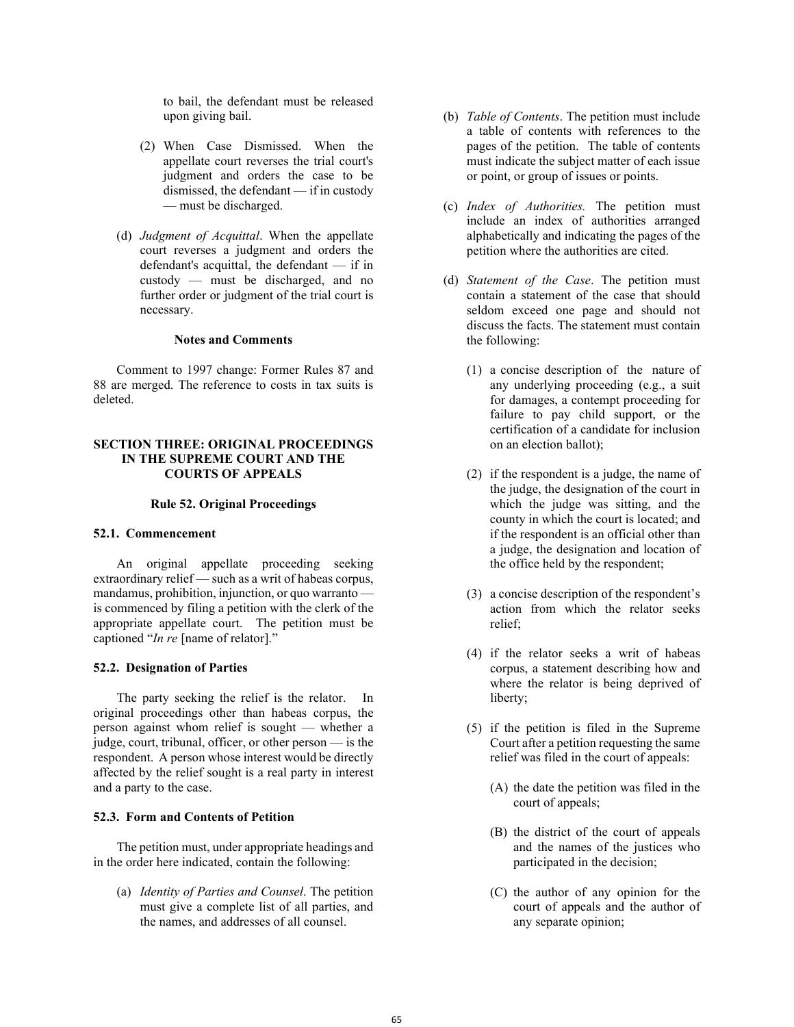to bail, the defendant must be released upon giving bail.

(2) When Case Dismissed. When the appellate court reverses the trial court's judgment and orders the case to be dismissed, the defendant — if in custody — must be discharged.

(d) *Judgment of Acquittal*. When the appellate court reverses a judgment and orders the defendant's acquittal, the defendant — if in custody — must be discharged, and no further order or judgment of the trial court is necessary.

**Notes and Comments**

Comment to 1997 change: Former Rules 87 and 88 are merged. The reference to costs in tax suits is deleted.

## SECTION THREE: ORIGINAL PROCEEDINGS IN THE SUPREME COURT AND THE COURTS OF APPEALS

### Rule 52. Original Proceedings

#### 52.1. Commencement

An original appellate proceeding seeking extraordinary relief — such as a writ of habeas corpus, mandamus, prohibition, injunction, or quo warranto — is commenced by filing a petition with the clerk of the appropriate appellate court. The petition must be captioned "*In re* [name of relator]."

#### 52.2. Designation of Parties

The party seeking the relief is the relator. In original proceedings other than habeas corpus, the person against whom relief is sought — whether a judge, court, tribunal, officer, or other person — is the respondent. A person whose interest would be directly affected by the relief sought is a real party in interest and a party to the case.

#### 52.3. Form and Contents of Petition

The petition must, under appropriate headings and in the order here indicated, contain the following:

(a) *Identity of Parties and Counsel*. The petition must give a complete list of all parties, and the names, and addresses of all counsel.

(b) *Table of Contents*. The petition must include a table of contents with references to the pages of the petition. The table of contents must indicate the subject matter of each issue or point, or group of issues or points.

(c) *Index of Authorities.* The petition must include an index of authorities arranged alphabetically and indicating the pages of the petition where the authorities are cited.

(d) *Statement of the Case*. The petition must contain a statement of the case that should seldom exceed one page and should not discuss the facts. The statement must contain the following:

(1) a concise description of the nature of any underlying proceeding (e.g., a suit for damages, a contempt proceeding for failure to pay child support, or the certification of a candidate for inclusion on an election ballot);

(2) if the respondent is a judge, the name of the judge, the designation of the court in which the judge was sitting, and the county in which the court is located; and if the respondent is an official other than a judge, the designation and location of the office held by the respondent;

(3) a concise description of the respondent's action from which the relator seeks relief;

(4) if the relator seeks a writ of habeas corpus, a statement describing how and where the relator is being deprived of liberty;

(5) if the petition is filed in the Supreme Court after a petition requesting the same relief was filed in the court of appeals:

(A) the date the petition was filed in the court of appeals;

(B) the district of the court of appeals and the names of the justices who participated in the decision;

(C) the author of any opinion for the court of appeals and the author of any separate opinion;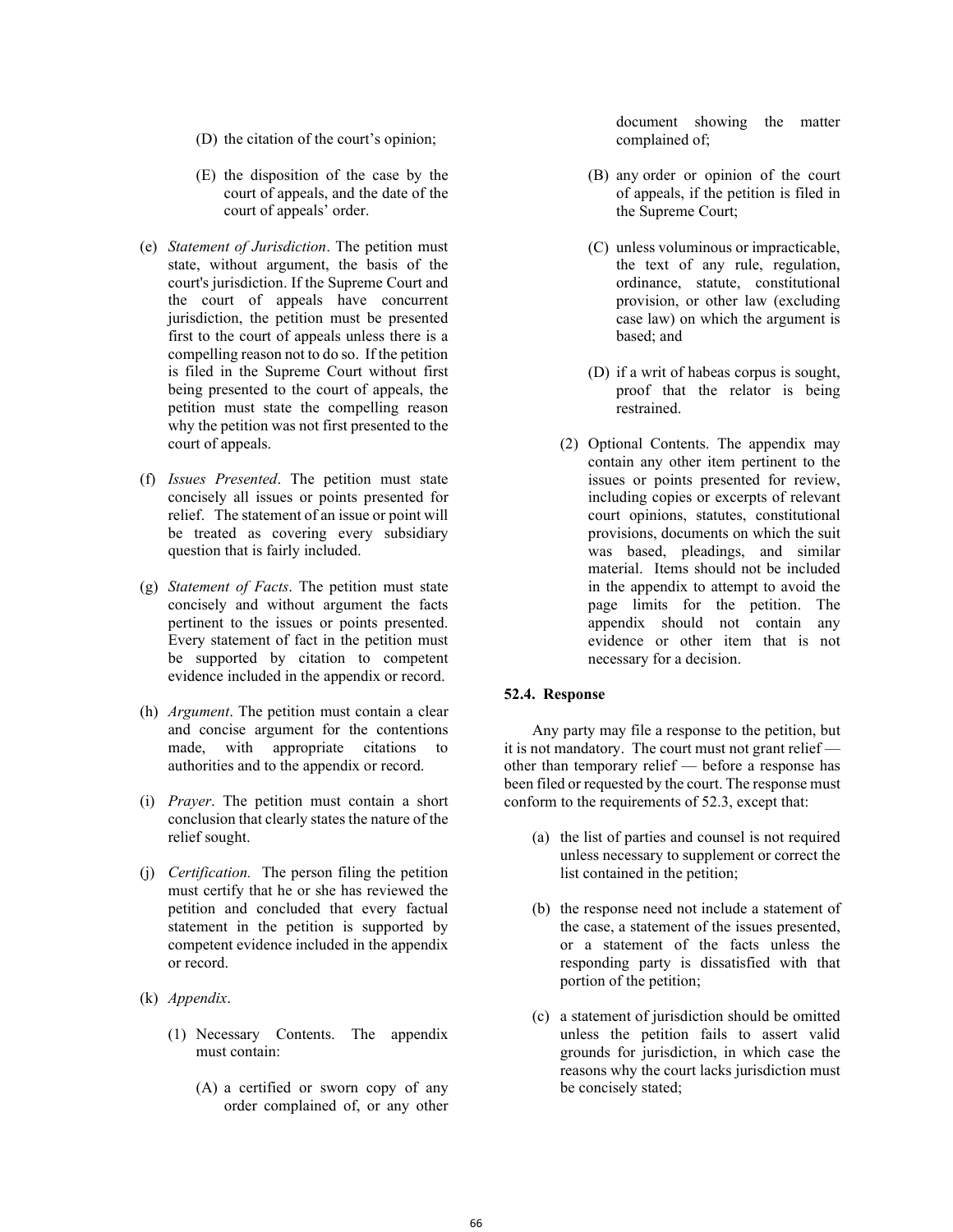(D) the citation of the court's opinion;

(E) the disposition of the case by the court of appeals, and the date of the court of appeals' order.

(e) *Statement of Jurisdiction*. The petition must state, without argument, the basis of the court's jurisdiction. If the Supreme Court and the court of appeals have concurrent jurisdiction, the petition must be presented first to the court of appeals unless there is a compelling reason not to do so. If the petition is filed in the Supreme Court without first being presented to the court of appeals, the petition must state the compelling reason why the petition was not first presented to the court of appeals.

(f) *Issues Presented*. The petition must state concisely all issues or points presented for relief. The statement of an issue or point will be treated as covering every subsidiary question that is fairly included.

(g) *Statement of Facts*. The petition must state concisely and without argument the facts pertinent to the issues or points presented. Every statement of fact in the petition must be supported by citation to competent evidence included in the appendix or record.

(h) *Argument*. The petition must contain a clear and concise argument for the contentions made, with appropriate citations to authorities and to the appendix or record.

(i) *Prayer*. The petition must contain a short conclusion that clearly states the nature of the relief sought.

(j) *Certification.* The person filing the petition must certify that he or she has reviewed the petition and concluded that every factual statement in the petition is supported by competent evidence included in the appendix or record.

(k) *Appendix*.

(1) Necessary Contents. The appendix must contain:

(A) a certified or sworn copy of any order complained of, or any other document showing the matter complained of;

(B) any order or opinion of the court of appeals, if the petition is filed in the Supreme Court;

(C) unless voluminous or impracticable, the text of any rule, regulation, ordinance, statute, constitutional provision, or other law (excluding case law) on which the argument is based; and

(D) if a writ of habeas corpus is sought, proof that the relator is being restrained.

(2) Optional Contents. The appendix may contain any other item pertinent to the issues or points presented for review, including copies or excerpts of relevant court opinions, statutes, constitutional provisions, documents on which the suit was based, pleadings, and similar material. Items should not be included in the appendix to attempt to avoid the page limits for the petition. The appendix should not contain any evidence or other item that is not necessary for a decision.

**52.4. Response**

Any party may file a response to the petition, but it is not mandatory. The court must not grant relief — other than temporary relief — before a response has been filed or requested by the court. The response must conform to the requirements of 52.3, except that:

(a) the list of parties and counsel is not required unless necessary to supplement or correct the list contained in the petition;

(b) the response need not include a statement of the case, a statement of the issues presented, or a statement of the facts unless the responding party is dissatisfied with that portion of the petition;

(c) a statement of jurisdiction should be omitted unless the petition fails to assert valid grounds for jurisdiction, in which case the reasons why the court lacks jurisdiction must be concisely stated;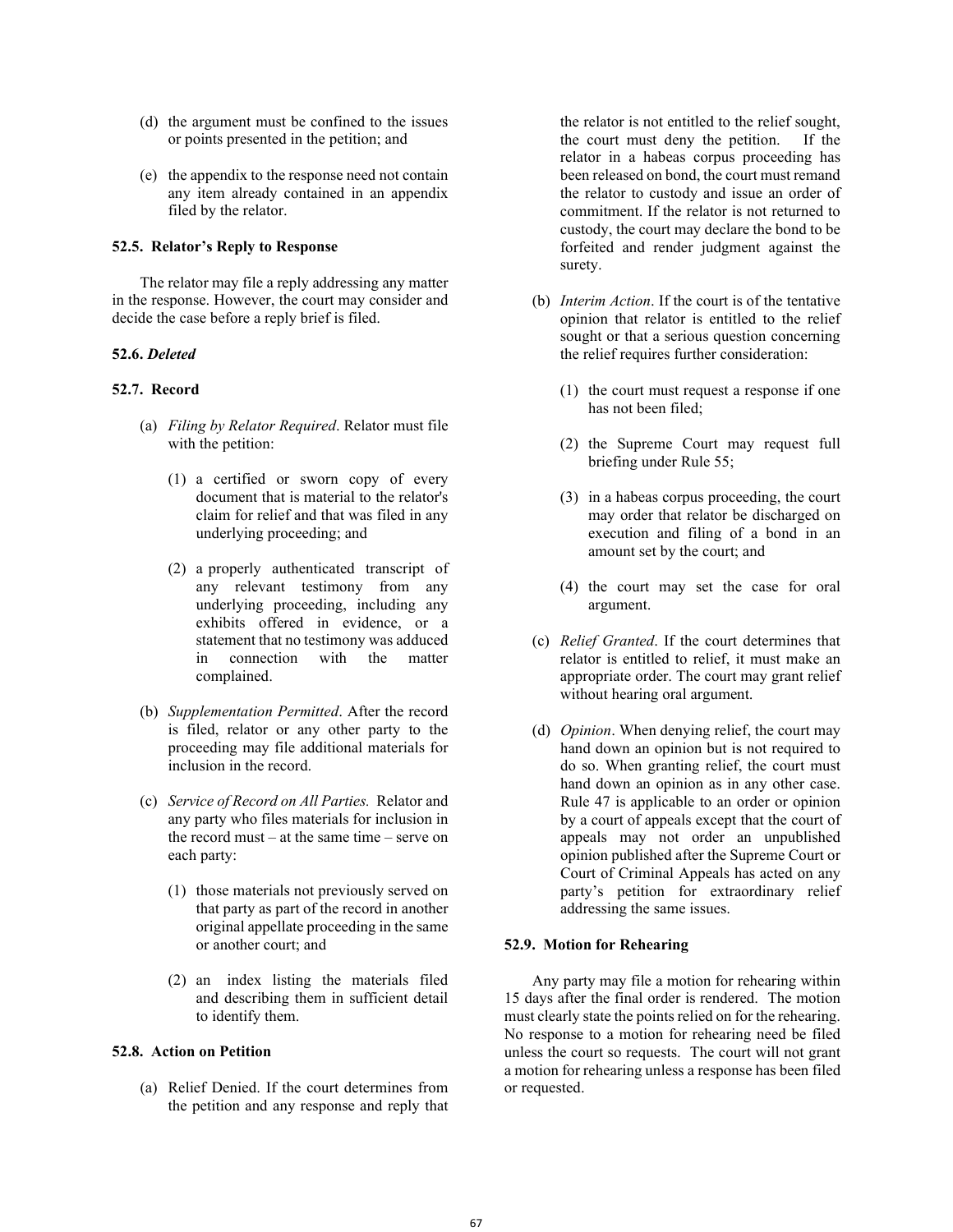(d) the argument must be confined to the issues or points presented in the petition; and

(e) the appendix to the response need not contain any item already contained in an appendix filed by the relator.

### 52.5. Relator's Reply to Response

The relator may file a reply addressing any matter in the response. However, the court may consider and decide the case before a reply brief is filed.

### 52.6. *Deleted*

### 52.7. Record

(a) *Filing by Relator Required*. Relator must file with the petition:

   (1) a certified or sworn copy of every document that is material to the relator's claim for relief and that was filed in any underlying proceeding; and

   (2) a properly authenticated transcript of any relevant testimony from any underlying proceeding, including any exhibits offered in evidence, or a statement that no testimony was adduced in connection with the matter complained.

(b) *Supplementation Permitted*. After the record is filed, relator or any other party to the proceeding may file additional materials for inclusion in the record.

(c) *Service of Record on All Parties.* Relator and any party who files materials for inclusion in the record must – at the same time – serve on each party:

   (1) those materials not previously served on that party as part of the record in another original appellate proceeding in the same or another court; and

   (2) an index listing the materials filed and describing them in sufficient detail to identify them.

### 52.8. Action on Petition

(a) Relief Denied. If the court determines from the petition and any response and reply that the relator is not entitled to the relief sought, the court must deny the petition. If the relator in a habeas corpus proceeding has been released on bond, the court must remand the relator to custody and issue an order of commitment. If the relator is not returned to custody, the court may declare the bond to be forfeited and render judgment against the surety.

(b) *Interim Action*. If the court is of the tentative opinion that relator is entitled to the relief sought or that a serious question concerning the relief requires further consideration:

   (1) the court must request a response if one has not been filed;

   (2) the Supreme Court may request full briefing under Rule 55;

   (3) in a habeas corpus proceeding, the court may order that relator be discharged on execution and filing of a bond in an amount set by the court; and

   (4) the court may set the case for oral argument.

(c) *Relief Granted*. If the court determines that relator is entitled to relief, it must make an appropriate order. The court may grant relief without hearing oral argument.

(d) *Opinion*. When denying relief, the court may hand down an opinion but is not required to do so. When granting relief, the court must hand down an opinion as in any other case. Rule 47 is applicable to an order or opinion by a court of appeals except that the court of appeals may not order an unpublished opinion published after the Supreme Court or Court of Criminal Appeals has acted on any party's petition for extraordinary relief addressing the same issues.

### 52.9. Motion for Rehearing

Any party may file a motion for rehearing within 15 days after the final order is rendered. The motion must clearly state the points relied on for the rehearing. No response to a motion for rehearing need be filed unless the court so requests. The court will not grant a motion for rehearing unless a response has been filed or requested.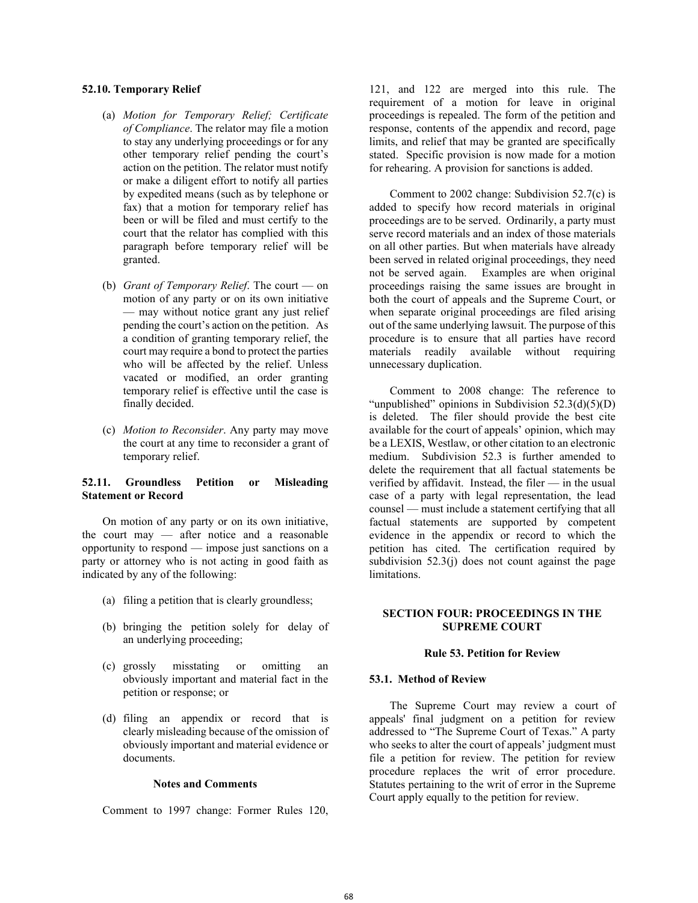### 52.10. Temporary Relief

(a) *Motion for Temporary Relief; Certificate of Compliance*. The relator may file a motion to stay any underlying proceedings or for any other temporary relief pending the court's action on the petition. The relator must notify or make a diligent effort to notify all parties by expedited means (such as by telephone or fax) that a motion for temporary relief has been or will be filed and must certify to the court that the relator has complied with this paragraph before temporary relief will be granted.

(b) *Grant of Temporary Relief*. The court — on motion of any party or on its own initiative — may without notice grant any just relief pending the court's action on the petition. As a condition of granting temporary relief, the court may require a bond to protect the parties who will be affected by the relief. Unless vacated or modified, an order granting temporary relief is effective until the case is finally decided.

(c) *Motion to Reconsider*. Any party may move the court at any time to reconsider a grant of temporary relief.

### 52.11. Groundless Petition or Misleading Statement or Record

On motion of any party or on its own initiative, the court may — after notice and a reasonable opportunity to respond — impose just sanctions on a party or attorney who is not acting in good faith as indicated by any of the following:

(a) filing a petition that is clearly groundless;

(b) bringing the petition solely for delay of an underlying proceeding;

(c) grossly misstating or omitting an obviously important and material fact in the petition or response; or

(d) filing an appendix or record that is clearly misleading because of the omission of obviously important and material evidence or documents.

#### Notes and Comments

Comment to 1997 change: Former Rules 120, 121, and 122 are merged into this rule. The requirement of a motion for leave in original proceedings is repealed. The form of the petition and response, contents of the appendix and record, page limits, and relief that may be granted are specifically stated. Specific provision is now made for a motion for rehearing. A provision for sanctions is added.

Comment to 2002 change: Subdivision 52.7(c) is added to specify how record materials in original proceedings are to be served. Ordinarily, a party must serve record materials and an index of those materials on all other parties. But when materials have already been served in related original proceedings, they need not be served again. Examples are when original proceedings raising the same issues are brought in both the court of appeals and the Supreme Court, or when separate original proceedings are filed arising out of the same underlying lawsuit. The purpose of this procedure is to ensure that all parties have record materials readily available without requiring unnecessary duplication.

Comment to 2008 change: The reference to "unpublished" opinions in Subdivision 52.3(d)(5)(D) is deleted. The filer should provide the best cite available for the court of appeals' opinion, which may be a LEXIS, Westlaw, or other citation to an electronic medium. Subdivision 52.3 is further amended to delete the requirement that all factual statements be verified by affidavit. Instead, the filer — in the usual case of a party with legal representation, the lead counsel — must include a statement certifying that all factual statements are supported by competent evidence in the appendix or record to which the petition has cited. The certification required by subdivision 52.3(j) does not count against the page limitations.

## SECTION FOUR: PROCEEDINGS IN THE SUPREME COURT

### Rule 53. Petition for Review

### 53.1. Method of Review

The Supreme Court may review a court of appeals' final judgment on a petition for review addressed to "The Supreme Court of Texas." A party who seeks to alter the court of appeals' judgment must file a petition for review. The petition for review procedure replaces the writ of error procedure. Statutes pertaining to the writ of error in the Supreme Court apply equally to the petition for review.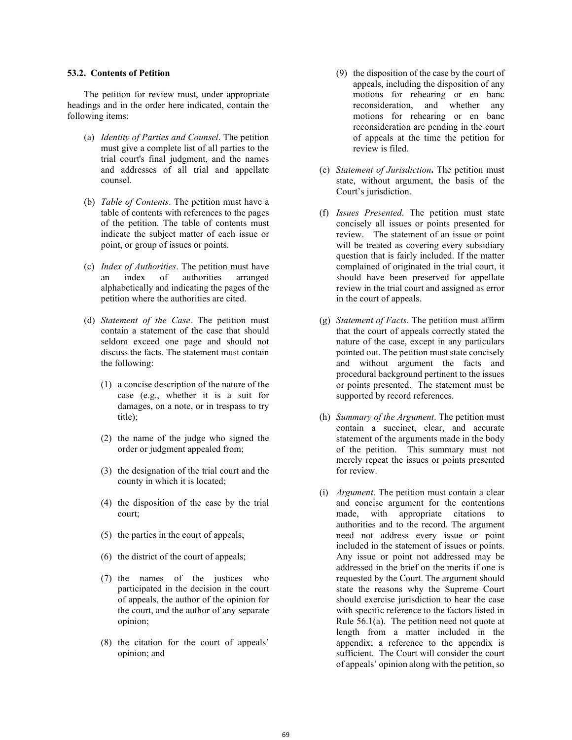### 53.2. Contents of Petition

The petition for review must, under appropriate headings and in the order here indicated, contain the following items:

(a) *Identity of Parties and Counsel*. The petition must give a complete list of all parties to the trial court's final judgment, and the names and addresses of all trial and appellate counsel.

(b) *Table of Contents*. The petition must have a table of contents with references to the pages of the petition. The table of contents must indicate the subject matter of each issue or point, or group of issues or points.

(c) *Index of Authorities*. The petition must have an index of authorities arranged alphabetically and indicating the pages of the petition where the authorities are cited.

(d) *Statement of the Case*. The petition must contain a statement of the case that should seldom exceed one page and should not discuss the facts. The statement must contain the following:

   (1) a concise description of the nature of the case (e.g., whether it is a suit for damages, on a note, or in trespass to try title);

   (2) the name of the judge who signed the order or judgment appealed from;

   (3) the designation of the trial court and the county in which it is located;

   (4) the disposition of the case by the trial court;

   (5) the parties in the court of appeals;

   (6) the district of the court of appeals;

   (7) the names of the justices who participated in the decision in the court of appeals, the author of the opinion for the court, and the author of any separate opinion;

   (8) the citation for the court of appeals' opinion; and

   (9) the disposition of the case by the court of appeals, including the disposition of any motions for rehearing or en banc reconsideration, and whether any motions for rehearing or en banc reconsideration are pending in the court of appeals at the time the petition for review is filed.

(e) *Statement of Jurisdiction***.** The petition must state, without argument, the basis of the Court's jurisdiction.

(f) *Issues Presented*. The petition must state concisely all issues or points presented for review. The statement of an issue or point will be treated as covering every subsidiary question that is fairly included. If the matter complained of originated in the trial court, it should have been preserved for appellate review in the trial court and assigned as error in the court of appeals.

(g) *Statement of Facts*. The petition must affirm that the court of appeals correctly stated the nature of the case, except in any particulars pointed out. The petition must state concisely and without argument the facts and procedural background pertinent to the issues or points presented. The statement must be supported by record references.

(h) *Summary of the Argument*. The petition must contain a succinct, clear, and accurate statement of the arguments made in the body of the petition. This summary must not merely repeat the issues or points presented for review.

(i) *Argument*. The petition must contain a clear and concise argument for the contentions made, with appropriate citations to authorities and to the record. The argument need not address every issue or point included in the statement of issues or points. Any issue or point not addressed may be addressed in the brief on the merits if one is requested by the Court. The argument should state the reasons why the Supreme Court should exercise jurisdiction to hear the case with specific reference to the factors listed in Rule 56.1(a). The petition need not quote at length from a matter included in the appendix; a reference to the appendix is sufficient. The Court will consider the court of appeals' opinion along with the petition, so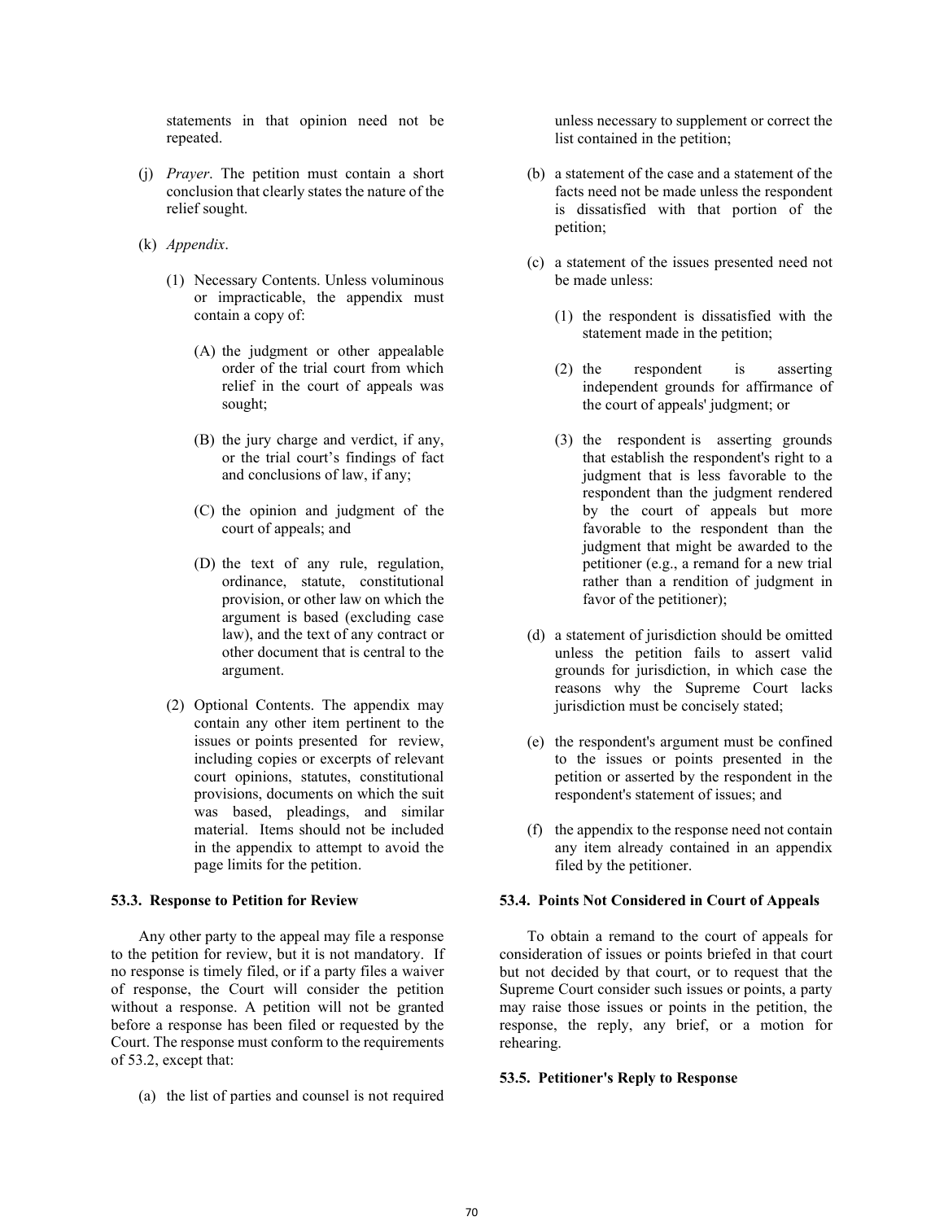statements in that opinion need not be repeated.

(j) *Prayer*. The petition must contain a short conclusion that clearly states the nature of the relief sought.

(k) *Appendix*.

(1) Necessary Contents. Unless voluminous or impracticable, the appendix must contain a copy of:

(A) the judgment or other appealable order of the trial court from which relief in the court of appeals was sought;

(B) the jury charge and verdict, if any, or the trial court's findings of fact and conclusions of law, if any;

(C) the opinion and judgment of the court of appeals; and

(D) the text of any rule, regulation, ordinance, statute, constitutional provision, or other law on which the argument is based (excluding case law), and the text of any contract or other document that is central to the argument.

(2) Optional Contents. The appendix may contain any other item pertinent to the issues or points presented for review, including copies or excerpts of relevant court opinions, statutes, constitutional provisions, documents on which the suit was based, pleadings, and similar material. Items should not be included in the appendix to attempt to avoid the page limits for the petition.

### 53.3. Response to Petition for Review

Any other party to the appeal may file a response to the petition for review, but it is not mandatory. If no response is timely filed, or if a party files a waiver of response, the Court will consider the petition without a response. A petition will not be granted before a response has been filed or requested by the Court. The response must conform to the requirements of 53.2, except that:

(a) the list of parties and counsel is not required unless necessary to supplement or correct the list contained in the petition;

(b) a statement of the case and a statement of the facts need not be made unless the respondent is dissatisfied with that portion of the petition;

(c) a statement of the issues presented need not be made unless:

(1) the respondent is dissatisfied with the statement made in the petition;

(2) the respondent is asserting independent grounds for affirmance of the court of appeals' judgment; or

(3) the respondent is asserting grounds that establish the respondent's right to a judgment that is less favorable to the respondent than the judgment rendered by the court of appeals but more favorable to the respondent than the judgment that might be awarded to the petitioner (e.g., a remand for a new trial rather than a rendition of judgment in favor of the petitioner);

(d) a statement of jurisdiction should be omitted unless the petition fails to assert valid grounds for jurisdiction, in which case the reasons why the Supreme Court lacks jurisdiction must be concisely stated;

(e) the respondent's argument must be confined to the issues or points presented in the petition or asserted by the respondent in the respondent's statement of issues; and

(f) the appendix to the response need not contain any item already contained in an appendix filed by the petitioner.

### 53.4. Points Not Considered in Court of Appeals

To obtain a remand to the court of appeals for consideration of issues or points briefed in that court but not decided by that court, or to request that the Supreme Court consider such issues or points, a party may raise those issues or points in the petition, the response, the reply, any brief, or a motion for rehearing.

### 53.5. Petitioner's Reply to Response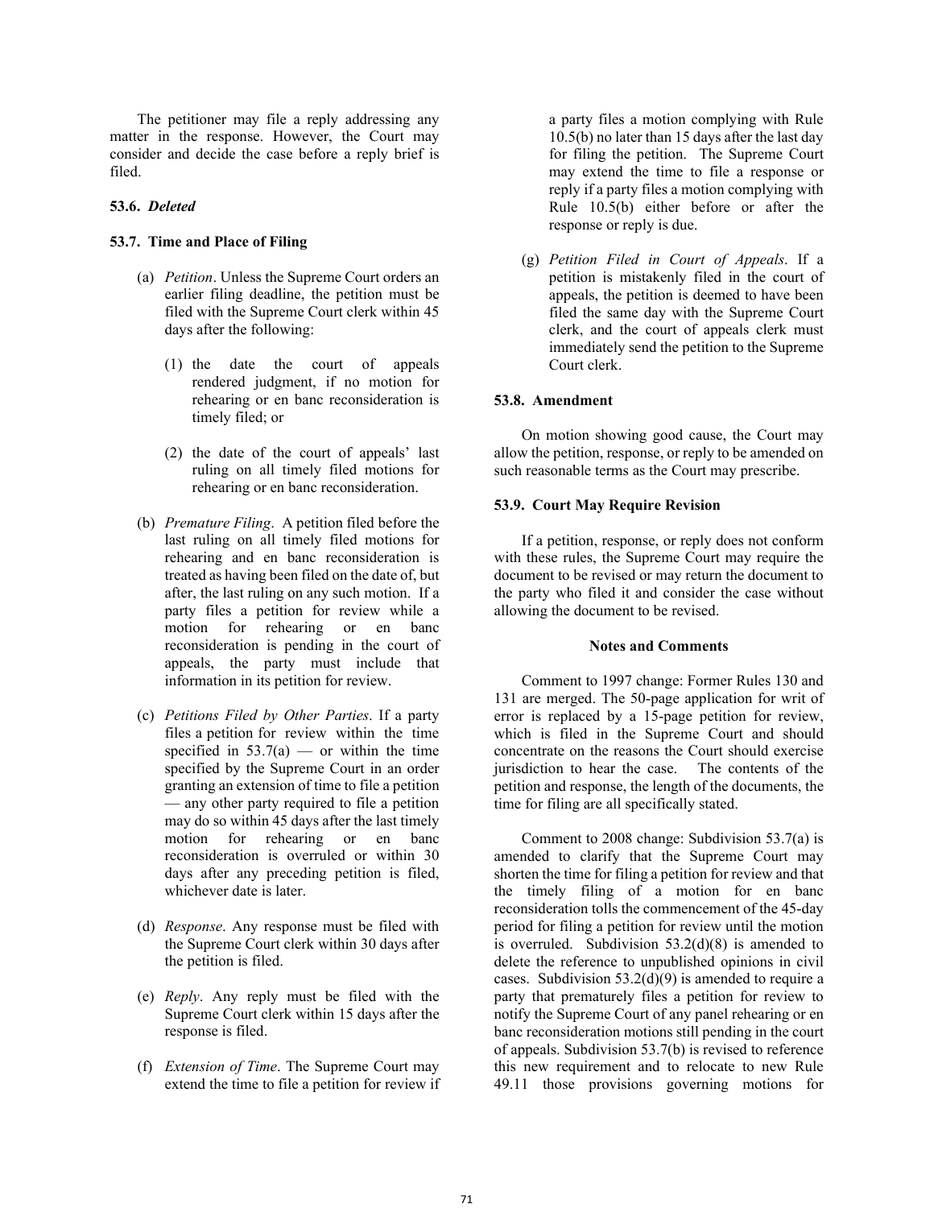The petitioner may file a reply addressing any matter in the response. However, the Court may consider and decide the case before a reply brief is filed.

**53.6.** ***Deleted***

**53.7. Time and Place of Filing**

(a) *Petition*. Unless the Supreme Court orders an earlier filing deadline, the petition must be filed with the Supreme Court clerk within 45 days after the following:

   (1) the date the court of appeals rendered judgment, if no motion for rehearing or en banc reconsideration is timely filed; or

   (2) the date of the court of appeals' last ruling on all timely filed motions for rehearing or en banc reconsideration.

(b) *Premature Filing*. A petition filed before the last ruling on all timely filed motions for rehearing and en banc reconsideration is treated as having been filed on the date of, but after, the last ruling on any such motion. If a party files a petition for review while a motion for rehearing or en banc reconsideration is pending in the court of appeals, the party must include that information in its petition for review.

(c) *Petitions Filed by Other Parties*. If a party files a petition for review within the time specified in 53.7(a) — or within the time specified by the Supreme Court in an order granting an extension of time to file a petition — any other party required to file a petition may do so within 45 days after the last timely motion for rehearing or en banc reconsideration is overruled or within 30 days after any preceding petition is filed, whichever date is later.

(d) *Response*. Any response must be filed with the Supreme Court clerk within 30 days after the petition is filed.

(e) *Reply*. Any reply must be filed with the Supreme Court clerk within 15 days after the response is filed.

(f) *Extension of Time*. The Supreme Court may extend the time to file a petition for review if a party files a motion complying with Rule 10.5(b) no later than 15 days after the last day for filing the petition. The Supreme Court may extend the time to file a response or reply if a party files a motion complying with Rule 10.5(b) either before or after the response or reply is due.

(g) *Petition Filed in Court of Appeals*. If a petition is mistakenly filed in the court of appeals, the petition is deemed to have been filed the same day with the Supreme Court clerk, and the court of appeals clerk must immediately send the petition to the Supreme Court clerk.

**53.8. Amendment**

On motion showing good cause, the Court may allow the petition, response, or reply to be amended on such reasonable terms as the Court may prescribe.

**53.9. Court May Require Revision**

If a petition, response, or reply does not conform with these rules, the Supreme Court may require the document to be revised or may return the document to the party who filed it and consider the case without allowing the document to be revised.

**Notes and Comments**

Comment to 1997 change: Former Rules 130 and 131 are merged. The 50-page application for writ of error is replaced by a 15-page petition for review, which is filed in the Supreme Court and should concentrate on the reasons the Court should exercise jurisdiction to hear the case. The contents of the petition and response, the length of the documents, the time for filing are all specifically stated.

Comment to 2008 change: Subdivision 53.7(a) is amended to clarify that the Supreme Court may shorten the time for filing a petition for review and that the timely filing of a motion for en banc reconsideration tolls the commencement of the 45-day period for filing a petition for review until the motion is overruled. Subdivision 53.2(d)(8) is amended to delete the reference to unpublished opinions in civil cases. Subdivision 53.2(d)(9) is amended to require a party that prematurely files a petition for review to notify the Supreme Court of any panel rehearing or en banc reconsideration motions still pending in the court of appeals. Subdivision 53.7(b) is revised to reference this new requirement and to relocate to new Rule 49.11 those provisions governing motions for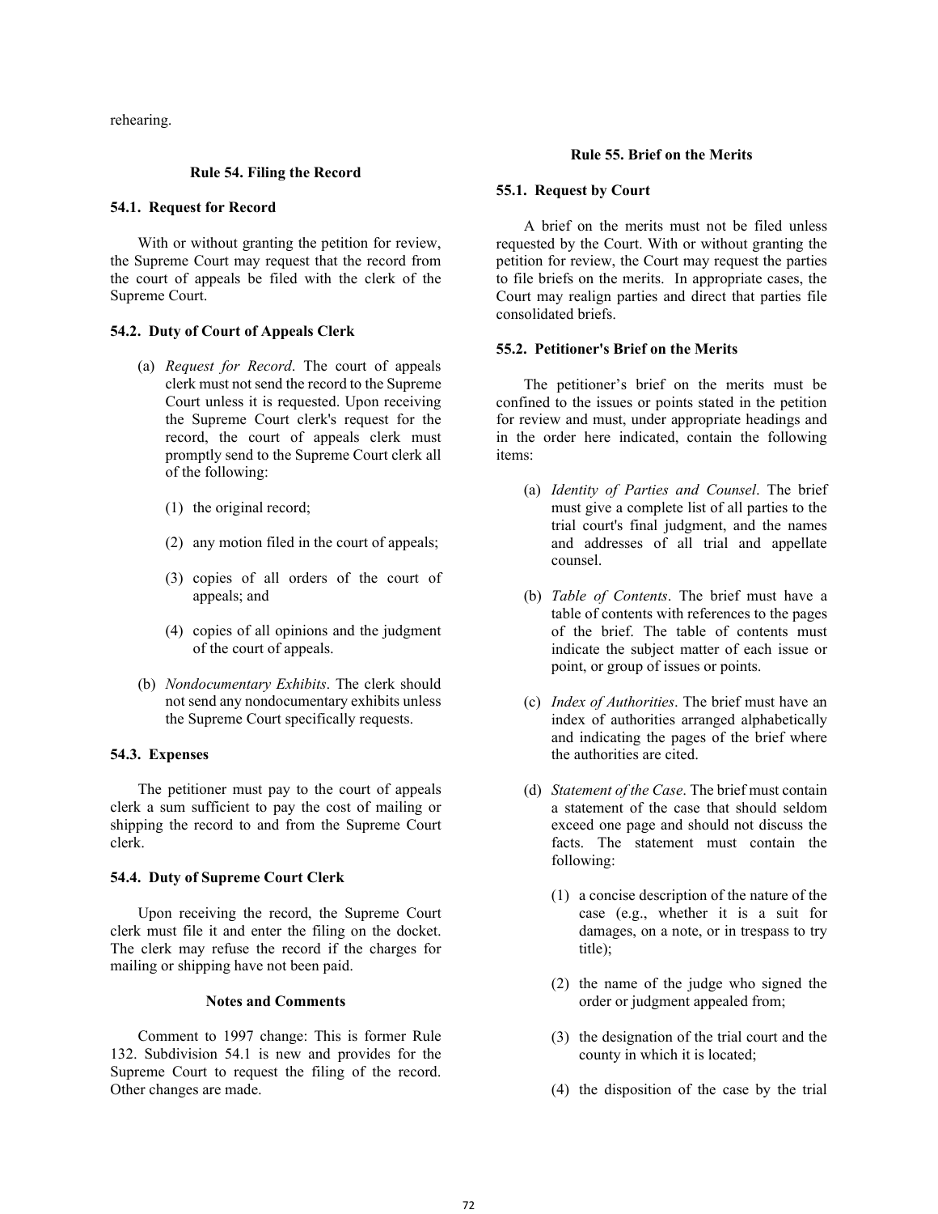rehearing.

### Rule 54. Filing the Record

**54.1. Request for Record**

With or without granting the petition for review, the Supreme Court may request that the record from the court of appeals be filed with the clerk of the Supreme Court.

**54.2. Duty of Court of Appeals Clerk**

(a) *Request for Record*. The court of appeals clerk must not send the record to the Supreme Court unless it is requested. Upon receiving the Supreme Court clerk's request for the record, the court of appeals clerk must promptly send to the Supreme Court clerk all of the following:

   (1) the original record;

   (2) any motion filed in the court of appeals;

   (3) copies of all orders of the court of appeals; and

   (4) copies of all opinions and the judgment of the court of appeals.

(b) *Nondocumentary Exhibits*. The clerk should not send any nondocumentary exhibits unless the Supreme Court specifically requests.

**54.3. Expenses**

The petitioner must pay to the court of appeals clerk a sum sufficient to pay the cost of mailing or shipping the record to and from the Supreme Court clerk.

**54.4. Duty of Supreme Court Clerk**

Upon receiving the record, the Supreme Court clerk must file it and enter the filing on the docket. The clerk may refuse the record if the charges for mailing or shipping have not been paid.

**Notes and Comments**

Comment to 1997 change: This is former Rule 132. Subdivision 54.1 is new and provides for the Supreme Court to request the filing of the record. Other changes are made.

### Rule 55. Brief on the Merits

**55.1. Request by Court**

A brief on the merits must not be filed unless requested by the Court. With or without granting the petition for review, the Court may request the parties to file briefs on the merits. In appropriate cases, the Court may realign parties and direct that parties file consolidated briefs.

**55.2. Petitioner's Brief on the Merits**

The petitioner's brief on the merits must be confined to the issues or points stated in the petition for review and must, under appropriate headings and in the order here indicated, contain the following items:

(a) *Identity of Parties and Counsel*. The brief must give a complete list of all parties to the trial court's final judgment, and the names and addresses of all trial and appellate counsel.

(b) *Table of Contents*. The brief must have a table of contents with references to the pages of the brief. The table of contents must indicate the subject matter of each issue or point, or group of issues or points.

(c) *Index of Authorities*. The brief must have an index of authorities arranged alphabetically and indicating the pages of the brief where the authorities are cited.

(d) *Statement of the Case*. The brief must contain a statement of the case that should seldom exceed one page and should not discuss the facts. The statement must contain the following:

   (1) a concise description of the nature of the case (e.g., whether it is a suit for damages, on a note, or in trespass to try title);

   (2) the name of the judge who signed the order or judgment appealed from;

   (3) the designation of the trial court and the county in which it is located;

   (4) the disposition of the case by the trial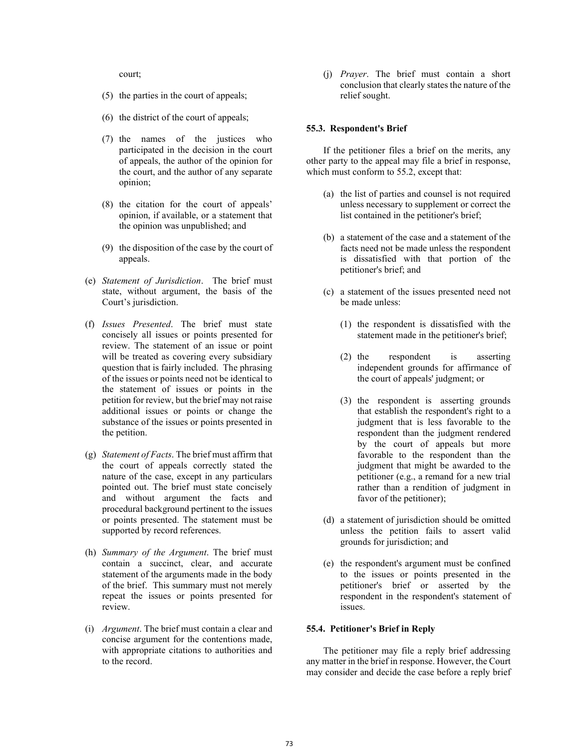court;

(5) the parties in the court of appeals;

(6) the district of the court of appeals;

(7) the names of the justices who participated in the decision in the court of appeals, the author of the opinion for the court, and the author of any separate opinion;

(8) the citation for the court of appeals' opinion, if available, or a statement that the opinion was unpublished; and

(9) the disposition of the case by the court of appeals.

(e) *Statement of Jurisdiction*. The brief must state, without argument, the basis of the Court's jurisdiction.

(f) *Issues Presented*. The brief must state concisely all issues or points presented for review. The statement of an issue or point will be treated as covering every subsidiary question that is fairly included. The phrasing of the issues or points need not be identical to the statement of issues or points in the petition for review, but the brief may not raise additional issues or points or change the substance of the issues or points presented in the petition.

(g) *Statement of Facts*. The brief must affirm that the court of appeals correctly stated the nature of the case, except in any particulars pointed out. The brief must state concisely and without argument the facts and procedural background pertinent to the issues or points presented. The statement must be supported by record references.

(h) *Summary of the Argument*. The brief must contain a succinct, clear, and accurate statement of the arguments made in the body of the brief. This summary must not merely repeat the issues or points presented for review.

(i) *Argument*. The brief must contain a clear and concise argument for the contentions made, with appropriate citations to authorities and to the record.

(j) *Prayer*. The brief must contain a short conclusion that clearly states the nature of the relief sought.

### 55.3. Respondent's Brief

If the petitioner files a brief on the merits, any other party to the appeal may file a brief in response, which must conform to 55.2, except that:

(a) the list of parties and counsel is not required unless necessary to supplement or correct the list contained in the petitioner's brief;

(b) a statement of the case and a statement of the facts need not be made unless the respondent is dissatisfied with that portion of the petitioner's brief; and

(c) a statement of the issues presented need not be made unless:

(1) the respondent is dissatisfied with the statement made in the petitioner's brief;

(2) the respondent is asserting independent grounds for affirmance of the court of appeals' judgment; or

(3) the respondent is asserting grounds that establish the respondent's right to a judgment that is less favorable to the respondent than the judgment rendered by the court of appeals but more favorable to the respondent than the judgment that might be awarded to the petitioner (e.g., a remand for a new trial rather than a rendition of judgment in favor of the petitioner);

(d) a statement of jurisdiction should be omitted unless the petition fails to assert valid grounds for jurisdiction; and

(e) the respondent's argument must be confined to the issues or points presented in the petitioner's brief or asserted by the respondent in the respondent's statement of issues.

### 55.4. Petitioner's Brief in Reply

The petitioner may file a reply brief addressing any matter in the brief in response. However, the Court may consider and decide the case before a reply brief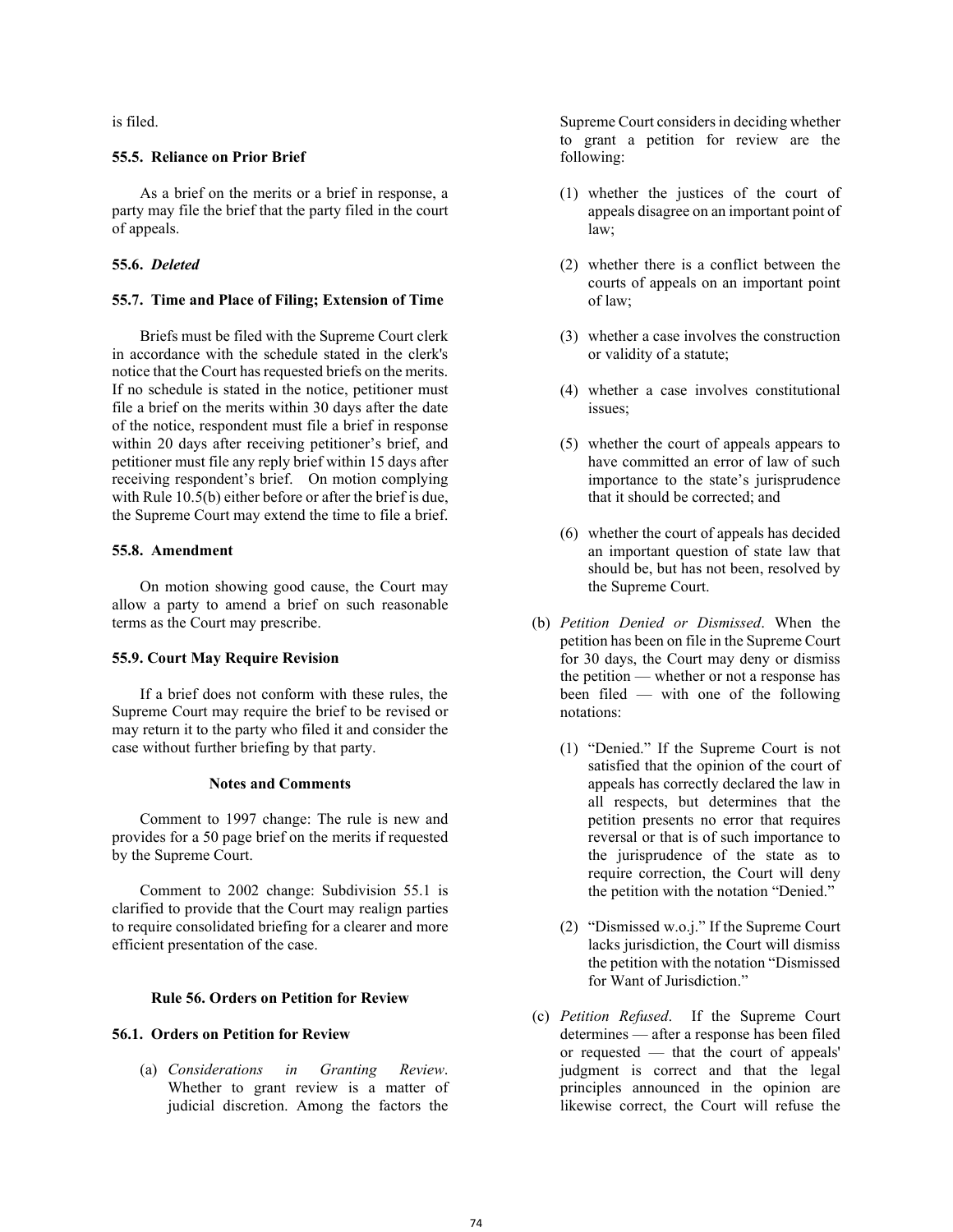is filed.

### 55.5. Reliance on Prior Brief

As a brief on the merits or a brief in response, a party may file the brief that the party filed in the court of appeals.

### 55.6. *Deleted*

### 55.7. Time and Place of Filing; Extension of Time

Briefs must be filed with the Supreme Court clerk in accordance with the schedule stated in the clerk's notice that the Court has requested briefs on the merits. If no schedule is stated in the notice, petitioner must file a brief on the merits within 30 days after the date of the notice, respondent must file a brief in response within 20 days after receiving petitioner's brief, and petitioner must file any reply brief within 15 days after receiving respondent's brief. On motion complying with Rule 10.5(b) either before or after the brief is due, the Supreme Court may extend the time to file a brief.

### 55.8. Amendment

On motion showing good cause, the Court may allow a party to amend a brief on such reasonable terms as the Court may prescribe.

### 55.9. Court May Require Revision

If a brief does not conform with these rules, the Supreme Court may require the brief to be revised or may return it to the party who filed it and consider the case without further briefing by that party.

#### Notes and Comments

Comment to 1997 change: The rule is new and provides for a 50 page brief on the merits if requested by the Supreme Court.

Comment to 2002 change: Subdivision 55.1 is clarified to provide that the Court may realign parties to require consolidated briefing for a clearer and more efficient presentation of the case.

## Rule 56. Orders on Petition for Review

### 56.1. Orders on Petition for Review

(a) *Considerations in Granting Review*. Whether to grant review is a matter of judicial discretion. Among the factors the Supreme Court considers in deciding whether to grant a petition for review are the following:

   (1) whether the justices of the court of appeals disagree on an important point of law;

   (2) whether there is a conflict between the courts of appeals on an important point of law;

   (3) whether a case involves the construction or validity of a statute;

   (4) whether a case involves constitutional issues;

   (5) whether the court of appeals appears to have committed an error of law of such importance to the state's jurisprudence that it should be corrected; and

   (6) whether the court of appeals has decided an important question of state law that should be, but has not been, resolved by the Supreme Court.

(b) *Petition Denied or Dismissed*. When the petition has been on file in the Supreme Court for 30 days, the Court may deny or dismiss the petition — whether or not a response has been filed — with one of the following notations:

   (1) "Denied." If the Supreme Court is not satisfied that the opinion of the court of appeals has correctly declared the law in all respects, but determines that the petition presents no error that requires reversal or that is of such importance to the jurisprudence of the state as to require correction, the Court will deny the petition with the notation "Denied."

   (2) "Dismissed w.o.j." If the Supreme Court lacks jurisdiction, the Court will dismiss the petition with the notation "Dismissed for Want of Jurisdiction."

(c) *Petition Refused*. If the Supreme Court determines — after a response has been filed or requested — that the court of appeals' judgment is correct and that the legal principles announced in the opinion are likewise correct, the Court will refuse the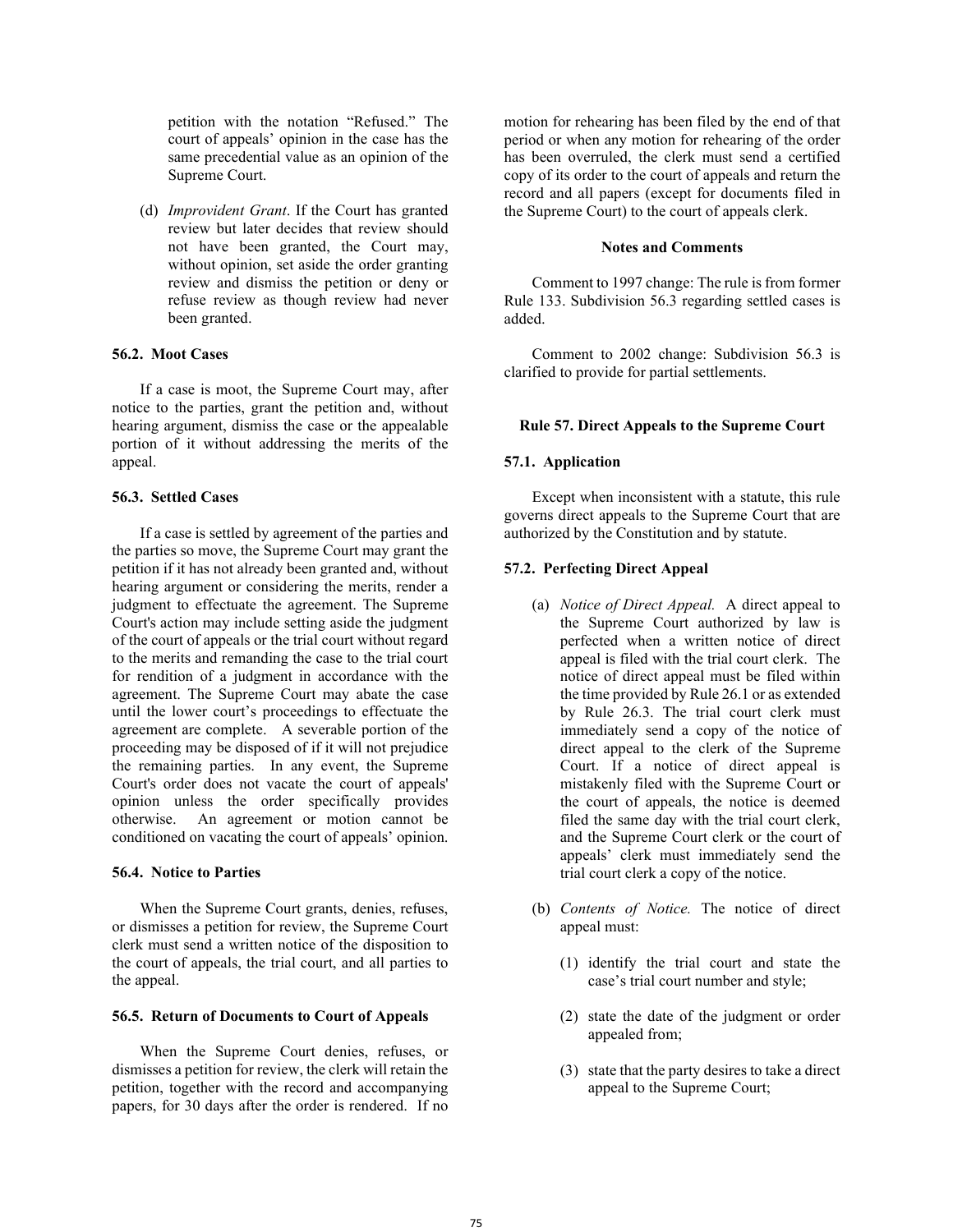petition with the notation "Refused." The court of appeals' opinion in the case has the same precedential value as an opinion of the Supreme Court.

(d) *Improvident Grant*. If the Court has granted review but later decides that review should not have been granted, the Court may, without opinion, set aside the order granting review and dismiss the petition or deny or refuse review as though review had never been granted.

### 56.2. Moot Cases

If a case is moot, the Supreme Court may, after notice to the parties, grant the petition and, without hearing argument, dismiss the case or the appealable portion of it without addressing the merits of the appeal.

### 56.3. Settled Cases

If a case is settled by agreement of the parties and the parties so move, the Supreme Court may grant the petition if it has not already been granted and, without hearing argument or considering the merits, render a judgment to effectuate the agreement. The Supreme Court's action may include setting aside the judgment of the court of appeals or the trial court without regard to the merits and remanding the case to the trial court for rendition of a judgment in accordance with the agreement. The Supreme Court may abate the case until the lower court's proceedings to effectuate the agreement are complete. A severable portion of the proceeding may be disposed of if it will not prejudice the remaining parties. In any event, the Supreme Court's order does not vacate the court of appeals' opinion unless the order specifically provides otherwise. An agreement or motion cannot be conditioned on vacating the court of appeals' opinion.

### 56.4. Notice to Parties

When the Supreme Court grants, denies, refuses, or dismisses a petition for review, the Supreme Court clerk must send a written notice of the disposition to the court of appeals, the trial court, and all parties to the appeal.

### 56.5. Return of Documents to Court of Appeals

When the Supreme Court denies, refuses, or dismisses a petition for review, the clerk will retain the petition, together with the record and accompanying papers, for 30 days after the order is rendered. If no motion for rehearing has been filed by the end of that period or when any motion for rehearing of the order has been overruled, the clerk must send a certified copy of its order to the court of appeals and return the record and all papers (except for documents filed in the Supreme Court) to the court of appeals clerk.

#### Notes and Comments

Comment to 1997 change: The rule is from former Rule 133. Subdivision 56.3 regarding settled cases is added.

Comment to 2002 change: Subdivision 56.3 is clarified to provide for partial settlements.

## Rule 57. Direct Appeals to the Supreme Court

### 57.1. Application

Except when inconsistent with a statute, this rule governs direct appeals to the Supreme Court that are authorized by the Constitution and by statute.

### 57.2. Perfecting Direct Appeal

(a) *Notice of Direct Appeal.* A direct appeal to the Supreme Court authorized by law is perfected when a written notice of direct appeal is filed with the trial court clerk. The notice of direct appeal must be filed within the time provided by Rule 26.1 or as extended by Rule 26.3. The trial court clerk must immediately send a copy of the notice of direct appeal to the clerk of the Supreme Court. If a notice of direct appeal is mistakenly filed with the Supreme Court or the court of appeals, the notice is deemed filed the same day with the trial court clerk, and the Supreme Court clerk or the court of appeals' clerk must immediately send the trial court clerk a copy of the notice.

(b) *Contents of Notice.* The notice of direct appeal must:

(1) identify the trial court and state the case's trial court number and style;

(2) state the date of the judgment or order appealed from;

(3) state that the party desires to take a direct appeal to the Supreme Court;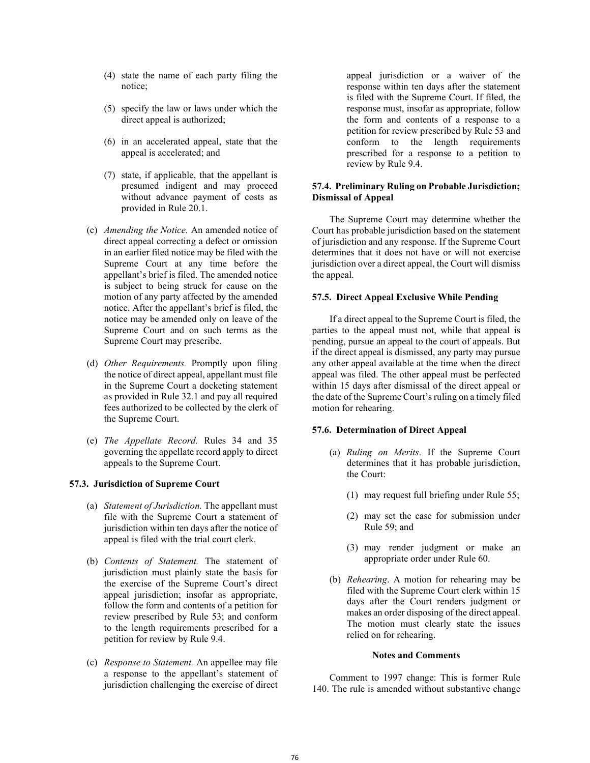(4) state the name of each party filing the notice;

(5) specify the law or laws under which the direct appeal is authorized;

(6) in an accelerated appeal, state that the appeal is accelerated; and

(7) state, if applicable, that the appellant is presumed indigent and may proceed without advance payment of costs as provided in Rule 20.1.

(c) *Amending the Notice.* An amended notice of direct appeal correcting a defect or omission in an earlier filed notice may be filed with the Supreme Court at any time before the appellant's brief is filed. The amended notice is subject to being struck for cause on the motion of any party affected by the amended notice. After the appellant's brief is filed, the notice may be amended only on leave of the Supreme Court and on such terms as the Supreme Court may prescribe.

(d) *Other Requirements.* Promptly upon filing the notice of direct appeal, appellant must file in the Supreme Court a docketing statement as provided in Rule 32.1 and pay all required fees authorized to be collected by the clerk of the Supreme Court.

(e) *The Appellate Record.* Rules 34 and 35 governing the appellate record apply to direct appeals to the Supreme Court.

**57.3. Jurisdiction of Supreme Court**

(a) *Statement of Jurisdiction.* The appellant must file with the Supreme Court a statement of jurisdiction within ten days after the notice of appeal is filed with the trial court clerk.

(b) *Contents of Statement.* The statement of jurisdiction must plainly state the basis for the exercise of the Supreme Court's direct appeal jurisdiction; insofar as appropriate, follow the form and contents of a petition for review prescribed by Rule 53; and conform to the length requirements prescribed for a petition for review by Rule 9.4.

(c) *Response to Statement.* An appellee may file a response to the appellant's statement of jurisdiction challenging the exercise of direct appeal jurisdiction or a waiver of the response within ten days after the statement is filed with the Supreme Court. If filed, the response must, insofar as appropriate, follow the form and contents of a response to a petition for review prescribed by Rule 53 and conform to the length requirements prescribed for a response to a petition to review by Rule 9.4.

**57.4. Preliminary Ruling on Probable Jurisdiction; Dismissal of Appeal**

The Supreme Court may determine whether the Court has probable jurisdiction based on the statement of jurisdiction and any response. If the Supreme Court determines that it does not have or will not exercise jurisdiction over a direct appeal, the Court will dismiss the appeal.

**57.5. Direct Appeal Exclusive While Pending**

If a direct appeal to the Supreme Court is filed, the parties to the appeal must not, while that appeal is pending, pursue an appeal to the court of appeals. But if the direct appeal is dismissed, any party may pursue any other appeal available at the time when the direct appeal was filed. The other appeal must be perfected within 15 days after dismissal of the direct appeal or the date of the Supreme Court's ruling on a timely filed motion for rehearing.

**57.6. Determination of Direct Appeal**

(a) *Ruling on Merits*. If the Supreme Court determines that it has probable jurisdiction, the Court:

(1) may request full briefing under Rule 55;

(2) may set the case for submission under Rule 59; and

(3) may render judgment or make an appropriate order under Rule 60.

(b) *Rehearing*. A motion for rehearing may be filed with the Supreme Court clerk within 15 days after the Court renders judgment or makes an order disposing of the direct appeal. The motion must clearly state the issues relied on for rehearing.

**Notes and Comments**

Comment to 1997 change: This is former Rule 140. The rule is amended without substantive change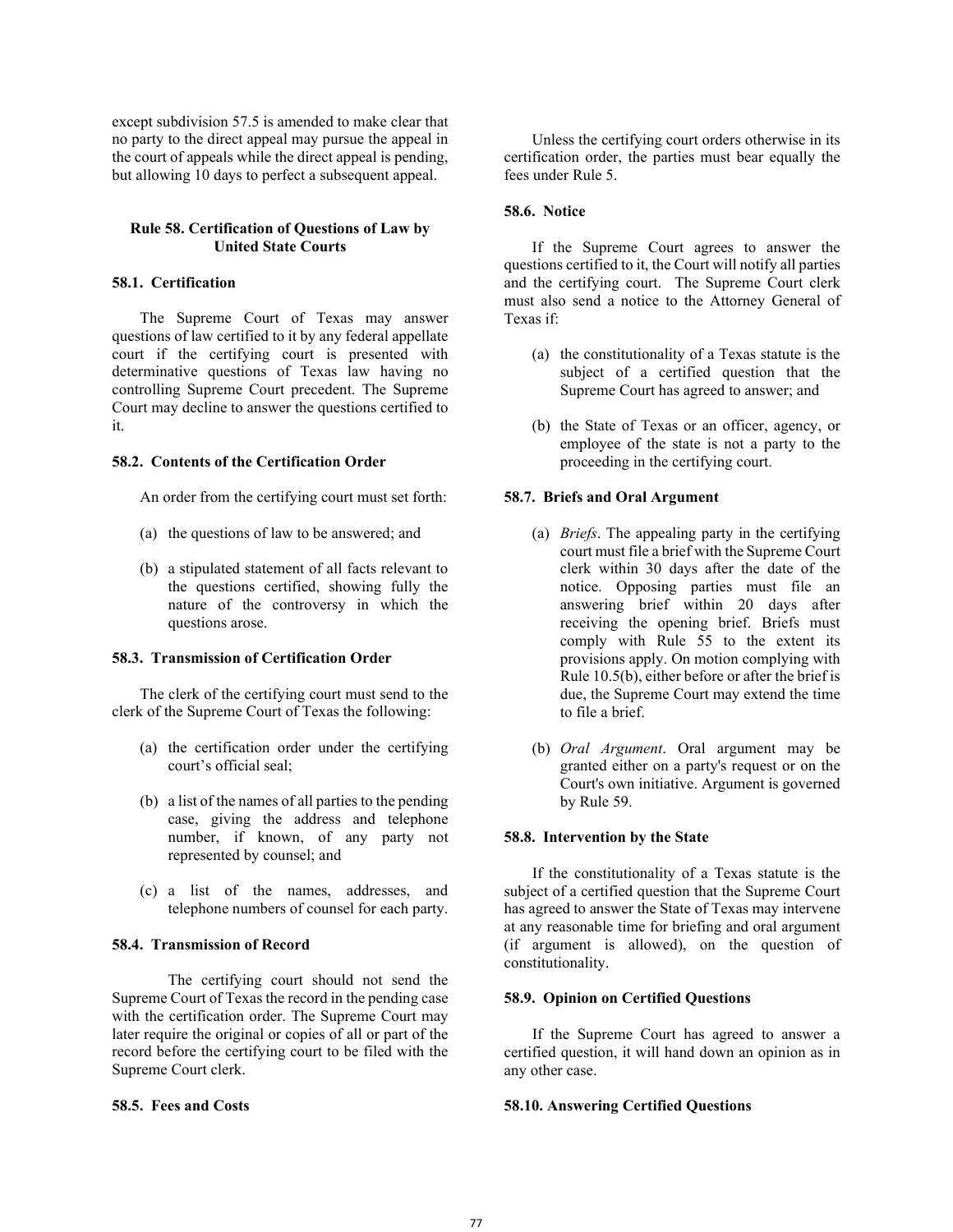except subdivision 57.5 is amended to make clear that no party to the direct appeal may pursue the appeal in the court of appeals while the direct appeal is pending, but allowing 10 days to perfect a subsequent appeal.

## Rule 58. Certification of Questions of Law by United State Courts

### 58.1. Certification

The Supreme Court of Texas may answer questions of law certified to it by any federal appellate court if the certifying court is presented with determinative questions of Texas law having no controlling Supreme Court precedent. The Supreme Court may decline to answer the questions certified to it.

### 58.2. Contents of the Certification Order

An order from the certifying court must set forth:

(a) the questions of law to be answered; and

(b) a stipulated statement of all facts relevant to the questions certified, showing fully the nature of the controversy in which the questions arose.

### 58.3. Transmission of Certification Order

The clerk of the certifying court must send to the clerk of the Supreme Court of Texas the following:

(a) the certification order under the certifying court's official seal;

(b) a list of the names of all parties to the pending case, giving the address and telephone number, if known, of any party not represented by counsel; and

(c) a list of the names, addresses, and telephone numbers of counsel for each party.

### 58.4. Transmission of Record

The certifying court should not send the Supreme Court of Texas the record in the pending case with the certification order. The Supreme Court may later require the original or copies of all or part of the record before the certifying court to be filed with the Supreme Court clerk.

### 58.5. Fees and Costs

Unless the certifying court orders otherwise in its certification order, the parties must bear equally the fees under Rule 5.

### 58.6. Notice

If the Supreme Court agrees to answer the questions certified to it, the Court will notify all parties and the certifying court. The Supreme Court clerk must also send a notice to the Attorney General of Texas if:

(a) the constitutionality of a Texas statute is the subject of a certified question that the Supreme Court has agreed to answer; and

(b) the State of Texas or an officer, agency, or employee of the state is not a party to the proceeding in the certifying court.

### 58.7. Briefs and Oral Argument

(a) *Briefs*. The appealing party in the certifying court must file a brief with the Supreme Court clerk within 30 days after the date of the notice. Opposing parties must file an answering brief within 20 days after receiving the opening brief. Briefs must comply with Rule 55 to the extent its provisions apply. On motion complying with Rule 10.5(b), either before or after the brief is due, the Supreme Court may extend the time to file a brief.

(b) *Oral Argument*. Oral argument may be granted either on a party's request or on the Court's own initiative. Argument is governed by Rule 59.

### 58.8. Intervention by the State

If the constitutionality of a Texas statute is the subject of a certified question that the Supreme Court has agreed to answer the State of Texas may intervene at any reasonable time for briefing and oral argument (if argument is allowed), on the question of constitutionality.

### 58.9. Opinion on Certified Questions

If the Supreme Court has agreed to answer a certified question, it will hand down an opinion as in any other case.

### 58.10. Answering Certified Questions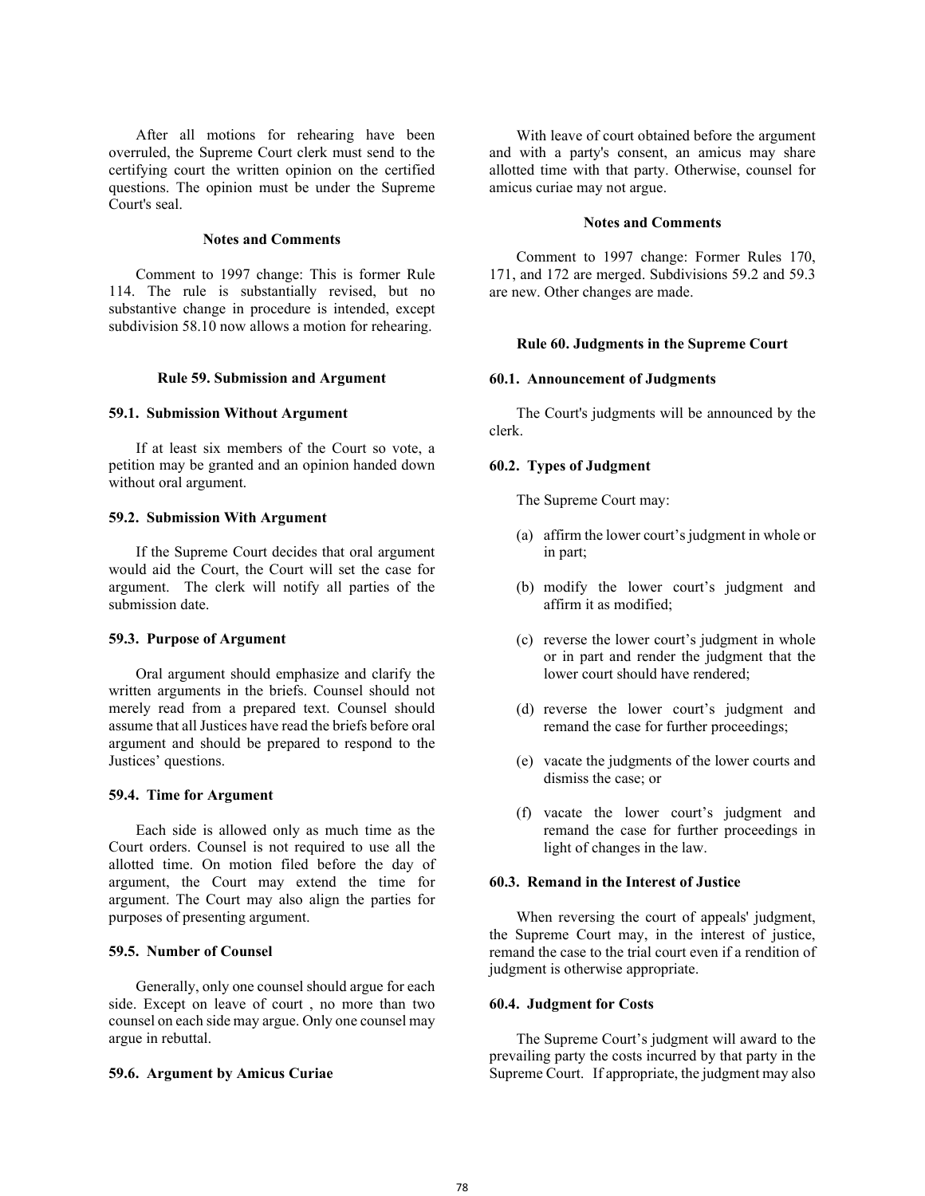After all motions for rehearing have been overruled, the Supreme Court clerk must send to the certifying court the written opinion on the certified questions. The opinion must be under the Supreme Court's seal.

**Notes and Comments**

Comment to 1997 change: This is former Rule 114. The rule is substantially revised, but no substantive change in procedure is intended, except subdivision 58.10 now allows a motion for rehearing.

### Rule 59. Submission and Argument

#### 59.1. Submission Without Argument

If at least six members of the Court so vote, a petition may be granted and an opinion handed down without oral argument.

#### 59.2. Submission With Argument

If the Supreme Court decides that oral argument would aid the Court, the Court will set the case for argument. The clerk will notify all parties of the submission date.

#### 59.3. Purpose of Argument

Oral argument should emphasize and clarify the written arguments in the briefs. Counsel should not merely read from a prepared text. Counsel should assume that all Justices have read the briefs before oral argument and should be prepared to respond to the Justices' questions.

#### 59.4. Time for Argument

Each side is allowed only as much time as the Court orders. Counsel is not required to use all the allotted time. On motion filed before the day of argument, the Court may extend the time for argument. The Court may also align the parties for purposes of presenting argument.

#### 59.5. Number of Counsel

Generally, only one counsel should argue for each side. Except on leave of court , no more than two counsel on each side may argue. Only one counsel may argue in rebuttal.

#### 59.6. Argument by Amicus Curiae

With leave of court obtained before the argument and with a party's consent, an amicus may share allotted time with that party. Otherwise, counsel for amicus curiae may not argue.

**Notes and Comments**

Comment to 1997 change: Former Rules 170, 171, and 172 are merged. Subdivisions 59.2 and 59.3 are new. Other changes are made.

### Rule 60. Judgments in the Supreme Court

#### 60.1. Announcement of Judgments

The Court's judgments will be announced by the clerk.

#### 60.2. Types of Judgment

The Supreme Court may:

(a) affirm the lower court's judgment in whole or in part;

(b) modify the lower court's judgment and affirm it as modified;

(c) reverse the lower court's judgment in whole or in part and render the judgment that the lower court should have rendered;

(d) reverse the lower court's judgment and remand the case for further proceedings;

(e) vacate the judgments of the lower courts and dismiss the case; or

(f) vacate the lower court's judgment and remand the case for further proceedings in light of changes in the law.

#### 60.3. Remand in the Interest of Justice

When reversing the court of appeals' judgment, the Supreme Court may, in the interest of justice, remand the case to the trial court even if a rendition of judgment is otherwise appropriate.

#### 60.4. Judgment for Costs

The Supreme Court's judgment will award to the prevailing party the costs incurred by that party in the Supreme Court. If appropriate, the judgment may also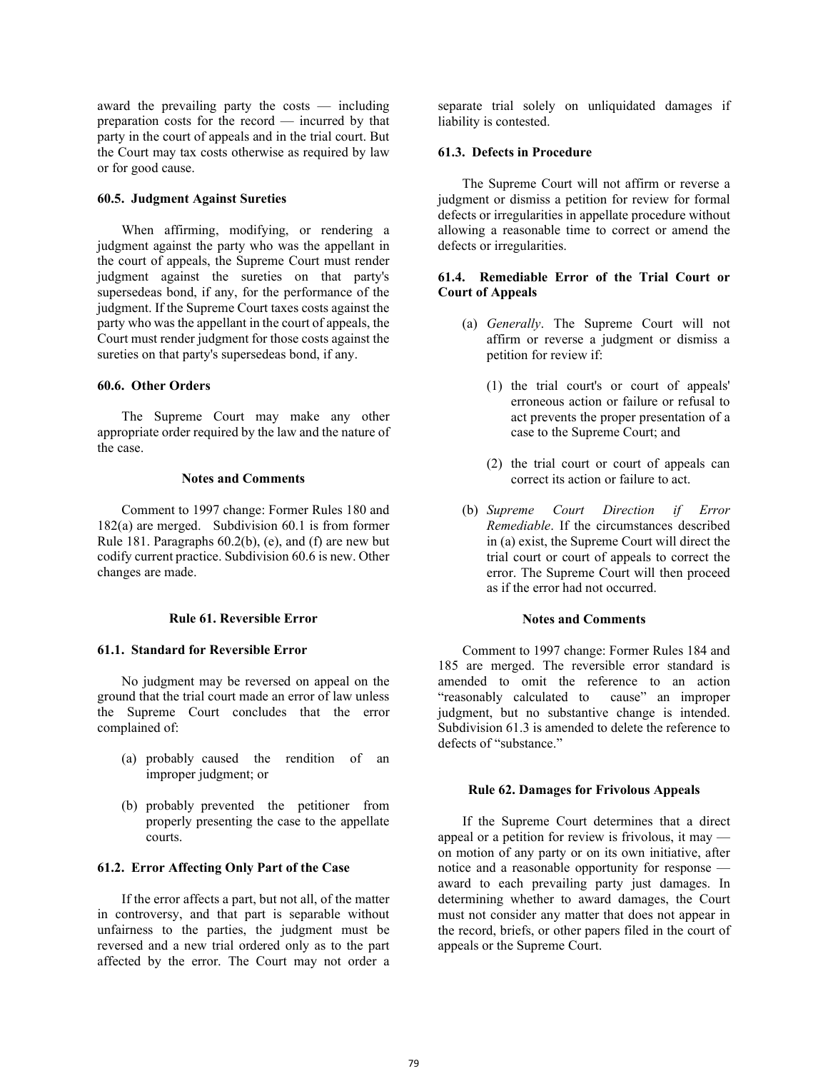award the prevailing party the costs — including preparation costs for the record — incurred by that party in the court of appeals and in the trial court. But the Court may tax costs otherwise as required by law or for good cause.

#### 60.5. Judgment Against Sureties

When affirming, modifying, or rendering a judgment against the party who was the appellant in the court of appeals, the Supreme Court must render judgment against the sureties on that party's supersedeas bond, if any, for the performance of the judgment. If the Supreme Court taxes costs against the party who was the appellant in the court of appeals, the Court must render judgment for those costs against the sureties on that party's supersedeas bond, if any.

#### 60.6. Other Orders

The Supreme Court may make any other appropriate order required by the law and the nature of the case.

**Notes and Comments**

Comment to 1997 change: Former Rules 180 and 182(a) are merged. Subdivision 60.1 is from former Rule 181. Paragraphs 60.2(b), (e), and (f) are new but codify current practice. Subdivision 60.6 is new. Other changes are made.

### Rule 61. Reversible Error

#### 61.1. Standard for Reversible Error

No judgment may be reversed on appeal on the ground that the trial court made an error of law unless the Supreme Court concludes that the error complained of:

(a) probably caused the rendition of an improper judgment; or

(b) probably prevented the petitioner from properly presenting the case to the appellate courts.

#### 61.2. Error Affecting Only Part of the Case

If the error affects a part, but not all, of the matter in controversy, and that part is separable without unfairness to the parties, the judgment must be reversed and a new trial ordered only as to the part affected by the error. The Court may not order a separate trial solely on unliquidated damages if liability is contested.

#### 61.3. Defects in Procedure

The Supreme Court will not affirm or reverse a judgment or dismiss a petition for review for formal defects or irregularities in appellate procedure without allowing a reasonable time to correct or amend the defects or irregularities.

#### 61.4. Remediable Error of the Trial Court or Court of Appeals

(a) *Generally*. The Supreme Court will not affirm or reverse a judgment or dismiss a petition for review if:

  (1) the trial court's or court of appeals' erroneous action or failure or refusal to act prevents the proper presentation of a case to the Supreme Court; and

  (2) the trial court or court of appeals can correct its action or failure to act.

(b) *Supreme Court Direction if Error Remediable*. If the circumstances described in (a) exist, the Supreme Court will direct the trial court or court of appeals to correct the error. The Supreme Court will then proceed as if the error had not occurred.

**Notes and Comments**

Comment to 1997 change: Former Rules 184 and 185 are merged. The reversible error standard is amended to omit the reference to an action "reasonably calculated to cause" an improper judgment, but no substantive change is intended. Subdivision 61.3 is amended to delete the reference to defects of "substance."

### Rule 62. Damages for Frivolous Appeals

If the Supreme Court determines that a direct appeal or a petition for review is frivolous, it may — on motion of any party or on its own initiative, after notice and a reasonable opportunity for response — award to each prevailing party just damages. In determining whether to award damages, the Court must not consider any matter that does not appear in the record, briefs, or other papers filed in the court of appeals or the Supreme Court.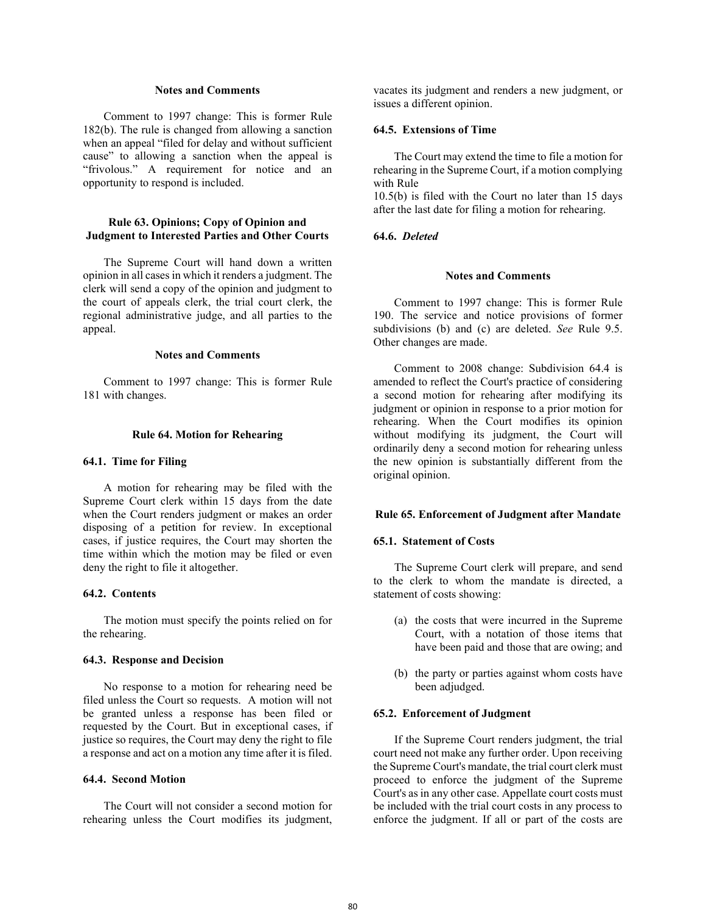#### Notes and Comments

Comment to 1997 change: This is former Rule 182(b). The rule is changed from allowing a sanction when an appeal "filed for delay and without sufficient cause" to allowing a sanction when the appeal is "frivolous." A requirement for notice and an opportunity to respond is included.

## Rule 63. Opinions; Copy of Opinion and Judgment to Interested Parties and Other Courts

The Supreme Court will hand down a written opinion in all cases in which it renders a judgment. The clerk will send a copy of the opinion and judgment to the court of appeals clerk, the trial court clerk, the regional administrative judge, and all parties to the appeal.

#### Notes and Comments

Comment to 1997 change: This is former Rule 181 with changes.

## Rule 64. Motion for Rehearing

### 64.1. Time for Filing

A motion for rehearing may be filed with the Supreme Court clerk within 15 days from the date when the Court renders judgment or makes an order disposing of a petition for review. In exceptional cases, if justice requires, the Court may shorten the time within which the motion may be filed or even deny the right to file it altogether.

### 64.2. Contents

The motion must specify the points relied on for the rehearing.

### 64.3. Response and Decision

No response to a motion for rehearing need be filed unless the Court so requests. A motion will not be granted unless a response has been filed or requested by the Court. But in exceptional cases, if justice so requires, the Court may deny the right to file a response and act on a motion any time after it is filed.

### 64.4. Second Motion

The Court will not consider a second motion for rehearing unless the Court modifies its judgment, vacates its judgment and renders a new judgment, or issues a different opinion.

### 64.5. Extensions of Time

The Court may extend the time to file a motion for rehearing in the Supreme Court, if a motion complying with Rule 10.5(b) is filed with the Court no later than 15 days after the last date for filing a motion for rehearing.

### 64.6. *Deleted*

#### Notes and Comments

Comment to 1997 change: This is former Rule 190. The service and notice provisions of former subdivisions (b) and (c) are deleted. *See* Rule 9.5. Other changes are made.

Comment to 2008 change: Subdivision 64.4 is amended to reflect the Court's practice of considering a second motion for rehearing after modifying its judgment or opinion in response to a prior motion for rehearing. When the Court modifies its opinion without modifying its judgment, the Court will ordinarily deny a second motion for rehearing unless the new opinion is substantially different from the original opinion.

## Rule 65. Enforcement of Judgment after Mandate

### 65.1. Statement of Costs

The Supreme Court clerk will prepare, and send to the clerk to whom the mandate is directed, a statement of costs showing:

(a) the costs that were incurred in the Supreme Court, with a notation of those items that have been paid and those that are owing; and

(b) the party or parties against whom costs have been adjudged.

### 65.2. Enforcement of Judgment

If the Supreme Court renders judgment, the trial court need not make any further order. Upon receiving the Supreme Court's mandate, the trial court clerk must proceed to enforce the judgment of the Supreme Court's as in any other case. Appellate court costs must be included with the trial court costs in any process to enforce the judgment. If all or part of the costs are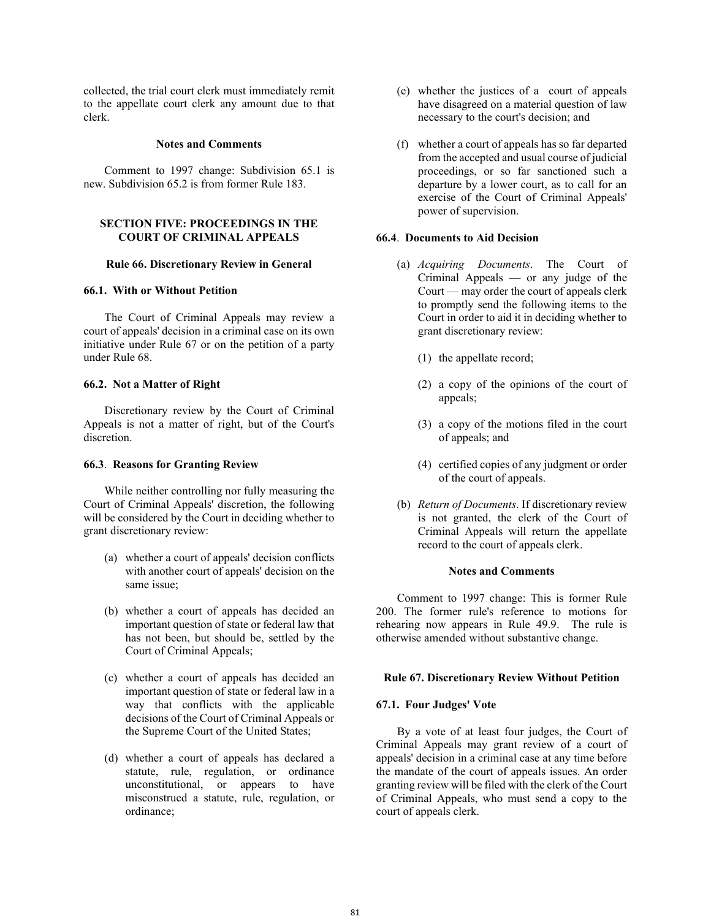collected, the trial court clerk must immediately remit to the appellate court clerk any amount due to that clerk.

**Notes and Comments**

Comment to 1997 change: Subdivision 65.1 is new. Subdivision 65.2 is from former Rule 183.

## SECTION FIVE: PROCEEDINGS IN THE COURT OF CRIMINAL APPEALS

### Rule 66. Discretionary Review in General

#### 66.1. With or Without Petition

The Court of Criminal Appeals may review a court of appeals' decision in a criminal case on its own initiative under Rule 67 or on the petition of a party under Rule 68.

#### 66.2. Not a Matter of Right

Discretionary review by the Court of Criminal Appeals is not a matter of right, but of the Court's discretion.

#### 66.3. Reasons for Granting Review

While neither controlling nor fully measuring the Court of Criminal Appeals' discretion, the following will be considered by the Court in deciding whether to grant discretionary review:

(a) whether a court of appeals' decision conflicts with another court of appeals' decision on the same issue;

(b) whether a court of appeals has decided an important question of state or federal law that has not been, but should be, settled by the Court of Criminal Appeals;

(c) whether a court of appeals has decided an important question of state or federal law in a way that conflicts with the applicable decisions of the Court of Criminal Appeals or the Supreme Court of the United States;

(d) whether a court of appeals has declared a statute, rule, regulation, or ordinance unconstitutional, or appears to have misconstrued a statute, rule, regulation, or ordinance;

(e) whether the justices of a court of appeals have disagreed on a material question of law necessary to the court's decision; and

(f) whether a court of appeals has so far departed from the accepted and usual course of judicial proceedings, or so far sanctioned such a departure by a lower court, as to call for an exercise of the Court of Criminal Appeals' power of supervision.

#### 66.4. Documents to Aid Decision

(a) *Acquiring Documents*. The Court of Criminal Appeals — or any judge of the Court — may order the court of appeals clerk to promptly send the following items to the Court in order to aid it in deciding whether to grant discretionary review:

(1) the appellate record;

(2) a copy of the opinions of the court of appeals;

(3) a copy of the motions filed in the court of appeals; and

(4) certified copies of any judgment or order of the court of appeals.

(b) *Return of Documents*. If discretionary review is not granted, the clerk of the Court of Criminal Appeals will return the appellate record to the court of appeals clerk.

**Notes and Comments**

Comment to 1997 change: This is former Rule 200. The former rule's reference to motions for rehearing now appears in Rule 49.9. The rule is otherwise amended without substantive change.

### Rule 67. Discretionary Review Without Petition

#### 67.1. Four Judges' Vote

By a vote of at least four judges, the Court of Criminal Appeals may grant review of a court of appeals' decision in a criminal case at any time before the mandate of the court of appeals issues. An order granting review will be filed with the clerk of the Court of Criminal Appeals, who must send a copy to the court of appeals clerk.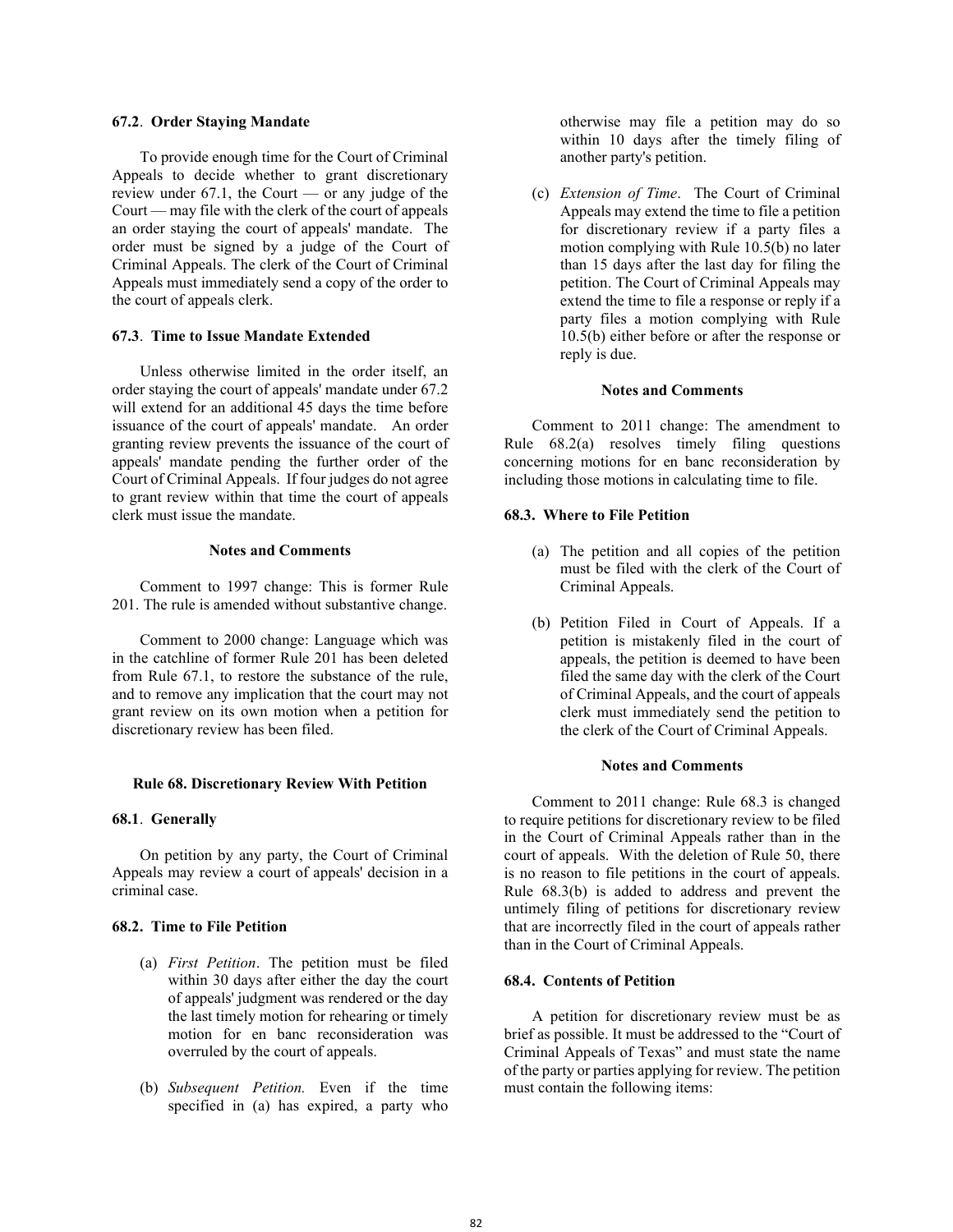**67.2. Order Staying Mandate**

To provide enough time for the Court of Criminal Appeals to decide whether to grant discretionary review under 67.1, the Court — or any judge of the Court — may file with the clerk of the court of appeals an order staying the court of appeals' mandate. The order must be signed by a judge of the Court of Criminal Appeals. The clerk of the Court of Criminal Appeals must immediately send a copy of the order to the court of appeals clerk.

**67.3. Time to Issue Mandate Extended**

Unless otherwise limited in the order itself, an order staying the court of appeals' mandate under 67.2 will extend for an additional 45 days the time before issuance of the court of appeals' mandate. An order granting review prevents the issuance of the court of appeals' mandate pending the further order of the Court of Criminal Appeals. If four judges do not agree to grant review within that time the court of appeals clerk must issue the mandate.

**Notes and Comments**

Comment to 1997 change: This is former Rule 201. The rule is amended without substantive change.

Comment to 2000 change: Language which was in the catchline of former Rule 201 has been deleted from Rule 67.1, to restore the substance of the rule, and to remove any implication that the court may not grant review on its own motion when a petition for discretionary review has been filed.

## Rule 68. Discretionary Review With Petition

**68.1. Generally**

On petition by any party, the Court of Criminal Appeals may review a court of appeals' decision in a criminal case.

**68.2. Time to File Petition**

(a) *First Petition*. The petition must be filed within 30 days after either the day the court of appeals' judgment was rendered or the day the last timely motion for rehearing or timely motion for en banc reconsideration was overruled by the court of appeals.

(b) *Subsequent Petition.* Even if the time specified in (a) has expired, a party who otherwise may file a petition may do so within 10 days after the timely filing of another party's petition.

(c) *Extension of Time*. The Court of Criminal Appeals may extend the time to file a petition for discretionary review if a party files a motion complying with Rule 10.5(b) no later than 15 days after the last day for filing the petition. The Court of Criminal Appeals may extend the time to file a response or reply if a party files a motion complying with Rule 10.5(b) either before or after the response or reply is due.

**Notes and Comments**

Comment to 2011 change: The amendment to Rule 68.2(a) resolves timely filing questions concerning motions for en banc reconsideration by including those motions in calculating time to file.

**68.3. Where to File Petition**

(a) The petition and all copies of the petition must be filed with the clerk of the Court of Criminal Appeals.

(b) Petition Filed in Court of Appeals. If a petition is mistakenly filed in the court of appeals, the petition is deemed to have been filed the same day with the clerk of the Court of Criminal Appeals, and the court of appeals clerk must immediately send the petition to the clerk of the Court of Criminal Appeals.

**Notes and Comments**

Comment to 2011 change: Rule 68.3 is changed to require petitions for discretionary review to be filed in the Court of Criminal Appeals rather than in the court of appeals. With the deletion of Rule 50, there is no reason to file petitions in the court of appeals. Rule 68.3(b) is added to address and prevent the untimely filing of petitions for discretionary review that are incorrectly filed in the court of appeals rather than in the Court of Criminal Appeals.

**68.4. Contents of Petition**

A petition for discretionary review must be as brief as possible. It must be addressed to the "Court of Criminal Appeals of Texas" and must state the name of the party or parties applying for review. The petition must contain the following items: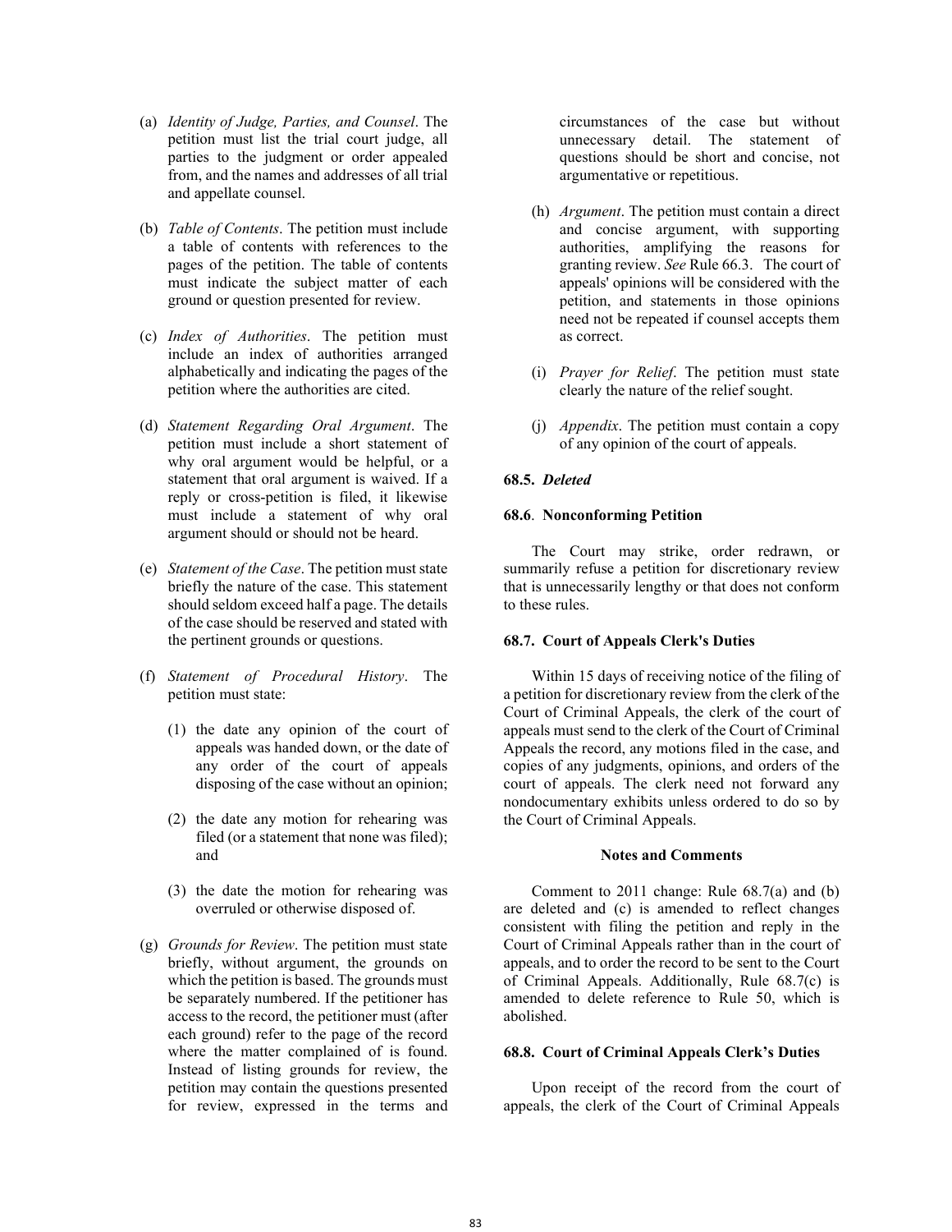(a) *Identity of Judge, Parties, and Counsel*. The petition must list the trial court judge, all parties to the judgment or order appealed from, and the names and addresses of all trial and appellate counsel.

(b) *Table of Contents*. The petition must include a table of contents with references to the pages of the petition. The table of contents must indicate the subject matter of each ground or question presented for review.

(c) *Index of Authorities*. The petition must include an index of authorities arranged alphabetically and indicating the pages of the petition where the authorities are cited.

(d) *Statement Regarding Oral Argument*. The petition must include a short statement of why oral argument would be helpful, or a statement that oral argument is waived. If a reply or cross-petition is filed, it likewise must include a statement of why oral argument should or should not be heard.

(e) *Statement of the Case*. The petition must state briefly the nature of the case. This statement should seldom exceed half a page. The details of the case should be reserved and stated with the pertinent grounds or questions.

(f) *Statement of Procedural History*. The petition must state:

   (1) the date any opinion of the court of appeals was handed down, or the date of any order of the court of appeals disposing of the case without an opinion;

   (2) the date any motion for rehearing was filed (or a statement that none was filed); and

   (3) the date the motion for rehearing was overruled or otherwise disposed of.

(g) *Grounds for Review*. The petition must state briefly, without argument, the grounds on which the petition is based. The grounds must be separately numbered. If the petitioner has access to the record, the petitioner must (after each ground) refer to the page of the record where the matter complained of is found. Instead of listing grounds for review, the petition may contain the questions presented for review, expressed in the terms and circumstances of the case but without unnecessary detail. The statement of questions should be short and concise, not argumentative or repetitious.

(h) *Argument*. The petition must contain a direct and concise argument, with supporting authorities, amplifying the reasons for granting review. *See* Rule 66.3. The court of appeals' opinions will be considered with the petition, and statements in those opinions need not be repeated if counsel accepts them as correct.

(i) *Prayer for Relief*. The petition must state clearly the nature of the relief sought.

(j) *Appendix*. The petition must contain a copy of any opinion of the court of appeals.

**68.5.** ***Deleted***

**68.6. Nonconforming Petition**

The Court may strike, order redrawn, or summarily refuse a petition for discretionary review that is unnecessarily lengthy or that does not conform to these rules.

**68.7. Court of Appeals Clerk's Duties**

Within 15 days of receiving notice of the filing of a petition for discretionary review from the clerk of the Court of Criminal Appeals, the clerk of the court of appeals must send to the clerk of the Court of Criminal Appeals the record, any motions filed in the case, and copies of any judgments, opinions, and orders of the court of appeals. The clerk need not forward any nondocumentary exhibits unless ordered to do so by the Court of Criminal Appeals.

**Notes and Comments**

Comment to 2011 change: Rule 68.7(a) and (b) are deleted and (c) is amended to reflect changes consistent with filing the petition and reply in the Court of Criminal Appeals rather than in the court of appeals, and to order the record to be sent to the Court of Criminal Appeals. Additionally, Rule 68.7(c) is amended to delete reference to Rule 50, which is abolished.

**68.8. Court of Criminal Appeals Clerk's Duties**

Upon receipt of the record from the court of appeals, the clerk of the Court of Criminal Appeals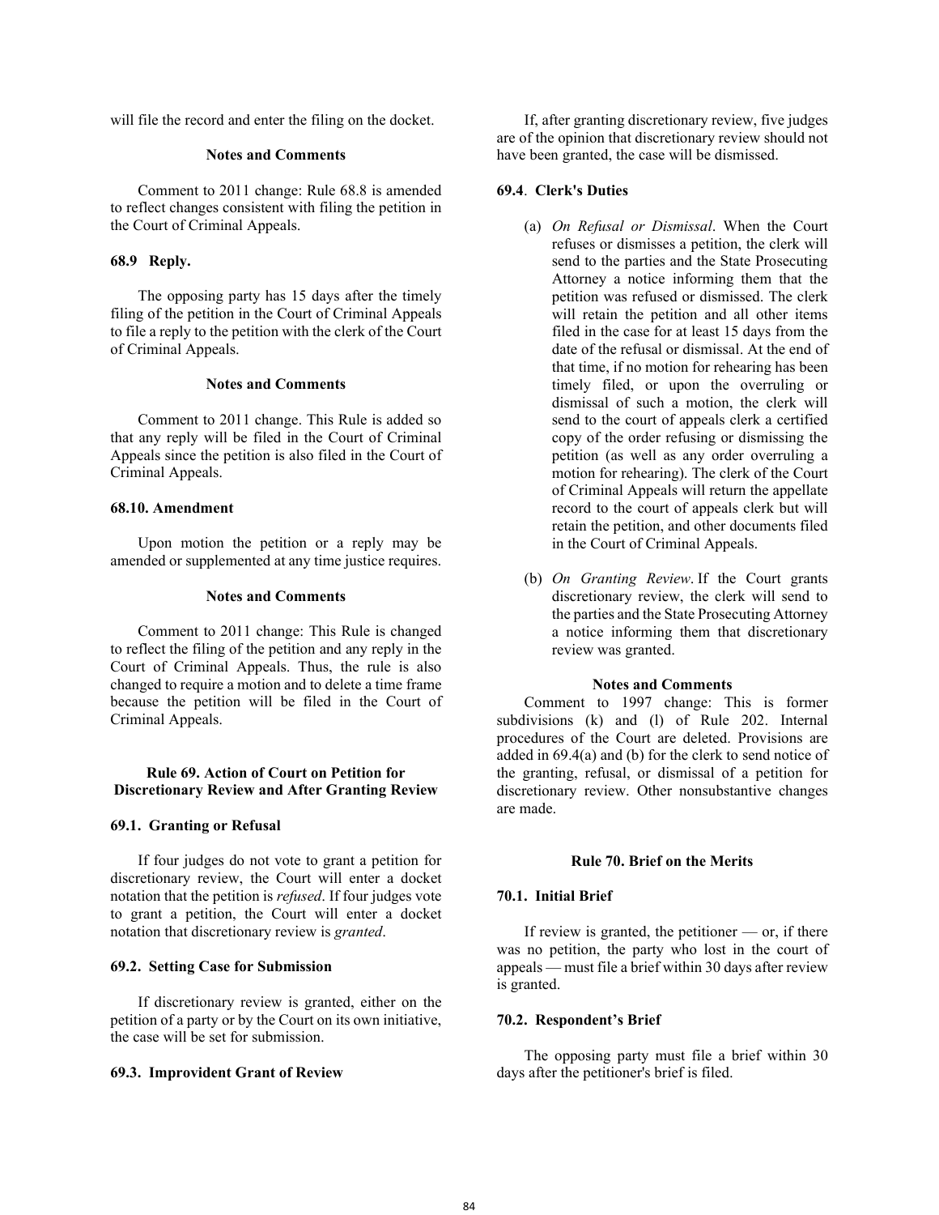will file the record and enter the filing on the docket.

**Notes and Comments**

Comment to 2011 change: Rule 68.8 is amended to reflect changes consistent with filing the petition in the Court of Criminal Appeals.

### 68.9 Reply.

The opposing party has 15 days after the timely filing of the petition in the Court of Criminal Appeals to file a reply to the petition with the clerk of the Court of Criminal Appeals.

**Notes and Comments**

Comment to 2011 change. This Rule is added so that any reply will be filed in the Court of Criminal Appeals since the petition is also filed in the Court of Criminal Appeals.

### 68.10. Amendment

Upon motion the petition or a reply may be amended or supplemented at any time justice requires.

**Notes and Comments**

Comment to 2011 change: This Rule is changed to reflect the filing of the petition and any reply in the Court of Criminal Appeals. Thus, the rule is also changed to require a motion and to delete a time frame because the petition will be filed in the Court of Criminal Appeals.

## Rule 69. Action of Court on Petition for Discretionary Review and After Granting Review

### 69.1. Granting or Refusal

If four judges do not vote to grant a petition for discretionary review, the Court will enter a docket notation that the petition is *refused*. If four judges vote to grant a petition, the Court will enter a docket notation that discretionary review is *granted*.

### 69.2. Setting Case for Submission

If discretionary review is granted, either on the petition of a party or by the Court on its own initiative, the case will be set for submission.

### 69.3. Improvident Grant of Review

If, after granting discretionary review, five judges are of the opinion that discretionary review should not have been granted, the case will be dismissed.

### 69.4. Clerk's Duties

(a) *On Refusal or Dismissal*. When the Court refuses or dismisses a petition, the clerk will send to the parties and the State Prosecuting Attorney a notice informing them that the petition was refused or dismissed. The clerk will retain the petition and all other items filed in the case for at least 15 days from the date of the refusal or dismissal. At the end of that time, if no motion for rehearing has been timely filed, or upon the overruling or dismissal of such a motion, the clerk will send to the court of appeals clerk a certified copy of the order refusing or dismissing the petition (as well as any order overruling a motion for rehearing). The clerk of the Court of Criminal Appeals will return the appellate record to the court of appeals clerk but will retain the petition, and other documents filed in the Court of Criminal Appeals.

(b) *On Granting Review*. If the Court grants discretionary review, the clerk will send to the parties and the State Prosecuting Attorney a notice informing them that discretionary review was granted.

**Notes and Comments**

Comment to 1997 change: This is former subdivisions (k) and (l) of Rule 202. Internal procedures of the Court are deleted. Provisions are added in 69.4(a) and (b) for the clerk to send notice of the granting, refusal, or dismissal of a petition for discretionary review. Other nonsubstantive changes are made.

## Rule 70. Brief on the Merits

### 70.1. Initial Brief

If review is granted, the petitioner — or, if there was no petition, the party who lost in the court of appeals — must file a brief within 30 days after review is granted.

### 70.2. Respondent's Brief

The opposing party must file a brief within 30 days after the petitioner's brief is filed.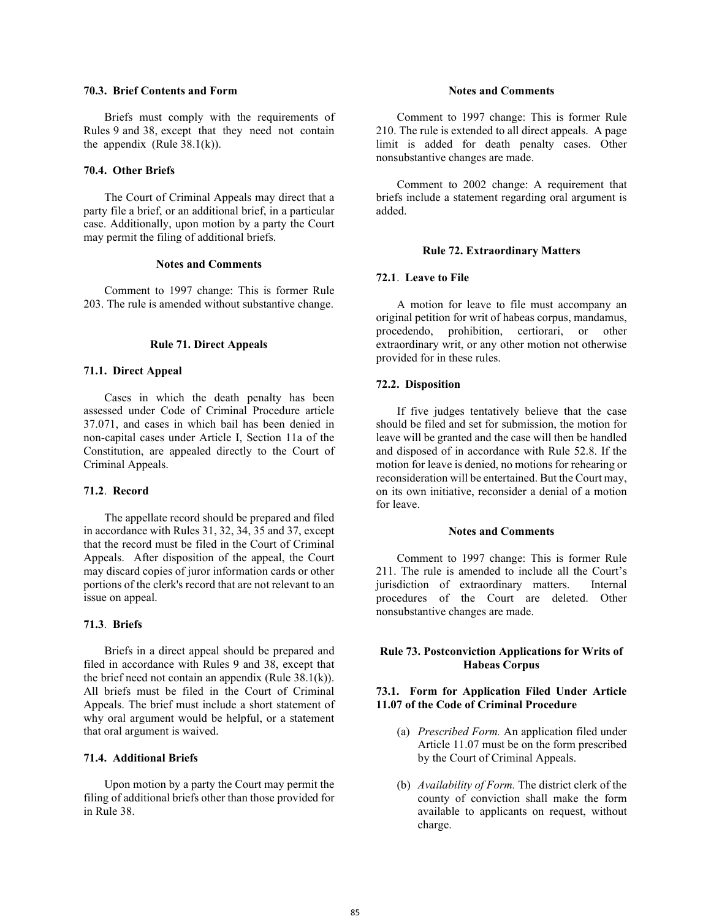**70.3. Brief Contents and Form**

Briefs must comply with the requirements of Rules 9 and 38, except that they need not contain the appendix (Rule 38.1(k)).

**70.4. Other Briefs**

The Court of Criminal Appeals may direct that a party file a brief, or an additional brief, in a particular case. Additionally, upon motion by a party the Court may permit the filing of additional briefs.

**Notes and Comments**

Comment to 1997 change: This is former Rule 203. The rule is amended without substantive change.

## Rule 71. Direct Appeals

**71.1. Direct Appeal**

Cases in which the death penalty has been assessed under Code of Criminal Procedure article 37.071, and cases in which bail has been denied in non-capital cases under Article I, Section 11a of the Constitution, are appealed directly to the Court of Criminal Appeals.

**71.2. Record**

The appellate record should be prepared and filed in accordance with Rules 31, 32, 34, 35 and 37, except that the record must be filed in the Court of Criminal Appeals. After disposition of the appeal, the Court may discard copies of juror information cards or other portions of the clerk's record that are not relevant to an issue on appeal.

**71.3. Briefs**

Briefs in a direct appeal should be prepared and filed in accordance with Rules 9 and 38, except that the brief need not contain an appendix (Rule 38.1(k)). All briefs must be filed in the Court of Criminal Appeals. The brief must include a short statement of why oral argument would be helpful, or a statement that oral argument is waived.

**71.4. Additional Briefs**

Upon motion by a party the Court may permit the filing of additional briefs other than those provided for in Rule 38.

**Notes and Comments**

Comment to 1997 change: This is former Rule 210. The rule is extended to all direct appeals. A page limit is added for death penalty cases. Other nonsubstantive changes are made.

Comment to 2002 change: A requirement that briefs include a statement regarding oral argument is added.

## Rule 72. Extraordinary Matters

**72.1. Leave to File**

A motion for leave to file must accompany an original petition for writ of habeas corpus, mandamus, procedendo, prohibition, certiorari, or other extraordinary writ, or any other motion not otherwise provided for in these rules.

**72.2. Disposition**

If five judges tentatively believe that the case should be filed and set for submission, the motion for leave will be granted and the case will then be handled and disposed of in accordance with Rule 52.8. If the motion for leave is denied, no motions for rehearing or reconsideration will be entertained. But the Court may, on its own initiative, reconsider a denial of a motion for leave.

**Notes and Comments**

Comment to 1997 change: This is former Rule 211. The rule is amended to include all the Court's jurisdiction of extraordinary matters. Internal procedures of the Court are deleted. Other nonsubstantive changes are made.

## Rule 73. Postconviction Applications for Writs of Habeas Corpus

**73.1. Form for Application Filed Under Article 11.07 of the Code of Criminal Procedure**

(a) *Prescribed Form.* An application filed under Article 11.07 must be on the form prescribed by the Court of Criminal Appeals.

(b) *Availability of Form.* The district clerk of the county of conviction shall make the form available to applicants on request, without charge.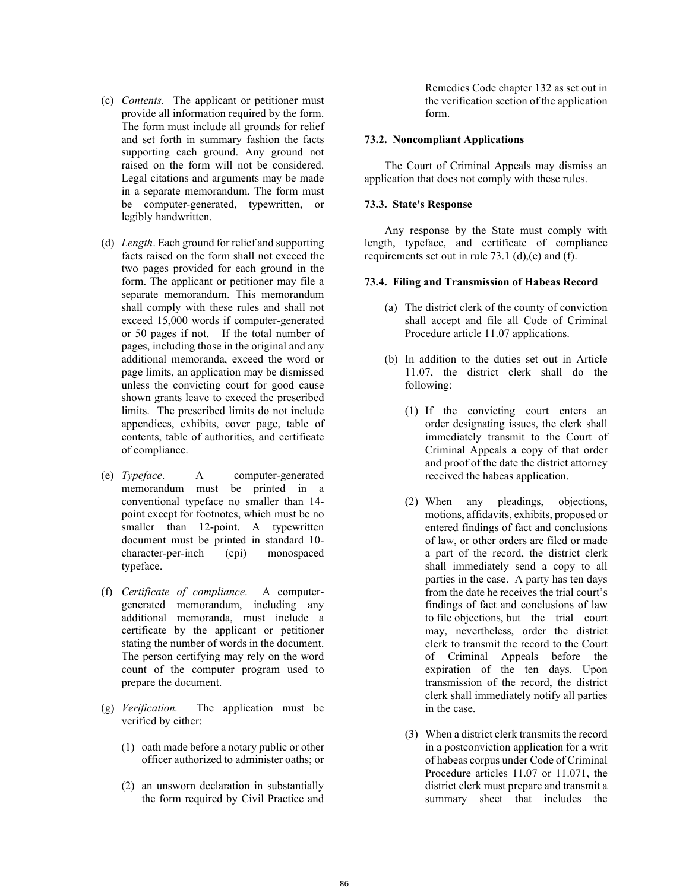(c) *Contents.* The applicant or petitioner must provide all information required by the form. The form must include all grounds for relief and set forth in summary fashion the facts supporting each ground. Any ground not raised on the form will not be considered. Legal citations and arguments may be made in a separate memorandum. The form must be computer-generated, typewritten, or legibly handwritten.

(d) *Length*. Each ground for relief and supporting facts raised on the form shall not exceed the two pages provided for each ground in the form. The applicant or petitioner may file a separate memorandum. This memorandum shall comply with these rules and shall not exceed 15,000 words if computer-generated or 50 pages if not. If the total number of pages, including those in the original and any additional memoranda, exceed the word or page limits, an application may be dismissed unless the convicting court for good cause shown grants leave to exceed the prescribed limits. The prescribed limits do not include appendices, exhibits, cover page, table of contents, table of authorities, and certificate of compliance.

(e) *Typeface*. A computer-generated memorandum must be printed in a conventional typeface no smaller than 14-point except for footnotes, which must be no smaller than 12-point. A typewritten document must be printed in standard 10-character-per-inch (cpi) monospaced typeface.

(f) *Certificate of compliance*. A computer-generated memorandum, including any additional memoranda, must include a certificate by the applicant or petitioner stating the number of words in the document. The person certifying may rely on the word count of the computer program used to prepare the document.

(g) *Verification.* The application must be verified by either:

(1) oath made before a notary public or other officer authorized to administer oaths; or

(2) an unsworn declaration in substantially the form required by Civil Practice and Remedies Code chapter 132 as set out in the verification section of the application form.

### 73.2. Noncompliant Applications

The Court of Criminal Appeals may dismiss an application that does not comply with these rules.

### 73.3. State's Response

Any response by the State must comply with length, typeface, and certificate of compliance requirements set out in rule 73.1 (d),(e) and (f).

### 73.4. Filing and Transmission of Habeas Record

(a) The district clerk of the county of conviction shall accept and file all Code of Criminal Procedure article 11.07 applications.

(b) In addition to the duties set out in Article 11.07, the district clerk shall do the following:

(1) If the convicting court enters an order designating issues, the clerk shall immediately transmit to the Court of Criminal Appeals a copy of that order and proof of the date the district attorney received the habeas application.

(2) When any pleadings, objections, motions, affidavits, exhibits, proposed or entered findings of fact and conclusions of law, or other orders are filed or made a part of the record, the district clerk shall immediately send a copy to all parties in the case. A party has ten days from the date he receives the trial court's findings of fact and conclusions of law to file objections, but the trial court may, nevertheless, order the district clerk to transmit the record to the Court of Criminal Appeals before the expiration of the ten days. Upon transmission of the record, the district clerk shall immediately notify all parties in the case.

(3) When a district clerk transmits the record in a postconviction application for a writ of habeas corpus under Code of Criminal Procedure articles 11.07 or 11.071, the district clerk must prepare and transmit a summary sheet that includes the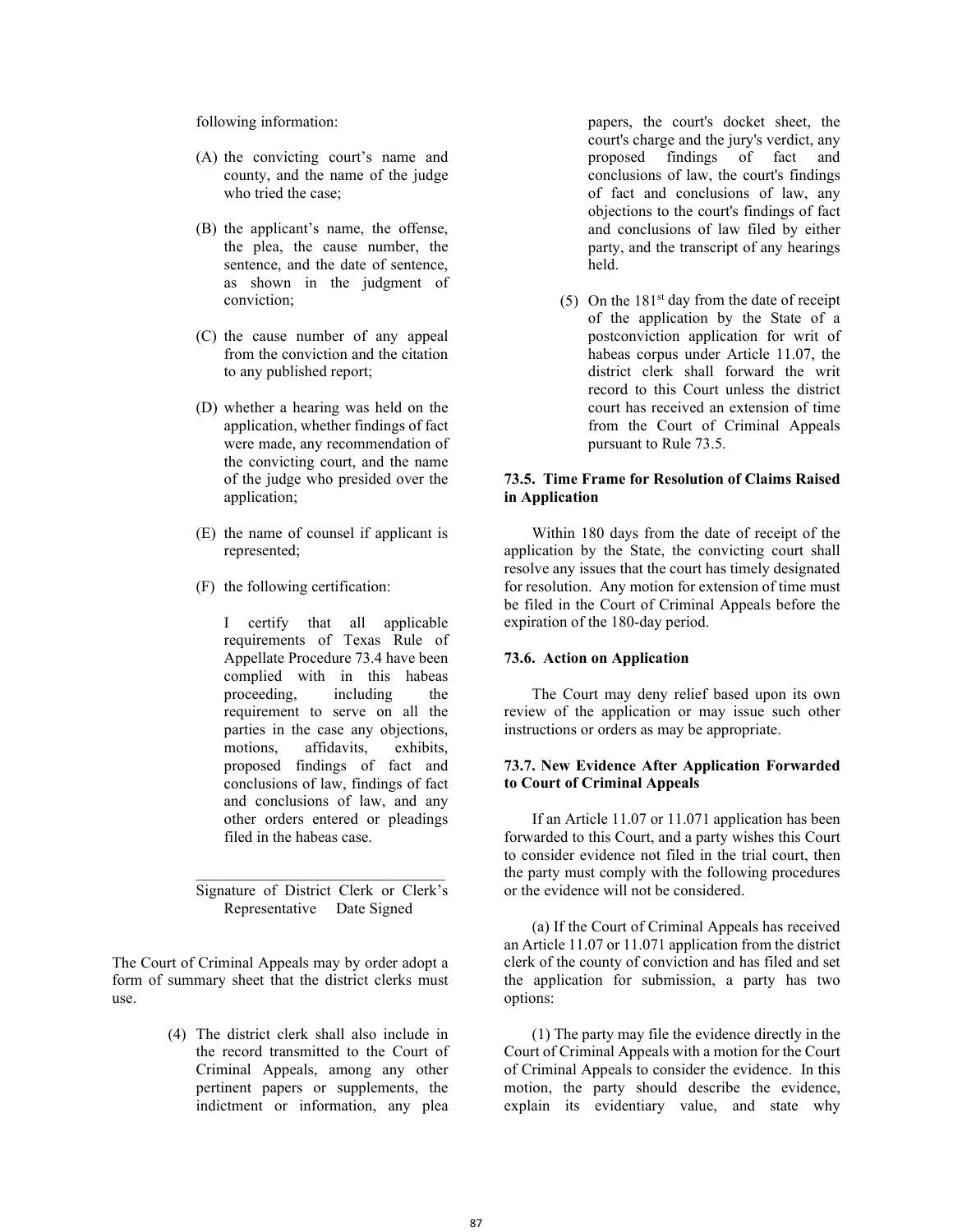following information:

(A) the convicting court's name and county, and the name of the judge who tried the case;

(B) the applicant's name, the offense, the plea, the cause number, the sentence, and the date of sentence, as shown in the judgment of conviction;

(C) the cause number of any appeal from the conviction and the citation to any published report;

(D) whether a hearing was held on the application, whether findings of fact were made, any recommendation of the convicting court, and the name of the judge who presided over the application;

(E) the name of counsel if applicant is represented;

(F) the following certification:

I certify that all applicable requirements of Texas Rule of Appellate Procedure 73.4 have been complied with in this habeas proceeding, including the requirement to serve on all the parties in the case any objections, motions, affidavits, exhibits, proposed findings of fact and conclusions of law, findings of fact and conclusions of law, and any other orders entered or pleadings filed in the habeas case.

\_\_\_\_\_\_\_\_\_\_\_\_\_\_\_\_\_\_\_\_\_\_\_\_\_\_\_\_\_\_\_\_\_\_

Signature of District Clerk or Clerk's Representative     Date Signed

The Court of Criminal Appeals may by order adopt a form of summary sheet that the district clerks must use.

(4) The district clerk shall also include in the record transmitted to the Court of Criminal Appeals, among any other pertinent papers or supplements, the indictment or information, any plea papers, the court's docket sheet, the court's charge and the jury's verdict, any proposed findings of fact and conclusions of law, the court's findings of fact and conclusions of law, any objections to the court's findings of fact and conclusions of law filed by either party, and the transcript of any hearings held.

(5) On the 181st day from the date of receipt of the application by the State of a postconviction application for writ of habeas corpus under Article 11.07, the district clerk shall forward the writ record to this Court unless the district court has received an extension of time from the Court of Criminal Appeals pursuant to Rule 73.5.

### 73.5. Time Frame for Resolution of Claims Raised in Application

Within 180 days from the date of receipt of the application by the State, the convicting court shall resolve any issues that the court has timely designated for resolution. Any motion for extension of time must be filed in the Court of Criminal Appeals before the expiration of the 180-day period.

### 73.6. Action on Application

The Court may deny relief based upon its own review of the application or may issue such other instructions or orders as may be appropriate.

### 73.7. New Evidence After Application Forwarded to Court of Criminal Appeals

If an Article 11.07 or 11.071 application has been forwarded to this Court, and a party wishes this Court to consider evidence not filed in the trial court, then the party must comply with the following procedures or the evidence will not be considered.

(a) If the Court of Criminal Appeals has received an Article 11.07 or 11.071 application from the district clerk of the county of conviction and has filed and set the application for submission, a party has two options:

(1) The party may file the evidence directly in the Court of Criminal Appeals with a motion for the Court of Criminal Appeals to consider the evidence. In this motion, the party should describe the evidence, explain its evidentiary value, and state why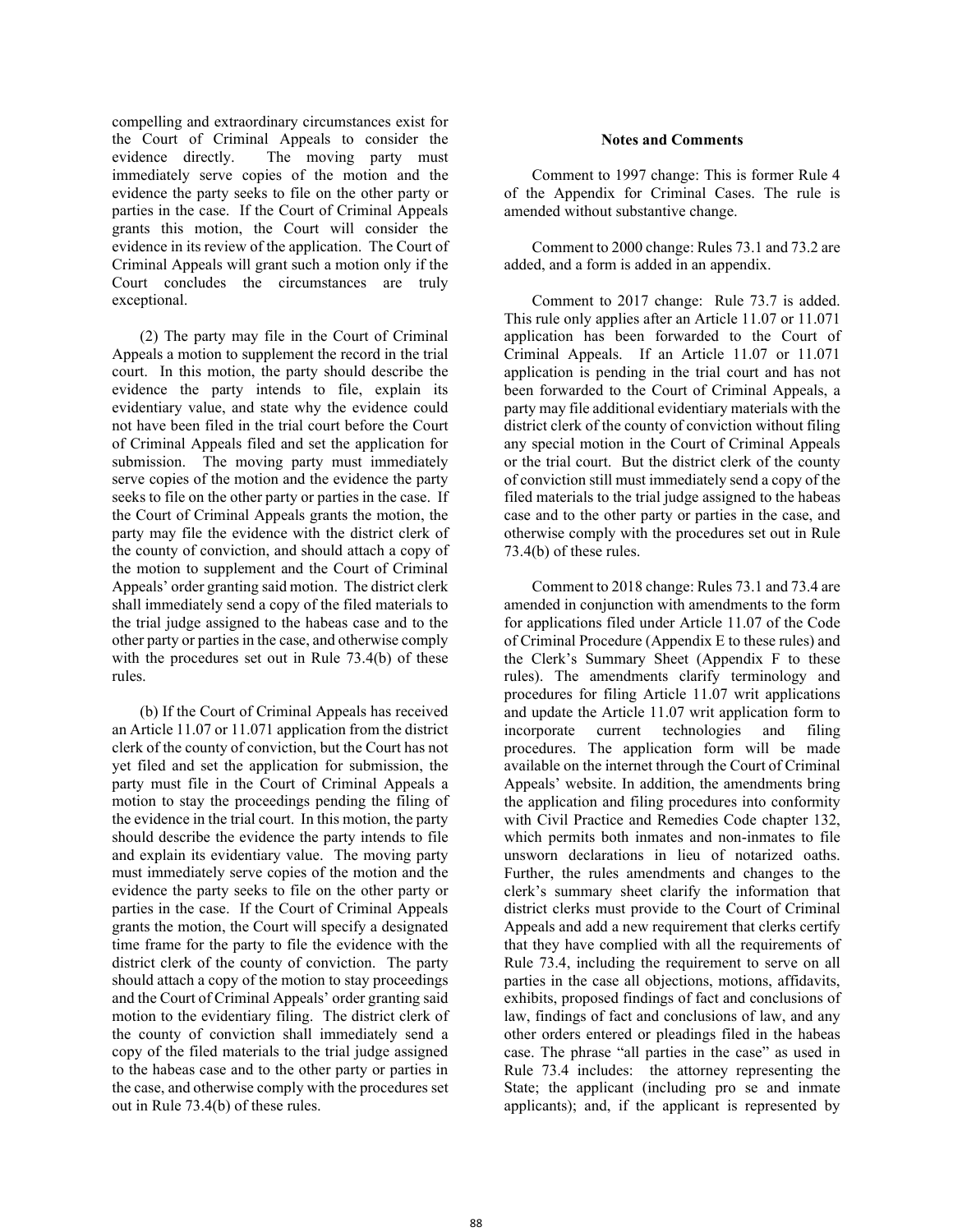compelling and extraordinary circumstances exist for the Court of Criminal Appeals to consider the evidence directly. The moving party must immediately serve copies of the motion and the evidence the party seeks to file on the other party or parties in the case. If the Court of Criminal Appeals grants this motion, the Court will consider the evidence in its review of the application. The Court of Criminal Appeals will grant such a motion only if the Court concludes the circumstances are truly exceptional.

(2) The party may file in the Court of Criminal Appeals a motion to supplement the record in the trial court. In this motion, the party should describe the evidence the party intends to file, explain its evidentiary value, and state why the evidence could not have been filed in the trial court before the Court of Criminal Appeals filed and set the application for submission. The moving party must immediately serve copies of the motion and the evidence the party seeks to file on the other party or parties in the case. If the Court of Criminal Appeals grants the motion, the party may file the evidence with the district clerk of the county of conviction, and should attach a copy of the motion to supplement and the Court of Criminal Appeals' order granting said motion. The district clerk shall immediately send a copy of the filed materials to the trial judge assigned to the habeas case and to the other party or parties in the case, and otherwise comply with the procedures set out in Rule 73.4(b) of these rules.

(b) If the Court of Criminal Appeals has received an Article 11.07 or 11.071 application from the district clerk of the county of conviction, but the Court has not yet filed and set the application for submission, the party must file in the Court of Criminal Appeals a motion to stay the proceedings pending the filing of the evidence in the trial court. In this motion, the party should describe the evidence the party intends to file and explain its evidentiary value. The moving party must immediately serve copies of the motion and the evidence the party seeks to file on the other party or parties in the case. If the Court of Criminal Appeals grants the motion, the Court will specify a designated time frame for the party to file the evidence with the district clerk of the county of conviction. The party should attach a copy of the motion to stay proceedings and the Court of Criminal Appeals' order granting said motion to the evidentiary filing. The district clerk of the county of conviction shall immediately send a copy of the filed materials to the trial judge assigned to the habeas case and to the other party or parties in the case, and otherwise comply with the procedures set out in Rule 73.4(b) of these rules.

**Notes and Comments**

Comment to 1997 change: This is former Rule 4 of the Appendix for Criminal Cases. The rule is amended without substantive change.

Comment to 2000 change: Rules 73.1 and 73.2 are added, and a form is added in an appendix.

Comment to 2017 change: Rule 73.7 is added. This rule only applies after an Article 11.07 or 11.071 application has been forwarded to the Court of Criminal Appeals. If an Article 11.07 or 11.071 application is pending in the trial court and has not been forwarded to the Court of Criminal Appeals, a party may file additional evidentiary materials with the district clerk of the county of conviction without filing any special motion in the Court of Criminal Appeals or the trial court. But the district clerk of the county of conviction still must immediately send a copy of the filed materials to the trial judge assigned to the habeas case and to the other party or parties in the case, and otherwise comply with the procedures set out in Rule 73.4(b) of these rules.

Comment to 2018 change: Rules 73.1 and 73.4 are amended in conjunction with amendments to the form for applications filed under Article 11.07 of the Code of Criminal Procedure (Appendix E to these rules) and the Clerk's Summary Sheet (Appendix F to these rules). The amendments clarify terminology and procedures for filing Article 11.07 writ applications and update the Article 11.07 writ application form to incorporate current technologies and filing procedures. The application form will be made available on the internet through the Court of Criminal Appeals' website. In addition, the amendments bring the application and filing procedures into conformity with Civil Practice and Remedies Code chapter 132, which permits both inmates and non-inmates to file unsworn declarations in lieu of notarized oaths. Further, the rules amendments and changes to the clerk's summary sheet clarify the information that district clerks must provide to the Court of Criminal Appeals and add a new requirement that clerks certify that they have complied with all the requirements of Rule 73.4, including the requirement to serve on all parties in the case all objections, motions, affidavits, exhibits, proposed findings of fact and conclusions of law, findings of fact and conclusions of law, and any other orders entered or pleadings filed in the habeas case. The phrase "all parties in the case" as used in Rule 73.4 includes: the attorney representing the State; the applicant (including pro se and inmate applicants); and, if the applicant is represented by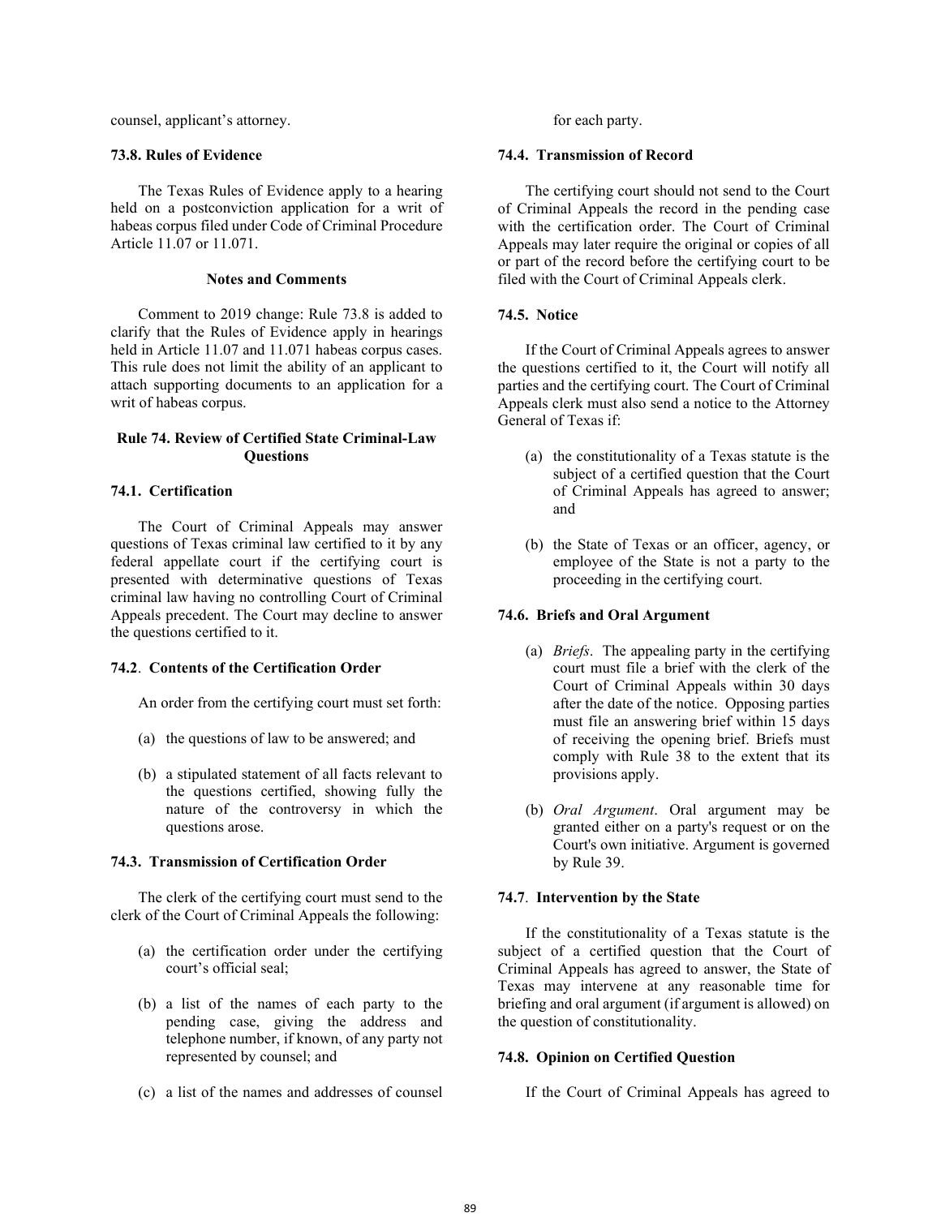counsel, applicant's attorney.

### 73.8. Rules of Evidence

The Texas Rules of Evidence apply to a hearing held on a postconviction application for a writ of habeas corpus filed under Code of Criminal Procedure Article 11.07 or 11.071.

#### Notes and Comments

Comment to 2019 change: Rule 73.8 is added to clarify that the Rules of Evidence apply in hearings held in Article 11.07 and 11.071 habeas corpus cases. This rule does not limit the ability of an applicant to attach supporting documents to an application for a writ of habeas corpus.

## Rule 74. Review of Certified State Criminal-Law Questions

### 74.1. Certification

The Court of Criminal Appeals may answer questions of Texas criminal law certified to it by any federal appellate court if the certifying court is presented with determinative questions of Texas criminal law having no controlling Court of Criminal Appeals precedent. The Court may decline to answer the questions certified to it.

### 74.2. Contents of the Certification Order

An order from the certifying court must set forth:

(a) the questions of law to be answered; and

(b) a stipulated statement of all facts relevant to the questions certified, showing fully the nature of the controversy in which the questions arose.

### 74.3. Transmission of Certification Order

The clerk of the certifying court must send to the clerk of the Court of Criminal Appeals the following:

(a) the certification order under the certifying court's official seal;

(b) a list of the names of each party to the pending case, giving the address and telephone number, if known, of any party not represented by counsel; and

(c) a list of the names and addresses of counsel for each party.

### 74.4. Transmission of Record

The certifying court should not send to the Court of Criminal Appeals the record in the pending case with the certification order. The Court of Criminal Appeals may later require the original or copies of all or part of the record before the certifying court to be filed with the Court of Criminal Appeals clerk.

### 74.5. Notice

If the Court of Criminal Appeals agrees to answer the questions certified to it, the Court will notify all parties and the certifying court. The Court of Criminal Appeals clerk must also send a notice to the Attorney General of Texas if:

(a) the constitutionality of a Texas statute is the subject of a certified question that the Court of Criminal Appeals has agreed to answer; and

(b) the State of Texas or an officer, agency, or employee of the State is not a party to the proceeding in the certifying court.

### 74.6. Briefs and Oral Argument

(a) *Briefs*. The appealing party in the certifying court must file a brief with the clerk of the Court of Criminal Appeals within 30 days after the date of the notice. Opposing parties must file an answering brief within 15 days of receiving the opening brief. Briefs must comply with Rule 38 to the extent that its provisions apply.

(b) *Oral Argument*. Oral argument may be granted either on a party's request or on the Court's own initiative. Argument is governed by Rule 39.

### 74.7. Intervention by the State

If the constitutionality of a Texas statute is the subject of a certified question that the Court of Criminal Appeals has agreed to answer, the State of Texas may intervene at any reasonable time for briefing and oral argument (if argument is allowed) on the question of constitutionality.

### 74.8. Opinion on Certified Question

If the Court of Criminal Appeals has agreed to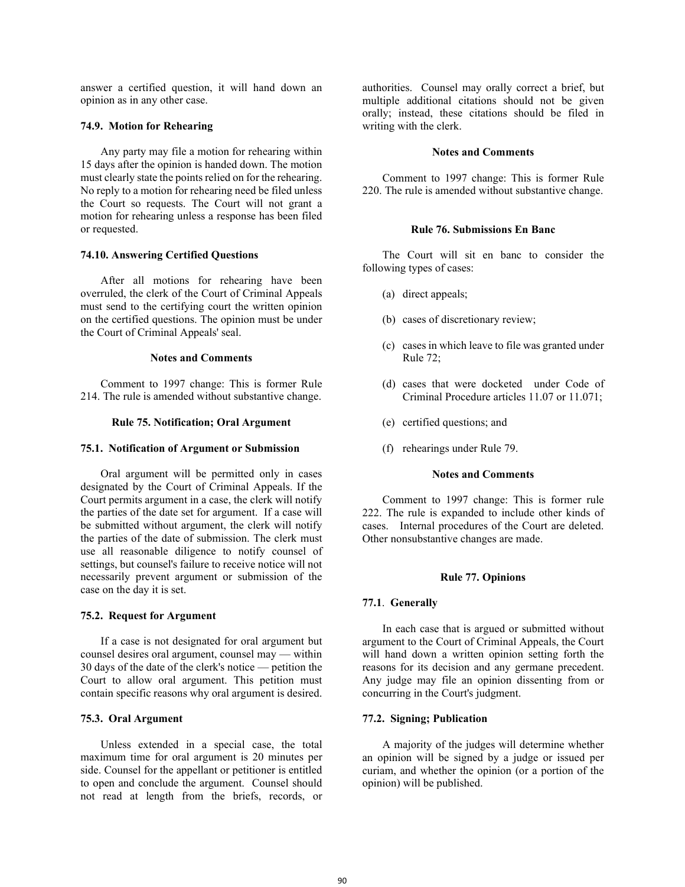answer a certified question, it will hand down an opinion as in any other case.

#### 74.9. Motion for Rehearing

Any party may file a motion for rehearing within 15 days after the opinion is handed down. The motion must clearly state the points relied on for the rehearing. No reply to a motion for rehearing need be filed unless the Court so requests. The Court will not grant a motion for rehearing unless a response has been filed or requested.

#### 74.10. Answering Certified Questions

After all motions for rehearing have been overruled, the clerk of the Court of Criminal Appeals must send to the certifying court the written opinion on the certified questions. The opinion must be under the Court of Criminal Appeals' seal.

**Notes and Comments**

Comment to 1997 change: This is former Rule 214. The rule is amended without substantive change.

### Rule 75. Notification; Oral Argument

#### 75.1. Notification of Argument or Submission

Oral argument will be permitted only in cases designated by the Court of Criminal Appeals. If the Court permits argument in a case, the clerk will notify the parties of the date set for argument. If a case will be submitted without argument, the clerk will notify the parties of the date of submission. The clerk must use all reasonable diligence to notify counsel of settings, but counsel's failure to receive notice will not necessarily prevent argument or submission of the case on the day it is set.

#### 75.2. Request for Argument

If a case is not designated for oral argument but counsel desires oral argument, counsel may — within 30 days of the date of the clerk's notice — petition the Court to allow oral argument. This petition must contain specific reasons why oral argument is desired.

#### 75.3. Oral Argument

Unless extended in a special case, the total maximum time for oral argument is 20 minutes per side. Counsel for the appellant or petitioner is entitled to open and conclude the argument. Counsel should not read at length from the briefs, records, or authorities. Counsel may orally correct a brief, but multiple additional citations should not be given orally; instead, these citations should be filed in writing with the clerk.

**Notes and Comments**

Comment to 1997 change: This is former Rule 220. The rule is amended without substantive change.

### Rule 76. Submissions En Banc

The Court will sit en banc to consider the following types of cases:

(a) direct appeals;

(b) cases of discretionary review;

(c) cases in which leave to file was granted under Rule 72;

(d) cases that were docketed under Code of Criminal Procedure articles 11.07 or 11.071;

(e) certified questions; and

(f) rehearings under Rule 79.

**Notes and Comments**

Comment to 1997 change: This is former rule 222. The rule is expanded to include other kinds of cases. Internal procedures of the Court are deleted. Other nonsubstantive changes are made.

### Rule 77. Opinions

#### 77.1. Generally

In each case that is argued or submitted without argument to the Court of Criminal Appeals, the Court will hand down a written opinion setting forth the reasons for its decision and any germane precedent. Any judge may file an opinion dissenting from or concurring in the Court's judgment.

#### 77.2. Signing; Publication

A majority of the judges will determine whether an opinion will be signed by a judge or issued per curiam, and whether the opinion (or a portion of the opinion) will be published.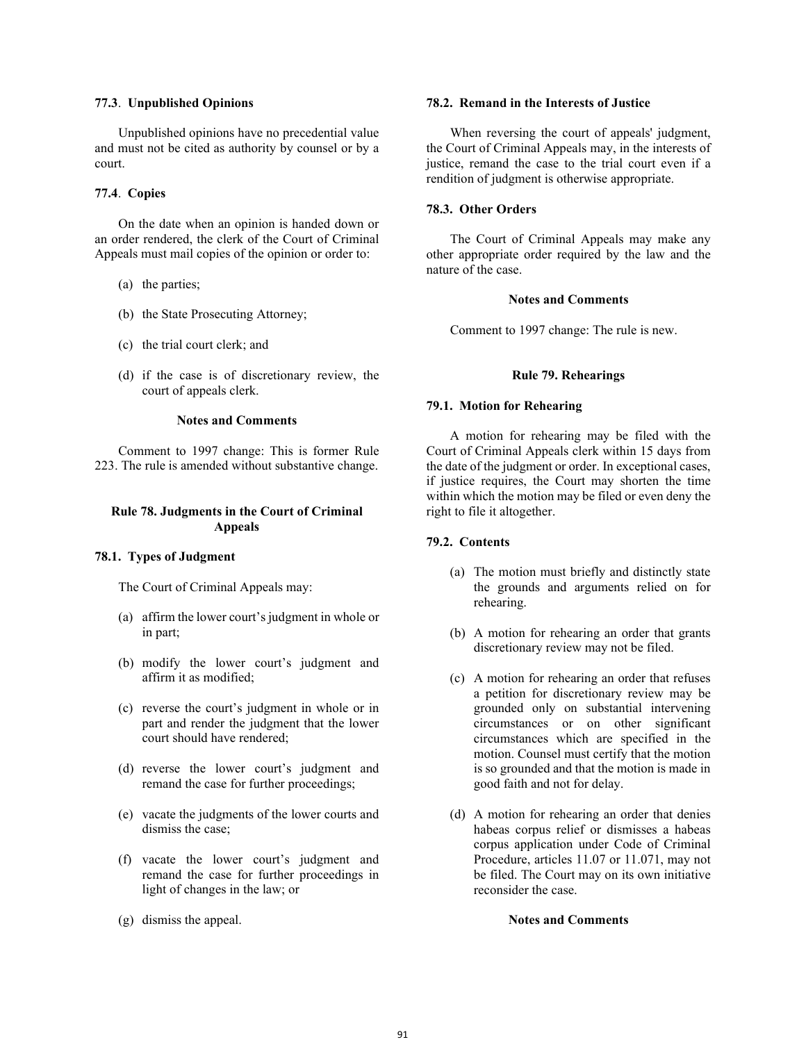**77.3. Unpublished Opinions**

Unpublished opinions have no precedential value and must not be cited as authority by counsel or by a court.

**77.4. Copies**

On the date when an opinion is handed down or an order rendered, the clerk of the Court of Criminal Appeals must mail copies of the opinion or order to:

(a) the parties;

(b) the State Prosecuting Attorney;

(c) the trial court clerk; and

(d) if the case is of discretionary review, the court of appeals clerk.

**Notes and Comments**

Comment to 1997 change: This is former Rule 223. The rule is amended without substantive change.

## Rule 78. Judgments in the Court of Criminal Appeals

**78.1. Types of Judgment**

The Court of Criminal Appeals may:

(a) affirm the lower court's judgment in whole or in part;

(b) modify the lower court's judgment and affirm it as modified;

(c) reverse the court's judgment in whole or in part and render the judgment that the lower court should have rendered;

(d) reverse the lower court's judgment and remand the case for further proceedings;

(e) vacate the judgments of the lower courts and dismiss the case;

(f) vacate the lower court's judgment and remand the case for further proceedings in light of changes in the law; or

(g) dismiss the appeal.

**78.2. Remand in the Interests of Justice**

When reversing the court of appeals' judgment, the Court of Criminal Appeals may, in the interests of justice, remand the case to the trial court even if a rendition of judgment is otherwise appropriate.

**78.3. Other Orders**

The Court of Criminal Appeals may make any other appropriate order required by the law and the nature of the case.

**Notes and Comments**

Comment to 1997 change: The rule is new.

## Rule 79. Rehearings

**79.1. Motion for Rehearing**

A motion for rehearing may be filed with the Court of Criminal Appeals clerk within 15 days from the date of the judgment or order. In exceptional cases, if justice requires, the Court may shorten the time within which the motion may be filed or even deny the right to file it altogether.

**79.2. Contents**

(a) The motion must briefly and distinctly state the grounds and arguments relied on for rehearing.

(b) A motion for rehearing an order that grants discretionary review may not be filed.

(c) A motion for rehearing an order that refuses a petition for discretionary review may be grounded only on substantial intervening circumstances or on other significant circumstances which are specified in the motion. Counsel must certify that the motion is so grounded and that the motion is made in good faith and not for delay.

(d) A motion for rehearing an order that denies habeas corpus relief or dismisses a habeas corpus application under Code of Criminal Procedure, articles 11.07 or 11.071, may not be filed. The Court may on its own initiative reconsider the case.

**Notes and Comments**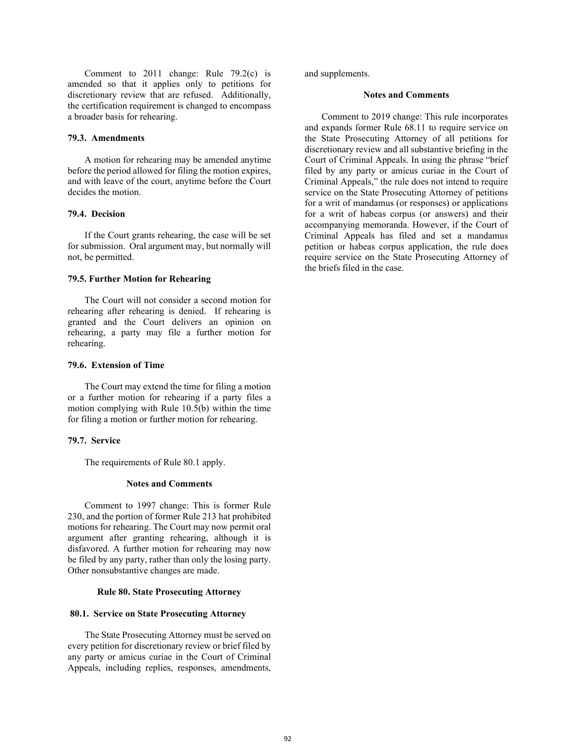Comment to 2011 change: Rule 79.2(c) is amended so that it applies only to petitions for discretionary review that are refused. Additionally, the certification requirement is changed to encompass a broader basis for rehearing.

### 79.3. Amendments

A motion for rehearing may be amended anytime before the period allowed for filing the motion expires, and with leave of the court, anytime before the Court decides the motion.

### 79.4. Decision

If the Court grants rehearing, the case will be set for submission. Oral argument may, but normally will not, be permitted.

### 79.5. Further Motion for Rehearing

The Court will not consider a second motion for rehearing after rehearing is denied. If rehearing is granted and the Court delivers an opinion on rehearing, a party may file a further motion for rehearing.

### 79.6. Extension of Time

The Court may extend the time for filing a motion or a further motion for rehearing if a party files a motion complying with Rule 10.5(b) within the time for filing a motion or further motion for rehearing.

### 79.7. Service

The requirements of Rule 80.1 apply.

**Notes and Comments**

Comment to 1997 change: This is former Rule 230, and the portion of former Rule 213 hat prohibited motions for rehearing. The Court may now permit oral argument after granting rehearing, although it is disfavored. A further motion for rehearing may now be filed by any party, rather than only the losing party. Other nonsubstantive changes are made.

## Rule 80. State Prosecuting Attorney

### 80.1. Service on State Prosecuting Attorney

The State Prosecuting Attorney must be served on every petition for discretionary review or brief filed by any party or amicus curiae in the Court of Criminal Appeals, including replies, responses, amendments, and supplements.

**Notes and Comments**

Comment to 2019 change: This rule incorporates and expands former Rule 68.11 to require service on the State Prosecuting Attorney of all petitions for discretionary review and all substantive briefing in the Court of Criminal Appeals. In using the phrase "brief filed by any party or amicus curiae in the Court of Criminal Appeals," the rule does not intend to require service on the State Prosecuting Attorney of petitions for a writ of mandamus (or responses) or applications for a writ of habeas corpus (or answers) and their accompanying memoranda. However, if the Court of Criminal Appeals has filed and set a mandamus petition or habeas corpus application, the rule does require service on the State Prosecuting Attorney of the briefs filed in the case.